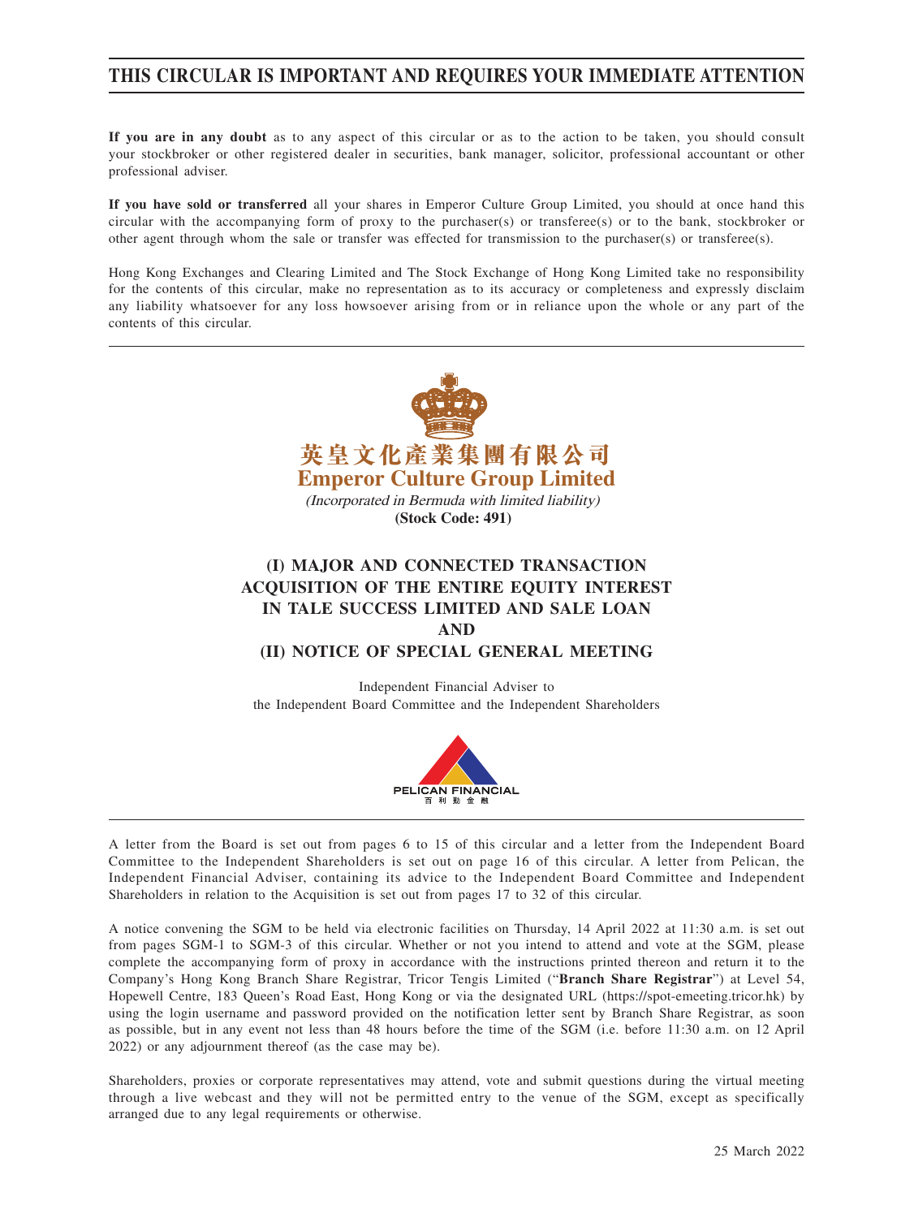# THIS CIRCULAR IS IMPORTANT AND REQUIRES YOUR IMMEDIATE ATTENTION

**If you are in any doubt** as to any aspect of this circular or as to the action to be taken, you should consult your stockbroker or other registered dealer in securities, bank manager, solicitor, professional accountant or other professional adviser.

**If you have sold or transferred** all your shares in Emperor Culture Group Limited, you should at once hand this circular with the accompanying form of proxy to the purchaser(s) or transferee(s) or to the bank, stockbroker or other agent through whom the sale or transfer was effected for transmission to the purchaser(s) or transferee(s).

Hong Kong Exchanges and Clearing Limited and The Stock Exchange of Hong Kong Limited take no responsibility for the contents of this circular, make no representation as to its accuracy or completeness and expressly disclaim any liability whatsoever for any loss howsoever arising from or in reliance upon the whole or any part of the contents of this circular.

**英皇文化產業集團有限公司**

**Emperor Culture Group Limited**

*(Incorporated in Bermuda with limited liability)*

**(Stock Code: 491)**

## (I) MAJOR AND CONNECTED TRANSACTION ACQUISITION OF THE ENTIRE EQUITY INTEREST IN TALE SUCCESS LIMITED AND SALE LOAN AND (II) NOTICE OF SPECIAL GENERAL MEETING

Independent Financial Adviser to
the Independent Board Committee and the Independent Shareholders

PELICAN FINANCIAL
百利勤金融

A letter from the Board is set out from pages 6 to 15 of this circular and a letter from the Independent Board Committee to the Independent Shareholders is set out on page 16 of this circular. A letter from Pelican, the Independent Financial Adviser, containing its advice to the Independent Board Committee and Independent Shareholders in relation to the Acquisition is set out from pages 17 to 32 of this circular.

A notice convening the SGM to be held via electronic facilities on Thursday, 14 April 2022 at 11:30 a.m. is set out from pages SGM-1 to SGM-3 of this circular. Whether or not you intend to attend and vote at the SGM, please complete the accompanying form of proxy in accordance with the instructions printed thereon and return it to the Company's Hong Kong Branch Share Registrar, Tricor Tengis Limited ("**Branch Share Registrar**") at Level 54, Hopewell Centre, 183 Queen's Road East, Hong Kong or via the designated URL (https://spot-emeeting.tricor.hk) by using the login username and password provided on the notification letter sent by Branch Share Registrar, as soon as possible, but in any event not less than 48 hours before the time of the SGM (i.e. before 11:30 a.m. on 12 April 2022) or any adjournment thereof (as the case may be).

Shareholders, proxies or corporate representatives may attend, vote and submit questions during the virtual meeting through a live webcast and they will not be permitted entry to the venue of the SGM, except as specifically arranged due to any legal requirements or otherwise.

25 March 2022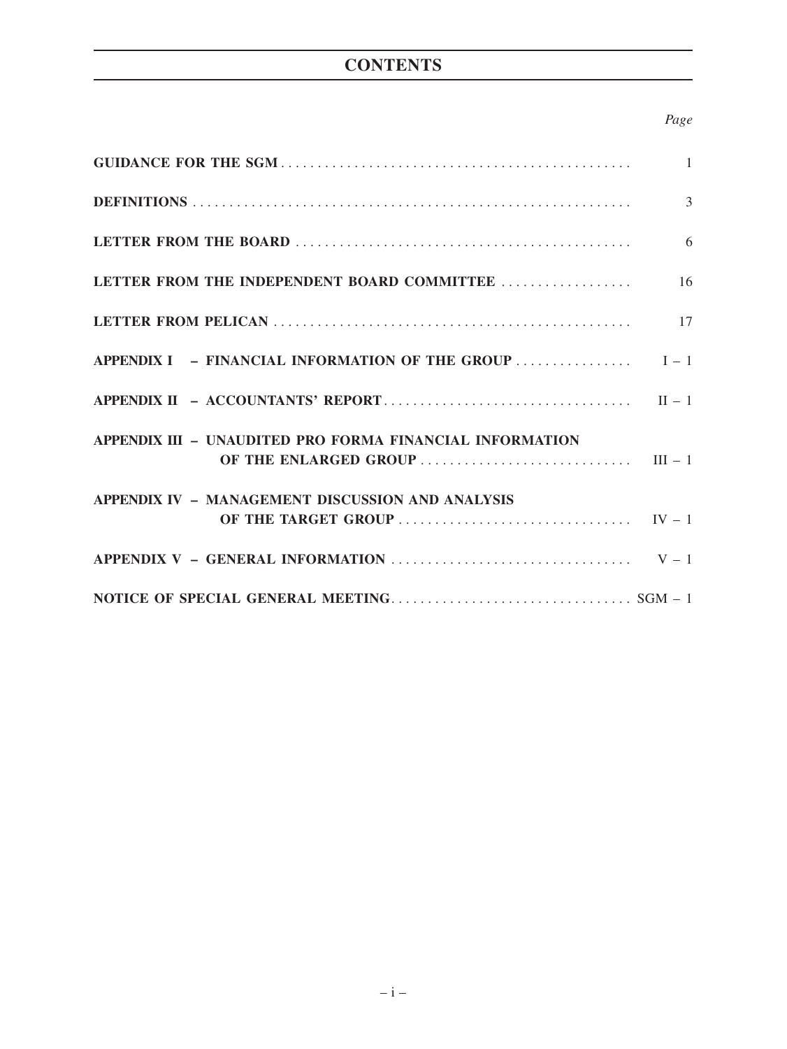# CONTENTS

| | *Page* |
|---|---|
| **GUIDANCE FOR THE SGM** | 1 |
| **DEFINITIONS** | 3 |
| **LETTER FROM THE BOARD** | 6 |
| **LETTER FROM THE INDEPENDENT BOARD COMMITTEE** | 16 |
| **LETTER FROM PELICAN** | 17 |
| **APPENDIX I – FINANCIAL INFORMATION OF THE GROUP** | I – 1 |
| **APPENDIX II – ACCOUNTANTS' REPORT** | II – 1 |
| **APPENDIX III – UNAUDITED PRO FORMA FINANCIAL INFORMATION OF THE ENLARGED GROUP** | III – 1 |
| **APPENDIX IV – MANAGEMENT DISCUSSION AND ANALYSIS OF THE TARGET GROUP** | IV – 1 |
| **APPENDIX V – GENERAL INFORMATION** | V – 1 |
| **NOTICE OF SPECIAL GENERAL MEETING** | SGM – 1 |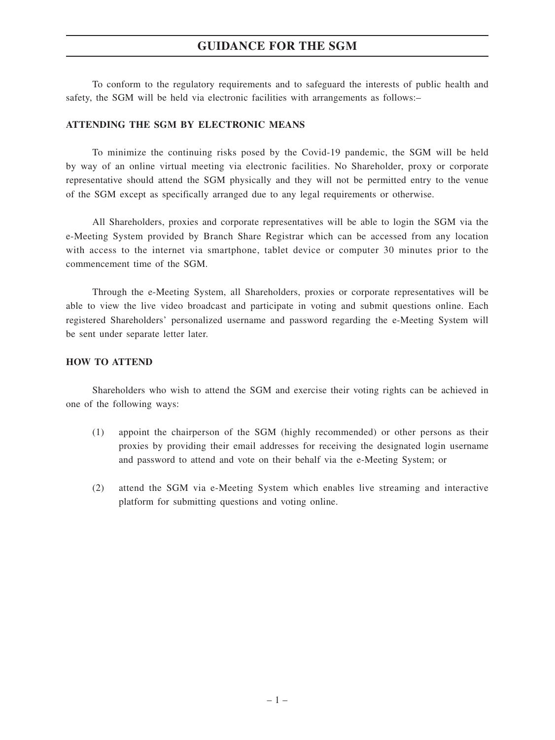# GUIDANCE FOR THE SGM

To conform to the regulatory requirements and to safeguard the interests of public health and safety, the SGM will be held via electronic facilities with arrangements as follows:–

## ATTENDING THE SGM BY ELECTRONIC MEANS

To minimize the continuing risks posed by the Covid-19 pandemic, the SGM will be held by way of an online virtual meeting via electronic facilities. No Shareholder, proxy or corporate representative should attend the SGM physically and they will not be permitted entry to the venue of the SGM except as specifically arranged due to any legal requirements or otherwise.

All Shareholders, proxies and corporate representatives will be able to login the SGM via the e-Meeting System provided by Branch Share Registrar which can be accessed from any location with access to the internet via smartphone, tablet device or computer 30 minutes prior to the commencement time of the SGM.

Through the e-Meeting System, all Shareholders, proxies or corporate representatives will be able to view the live video broadcast and participate in voting and submit questions online. Each registered Shareholders' personalized username and password regarding the e-Meeting System will be sent under separate letter later.

## HOW TO ATTEND

Shareholders who wish to attend the SGM and exercise their voting rights can be achieved in one of the following ways:

(1) appoint the chairperson of the SGM (highly recommended) or other persons as their proxies by providing their email addresses for receiving the designated login username and password to attend and vote on their behalf via the e-Meeting System; or

(2) attend the SGM via e-Meeting System which enables live streaming and interactive platform for submitting questions and voting online.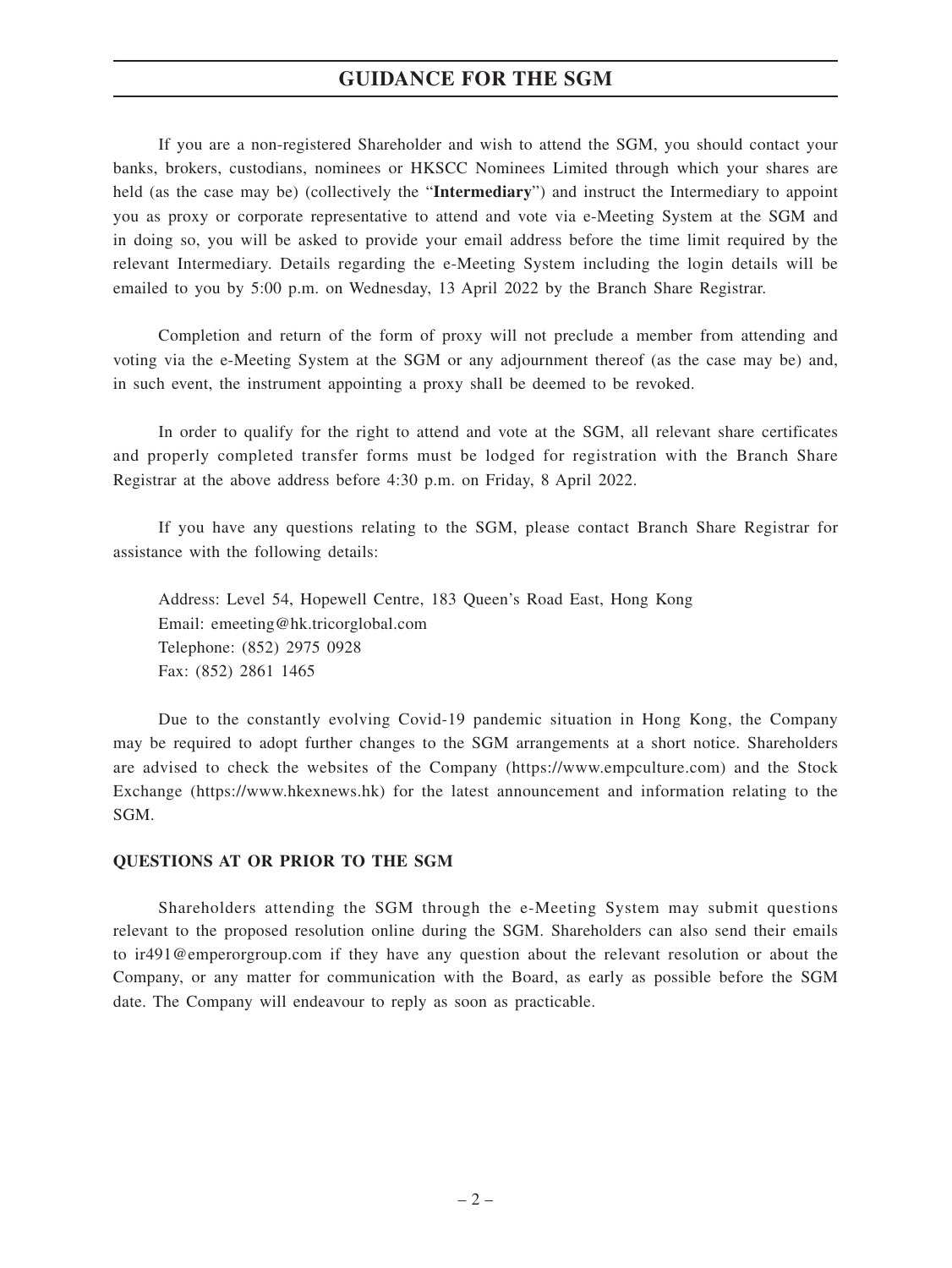# GUIDANCE FOR THE SGM

If you are a non-registered Shareholder and wish to attend the SGM, you should contact your banks, brokers, custodians, nominees or HKSCC Nominees Limited through which your shares are held (as the case may be) (collectively the "**Intermediary**") and instruct the Intermediary to appoint you as proxy or corporate representative to attend and vote via e-Meeting System at the SGM and in doing so, you will be asked to provide your email address before the time limit required by the relevant Intermediary. Details regarding the e-Meeting System including the login details will be emailed to you by 5:00 p.m. on Wednesday, 13 April 2022 by the Branch Share Registrar.

Completion and return of the form of proxy will not preclude a member from attending and voting via the e-Meeting System at the SGM or any adjournment thereof (as the case may be) and, in such event, the instrument appointing a proxy shall be deemed to be revoked.

In order to qualify for the right to attend and vote at the SGM, all relevant share certificates and properly completed transfer forms must be lodged for registration with the Branch Share Registrar at the above address before 4:30 p.m. on Friday, 8 April 2022.

If you have any questions relating to the SGM, please contact Branch Share Registrar for assistance with the following details:

Address: Level 54, Hopewell Centre, 183 Queen's Road East, Hong Kong
Email: emeeting@hk.tricorglobal.com
Telephone: (852) 2975 0928
Fax: (852) 2861 1465

Due to the constantly evolving Covid-19 pandemic situation in Hong Kong, the Company may be required to adopt further changes to the SGM arrangements at a short notice. Shareholders are advised to check the websites of the Company (https://www.empculture.com) and the Stock Exchange (https://www.hkexnews.hk) for the latest announcement and information relating to the SGM.

**QUESTIONS AT OR PRIOR TO THE SGM**

Shareholders attending the SGM through the e-Meeting System may submit questions relevant to the proposed resolution online during the SGM. Shareholders can also send their emails to ir491@emperorgroup.com if they have any question about the relevant resolution or about the Company, or any matter for communication with the Board, as early as possible before the SGM date. The Company will endeavour to reply as soon as practicable.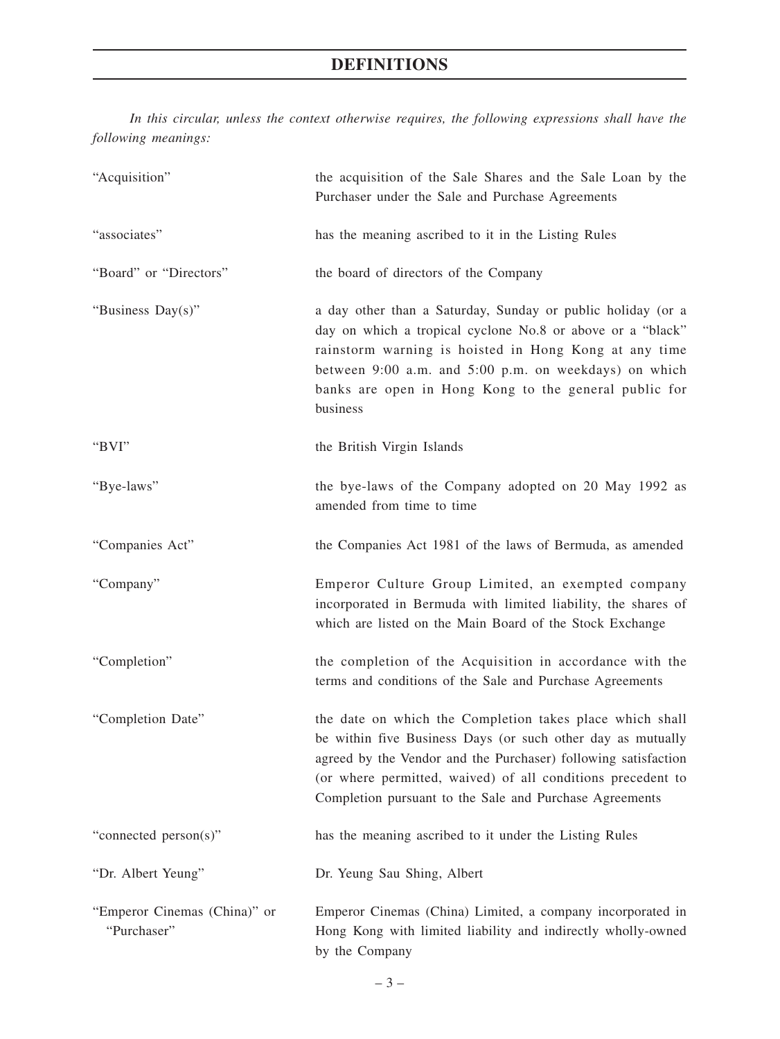# DEFINITIONS

*In this circular, unless the context otherwise requires, the following expressions shall have the following meanings:*

| | |
|---|---|
| "Acquisition" | the acquisition of the Sale Shares and the Sale Loan by the Purchaser under the Sale and Purchase Agreements |
| "associates" | has the meaning ascribed to it in the Listing Rules |
| "Board" or "Directors" | the board of directors of the Company |
| "Business Day(s)" | a day other than a Saturday, Sunday or public holiday (or a day on which a tropical cyclone No.8 or above or a "black" rainstorm warning is hoisted in Hong Kong at any time between 9:00 a.m. and 5:00 p.m. on weekdays) on which banks are open in Hong Kong to the general public for business |
| "BVI" | the British Virgin Islands |
| "Bye-laws" | the bye-laws of the Company adopted on 20 May 1992 as amended from time to time |
| "Companies Act" | the Companies Act 1981 of the laws of Bermuda, as amended |
| "Company" | Emperor Culture Group Limited, an exempted company incorporated in Bermuda with limited liability, the shares of which are listed on the Main Board of the Stock Exchange |
| "Completion" | the completion of the Acquisition in accordance with the terms and conditions of the Sale and Purchase Agreements |
| "Completion Date" | the date on which the Completion takes place which shall be within five Business Days (or such other day as mutually agreed by the Vendor and the Purchaser) following satisfaction (or where permitted, waived) of all conditions precedent to Completion pursuant to the Sale and Purchase Agreements |
| "connected person(s)" | has the meaning ascribed to it under the Listing Rules |
| "Dr. Albert Yeung" | Dr. Yeung Sau Shing, Albert |
| "Emperor Cinemas (China)" or "Purchaser" | Emperor Cinemas (China) Limited, a company incorporated in Hong Kong with limited liability and indirectly wholly-owned by the Company |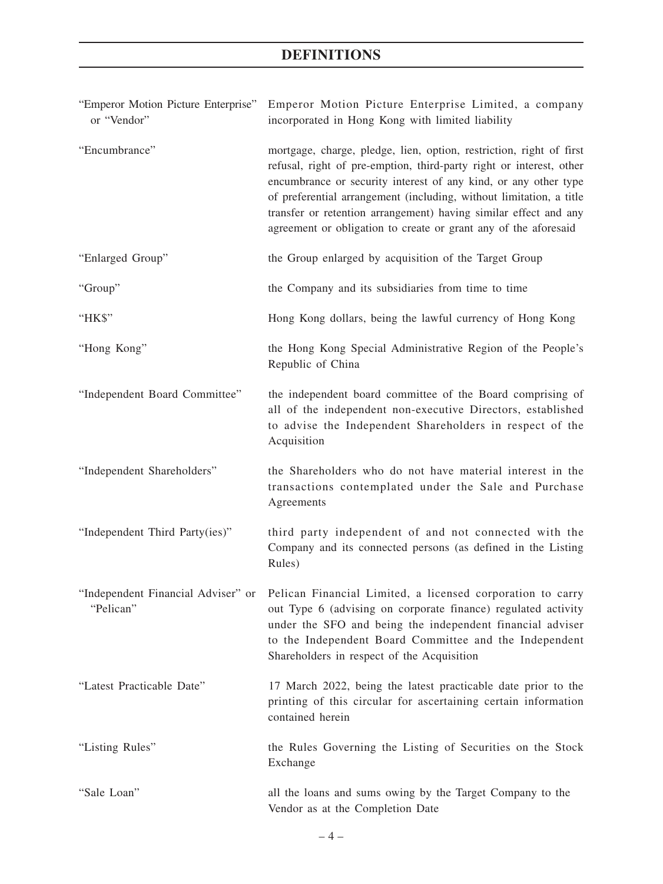# DEFINITIONS

| | |
|---|---|
| "Emperor Motion Picture Enterprise" or "Vendor" | Emperor Motion Picture Enterprise Limited, a company incorporated in Hong Kong with limited liability |
| "Encumbrance" | mortgage, charge, pledge, lien, option, restriction, right of first refusal, right of pre-emption, third-party right or interest, other encumbrance or security interest of any kind, or any other type of preferential arrangement (including, without limitation, a title transfer or retention arrangement) having similar effect and any agreement or obligation to create or grant any of the aforesaid |
| "Enlarged Group" | the Group enlarged by acquisition of the Target Group |
| "Group" | the Company and its subsidiaries from time to time |
| "HK$" | Hong Kong dollars, being the lawful currency of Hong Kong |
| "Hong Kong" | the Hong Kong Special Administrative Region of the People's Republic of China |
| "Independent Board Committee" | the independent board committee of the Board comprising of all of the independent non-executive Directors, established to advise the Independent Shareholders in respect of the Acquisition |
| "Independent Shareholders" | the Shareholders who do not have material interest in the transactions contemplated under the Sale and Purchase Agreements |
| "Independent Third Party(ies)" | third party independent of and not connected with the Company and its connected persons (as defined in the Listing Rules) |
| "Independent Financial Adviser" or "Pelican" | Pelican Financial Limited, a licensed corporation to carry out Type 6 (advising on corporate finance) regulated activity under the SFO and being the independent financial adviser to the Independent Board Committee and the Independent Shareholders in respect of the Acquisition |
| "Latest Practicable Date" | 17 March 2022, being the latest practicable date prior to the printing of this circular for ascertaining certain information contained herein |
| "Listing Rules" | the Rules Governing the Listing of Securities on the Stock Exchange |
| "Sale Loan" | all the loans and sums owing by the Target Company to the Vendor as at the Completion Date |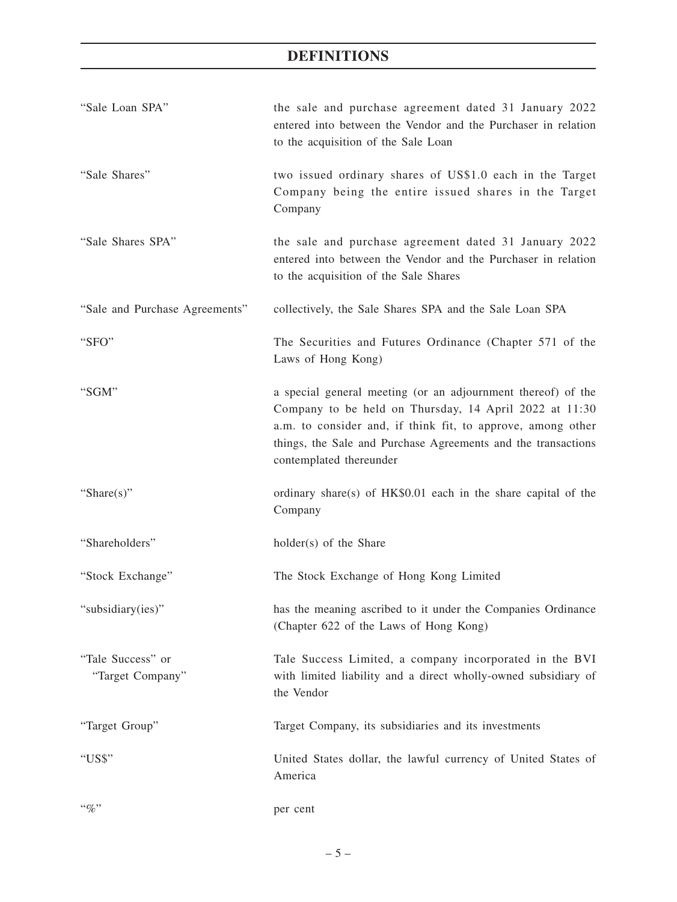# DEFINITIONS

| | |
|---|---|
| "Sale Loan SPA" | the sale and purchase agreement dated 31 January 2022 entered into between the Vendor and the Purchaser in relation to the acquisition of the Sale Loan |
| "Sale Shares" | two issued ordinary shares of US$1.0 each in the Target Company being the entire issued shares in the Target Company |
| "Sale Shares SPA" | the sale and purchase agreement dated 31 January 2022 entered into between the Vendor and the Purchaser in relation to the acquisition of the Sale Shares |
| "Sale and Purchase Agreements" | collectively, the Sale Shares SPA and the Sale Loan SPA |
| "SFO" | The Securities and Futures Ordinance (Chapter 571 of the Laws of Hong Kong) |
| "SGM" | a special general meeting (or an adjournment thereof) of the Company to be held on Thursday, 14 April 2022 at 11:30 a.m. to consider and, if think fit, to approve, among other things, the Sale and Purchase Agreements and the transactions contemplated thereunder |
| "Share(s)" | ordinary share(s) of HK$0.01 each in the share capital of the Company |
| "Shareholders" | holder(s) of the Share |
| "Stock Exchange" | The Stock Exchange of Hong Kong Limited |
| "subsidiary(ies)" | has the meaning ascribed to it under the Companies Ordinance (Chapter 622 of the Laws of Hong Kong) |
| "Tale Success" or "Target Company" | Tale Success Limited, a company incorporated in the BVI with limited liability and a direct wholly-owned subsidiary of the Vendor |
| "Target Group" | Target Company, its subsidiaries and its investments |
| "US$" | United States dollar, the lawful currency of United States of America |
| "%" | per cent |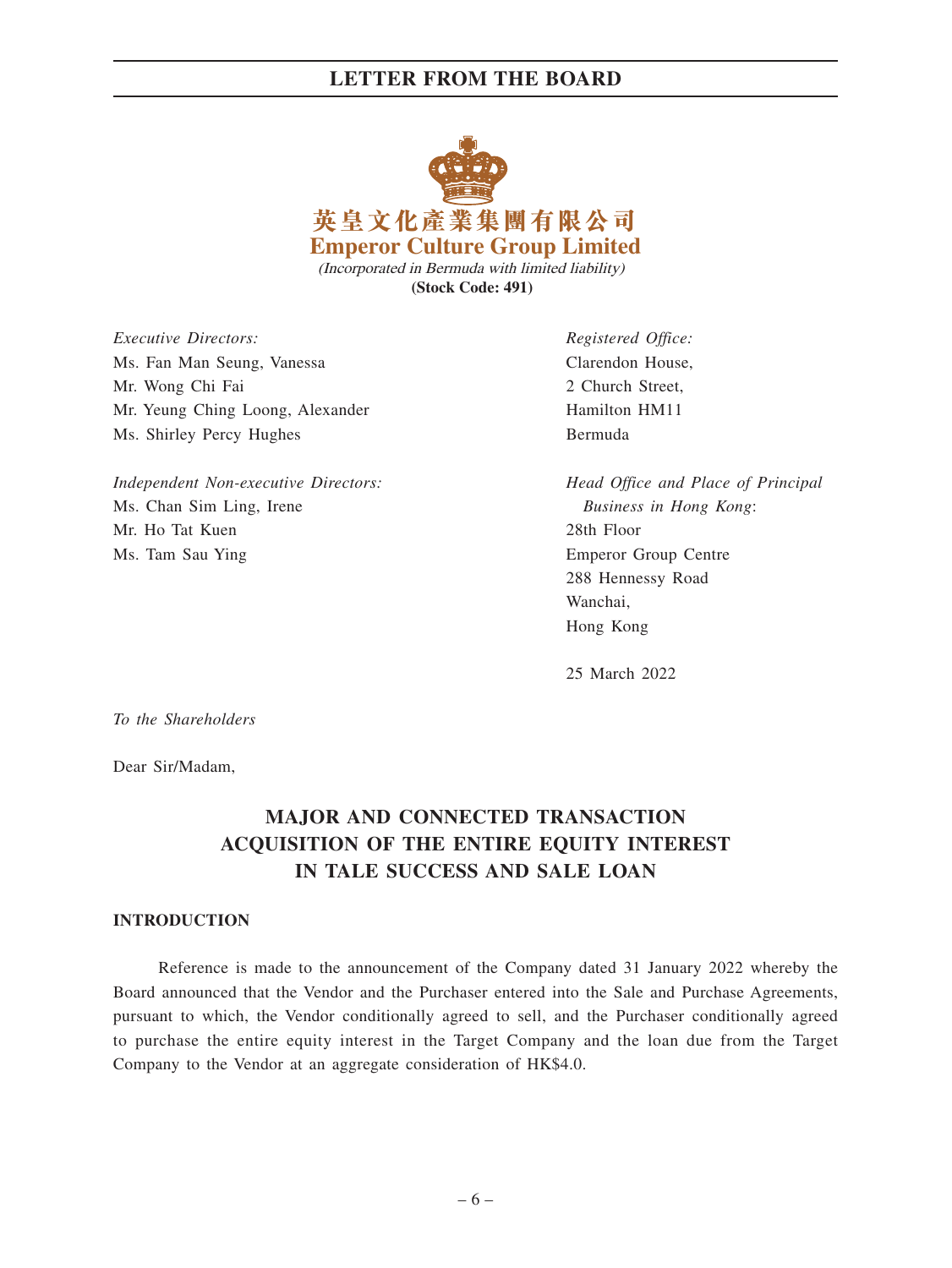## LETTER FROM THE BOARD

**英皇文化產業集團有限公司**
**Emperor Culture Group Limited**
*(Incorporated in Bermuda with limited liability)*
**(Stock Code: 491)**

*Executive Directors:*
Ms. Fan Man Seung, Vanessa
Mr. Wong Chi Fai
Mr. Yeung Ching Loong, Alexander
Ms. Shirley Percy Hughes

*Independent Non-executive Directors:*
Ms. Chan Sim Ling, Irene
Mr. Ho Tat Kuen
Ms. Tam Sau Ying

*Registered Office:*
Clarendon House,
2 Church Street,
Hamilton HM11
Bermuda

*Head Office and Place of Principal Business in Hong Kong*:
28th Floor
Emperor Group Centre
288 Hennessy Road
Wanchai,
Hong Kong

25 March 2022

*To the Shareholders*

Dear Sir/Madam,

## MAJOR AND CONNECTED TRANSACTION ACQUISITION OF THE ENTIRE EQUITY INTEREST IN TALE SUCCESS AND SALE LOAN

### INTRODUCTION

Reference is made to the announcement of the Company dated 31 January 2022 whereby the Board announced that the Vendor and the Purchaser entered into the Sale and Purchase Agreements, pursuant to which, the Vendor conditionally agreed to sell, and the Purchaser conditionally agreed to purchase the entire equity interest in the Target Company and the loan due from the Target Company to the Vendor at an aggregate consideration of HK$4.0.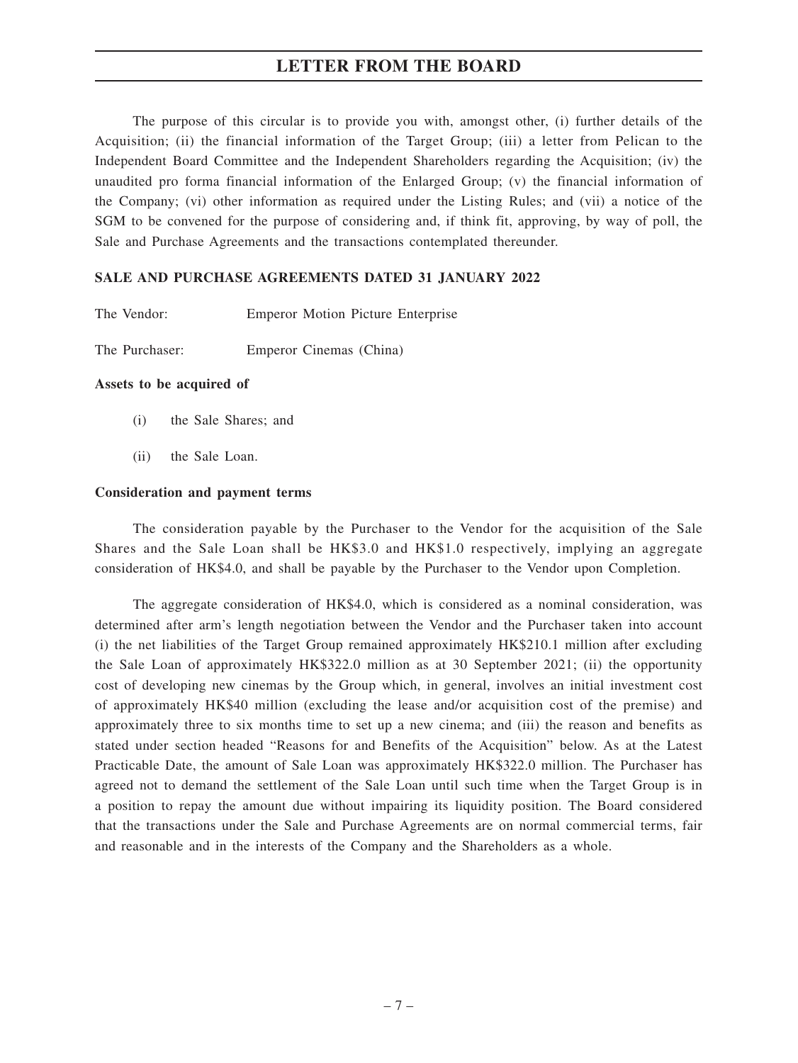# LETTER FROM THE BOARD

The purpose of this circular is to provide you with, amongst other, (i) further details of the Acquisition; (ii) the financial information of the Target Group; (iii) a letter from Pelican to the Independent Board Committee and the Independent Shareholders regarding the Acquisition; (iv) the unaudited pro forma financial information of the Enlarged Group; (v) the financial information of the Company; (vi) other information as required under the Listing Rules; and (vii) a notice of the SGM to be convened for the purpose of considering and, if think fit, approving, by way of poll, the Sale and Purchase Agreements and the transactions contemplated thereunder.

**SALE AND PURCHASE AGREEMENTS DATED 31 JANUARY 2022**

The Vendor: Emperor Motion Picture Enterprise

The Purchaser: Emperor Cinemas (China)

**Assets to be acquired of**

(i) the Sale Shares; and

(ii) the Sale Loan.

**Consideration and payment terms**

The consideration payable by the Purchaser to the Vendor for the acquisition of the Sale Shares and the Sale Loan shall be HK$3.0 and HK$1.0 respectively, implying an aggregate consideration of HK$4.0, and shall be payable by the Purchaser to the Vendor upon Completion.

The aggregate consideration of HK$4.0, which is considered as a nominal consideration, was determined after arm's length negotiation between the Vendor and the Purchaser taken into account (i) the net liabilities of the Target Group remained approximately HK$210.1 million after excluding the Sale Loan of approximately HK$322.0 million as at 30 September 2021; (ii) the opportunity cost of developing new cinemas by the Group which, in general, involves an initial investment cost of approximately HK$40 million (excluding the lease and/or acquisition cost of the premise) and approximately three to six months time to set up a new cinema; and (iii) the reason and benefits as stated under section headed "Reasons for and Benefits of the Acquisition" below. As at the Latest Practicable Date, the amount of Sale Loan was approximately HK$322.0 million. The Purchaser has agreed not to demand the settlement of the Sale Loan until such time when the Target Group is in a position to repay the amount due without impairing its liquidity position. The Board considered that the transactions under the Sale and Purchase Agreements are on normal commercial terms, fair and reasonable and in the interests of the Company and the Shareholders as a whole.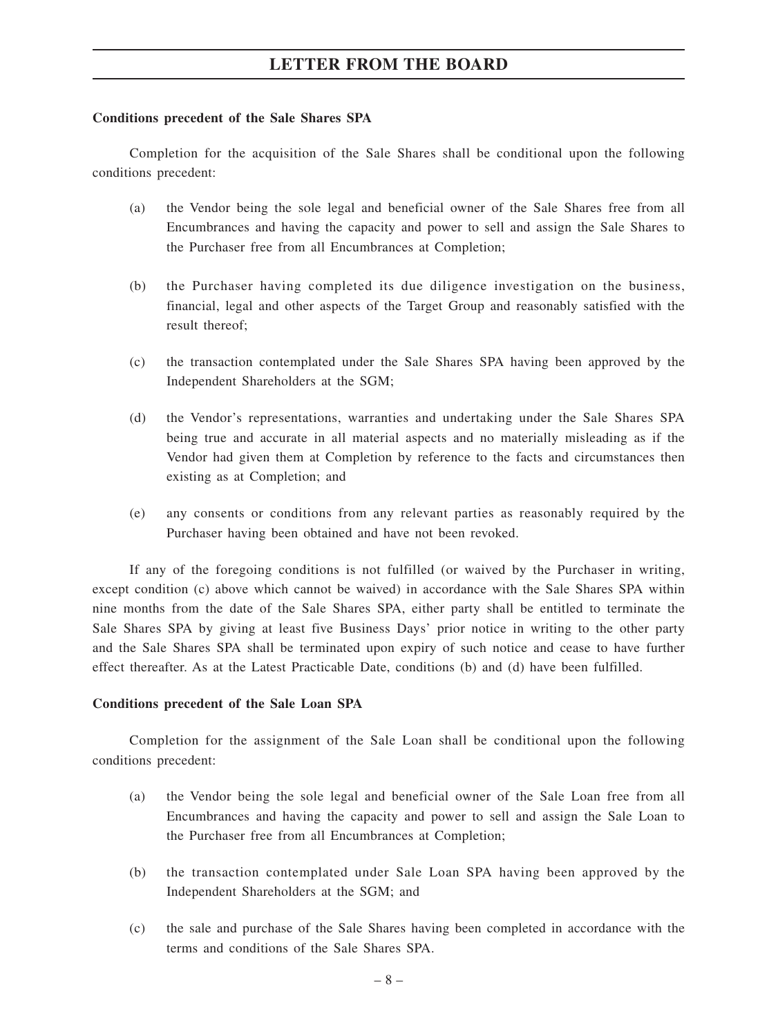**Conditions precedent of the Sale Shares SPA**

Completion for the acquisition of the Sale Shares shall be conditional upon the following conditions precedent:

(a) the Vendor being the sole legal and beneficial owner of the Sale Shares free from all Encumbrances and having the capacity and power to sell and assign the Sale Shares to the Purchaser free from all Encumbrances at Completion;

(b) the Purchaser having completed its due diligence investigation on the business, financial, legal and other aspects of the Target Group and reasonably satisfied with the result thereof;

(c) the transaction contemplated under the Sale Shares SPA having been approved by the Independent Shareholders at the SGM;

(d) the Vendor's representations, warranties and undertaking under the Sale Shares SPA being true and accurate in all material aspects and no materially misleading as if the Vendor had given them at Completion by reference to the facts and circumstances then existing as at Completion; and

(e) any consents or conditions from any relevant parties as reasonably required by the Purchaser having been obtained and have not been revoked.

If any of the foregoing conditions is not fulfilled (or waived by the Purchaser in writing, except condition (c) above which cannot be waived) in accordance with the Sale Shares SPA within nine months from the date of the Sale Shares SPA, either party shall be entitled to terminate the Sale Shares SPA by giving at least five Business Days' prior notice in writing to the other party and the Sale Shares SPA shall be terminated upon expiry of such notice and cease to have further effect thereafter. As at the Latest Practicable Date, conditions (b) and (d) have been fulfilled.

**Conditions precedent of the Sale Loan SPA**

Completion for the assignment of the Sale Loan shall be conditional upon the following conditions precedent:

(a) the Vendor being the sole legal and beneficial owner of the Sale Loan free from all Encumbrances and having the capacity and power to sell and assign the Sale Loan to the Purchaser free from all Encumbrances at Completion;

(b) the transaction contemplated under Sale Loan SPA having been approved by the Independent Shareholders at the SGM; and

(c) the sale and purchase of the Sale Shares having been completed in accordance with the terms and conditions of the Sale Shares SPA.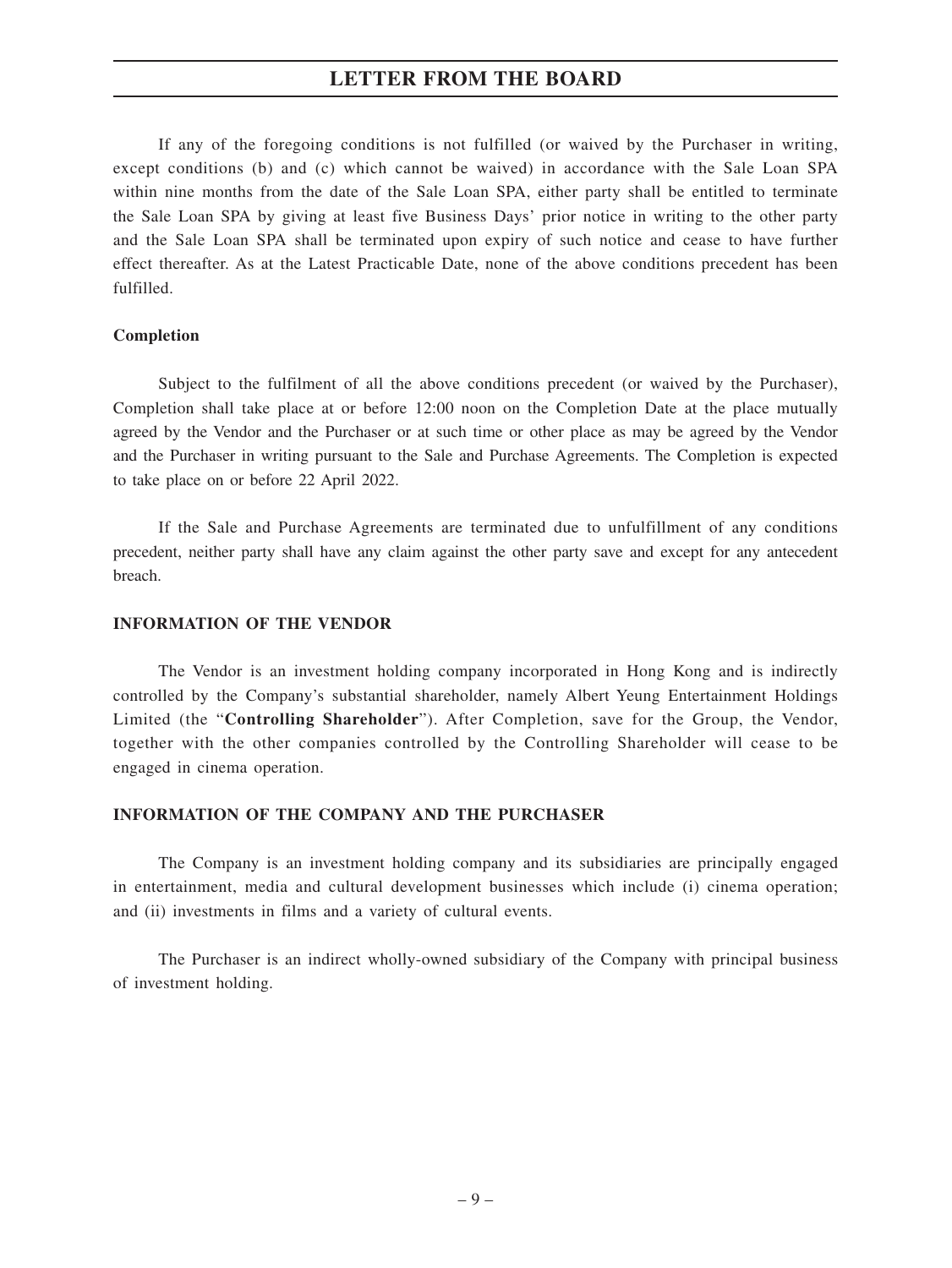If any of the foregoing conditions is not fulfilled (or waived by the Purchaser in writing, except conditions (b) and (c) which cannot be waived) in accordance with the Sale Loan SPA within nine months from the date of the Sale Loan SPA, either party shall be entitled to terminate the Sale Loan SPA by giving at least five Business Days' prior notice in writing to the other party and the Sale Loan SPA shall be terminated upon expiry of such notice and cease to have further effect thereafter. As at the Latest Practicable Date, none of the above conditions precedent has been fulfilled.

**Completion**

Subject to the fulfilment of all the above conditions precedent (or waived by the Purchaser), Completion shall take place at or before 12:00 noon on the Completion Date at the place mutually agreed by the Vendor and the Purchaser or at such time or other place as may be agreed by the Vendor and the Purchaser in writing pursuant to the Sale and Purchase Agreements. The Completion is expected to take place on or before 22 April 2022.

If the Sale and Purchase Agreements are terminated due to unfulfillment of any conditions precedent, neither party shall have any claim against the other party save and except for any antecedent breach.

## INFORMATION OF THE VENDOR

The Vendor is an investment holding company incorporated in Hong Kong and is indirectly controlled by the Company's substantial shareholder, namely Albert Yeung Entertainment Holdings Limited (the "**Controlling Shareholder**"). After Completion, save for the Group, the Vendor, together with the other companies controlled by the Controlling Shareholder will cease to be engaged in cinema operation.

## INFORMATION OF THE COMPANY AND THE PURCHASER

The Company is an investment holding company and its subsidiaries are principally engaged in entertainment, media and cultural development businesses which include (i) cinema operation; and (ii) investments in films and a variety of cultural events.

The Purchaser is an indirect wholly-owned subsidiary of the Company with principal business of investment holding.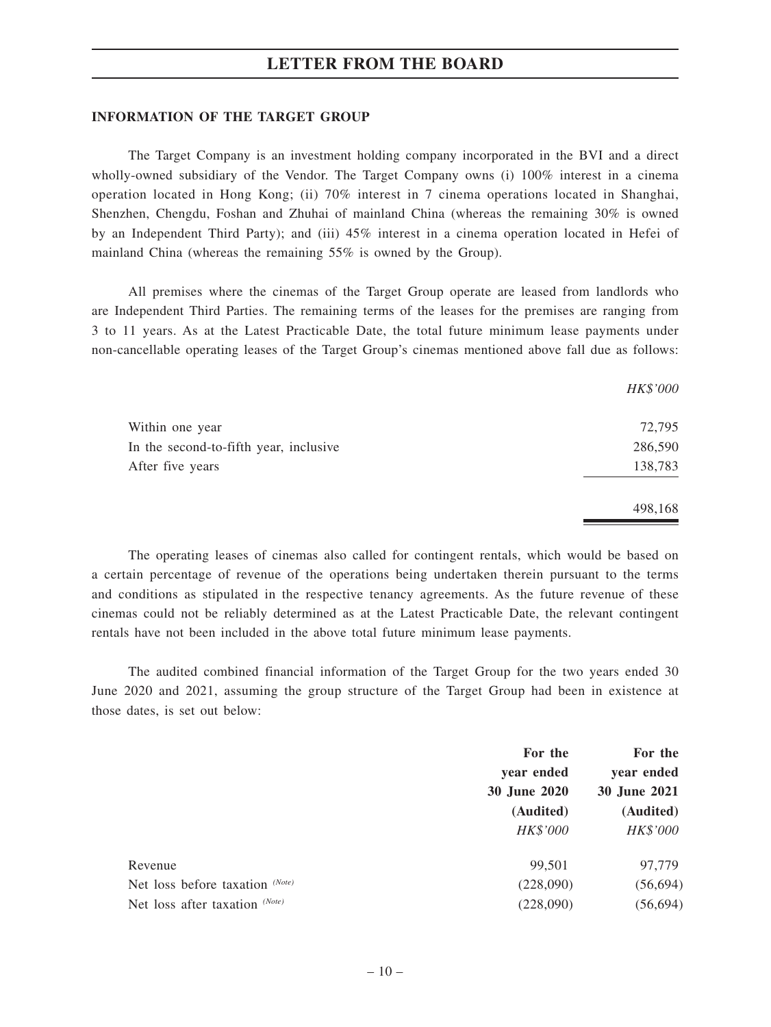## INFORMATION OF THE TARGET GROUP

The Target Company is an investment holding company incorporated in the BVI and a direct wholly-owned subsidiary of the Vendor. The Target Company owns (i) 100% interest in a cinema operation located in Hong Kong; (ii) 70% interest in 7 cinema operations located in Shanghai, Shenzhen, Chengdu, Foshan and Zhuhai of mainland China (whereas the remaining 30% is owned by an Independent Third Party); and (iii) 45% interest in a cinema operation located in Hefei of mainland China (whereas the remaining 55% is owned by the Group).

All premises where the cinemas of the Target Group operate are leased from landlords who are Independent Third Parties. The remaining terms of the leases for the premises are ranging from 3 to 11 years. As at the Latest Practicable Date, the total future minimum lease payments under non-cancellable operating leases of the Target Group's cinemas mentioned above fall due as follows:

| | *HK$'000* |
|---|---:|
| Within one year | 72,795 |
| In the second-to-fifth year, inclusive | 286,590 |
| After five years | 138,783 |
| | 498,168 |

The operating leases of cinemas also called for contingent rentals, which would be based on a certain percentage of revenue of the operations being undertaken therein pursuant to the terms and conditions as stipulated in the respective tenancy agreements. As the future revenue of these cinemas could not be reliably determined as at the Latest Practicable Date, the relevant contingent rentals have not been included in the above total future minimum lease payments.

The audited combined financial information of the Target Group for the two years ended 30 June 2020 and 2021, assuming the group structure of the Target Group had been in existence at those dates, is set out below:

| | **For the year ended 30 June 2020 (Audited)** *HK$'000* | **For the year ended 30 June 2021 (Audited)** *HK$'000* |
|---|---:|---:|
| Revenue | 99,501 | 97,779 |
| Net loss before taxation *(Note)* | (228,090) | (56,694) |
| Net loss after taxation *(Note)* | (228,090) | (56,694) |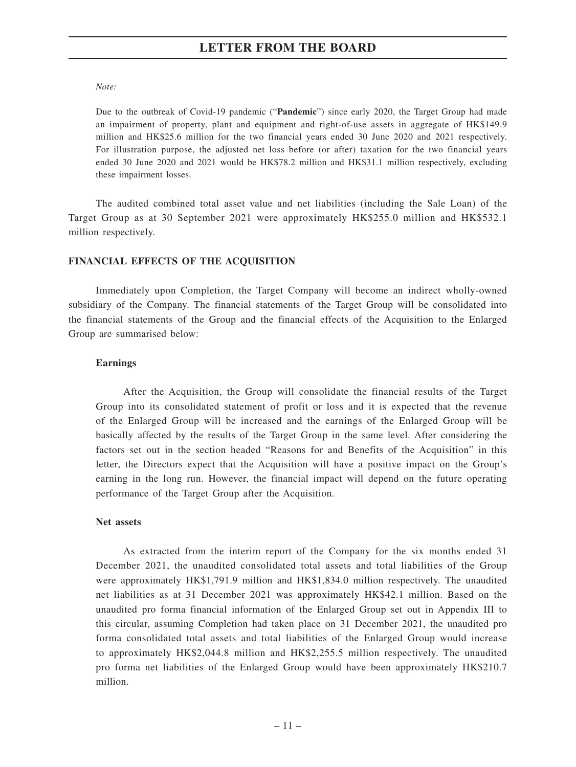*Note:*

Due to the outbreak of Covid-19 pandemic ("**Pandemic**") since early 2020, the Target Group had made an impairment of property, plant and equipment and right-of-use assets in aggregate of HK$149.9 million and HK$25.6 million for the two financial years ended 30 June 2020 and 2021 respectively. For illustration purpose, the adjusted net loss before (or after) taxation for the two financial years ended 30 June 2020 and 2021 would be HK$78.2 million and HK$31.1 million respectively, excluding these impairment losses.

The audited combined total asset value and net liabilities (including the Sale Loan) of the Target Group as at 30 September 2021 were approximately HK$255.0 million and HK$532.1 million respectively.

## FINANCIAL EFFECTS OF THE ACQUISITION

Immediately upon Completion, the Target Company will become an indirect wholly-owned subsidiary of the Company. The financial statements of the Target Group will be consolidated into the financial statements of the Group and the financial effects of the Acquisition to the Enlarged Group are summarised below:

### Earnings

After the Acquisition, the Group will consolidate the financial results of the Target Group into its consolidated statement of profit or loss and it is expected that the revenue of the Enlarged Group will be increased and the earnings of the Enlarged Group will be basically affected by the results of the Target Group in the same level. After considering the factors set out in the section headed "Reasons for and Benefits of the Acquisition" in this letter, the Directors expect that the Acquisition will have a positive impact on the Group's earning in the long run. However, the financial impact will depend on the future operating performance of the Target Group after the Acquisition.

### Net assets

As extracted from the interim report of the Company for the six months ended 31 December 2021, the unaudited consolidated total assets and total liabilities of the Group were approximately HK$1,791.9 million and HK$1,834.0 million respectively. The unaudited net liabilities as at 31 December 2021 was approximately HK$42.1 million. Based on the unaudited pro forma financial information of the Enlarged Group set out in Appendix III to this circular, assuming Completion had taken place on 31 December 2021, the unaudited pro forma consolidated total assets and total liabilities of the Enlarged Group would increase to approximately HK$2,044.8 million and HK$2,255.5 million respectively. The unaudited pro forma net liabilities of the Enlarged Group would have been approximately HK$210.7 million.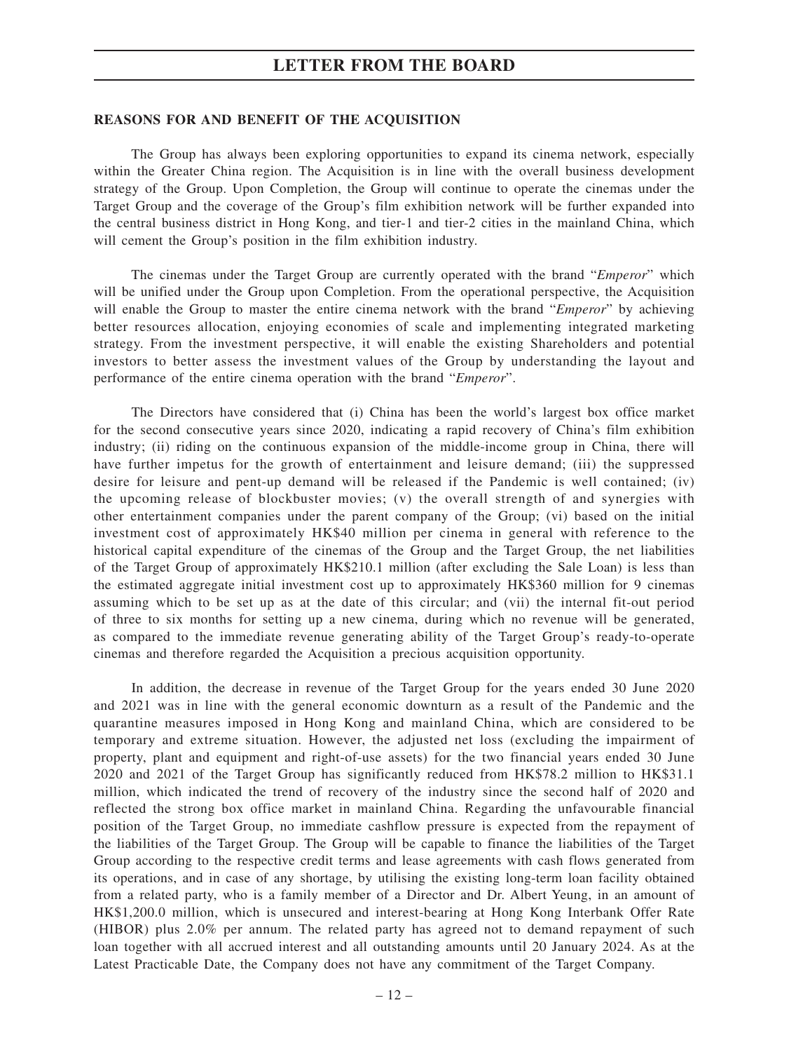## REASONS FOR AND BENEFIT OF THE ACQUISITION

The Group has always been exploring opportunities to expand its cinema network, especially within the Greater China region. The Acquisition is in line with the overall business development strategy of the Group. Upon Completion, the Group will continue to operate the cinemas under the Target Group and the coverage of the Group's film exhibition network will be further expanded into the central business district in Hong Kong, and tier-1 and tier-2 cities in the mainland China, which will cement the Group's position in the film exhibition industry.

The cinemas under the Target Group are currently operated with the brand "*Emperor*" which will be unified under the Group upon Completion. From the operational perspective, the Acquisition will enable the Group to master the entire cinema network with the brand "*Emperor*" by achieving better resources allocation, enjoying economies of scale and implementing integrated marketing strategy. From the investment perspective, it will enable the existing Shareholders and potential investors to better assess the investment values of the Group by understanding the layout and performance of the entire cinema operation with the brand "*Emperor*".

The Directors have considered that (i) China has been the world's largest box office market for the second consecutive years since 2020, indicating a rapid recovery of China's film exhibition industry; (ii) riding on the continuous expansion of the middle-income group in China, there will have further impetus for the growth of entertainment and leisure demand; (iii) the suppressed desire for leisure and pent-up demand will be released if the Pandemic is well contained; (iv) the upcoming release of blockbuster movies; (v) the overall strength of and synergies with other entertainment companies under the parent company of the Group; (vi) based on the initial investment cost of approximately HK$40 million per cinema in general with reference to the historical capital expenditure of the cinemas of the Group and the Target Group, the net liabilities of the Target Group of approximately HK$210.1 million (after excluding the Sale Loan) is less than the estimated aggregate initial investment cost up to approximately HK$360 million for 9 cinemas assuming which to be set up as at the date of this circular; and (vii) the internal fit-out period of three to six months for setting up a new cinema, during which no revenue will be generated, as compared to the immediate revenue generating ability of the Target Group's ready-to-operate cinemas and therefore regarded the Acquisition a precious acquisition opportunity.

In addition, the decrease in revenue of the Target Group for the years ended 30 June 2020 and 2021 was in line with the general economic downturn as a result of the Pandemic and the quarantine measures imposed in Hong Kong and mainland China, which are considered to be temporary and extreme situation. However, the adjusted net loss (excluding the impairment of property, plant and equipment and right-of-use assets) for the two financial years ended 30 June 2020 and 2021 of the Target Group has significantly reduced from HK$78.2 million to HK$31.1 million, which indicated the trend of recovery of the industry since the second half of 2020 and reflected the strong box office market in mainland China. Regarding the unfavourable financial position of the Target Group, no immediate cashflow pressure is expected from the repayment of the liabilities of the Target Group. The Group will be capable to finance the liabilities of the Target Group according to the respective credit terms and lease agreements with cash flows generated from its operations, and in case of any shortage, by utilising the existing long-term loan facility obtained from a related party, who is a family member of a Director and Dr. Albert Yeung, in an amount of HK$1,200.0 million, which is unsecured and interest-bearing at Hong Kong Interbank Offer Rate (HIBOR) plus 2.0% per annum. The related party has agreed not to demand repayment of such loan together with all accrued interest and all outstanding amounts until 20 January 2024. As at the Latest Practicable Date, the Company does not have any commitment of the Target Company.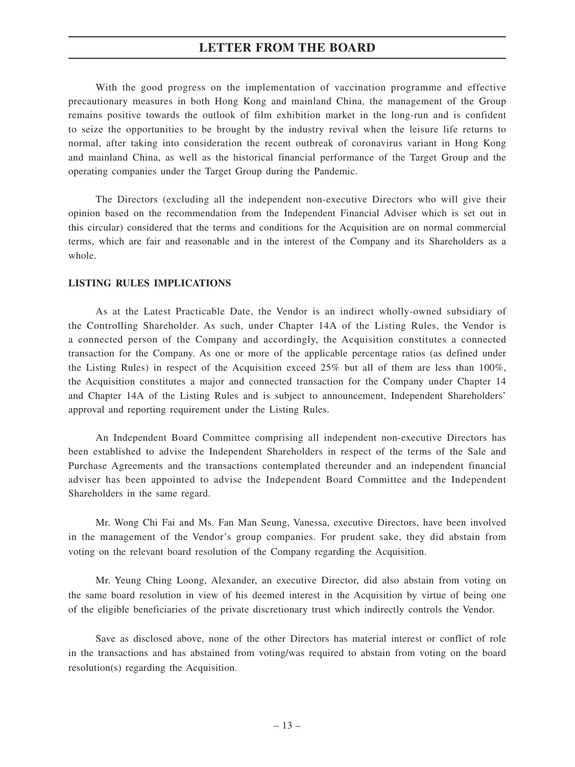With the good progress on the implementation of vaccination programme and effective precautionary measures in both Hong Kong and mainland China, the management of the Group remains positive towards the outlook of film exhibition market in the long-run and is confident to seize the opportunities to be brought by the industry revival when the leisure life returns to normal, after taking into consideration the recent outbreak of coronavirus variant in Hong Kong and mainland China, as well as the historical financial performance of the Target Group and the operating companies under the Target Group during the Pandemic.

The Directors (excluding all the independent non-executive Directors who will give their opinion based on the recommendation from the Independent Financial Adviser which is set out in this circular) considered that the terms and conditions for the Acquisition are on normal commercial terms, which are fair and reasonable and in the interest of the Company and its Shareholders as a whole.

**LISTING RULES IMPLICATIONS**

As at the Latest Practicable Date, the Vendor is an indirect wholly-owned subsidiary of the Controlling Shareholder. As such, under Chapter 14A of the Listing Rules, the Vendor is a connected person of the Company and accordingly, the Acquisition constitutes a connected transaction for the Company. As one or more of the applicable percentage ratios (as defined under the Listing Rules) in respect of the Acquisition exceed 25% but all of them are less than 100%, the Acquisition constitutes a major and connected transaction for the Company under Chapter 14 and Chapter 14A of the Listing Rules and is subject to announcement, Independent Shareholders' approval and reporting requirement under the Listing Rules.

An Independent Board Committee comprising all independent non-executive Directors has been established to advise the Independent Shareholders in respect of the terms of the Sale and Purchase Agreements and the transactions contemplated thereunder and an independent financial adviser has been appointed to advise the Independent Board Committee and the Independent Shareholders in the same regard.

Mr. Wong Chi Fai and Ms. Fan Man Seung, Vanessa, executive Directors, have been involved in the management of the Vendor's group companies. For prudent sake, they did abstain from voting on the relevant board resolution of the Company regarding the Acquisition.

Mr. Yeung Ching Loong, Alexander, an executive Director, did also abstain from voting on the same board resolution in view of his deemed interest in the Acquisition by virtue of being one of the eligible beneficiaries of the private discretionary trust which indirectly controls the Vendor.

Save as disclosed above, none of the other Directors has material interest or conflict of role in the transactions and has abstained from voting/was required to abstain from voting on the board resolution(s) regarding the Acquisition.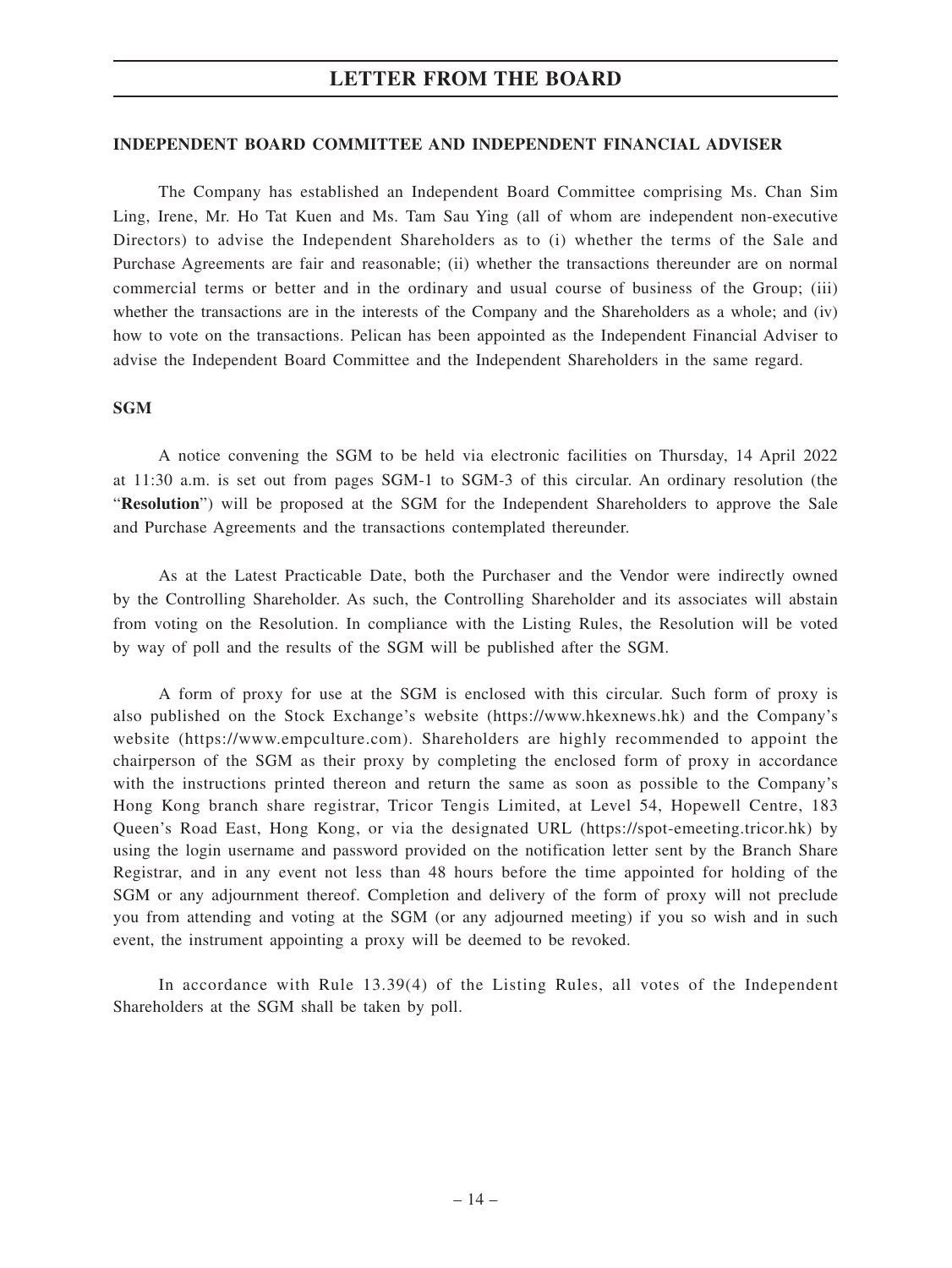## INDEPENDENT BOARD COMMITTEE AND INDEPENDENT FINANCIAL ADVISER

The Company has established an Independent Board Committee comprising Ms. Chan Sim Ling, Irene, Mr. Ho Tat Kuen and Ms. Tam Sau Ying (all of whom are independent non-executive Directors) to advise the Independent Shareholders as to (i) whether the terms of the Sale and Purchase Agreements are fair and reasonable; (ii) whether the transactions thereunder are on normal commercial terms or better and in the ordinary and usual course of business of the Group; (iii) whether the transactions are in the interests of the Company and the Shareholders as a whole; and (iv) how to vote on the transactions. Pelican has been appointed as the Independent Financial Adviser to advise the Independent Board Committee and the Independent Shareholders in the same regard.

## SGM

A notice convening the SGM to be held via electronic facilities on Thursday, 14 April 2022 at 11:30 a.m. is set out from pages SGM-1 to SGM-3 of this circular. An ordinary resolution (the "**Resolution**") will be proposed at the SGM for the Independent Shareholders to approve the Sale and Purchase Agreements and the transactions contemplated thereunder.

As at the Latest Practicable Date, both the Purchaser and the Vendor were indirectly owned by the Controlling Shareholder. As such, the Controlling Shareholder and its associates will abstain from voting on the Resolution. In compliance with the Listing Rules, the Resolution will be voted by way of poll and the results of the SGM will be published after the SGM.

A form of proxy for use at the SGM is enclosed with this circular. Such form of proxy is also published on the Stock Exchange's website (https://www.hkexnews.hk) and the Company's website (https://www.empculture.com). Shareholders are highly recommended to appoint the chairperson of the SGM as their proxy by completing the enclosed form of proxy in accordance with the instructions printed thereon and return the same as soon as possible to the Company's Hong Kong branch share registrar, Tricor Tengis Limited, at Level 54, Hopewell Centre, 183 Queen's Road East, Hong Kong, or via the designated URL (https://spot-emeeting.tricor.hk) by using the login username and password provided on the notification letter sent by the Branch Share Registrar, and in any event not less than 48 hours before the time appointed for holding of the SGM or any adjournment thereof. Completion and delivery of the form of proxy will not preclude you from attending and voting at the SGM (or any adjourned meeting) if you so wish and in such event, the instrument appointing a proxy will be deemed to be revoked.

In accordance with Rule 13.39(4) of the Listing Rules, all votes of the Independent Shareholders at the SGM shall be taken by poll.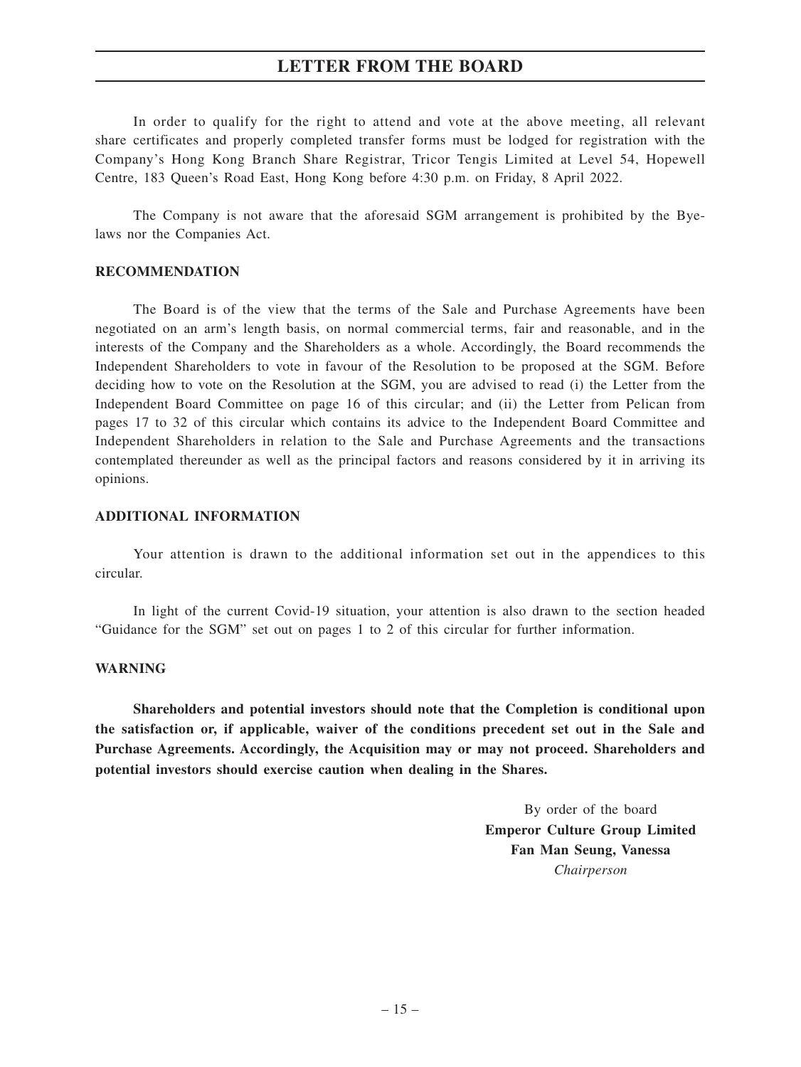In order to qualify for the right to attend and vote at the above meeting, all relevant share certificates and properly completed transfer forms must be lodged for registration with the Company's Hong Kong Branch Share Registrar, Tricor Tengis Limited at Level 54, Hopewell Centre, 183 Queen's Road East, Hong Kong before 4:30 p.m. on Friday, 8 April 2022.

The Company is not aware that the aforesaid SGM arrangement is prohibited by the Bye-laws nor the Companies Act.

**RECOMMENDATION**

The Board is of the view that the terms of the Sale and Purchase Agreements have been negotiated on an arm's length basis, on normal commercial terms, fair and reasonable, and in the interests of the Company and the Shareholders as a whole. Accordingly, the Board recommends the Independent Shareholders to vote in favour of the Resolution to be proposed at the SGM. Before deciding how to vote on the Resolution at the SGM, you are advised to read (i) the Letter from the Independent Board Committee on page 16 of this circular; and (ii) the Letter from Pelican from pages 17 to 32 of this circular which contains its advice to the Independent Board Committee and Independent Shareholders in relation to the Sale and Purchase Agreements and the transactions contemplated thereunder as well as the principal factors and reasons considered by it in arriving its opinions.

**ADDITIONAL INFORMATION**

Your attention is drawn to the additional information set out in the appendices to this circular.

In light of the current Covid-19 situation, your attention is also drawn to the section headed "Guidance for the SGM" set out on pages 1 to 2 of this circular for further information.

**WARNING**

**Shareholders and potential investors should note that the Completion is conditional upon the satisfaction or, if applicable, waiver of the conditions precedent set out in the Sale and Purchase Agreements. Accordingly, the Acquisition may or may not proceed. Shareholders and potential investors should exercise caution when dealing in the Shares.**

By order of the board
**Emperor Culture Group Limited**
**Fan Man Seung, Vanessa**
*Chairperson*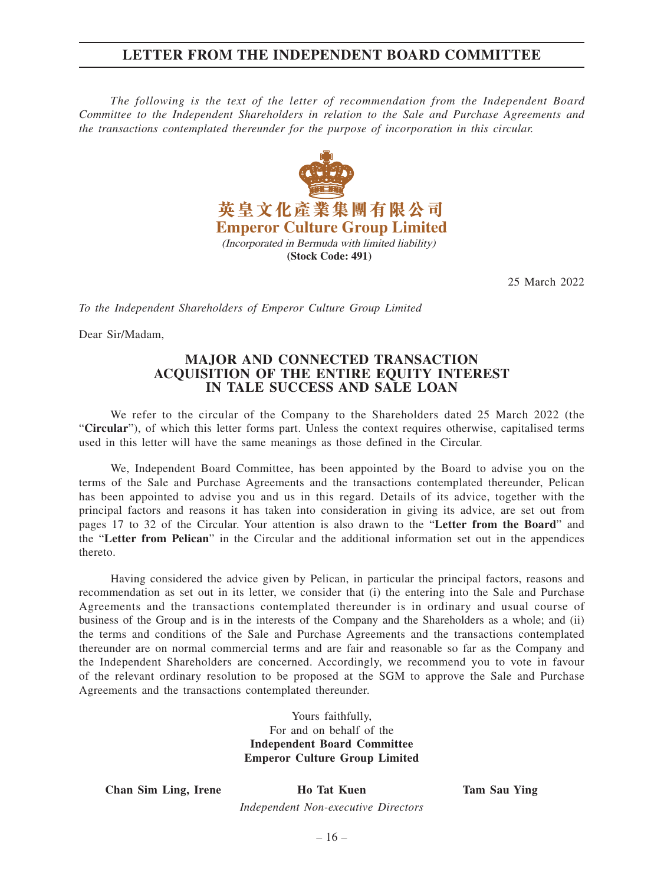# LETTER FROM THE INDEPENDENT BOARD COMMITTEE

*The following is the text of the letter of recommendation from the Independent Board Committee to the Independent Shareholders in relation to the Sale and Purchase Agreements and the transactions contemplated thereunder for the purpose of incorporation in this circular.*

**英皇文化產業集團有限公司**
**Emperor Culture Group Limited**
*(Incorporated in Bermuda with limited liability)*
**(Stock Code: 491)**

25 March 2022

*To the Independent Shareholders of Emperor Culture Group Limited*

Dear Sir/Madam,

## MAJOR AND CONNECTED TRANSACTION ACQUISITION OF THE ENTIRE EQUITY INTEREST IN TALE SUCCESS AND SALE LOAN

We refer to the circular of the Company to the Shareholders dated 25 March 2022 (the "**Circular**"), of which this letter forms part. Unless the context requires otherwise, capitalised terms used in this letter will have the same meanings as those defined in the Circular.

We, Independent Board Committee, has been appointed by the Board to advise you on the terms of the Sale and Purchase Agreements and the transactions contemplated thereunder, Pelican has been appointed to advise you and us in this regard. Details of its advice, together with the principal factors and reasons it has taken into consideration in giving its advice, are set out from pages 17 to 32 of the Circular. Your attention is also drawn to the "**Letter from the Board**" and the "**Letter from Pelican**" in the Circular and the additional information set out in the appendices thereto.

Having considered the advice given by Pelican, in particular the principal factors, reasons and recommendation as set out in its letter, we consider that (i) the entering into the Sale and Purchase Agreements and the transactions contemplated thereunder is in ordinary and usual course of business of the Group and is in the interests of the Company and the Shareholders as a whole; and (ii) the terms and conditions of the Sale and Purchase Agreements and the transactions contemplated thereunder are on normal commercial terms and are fair and reasonable so far as the Company and the Independent Shareholders are concerned. Accordingly, we recommend you to vote in favour of the relevant ordinary resolution to be proposed at the SGM to approve the Sale and Purchase Agreements and the transactions contemplated thereunder.

Yours faithfully,
For and on behalf of the
**Independent Board Committee**
**Emperor Culture Group Limited**

**Chan Sim Ling, Irene** **Ho Tat Kuen** **Tam Sau Ying**
*Independent Non-executive Directors*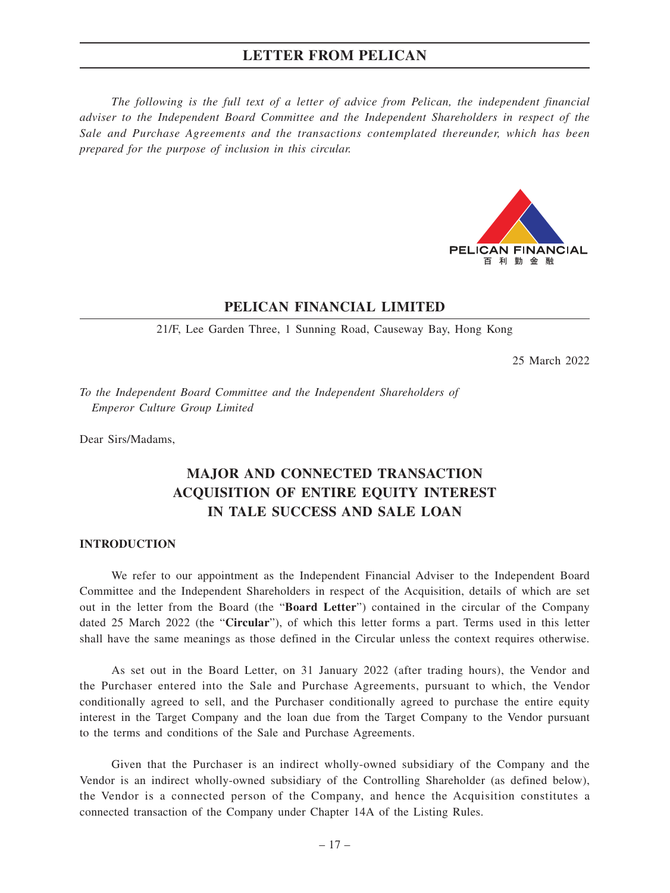# LETTER FROM PELICAN

*The following is the full text of a letter of advice from Pelican, the independent financial adviser to the Independent Board Committee and the Independent Shareholders in respect of the Sale and Purchase Agreements and the transactions contemplated thereunder, which has been prepared for the purpose of inclusion in this circular.*

PELICAN FINANCIAL
百 利 勤 金 融

## PELICAN FINANCIAL LIMITED

21/F, Lee Garden Three, 1 Sunning Road, Causeway Bay, Hong Kong

25 March 2022

*To the Independent Board Committee and the Independent Shareholders of Emperor Culture Group Limited*

Dear Sirs/Madams,

## MAJOR AND CONNECTED TRANSACTION ACQUISITION OF ENTIRE EQUITY INTEREST IN TALE SUCCESS AND SALE LOAN

### INTRODUCTION

We refer to our appointment as the Independent Financial Adviser to the Independent Board Committee and the Independent Shareholders in respect of the Acquisition, details of which are set out in the letter from the Board (the "**Board Letter**") contained in the circular of the Company dated 25 March 2022 (the "**Circular**"), of which this letter forms a part. Terms used in this letter shall have the same meanings as those defined in the Circular unless the context requires otherwise.

As set out in the Board Letter, on 31 January 2022 (after trading hours), the Vendor and the Purchaser entered into the Sale and Purchase Agreements, pursuant to which, the Vendor conditionally agreed to sell, and the Purchaser conditionally agreed to purchase the entire equity interest in the Target Company and the loan due from the Target Company to the Vendor pursuant to the terms and conditions of the Sale and Purchase Agreements.

Given that the Purchaser is an indirect wholly-owned subsidiary of the Company and the Vendor is an indirect wholly-owned subsidiary of the Controlling Shareholder (as defined below), the Vendor is a connected person of the Company, and hence the Acquisition constitutes a connected transaction of the Company under Chapter 14A of the Listing Rules.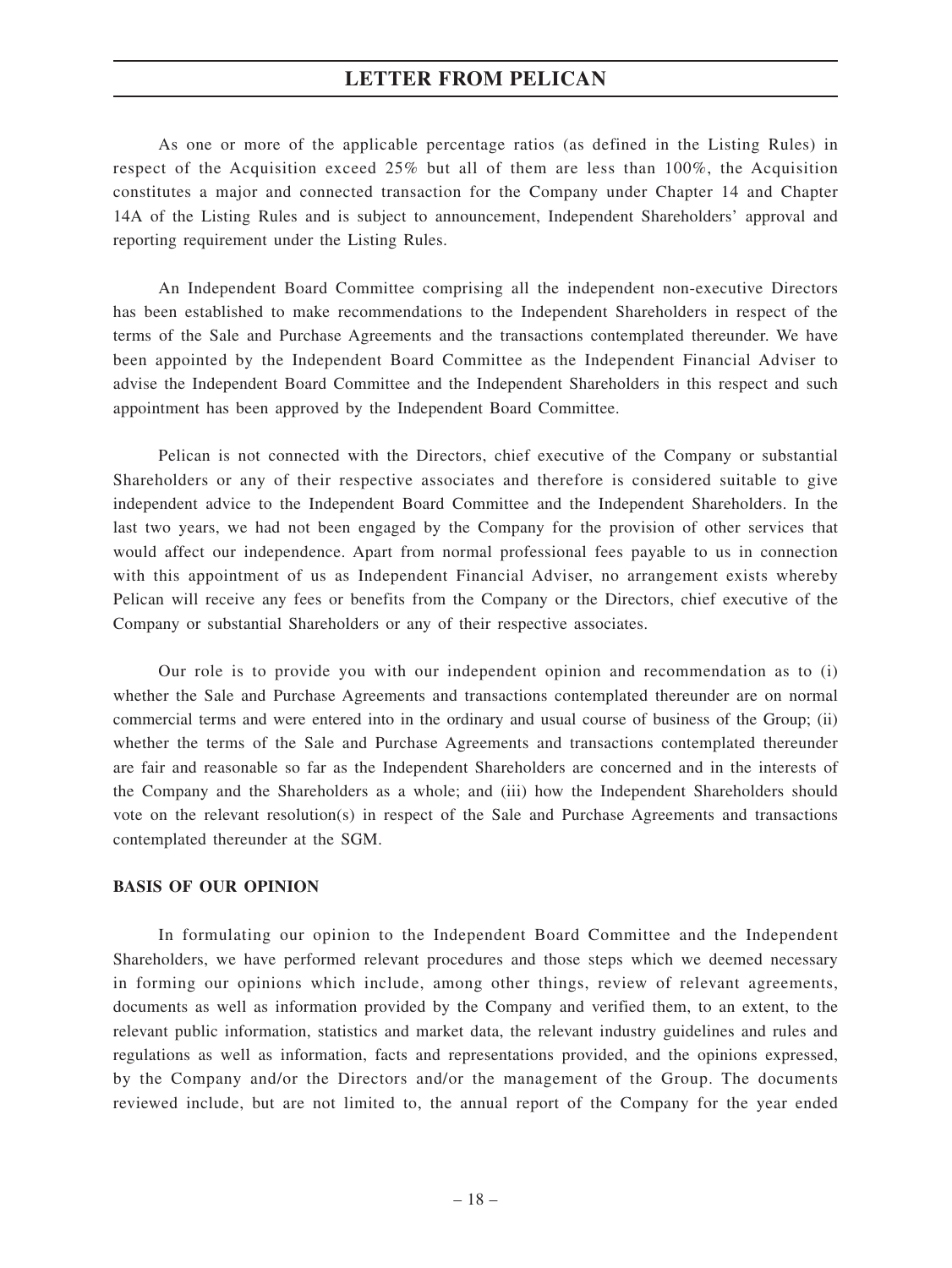As one or more of the applicable percentage ratios (as defined in the Listing Rules) in respect of the Acquisition exceed 25% but all of them are less than 100%, the Acquisition constitutes a major and connected transaction for the Company under Chapter 14 and Chapter 14A of the Listing Rules and is subject to announcement, Independent Shareholders' approval and reporting requirement under the Listing Rules.

An Independent Board Committee comprising all the independent non-executive Directors has been established to make recommendations to the Independent Shareholders in respect of the terms of the Sale and Purchase Agreements and the transactions contemplated thereunder. We have been appointed by the Independent Board Committee as the Independent Financial Adviser to advise the Independent Board Committee and the Independent Shareholders in this respect and such appointment has been approved by the Independent Board Committee.

Pelican is not connected with the Directors, chief executive of the Company or substantial Shareholders or any of their respective associates and therefore is considered suitable to give independent advice to the Independent Board Committee and the Independent Shareholders. In the last two years, we had not been engaged by the Company for the provision of other services that would affect our independence. Apart from normal professional fees payable to us in connection with this appointment of us as Independent Financial Adviser, no arrangement exists whereby Pelican will receive any fees or benefits from the Company or the Directors, chief executive of the Company or substantial Shareholders or any of their respective associates.

Our role is to provide you with our independent opinion and recommendation as to (i) whether the Sale and Purchase Agreements and transactions contemplated thereunder are on normal commercial terms and were entered into in the ordinary and usual course of business of the Group; (ii) whether the terms of the Sale and Purchase Agreements and transactions contemplated thereunder are fair and reasonable so far as the Independent Shareholders are concerned and in the interests of the Company and the Shareholders as a whole; and (iii) how the Independent Shareholders should vote on the relevant resolution(s) in respect of the Sale and Purchase Agreements and transactions contemplated thereunder at the SGM.

**BASIS OF OUR OPINION**

In formulating our opinion to the Independent Board Committee and the Independent Shareholders, we have performed relevant procedures and those steps which we deemed necessary in forming our opinions which include, among other things, review of relevant agreements, documents as well as information provided by the Company and verified them, to an extent, to the relevant public information, statistics and market data, the relevant industry guidelines and rules and regulations as well as information, facts and representations provided, and the opinions expressed, by the Company and/or the Directors and/or the management of the Group. The documents reviewed include, but are not limited to, the annual report of the Company for the year ended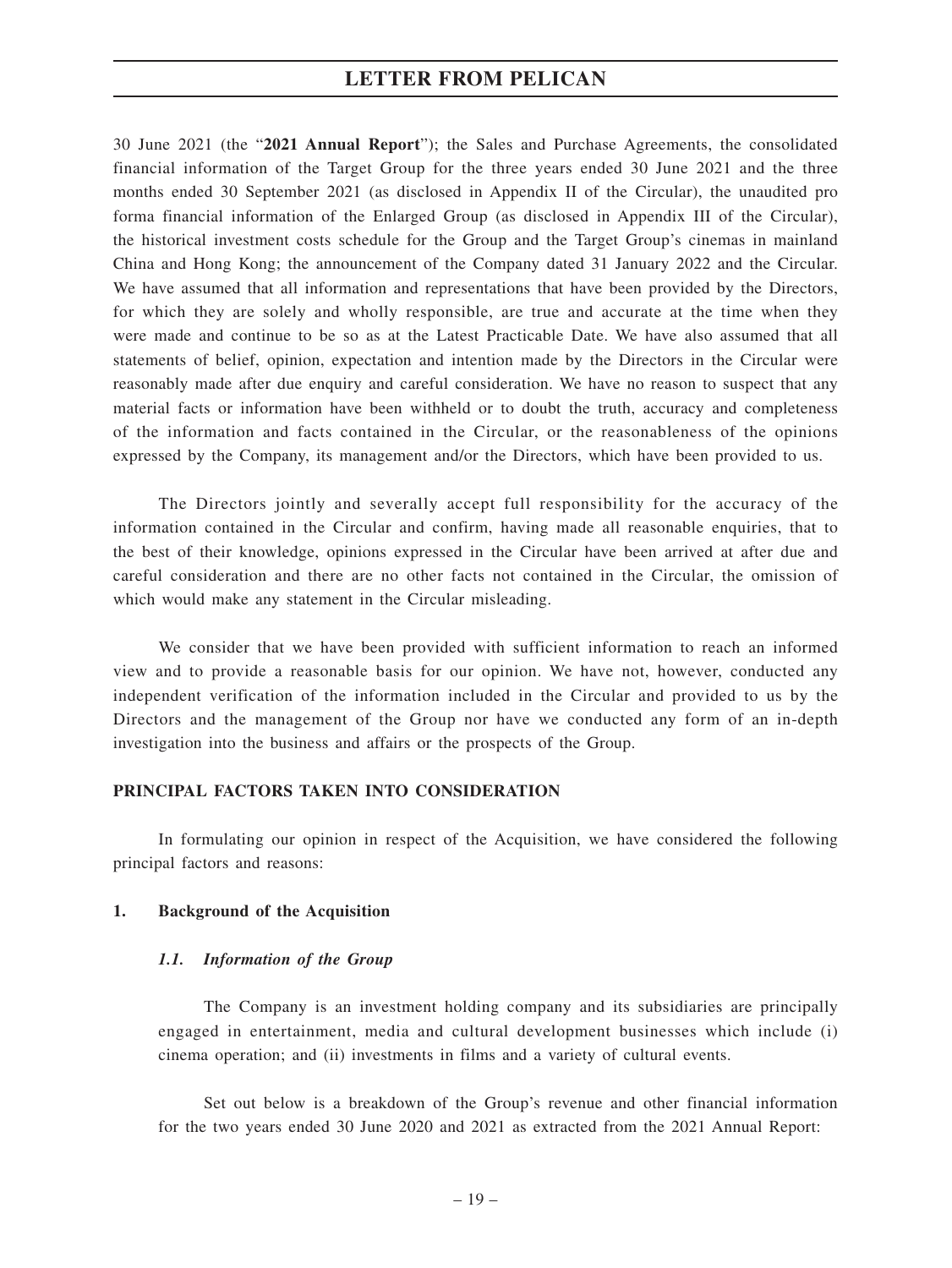30 June 2021 (the "**2021 Annual Report**"); the Sales and Purchase Agreements, the consolidated financial information of the Target Group for the three years ended 30 June 2021 and the three months ended 30 September 2021 (as disclosed in Appendix II of the Circular), the unaudited pro forma financial information of the Enlarged Group (as disclosed in Appendix III of the Circular), the historical investment costs schedule for the Group and the Target Group's cinemas in mainland China and Hong Kong; the announcement of the Company dated 31 January 2022 and the Circular. We have assumed that all information and representations that have been provided by the Directors, for which they are solely and wholly responsible, are true and accurate at the time when they were made and continue to be so as at the Latest Practicable Date. We have also assumed that all statements of belief, opinion, expectation and intention made by the Directors in the Circular were reasonably made after due enquiry and careful consideration. We have no reason to suspect that any material facts or information have been withheld or to doubt the truth, accuracy and completeness of the information and facts contained in the Circular, or the reasonableness of the opinions expressed by the Company, its management and/or the Directors, which have been provided to us.

The Directors jointly and severally accept full responsibility for the accuracy of the information contained in the Circular and confirm, having made all reasonable enquiries, that to the best of their knowledge, opinions expressed in the Circular have been arrived at after due and careful consideration and there are no other facts not contained in the Circular, the omission of which would make any statement in the Circular misleading.

We consider that we have been provided with sufficient information to reach an informed view and to provide a reasonable basis for our opinion. We have not, however, conducted any independent verification of the information included in the Circular and provided to us by the Directors and the management of the Group nor have we conducted any form of an in-depth investigation into the business and affairs or the prospects of the Group.

## PRINCIPAL FACTORS TAKEN INTO CONSIDERATION

In formulating our opinion in respect of the Acquisition, we have considered the following principal factors and reasons:

### 1. Background of the Acquisition

#### *1.1. Information of the Group*

The Company is an investment holding company and its subsidiaries are principally engaged in entertainment, media and cultural development businesses which include (i) cinema operation; and (ii) investments in films and a variety of cultural events.

Set out below is a breakdown of the Group's revenue and other financial information for the two years ended 30 June 2020 and 2021 as extracted from the 2021 Annual Report: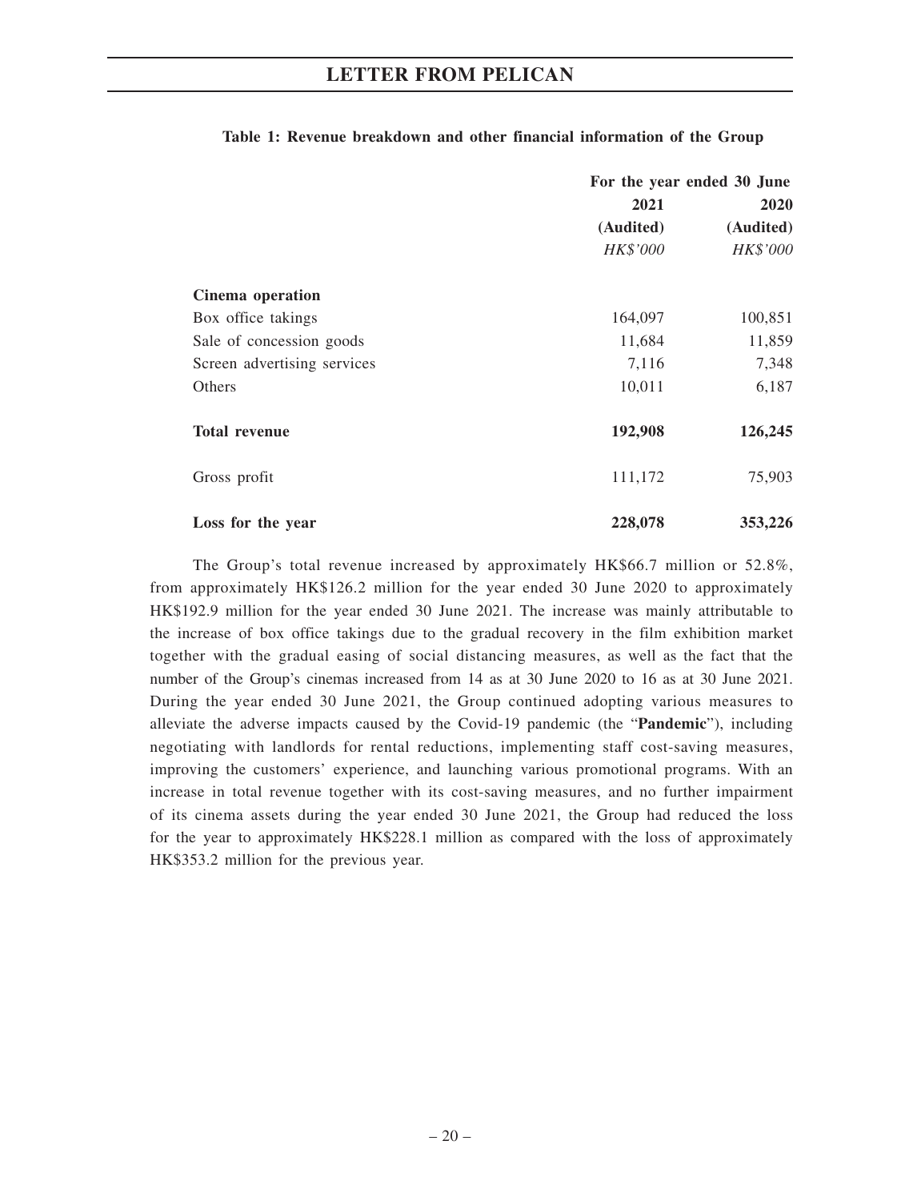**Table 1: Revenue breakdown and other financial information of the Group**

| | For the year ended 30 June | |
|---|---|---|
| | **2021** | **2020** |
| | **(Audited)** | **(Audited)** |
| | *HK$'000* | *HK$'000* |
| **Cinema operation** | | |
| Box office takings | 164,097 | 100,851 |
| Sale of concession goods | 11,684 | 11,859 |
| Screen advertising services | 7,116 | 7,348 |
| Others | 10,011 | 6,187 |
| **Total revenue** | **192,908** | **126,245** |
| Gross profit | 111,172 | 75,903 |
| **Loss for the year** | **228,078** | **353,226** |

The Group's total revenue increased by approximately HK$66.7 million or 52.8%, from approximately HK$126.2 million for the year ended 30 June 2020 to approximately HK$192.9 million for the year ended 30 June 2021. The increase was mainly attributable to the increase of box office takings due to the gradual recovery in the film exhibition market together with the gradual easing of social distancing measures, as well as the fact that the number of the Group's cinemas increased from 14 as at 30 June 2020 to 16 as at 30 June 2021. During the year ended 30 June 2021, the Group continued adopting various measures to alleviate the adverse impacts caused by the Covid-19 pandemic (the "**Pandemic**"), including negotiating with landlords for rental reductions, implementing staff cost-saving measures, improving the customers' experience, and launching various promotional programs. With an increase in total revenue together with its cost-saving measures, and no further impairment of its cinema assets during the year ended 30 June 2021, the Group had reduced the loss for the year to approximately HK$228.1 million as compared with the loss of approximately HK$353.2 million for the previous year.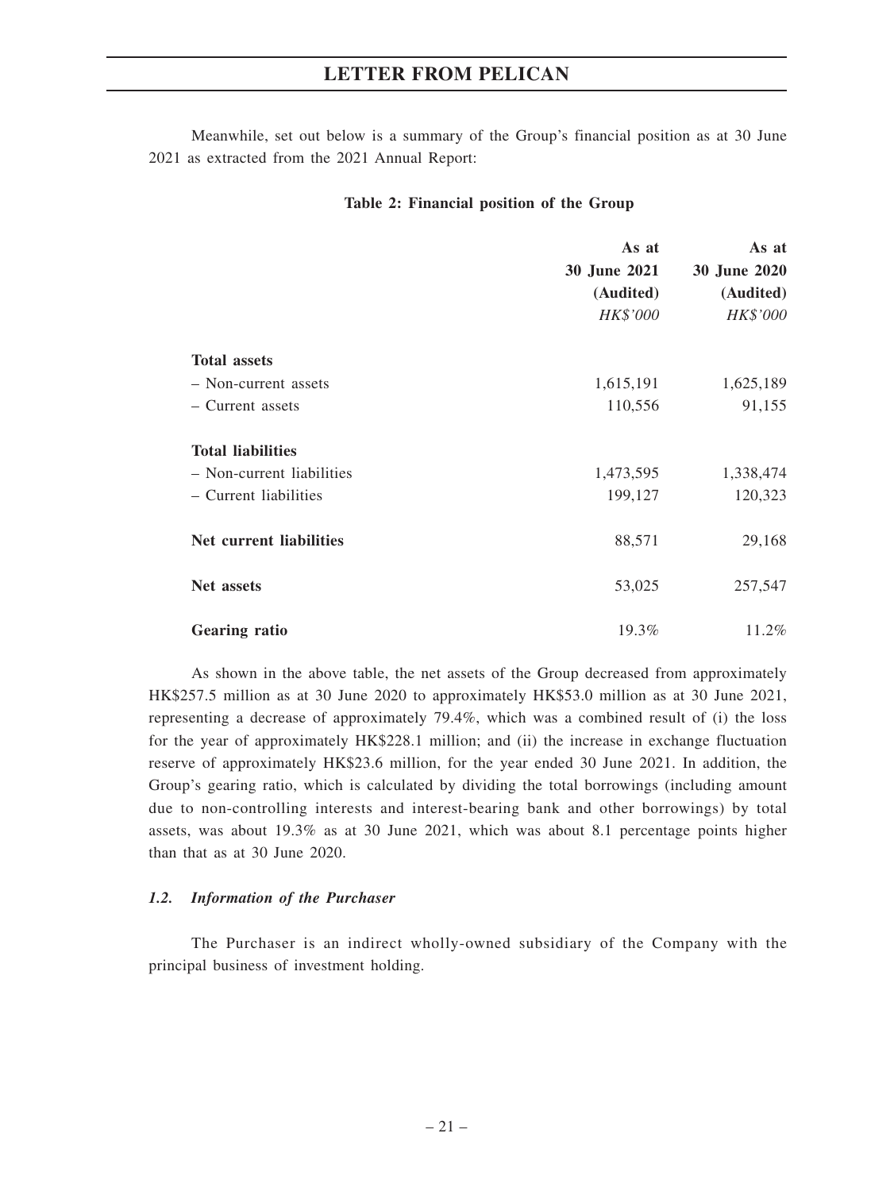Meanwhile, set out below is a summary of the Group's financial position as at 30 June 2021 as extracted from the 2021 Annual Report:

**Table 2: Financial position of the Group**

| | As at 30 June 2021 (Audited) *HK$'000* | As at 30 June 2020 (Audited) *HK$'000* |
|---|---|---|
| **Total assets** | | |
| – Non-current assets | 1,615,191 | 1,625,189 |
| – Current assets | 110,556 | 91,155 |
| **Total liabilities** | | |
| – Non-current liabilities | 1,473,595 | 1,338,474 |
| – Current liabilities | 199,127 | 120,323 |
| **Net current liabilities** | 88,571 | 29,168 |
| **Net assets** | 53,025 | 257,547 |
| **Gearing ratio** | 19.3% | 11.2% |

As shown in the above table, the net assets of the Group decreased from approximately HK$257.5 million as at 30 June 2020 to approximately HK$53.0 million as at 30 June 2021, representing a decrease of approximately 79.4%, which was a combined result of (i) the loss for the year of approximately HK$228.1 million; and (ii) the increase in exchange fluctuation reserve of approximately HK$23.6 million, for the year ended 30 June 2021. In addition, the Group's gearing ratio, which is calculated by dividing the total borrowings (including amount due to non-controlling interests and interest-bearing bank and other borrowings) by total assets, was about 19.3% as at 30 June 2021, which was about 8.1 percentage points higher than that as at 30 June 2020.

### *1.2. Information of the Purchaser*

The Purchaser is an indirect wholly-owned subsidiary of the Company with the principal business of investment holding.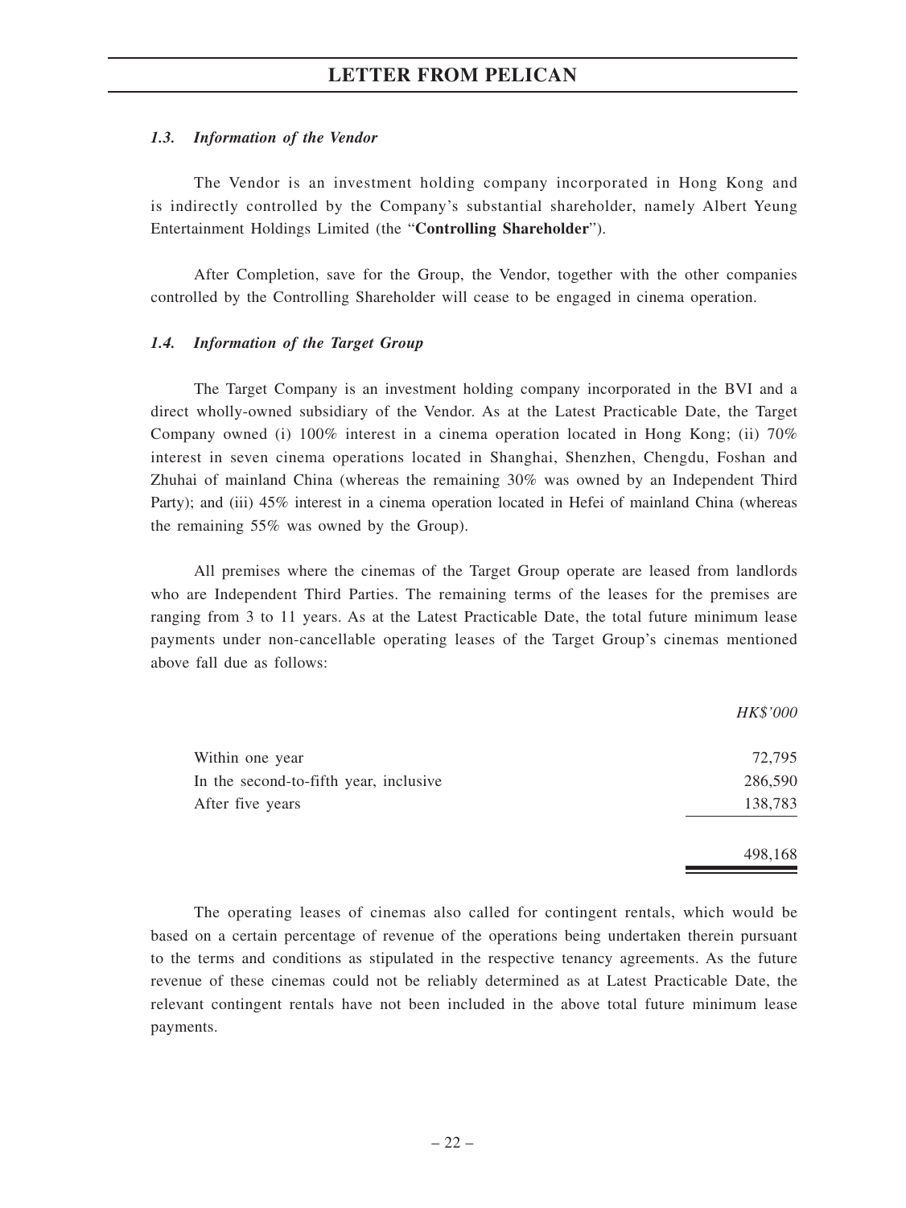#### *1.3. Information of the Vendor*

The Vendor is an investment holding company incorporated in Hong Kong and is indirectly controlled by the Company's substantial shareholder, namely Albert Yeung Entertainment Holdings Limited (the "**Controlling Shareholder**").

After Completion, save for the Group, the Vendor, together with the other companies controlled by the Controlling Shareholder will cease to be engaged in cinema operation.

#### *1.4. Information of the Target Group*

The Target Company is an investment holding company incorporated in the BVI and a direct wholly-owned subsidiary of the Vendor. As at the Latest Practicable Date, the Target Company owned (i) 100% interest in a cinema operation located in Hong Kong; (ii) 70% interest in seven cinema operations located in Shanghai, Shenzhen, Chengdu, Foshan and Zhuhai of mainland China (whereas the remaining 30% was owned by an Independent Third Party); and (iii) 45% interest in a cinema operation located in Hefei of mainland China (whereas the remaining 55% was owned by the Group).

All premises where the cinemas of the Target Group operate are leased from landlords who are Independent Third Parties. The remaining terms of the leases for the premises are ranging from 3 to 11 years. As at the Latest Practicable Date, the total future minimum lease payments under non-cancellable operating leases of the Target Group's cinemas mentioned above fall due as follows:

| | *HK$'000* |
|---|---:|
| Within one year | 72,795 |
| In the second-to-fifth year, inclusive | 286,590 |
| After five years | 138,783 |
| | 498,168 |

The operating leases of cinemas also called for contingent rentals, which would be based on a certain percentage of revenue of the operations being undertaken therein pursuant to the terms and conditions as stipulated in the respective tenancy agreements. As the future revenue of these cinemas could not be reliably determined as at Latest Practicable Date, the relevant contingent rentals have not been included in the above total future minimum lease payments.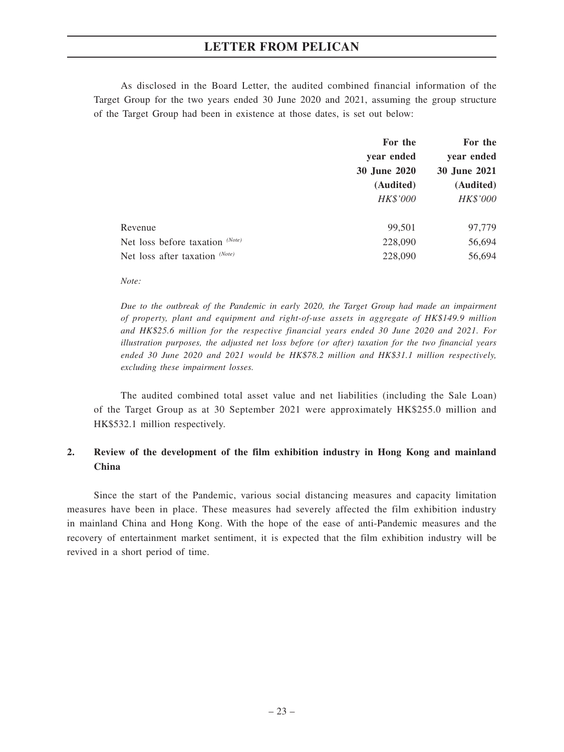As disclosed in the Board Letter, the audited combined financial information of the Target Group for the two years ended 30 June 2020 and 2021, assuming the group structure of the Target Group had been in existence at those dates, is set out below:

| | **For the year ended 30 June 2020 (Audited)** *HK$'000* | **For the year ended 30 June 2021 (Audited)** *HK$'000* |
|---|---|---|
| Revenue | 99,501 | 97,779 |
| Net loss before taxation *(Note)* | 228,090 | 56,694 |
| Net loss after taxation *(Note)* | 228,090 | 56,694 |

*Note:*

*Due to the outbreak of the Pandemic in early 2020, the Target Group had made an impairment of property, plant and equipment and right-of-use assets in aggregate of HK$149.9 million and HK$25.6 million for the respective financial years ended 30 June 2020 and 2021. For illustration purposes, the adjusted net loss before (or after) taxation for the two financial years ended 30 June 2020 and 2021 would be HK$78.2 million and HK$31.1 million respectively, excluding these impairment losses.*

The audited combined total asset value and net liabilities (including the Sale Loan) of the Target Group as at 30 September 2021 were approximately HK$255.0 million and HK$532.1 million respectively.

## 2. Review of the development of the film exhibition industry in Hong Kong and mainland China

Since the start of the Pandemic, various social distancing measures and capacity limitation measures have been in place. These measures had severely affected the film exhibition industry in mainland China and Hong Kong. With the hope of the ease of anti-Pandemic measures and the recovery of entertainment market sentiment, it is expected that the film exhibition industry will be revived in a short period of time.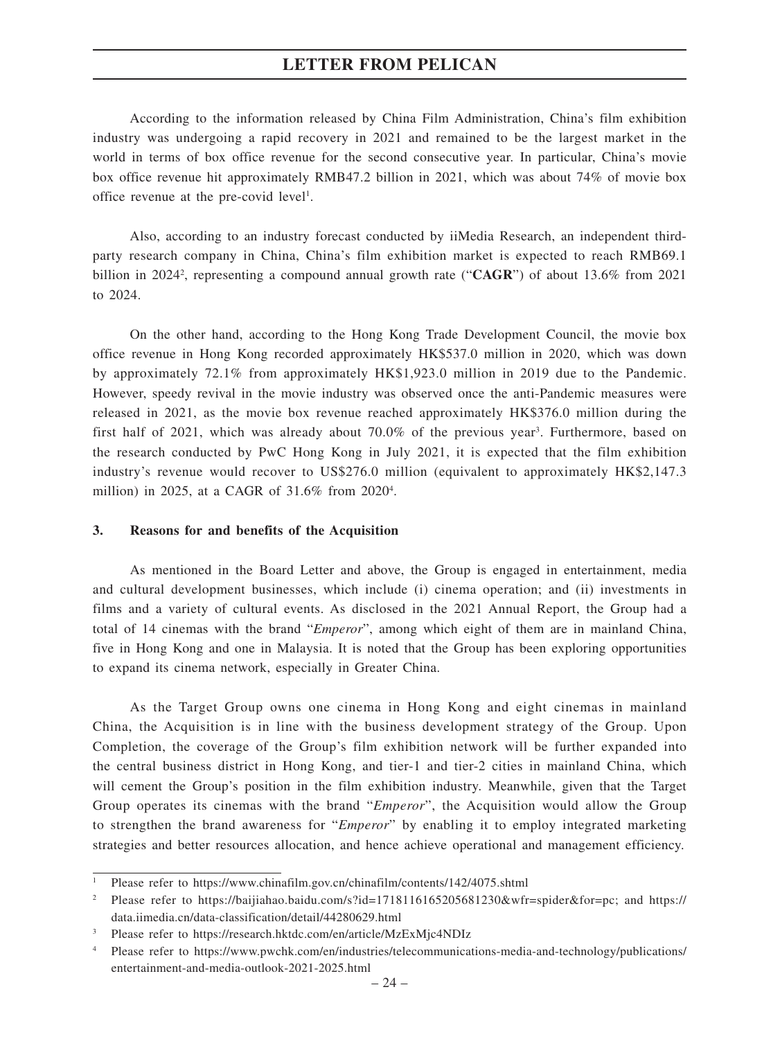According to the information released by China Film Administration, China's film exhibition industry was undergoing a rapid recovery in 2021 and remained to be the largest market in the world in terms of box office revenue for the second consecutive year. In particular, China's movie box office revenue hit approximately RMB47.2 billion in 2021, which was about 74% of movie box office revenue at the pre-covid level[1].

Also, according to an industry forecast conducted by iiMedia Research, an independent third-party research company in China, China's film exhibition market is expected to reach RMB69.1 billion in 2024[2], representing a compound annual growth rate ("**CAGR**") of about 13.6% from 2021 to 2024.

On the other hand, according to the Hong Kong Trade Development Council, the movie box office revenue in Hong Kong recorded approximately HK$537.0 million in 2020, which was down by approximately 72.1% from approximately HK$1,923.0 million in 2019 due to the Pandemic. However, speedy revival in the movie industry was observed once the anti-Pandemic measures were released in 2021, as the movie box revenue reached approximately HK$376.0 million during the first half of 2021, which was already about 70.0% of the previous year[3]. Furthermore, based on the research conducted by PwC Hong Kong in July 2021, it is expected that the film exhibition industry's revenue would recover to US$276.0 million (equivalent to approximately HK$2,147.3 million) in 2025, at a CAGR of 31.6% from 2020[4].

### 3. Reasons for and benefits of the Acquisition

As mentioned in the Board Letter and above, the Group is engaged in entertainment, media and cultural development businesses, which include (i) cinema operation; and (ii) investments in films and a variety of cultural events. As disclosed in the 2021 Annual Report, the Group had a total of 14 cinemas with the brand "*Emperor*", among which eight of them are in mainland China, five in Hong Kong and one in Malaysia. It is noted that the Group has been exploring opportunities to expand its cinema network, especially in Greater China.

As the Target Group owns one cinema in Hong Kong and eight cinemas in mainland China, the Acquisition is in line with the business development strategy of the Group. Upon Completion, the coverage of the Group's film exhibition network will be further expanded into the central business district in Hong Kong, and tier-1 and tier-2 cities in mainland China, which will cement the Group's position in the film exhibition industry. Meanwhile, given that the Target Group operates its cinemas with the brand "*Emperor*", the Acquisition would allow the Group to strengthen the brand awareness for "*Emperor*" by enabling it to employ integrated marketing strategies and better resources allocation, and hence achieve operational and management efficiency.

---

1 Please refer to https://www.chinafilm.gov.cn/chinafilm/contents/142/4075.shtml

2 Please refer to https://baijiahao.baidu.com/s?id=1718116165205681230&wfr=spider&for=pc; and https://data.iimedia.cn/data-classification/detail/44280629.html

3 Please refer to https://research.hktdc.com/en/article/MzExMjc4NDIz

4 Please refer to https://www.pwchk.com/en/industries/telecommunications-media-and-technology/publications/entertainment-and-media-outlook-2021-2025.html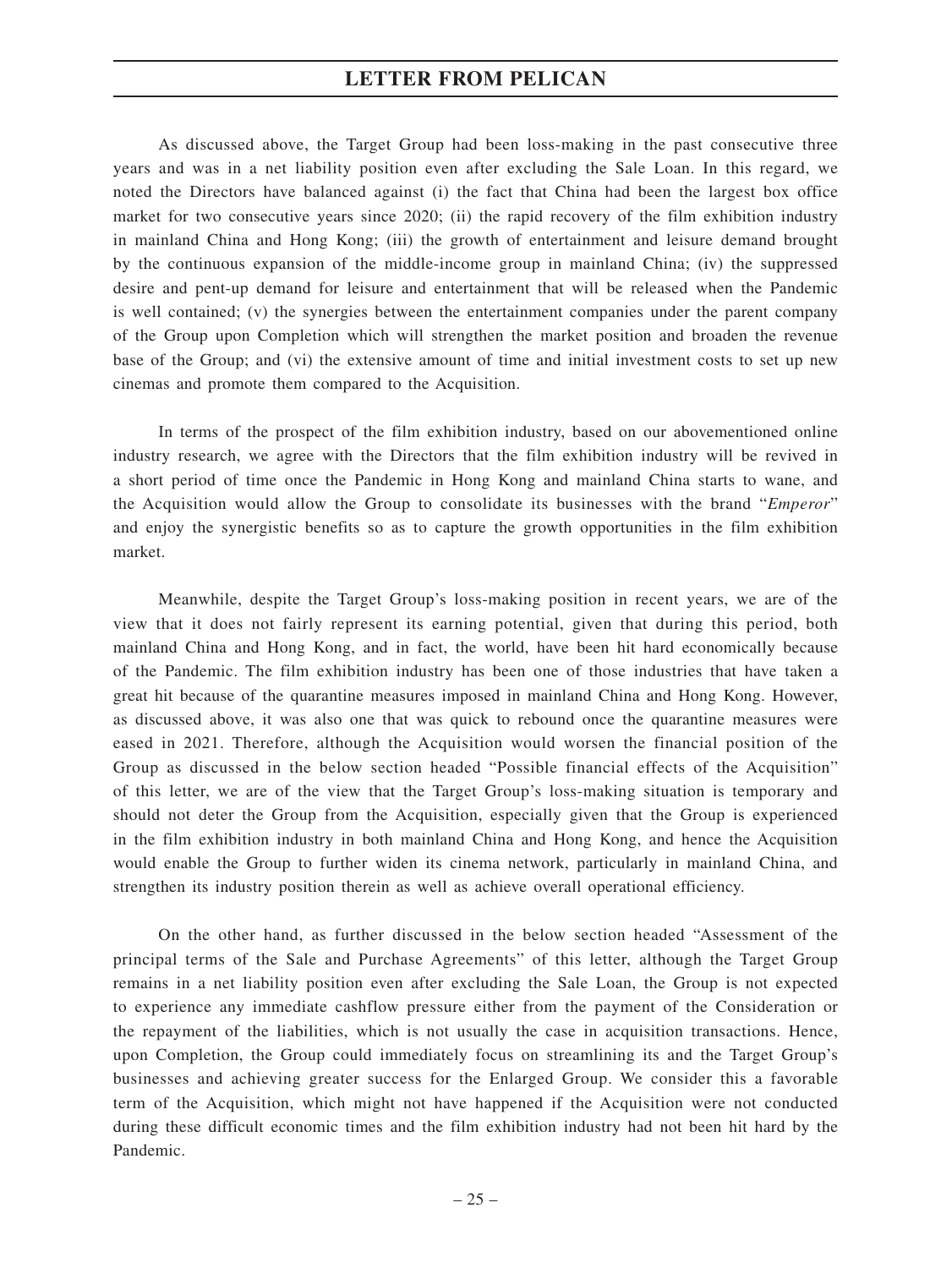As discussed above, the Target Group had been loss-making in the past consecutive three years and was in a net liability position even after excluding the Sale Loan. In this regard, we noted the Directors have balanced against (i) the fact that China had been the largest box office market for two consecutive years since 2020; (ii) the rapid recovery of the film exhibition industry in mainland China and Hong Kong; (iii) the growth of entertainment and leisure demand brought by the continuous expansion of the middle-income group in mainland China; (iv) the suppressed desire and pent-up demand for leisure and entertainment that will be released when the Pandemic is well contained; (v) the synergies between the entertainment companies under the parent company of the Group upon Completion which will strengthen the market position and broaden the revenue base of the Group; and (vi) the extensive amount of time and initial investment costs to set up new cinemas and promote them compared to the Acquisition.

In terms of the prospect of the film exhibition industry, based on our abovementioned online industry research, we agree with the Directors that the film exhibition industry will be revived in a short period of time once the Pandemic in Hong Kong and mainland China starts to wane, and the Acquisition would allow the Group to consolidate its businesses with the brand "*Emperor*" and enjoy the synergistic benefits so as to capture the growth opportunities in the film exhibition market.

Meanwhile, despite the Target Group's loss-making position in recent years, we are of the view that it does not fairly represent its earning potential, given that during this period, both mainland China and Hong Kong, and in fact, the world, have been hit hard economically because of the Pandemic. The film exhibition industry has been one of those industries that have taken a great hit because of the quarantine measures imposed in mainland China and Hong Kong. However, as discussed above, it was also one that was quick to rebound once the quarantine measures were eased in 2021. Therefore, although the Acquisition would worsen the financial position of the Group as discussed in the below section headed "Possible financial effects of the Acquisition" of this letter, we are of the view that the Target Group's loss-making situation is temporary and should not deter the Group from the Acquisition, especially given that the Group is experienced in the film exhibition industry in both mainland China and Hong Kong, and hence the Acquisition would enable the Group to further widen its cinema network, particularly in mainland China, and strengthen its industry position therein as well as achieve overall operational efficiency.

On the other hand, as further discussed in the below section headed "Assessment of the principal terms of the Sale and Purchase Agreements" of this letter, although the Target Group remains in a net liability position even after excluding the Sale Loan, the Group is not expected to experience any immediate cashflow pressure either from the payment of the Consideration or the repayment of the liabilities, which is not usually the case in acquisition transactions. Hence, upon Completion, the Group could immediately focus on streamlining its and the Target Group's businesses and achieving greater success for the Enlarged Group. We consider this a favorable term of the Acquisition, which might not have happened if the Acquisition were not conducted during these difficult economic times and the film exhibition industry had not been hit hard by the Pandemic.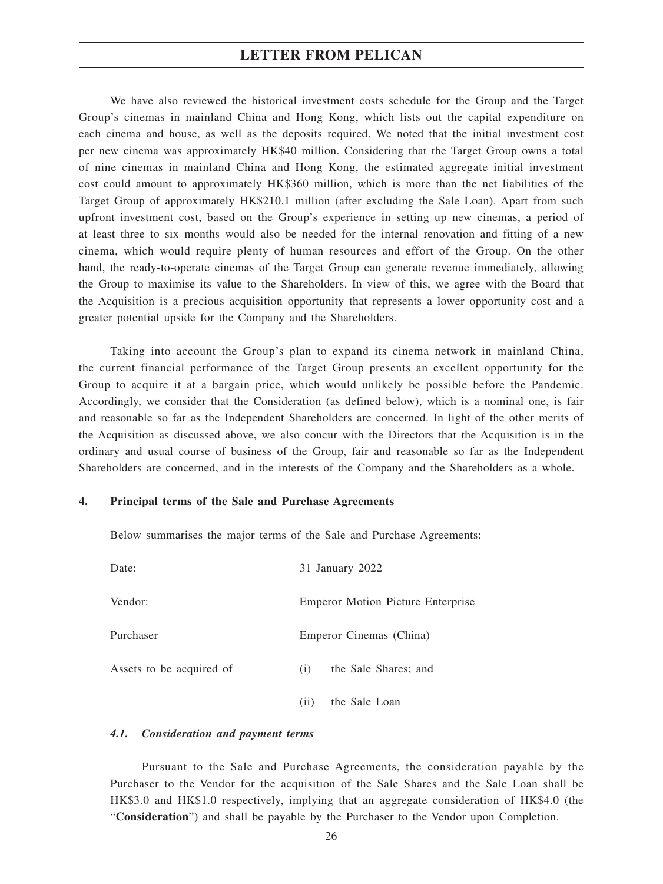We have also reviewed the historical investment costs schedule for the Group and the Target Group's cinemas in mainland China and Hong Kong, which lists out the capital expenditure on each cinema and house, as well as the deposits required. We noted that the initial investment cost per new cinema was approximately HK$40 million. Considering that the Target Group owns a total of nine cinemas in mainland China and Hong Kong, the estimated aggregate initial investment cost could amount to approximately HK$360 million, which is more than the net liabilities of the Target Group of approximately HK$210.1 million (after excluding the Sale Loan). Apart from such upfront investment cost, based on the Group's experience in setting up new cinemas, a period of at least three to six months would also be needed for the internal renovation and fitting of a new cinema, which would require plenty of human resources and effort of the Group. On the other hand, the ready-to-operate cinemas of the Target Group can generate revenue immediately, allowing the Group to maximise its value to the Shareholders. In view of this, we agree with the Board that the Acquisition is a precious acquisition opportunity that represents a lower opportunity cost and a greater potential upside for the Company and the Shareholders.

Taking into account the Group's plan to expand its cinema network in mainland China, the current financial performance of the Target Group presents an excellent opportunity for the Group to acquire it at a bargain price, which would unlikely be possible before the Pandemic. Accordingly, we consider that the Consideration (as defined below), which is a nominal one, is fair and reasonable so far as the Independent Shareholders are concerned. In light of the other merits of the Acquisition as discussed above, we also concur with the Directors that the Acquisition is in the ordinary and usual course of business of the Group, fair and reasonable so far as the Independent Shareholders are concerned, and in the interests of the Company and the Shareholders as a whole.

## 4. Principal terms of the Sale and Purchase Agreements

Below summarises the major terms of the Sale and Purchase Agreements:

| | |
|---|---|
| Date: | 31 January 2022 |
| Vendor: | Emperor Motion Picture Enterprise |
| Purchaser | Emperor Cinemas (China) |
| Assets to be acquired of | (i) the Sale Shares; and |
| | (ii) the Sale Loan |

### *4.1. Consideration and payment terms*

Pursuant to the Sale and Purchase Agreements, the consideration payable by the Purchaser to the Vendor for the acquisition of the Sale Shares and the Sale Loan shall be HK$3.0 and HK$1.0 respectively, implying that an aggregate consideration of HK$4.0 (the "**Consideration**") and shall be payable by the Purchaser to the Vendor upon Completion.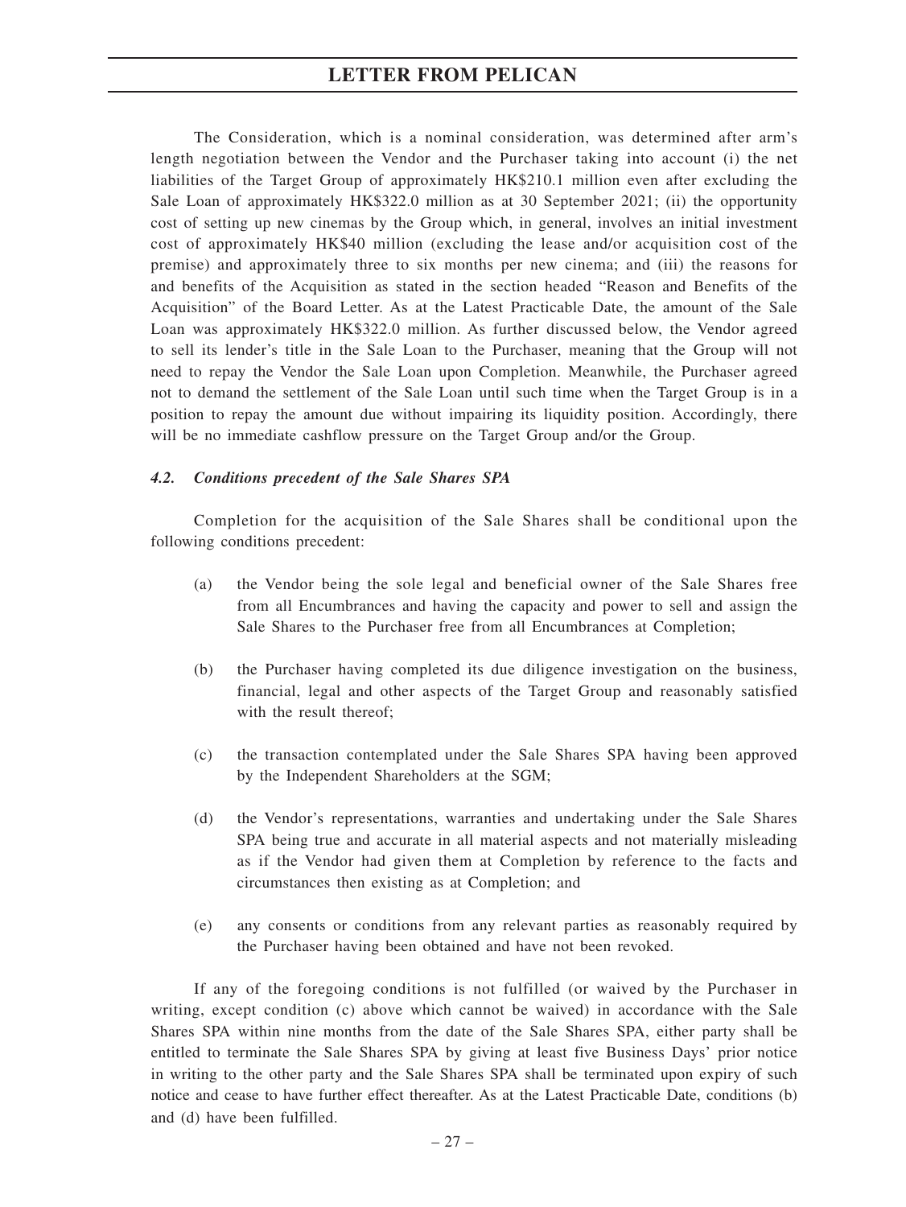The Consideration, which is a nominal consideration, was determined after arm's length negotiation between the Vendor and the Purchaser taking into account (i) the net liabilities of the Target Group of approximately HK$210.1 million even after excluding the Sale Loan of approximately HK$322.0 million as at 30 September 2021; (ii) the opportunity cost of setting up new cinemas by the Group which, in general, involves an initial investment cost of approximately HK$40 million (excluding the lease and/or acquisition cost of the premise) and approximately three to six months per new cinema; and (iii) the reasons for and benefits of the Acquisition as stated in the section headed "Reason and Benefits of the Acquisition" of the Board Letter. As at the Latest Practicable Date, the amount of the Sale Loan was approximately HK$322.0 million. As further discussed below, the Vendor agreed to sell its lender's title in the Sale Loan to the Purchaser, meaning that the Group will not need to repay the Vendor the Sale Loan upon Completion. Meanwhile, the Purchaser agreed not to demand the settlement of the Sale Loan until such time when the Target Group is in a position to repay the amount due without impairing its liquidity position. Accordingly, there will be no immediate cashflow pressure on the Target Group and/or the Group.

### *4.2. Conditions precedent of the Sale Shares SPA*

Completion for the acquisition of the Sale Shares shall be conditional upon the following conditions precedent:

(a) the Vendor being the sole legal and beneficial owner of the Sale Shares free from all Encumbrances and having the capacity and power to sell and assign the Sale Shares to the Purchaser free from all Encumbrances at Completion;

(b) the Purchaser having completed its due diligence investigation on the business, financial, legal and other aspects of the Target Group and reasonably satisfied with the result thereof;

(c) the transaction contemplated under the Sale Shares SPA having been approved by the Independent Shareholders at the SGM;

(d) the Vendor's representations, warranties and undertaking under the Sale Shares SPA being true and accurate in all material aspects and not materially misleading as if the Vendor had given them at Completion by reference to the facts and circumstances then existing as at Completion; and

(e) any consents or conditions from any relevant parties as reasonably required by the Purchaser having been obtained and have not been revoked.

If any of the foregoing conditions is not fulfilled (or waived by the Purchaser in writing, except condition (c) above which cannot be waived) in accordance with the Sale Shares SPA within nine months from the date of the Sale Shares SPA, either party shall be entitled to terminate the Sale Shares SPA by giving at least five Business Days' prior notice in writing to the other party and the Sale Shares SPA shall be terminated upon expiry of such notice and cease to have further effect thereafter. As at the Latest Practicable Date, conditions (b) and (d) have been fulfilled.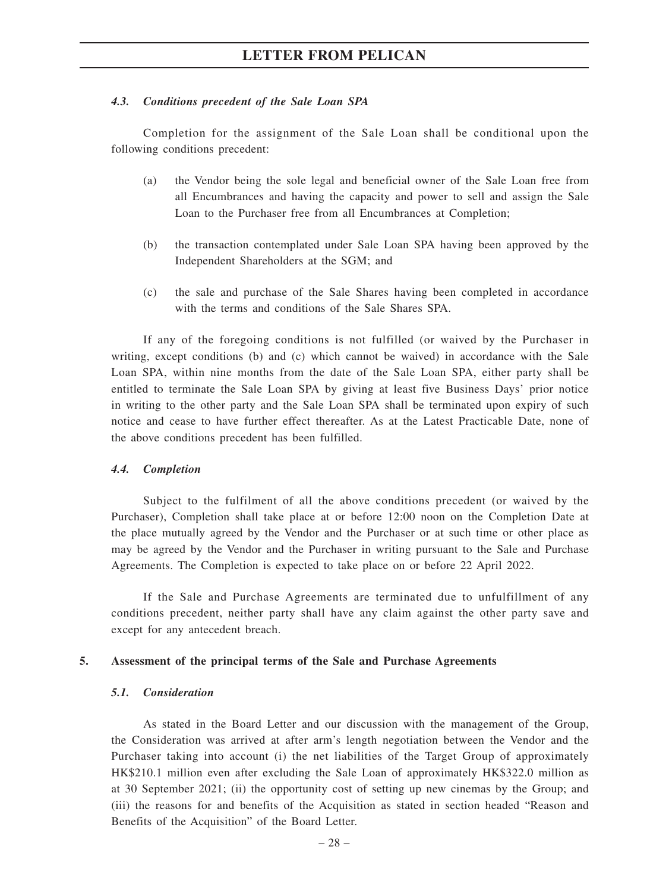#### *4.3. Conditions precedent of the Sale Loan SPA*

Completion for the assignment of the Sale Loan shall be conditional upon the following conditions precedent:

(a) the Vendor being the sole legal and beneficial owner of the Sale Loan free from all Encumbrances and having the capacity and power to sell and assign the Sale Loan to the Purchaser free from all Encumbrances at Completion;

(b) the transaction contemplated under Sale Loan SPA having been approved by the Independent Shareholders at the SGM; and

(c) the sale and purchase of the Sale Shares having been completed in accordance with the terms and conditions of the Sale Shares SPA.

If any of the foregoing conditions is not fulfilled (or waived by the Purchaser in writing, except conditions (b) and (c) which cannot be waived) in accordance with the Sale Loan SPA, within nine months from the date of the Sale Loan SPA, either party shall be entitled to terminate the Sale Loan SPA by giving at least five Business Days' prior notice in writing to the other party and the Sale Loan SPA shall be terminated upon expiry of such notice and cease to have further effect thereafter. As at the Latest Practicable Date, none of the above conditions precedent has been fulfilled.

#### *4.4. Completion*

Subject to the fulfilment of all the above conditions precedent (or waived by the Purchaser), Completion shall take place at or before 12:00 noon on the Completion Date at the place mutually agreed by the Vendor and the Purchaser or at such time or other place as may be agreed by the Vendor and the Purchaser in writing pursuant to the Sale and Purchase Agreements. The Completion is expected to take place on or before 22 April 2022.

If the Sale and Purchase Agreements are terminated due to unfulfillment of any conditions precedent, neither party shall have any claim against the other party save and except for any antecedent breach.

### 5. Assessment of the principal terms of the Sale and Purchase Agreements

#### *5.1. Consideration*

As stated in the Board Letter and our discussion with the management of the Group, the Consideration was arrived at after arm's length negotiation between the Vendor and the Purchaser taking into account (i) the net liabilities of the Target Group of approximately HK$210.1 million even after excluding the Sale Loan of approximately HK$322.0 million as at 30 September 2021; (ii) the opportunity cost of setting up new cinemas by the Group; and (iii) the reasons for and benefits of the Acquisition as stated in section headed "Reason and Benefits of the Acquisition" of the Board Letter.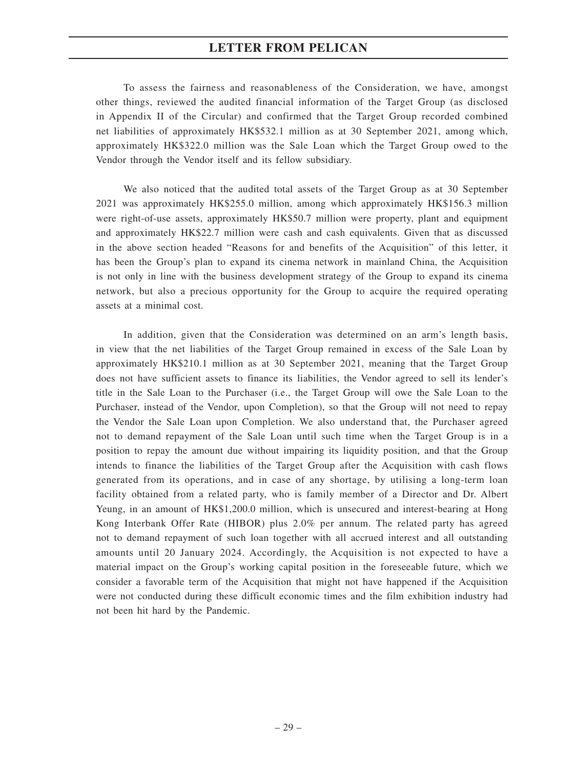To assess the fairness and reasonableness of the Consideration, we have, amongst other things, reviewed the audited financial information of the Target Group (as disclosed in Appendix II of the Circular) and confirmed that the Target Group recorded combined net liabilities of approximately HK$532.1 million as at 30 September 2021, among which, approximately HK$322.0 million was the Sale Loan which the Target Group owed to the Vendor through the Vendor itself and its fellow subsidiary.

We also noticed that the audited total assets of the Target Group as at 30 September 2021 was approximately HK$255.0 million, among which approximately HK$156.3 million were right-of-use assets, approximately HK$50.7 million were property, plant and equipment and approximately HK$22.7 million were cash and cash equivalents. Given that as discussed in the above section headed "Reasons for and benefits of the Acquisition" of this letter, it has been the Group's plan to expand its cinema network in mainland China, the Acquisition is not only in line with the business development strategy of the Group to expand its cinema network, but also a precious opportunity for the Group to acquire the required operating assets at a minimal cost.

In addition, given that the Consideration was determined on an arm's length basis, in view that the net liabilities of the Target Group remained in excess of the Sale Loan by approximately HK$210.1 million as at 30 September 2021, meaning that the Target Group does not have sufficient assets to finance its liabilities, the Vendor agreed to sell its lender's title in the Sale Loan to the Purchaser (i.e., the Target Group will owe the Sale Loan to the Purchaser, instead of the Vendor, upon Completion), so that the Group will not need to repay the Vendor the Sale Loan upon Completion. We also understand that, the Purchaser agreed not to demand repayment of the Sale Loan until such time when the Target Group is in a position to repay the amount due without impairing its liquidity position, and that the Group intends to finance the liabilities of the Target Group after the Acquisition with cash flows generated from its operations, and in case of any shortage, by utilising a long-term loan facility obtained from a related party, who is family member of a Director and Dr. Albert Yeung, in an amount of HK$1,200.0 million, which is unsecured and interest-bearing at Hong Kong Interbank Offer Rate (HIBOR) plus 2.0% per annum. The related party has agreed not to demand repayment of such loan together with all accrued interest and all outstanding amounts until 20 January 2024. Accordingly, the Acquisition is not expected to have a material impact on the Group's working capital position in the foreseeable future, which we consider a favorable term of the Acquisition that might not have happened if the Acquisition were not conducted during these difficult economic times and the film exhibition industry had not been hit hard by the Pandemic.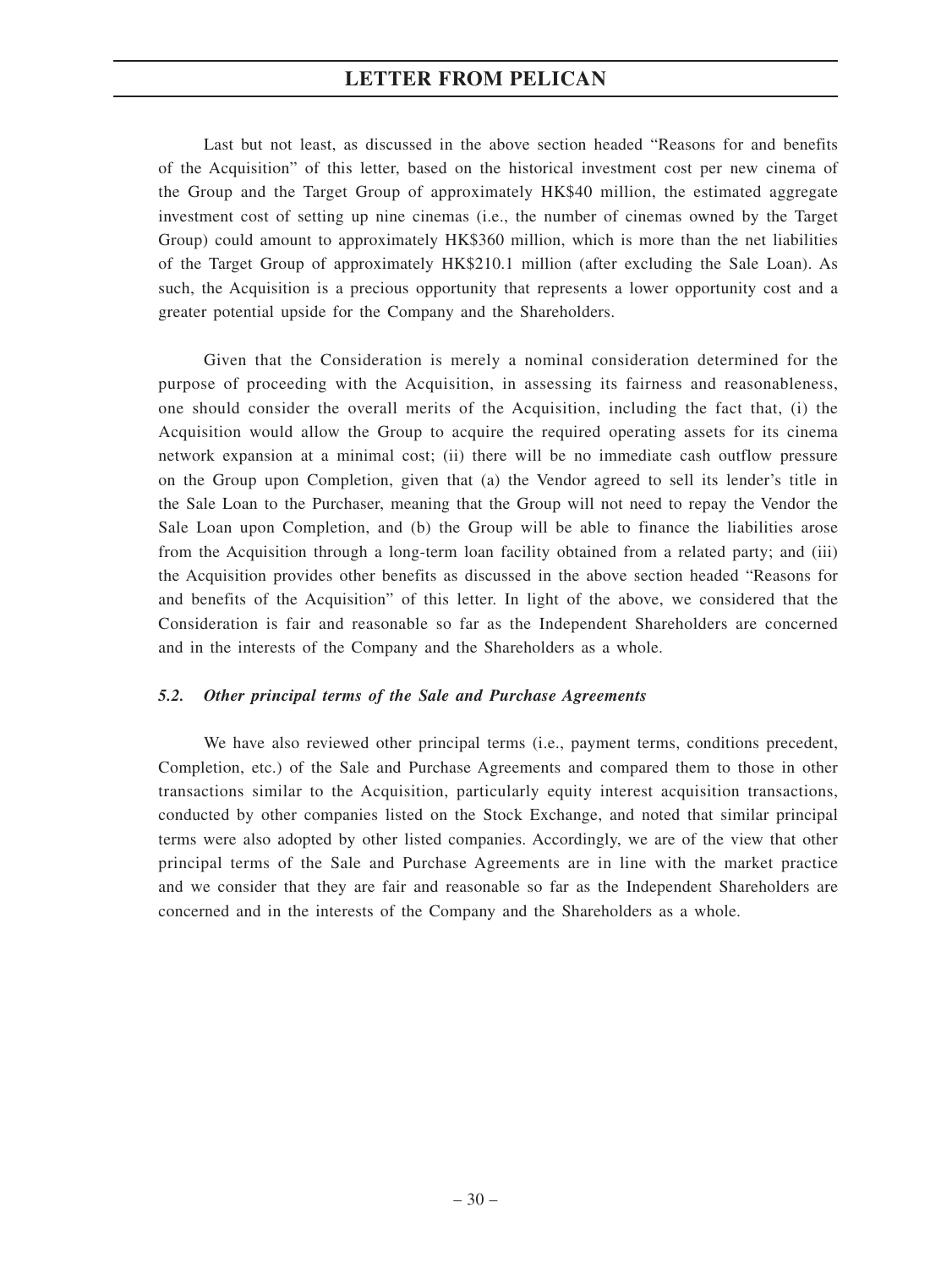Last but not least, as discussed in the above section headed "Reasons for and benefits of the Acquisition" of this letter, based on the historical investment cost per new cinema of the Group and the Target Group of approximately HK$40 million, the estimated aggregate investment cost of setting up nine cinemas (i.e., the number of cinemas owned by the Target Group) could amount to approximately HK$360 million, which is more than the net liabilities of the Target Group of approximately HK$210.1 million (after excluding the Sale Loan). As such, the Acquisition is a precious opportunity that represents a lower opportunity cost and a greater potential upside for the Company and the Shareholders.

Given that the Consideration is merely a nominal consideration determined for the purpose of proceeding with the Acquisition, in assessing its fairness and reasonableness, one should consider the overall merits of the Acquisition, including the fact that, (i) the Acquisition would allow the Group to acquire the required operating assets for its cinema network expansion at a minimal cost; (ii) there will be no immediate cash outflow pressure on the Group upon Completion, given that (a) the Vendor agreed to sell its lender's title in the Sale Loan to the Purchaser, meaning that the Group will not need to repay the Vendor the Sale Loan upon Completion, and (b) the Group will be able to finance the liabilities arose from the Acquisition through a long-term loan facility obtained from a related party; and (iii) the Acquisition provides other benefits as discussed in the above section headed "Reasons for and benefits of the Acquisition" of this letter. In light of the above, we considered that the Consideration is fair and reasonable so far as the Independent Shareholders are concerned and in the interests of the Company and the Shareholders as a whole.

### *5.2. Other principal terms of the Sale and Purchase Agreements*

We have also reviewed other principal terms (i.e., payment terms, conditions precedent, Completion, etc.) of the Sale and Purchase Agreements and compared them to those in other transactions similar to the Acquisition, particularly equity interest acquisition transactions, conducted by other companies listed on the Stock Exchange, and noted that similar principal terms were also adopted by other listed companies. Accordingly, we are of the view that other principal terms of the Sale and Purchase Agreements are in line with the market practice and we consider that they are fair and reasonable so far as the Independent Shareholders are concerned and in the interests of the Company and the Shareholders as a whole.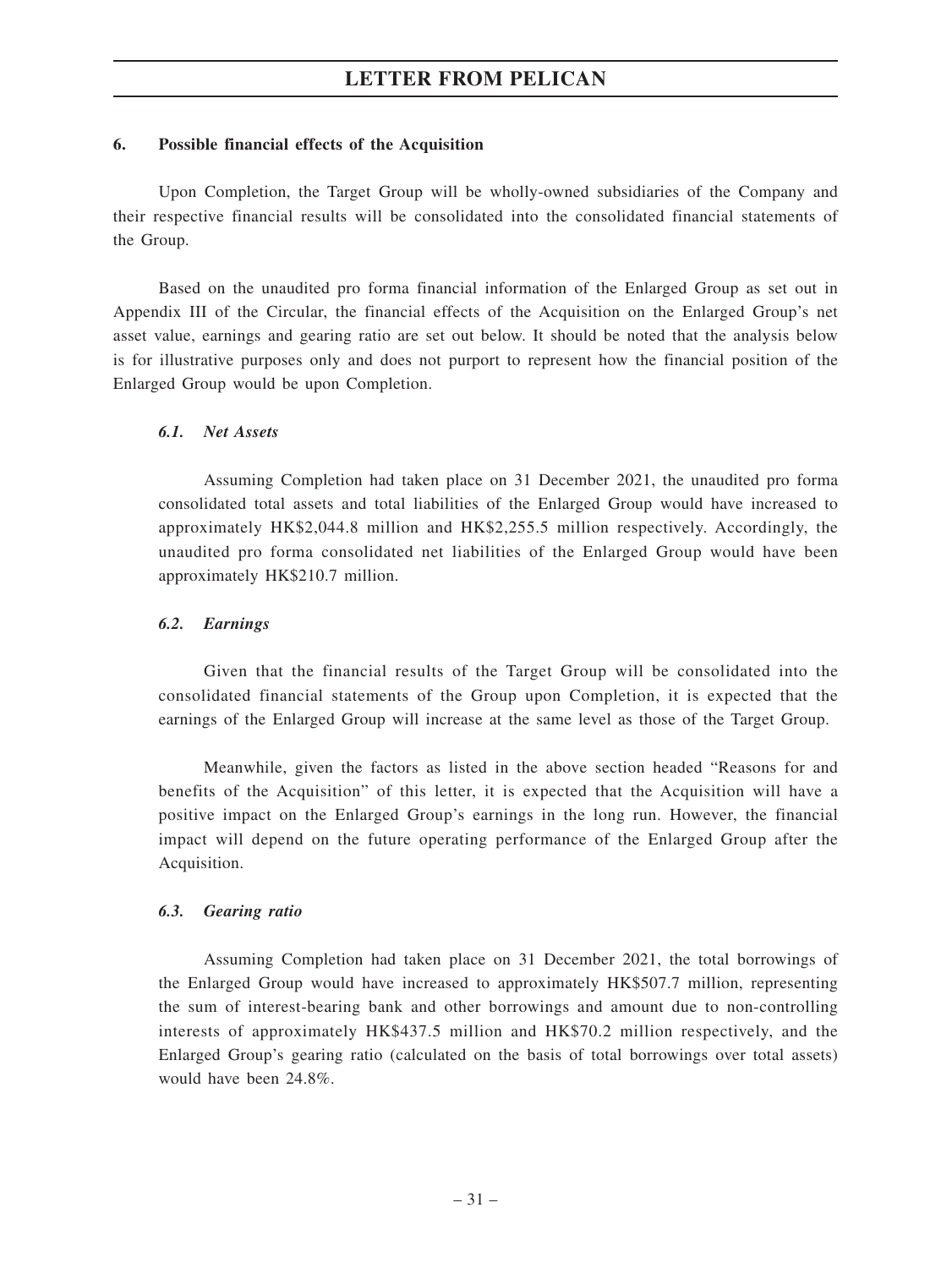## 6. Possible financial effects of the Acquisition

Upon Completion, the Target Group will be wholly-owned subsidiaries of the Company and their respective financial results will be consolidated into the consolidated financial statements of the Group.

Based on the unaudited pro forma financial information of the Enlarged Group as set out in Appendix III of the Circular, the financial effects of the Acquisition on the Enlarged Group's net asset value, earnings and gearing ratio are set out below. It should be noted that the analysis below is for illustrative purposes only and does not purport to represent how the financial position of the Enlarged Group would be upon Completion.

### *6.1. Net Assets*

Assuming Completion had taken place on 31 December 2021, the unaudited pro forma consolidated total assets and total liabilities of the Enlarged Group would have increased to approximately HK$2,044.8 million and HK$2,255.5 million respectively. Accordingly, the unaudited pro forma consolidated net liabilities of the Enlarged Group would have been approximately HK$210.7 million.

### *6.2. Earnings*

Given that the financial results of the Target Group will be consolidated into the consolidated financial statements of the Group upon Completion, it is expected that the earnings of the Enlarged Group will increase at the same level as those of the Target Group.

Meanwhile, given the factors as listed in the above section headed "Reasons for and benefits of the Acquisition" of this letter, it is expected that the Acquisition will have a positive impact on the Enlarged Group's earnings in the long run. However, the financial impact will depend on the future operating performance of the Enlarged Group after the Acquisition.

### *6.3. Gearing ratio*

Assuming Completion had taken place on 31 December 2021, the total borrowings of the Enlarged Group would have increased to approximately HK$507.7 million, representing the sum of interest-bearing bank and other borrowings and amount due to non-controlling interests of approximately HK$437.5 million and HK$70.2 million respectively, and the Enlarged Group's gearing ratio (calculated on the basis of total borrowings over total assets) would have been 24.8%.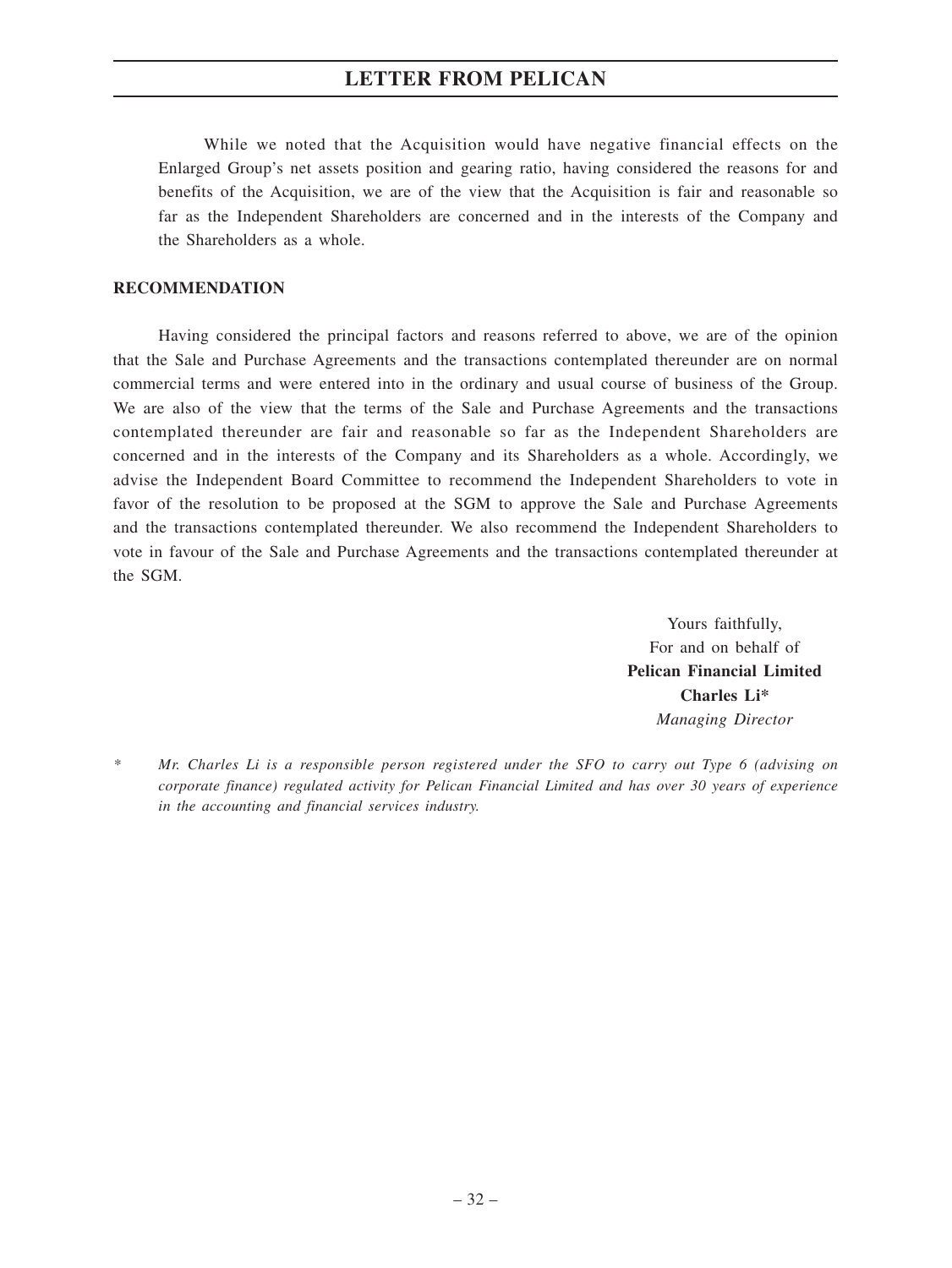While we noted that the Acquisition would have negative financial effects on the Enlarged Group's net assets position and gearing ratio, having considered the reasons for and benefits of the Acquisition, we are of the view that the Acquisition is fair and reasonable so far as the Independent Shareholders are concerned and in the interests of the Company and the Shareholders as a whole.

## RECOMMENDATION

Having considered the principal factors and reasons referred to above, we are of the opinion that the Sale and Purchase Agreements and the transactions contemplated thereunder are on normal commercial terms and were entered into in the ordinary and usual course of business of the Group. We are also of the view that the terms of the Sale and Purchase Agreements and the transactions contemplated thereunder are fair and reasonable so far as the Independent Shareholders are concerned and in the interests of the Company and its Shareholders as a whole. Accordingly, we advise the Independent Board Committee to recommend the Independent Shareholders to vote in favor of the resolution to be proposed at the SGM to approve the Sale and Purchase Agreements and the transactions contemplated thereunder. We also recommend the Independent Shareholders to vote in favour of the Sale and Purchase Agreements and the transactions contemplated thereunder at the SGM.

Yours faithfully,
For and on behalf of
**Pelican Financial Limited**
**Charles Li***
*Managing Director*

\* *Mr. Charles Li is a responsible person registered under the SFO to carry out Type 6 (advising on corporate finance) regulated activity for Pelican Financial Limited and has over 30 years of experience in the accounting and financial services industry.*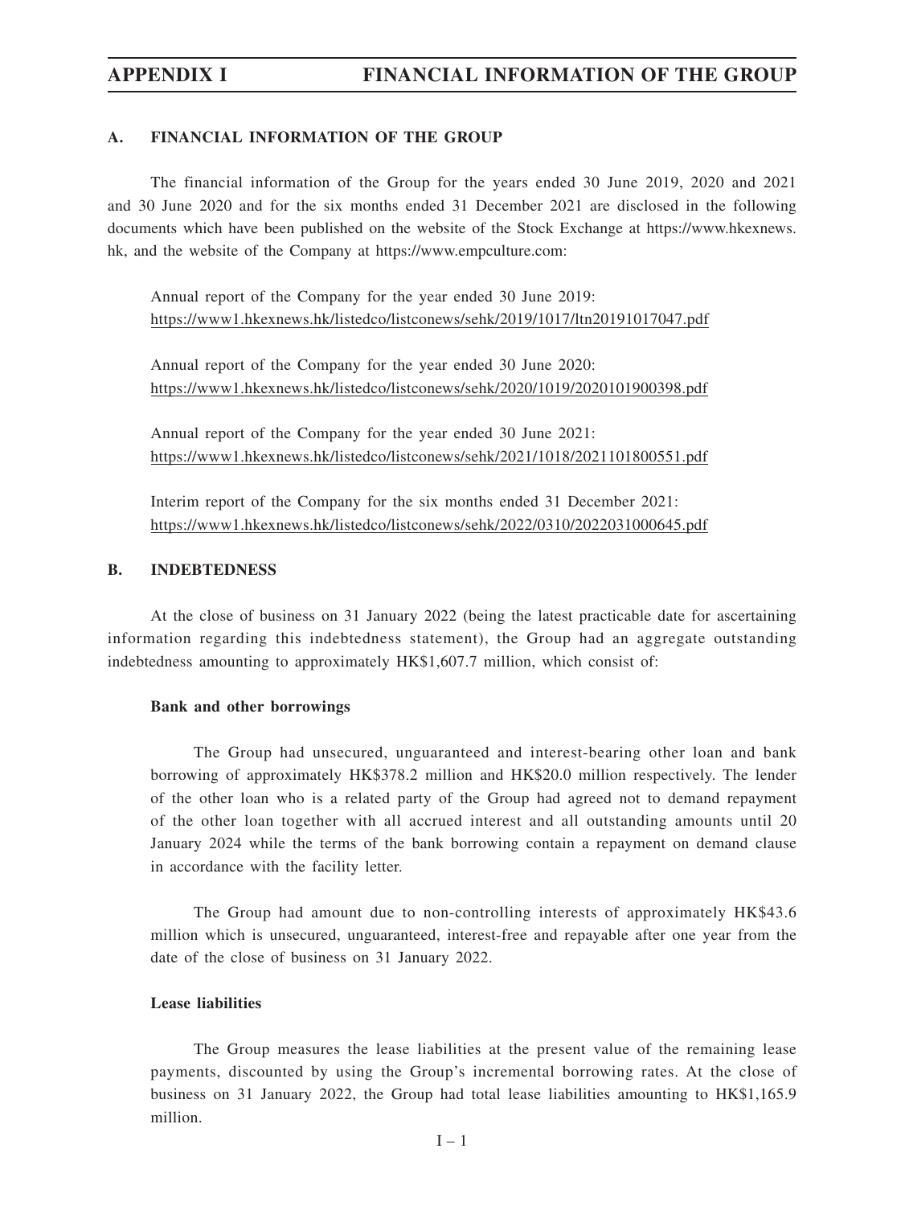# APPENDIX I FINANCIAL INFORMATION OF THE GROUP

## A. FINANCIAL INFORMATION OF THE GROUP

The financial information of the Group for the years ended 30 June 2019, 2020 and 2021 and 30 June 2020 and for the six months ended 31 December 2021 are disclosed in the following documents which have been published on the website of the Stock Exchange at https://www.hkexnews.hk, and the website of the Company at https://www.empculture.com:

Annual report of the Company for the year ended 30 June 2019:
https://www1.hkexnews.hk/listedco/listconews/sehk/2019/1017/ltn20191017047.pdf

Annual report of the Company for the year ended 30 June 2020:
https://www1.hkexnews.hk/listedco/listconews/sehk/2020/1019/2020101900398.pdf

Annual report of the Company for the year ended 30 June 2021:
https://www1.hkexnews.hk/listedco/listconews/sehk/2021/1018/2021101800551.pdf

Interim report of the Company for the six months ended 31 December 2021:
https://www1.hkexnews.hk/listedco/listconews/sehk/2022/0310/2022031000645.pdf

## B. INDEBTEDNESS

At the close of business on 31 January 2022 (being the latest practicable date for ascertaining information regarding this indebtedness statement), the Group had an aggregate outstanding indebtedness amounting to approximately HK$1,607.7 million, which consist of:

### Bank and other borrowings

The Group had unsecured, unguaranteed and interest-bearing other loan and bank borrowing of approximately HK$378.2 million and HK$20.0 million respectively. The lender of the other loan who is a related party of the Group had agreed not to demand repayment of the other loan together with all accrued interest and all outstanding amounts until 20 January 2024 while the terms of the bank borrowing contain a repayment on demand clause in accordance with the facility letter.

The Group had amount due to non-controlling interests of approximately HK$43.6 million which is unsecured, unguaranteed, interest-free and repayable after one year from the date of the close of business on 31 January 2022.

### Lease liabilities

The Group measures the lease liabilities at the present value of the remaining lease payments, discounted by using the Group's incremental borrowing rates. At the close of business on 31 January 2022, the Group had total lease liabilities amounting to HK$1,165.9 million.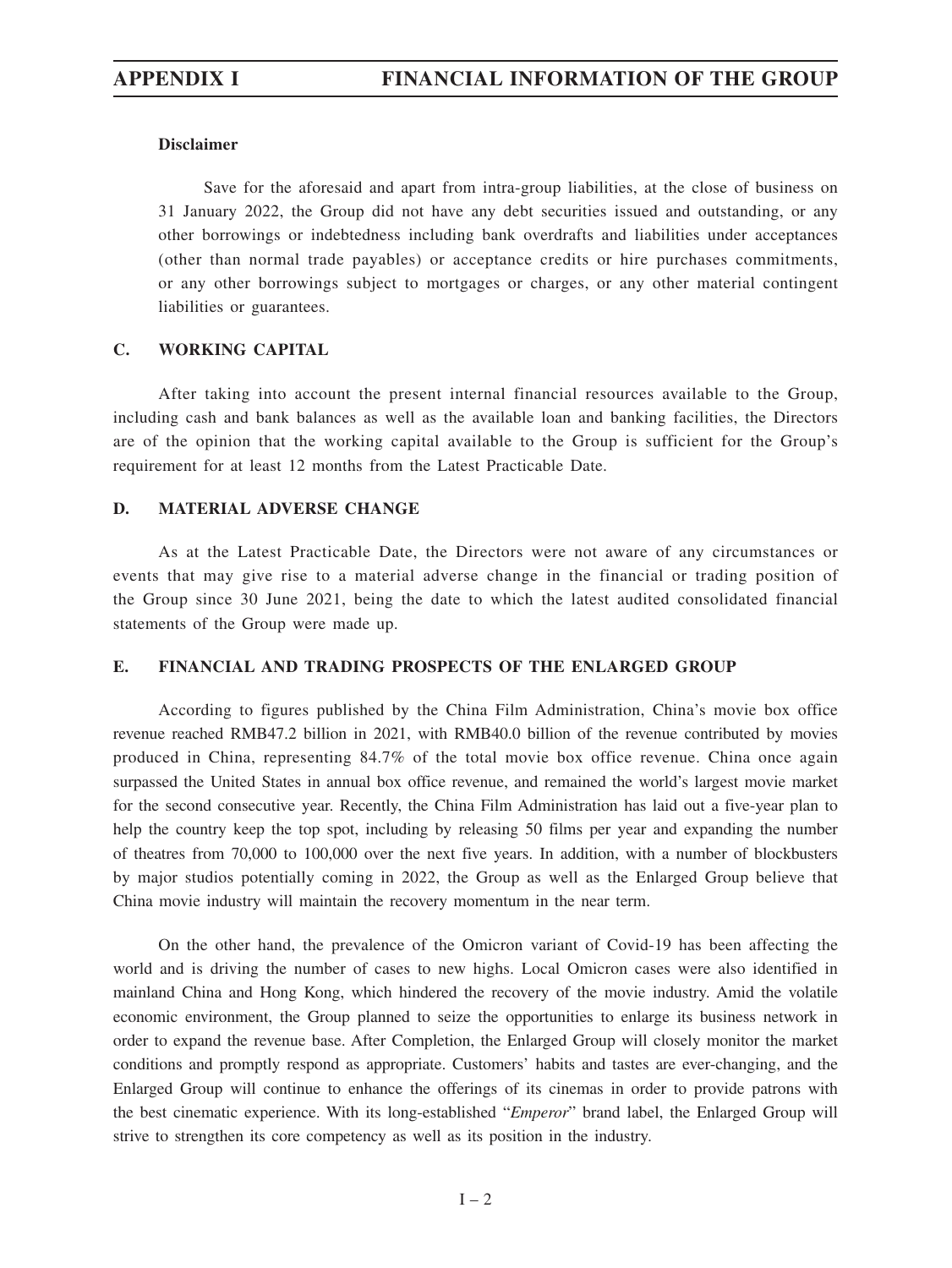**Disclaimer**

Save for the aforesaid and apart from intra-group liabilities, at the close of business on 31 January 2022, the Group did not have any debt securities issued and outstanding, or any other borrowings or indebtedness including bank overdrafts and liabilities under acceptances (other than normal trade payables) or acceptance credits or hire purchases commitments, or any other borrowings subject to mortgages or charges, or any other material contingent liabilities or guarantees.

## C. WORKING CAPITAL

After taking into account the present internal financial resources available to the Group, including cash and bank balances as well as the available loan and banking facilities, the Directors are of the opinion that the working capital available to the Group is sufficient for the Group's requirement for at least 12 months from the Latest Practicable Date.

## D. MATERIAL ADVERSE CHANGE

As at the Latest Practicable Date, the Directors were not aware of any circumstances or events that may give rise to a material adverse change in the financial or trading position of the Group since 30 June 2021, being the date to which the latest audited consolidated financial statements of the Group were made up.

## E. FINANCIAL AND TRADING PROSPECTS OF THE ENLARGED GROUP

According to figures published by the China Film Administration, China's movie box office revenue reached RMB47.2 billion in 2021, with RMB40.0 billion of the revenue contributed by movies produced in China, representing 84.7% of the total movie box office revenue. China once again surpassed the United States in annual box office revenue, and remained the world's largest movie market for the second consecutive year. Recently, the China Film Administration has laid out a five-year plan to help the country keep the top spot, including by releasing 50 films per year and expanding the number of theatres from 70,000 to 100,000 over the next five years. In addition, with a number of blockbusters by major studios potentially coming in 2022, the Group as well as the Enlarged Group believe that China movie industry will maintain the recovery momentum in the near term.

On the other hand, the prevalence of the Omicron variant of Covid-19 has been affecting the world and is driving the number of cases to new highs. Local Omicron cases were also identified in mainland China and Hong Kong, which hindered the recovery of the movie industry. Amid the volatile economic environment, the Group planned to seize the opportunities to enlarge its business network in order to expand the revenue base. After Completion, the Enlarged Group will closely monitor the market conditions and promptly respond as appropriate. Customers' habits and tastes are ever-changing, and the Enlarged Group will continue to enhance the offerings of its cinemas in order to provide patrons with the best cinematic experience. With its long-established "*Emperor*" brand label, the Enlarged Group will strive to strengthen its core competency as well as its position in the industry.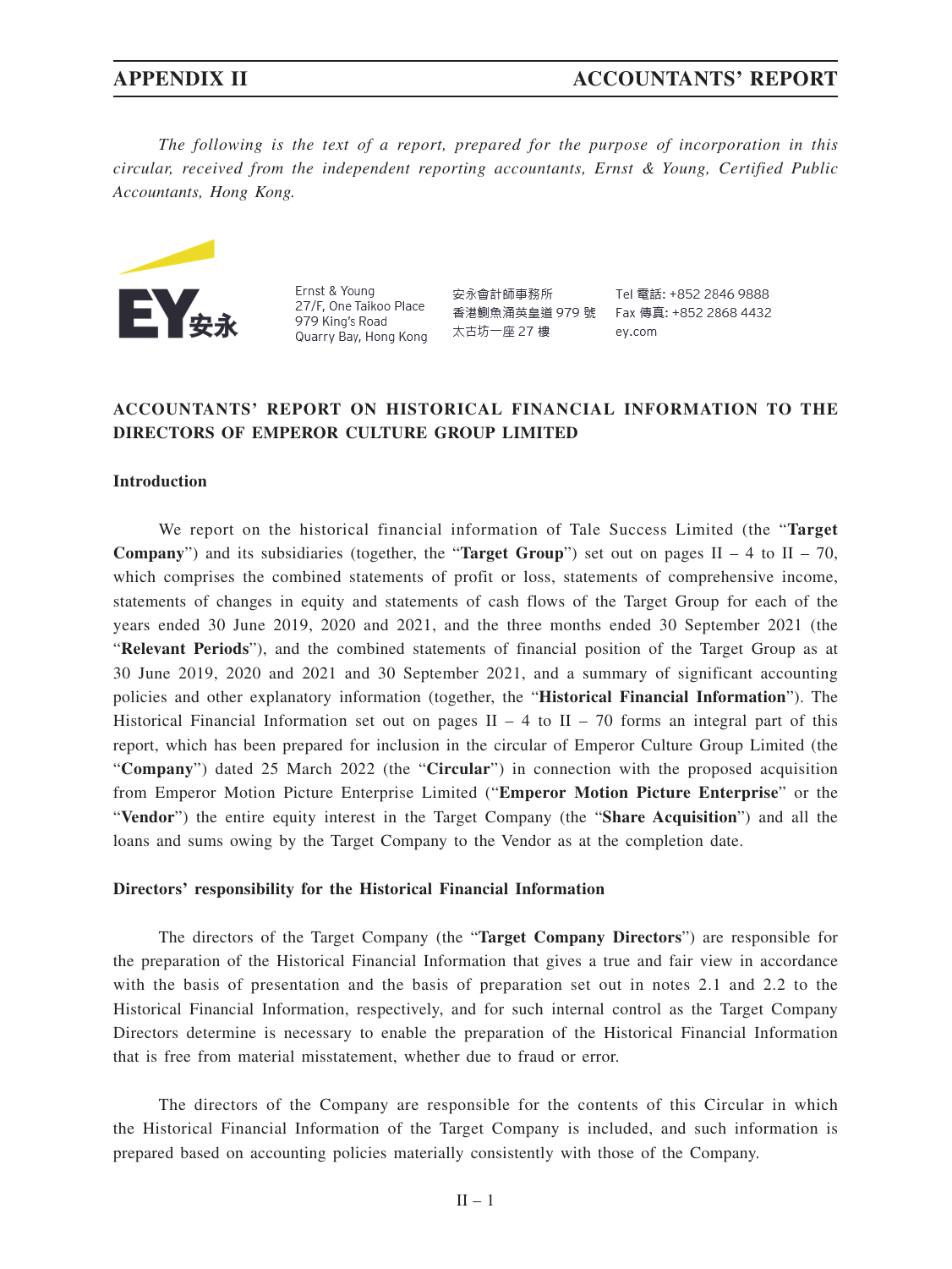*The following is the text of a report, prepared for the purpose of incorporation in this circular, received from the independent reporting accountants, Ernst & Young, Certified Public Accountants, Hong Kong.*

Ernst & Young
27/F, One Taikoo Place
979 King's Road
Quarry Bay, Hong Kong

安永會計師事務所
香港鰂魚涌英皇道 979 號
太古坊一座 27 樓

Tel 電話: +852 2846 9888
Fax 傳真: +852 2868 4432
ey.com

## ACCOUNTANTS' REPORT ON HISTORICAL FINANCIAL INFORMATION TO THE DIRECTORS OF EMPEROR CULTURE GROUP LIMITED

### Introduction

We report on the historical financial information of Tale Success Limited (the "**Target Company**") and its subsidiaries (together, the "**Target Group**") set out on pages II – 4 to II – 70, which comprises the combined statements of profit or loss, statements of comprehensive income, statements of changes in equity and statements of cash flows of the Target Group for each of the years ended 30 June 2019, 2020 and 2021, and the three months ended 30 September 2021 (the "**Relevant Periods**"), and the combined statements of financial position of the Target Group as at 30 June 2019, 2020 and 2021 and 30 September 2021, and a summary of significant accounting policies and other explanatory information (together, the "**Historical Financial Information**"). The Historical Financial Information set out on pages II – 4 to II – 70 forms an integral part of this report, which has been prepared for inclusion in the circular of Emperor Culture Group Limited (the "**Company**") dated 25 March 2022 (the "**Circular**") in connection with the proposed acquisition from Emperor Motion Picture Enterprise Limited ("**Emperor Motion Picture Enterprise**" or the "**Vendor**") the entire equity interest in the Target Company (the "**Share Acquisition**") and all the loans and sums owing by the Target Company to the Vendor as at the completion date.

### Directors' responsibility for the Historical Financial Information

The directors of the Target Company (the "**Target Company Directors**") are responsible for the preparation of the Historical Financial Information that gives a true and fair view in accordance with the basis of presentation and the basis of preparation set out in notes 2.1 and 2.2 to the Historical Financial Information, respectively, and for such internal control as the Target Company Directors determine is necessary to enable the preparation of the Historical Financial Information that is free from material misstatement, whether due to fraud or error.

The directors of the Company are responsible for the contents of this Circular in which the Historical Financial Information of the Target Company is included, and such information is prepared based on accounting policies materially consistently with those of the Company.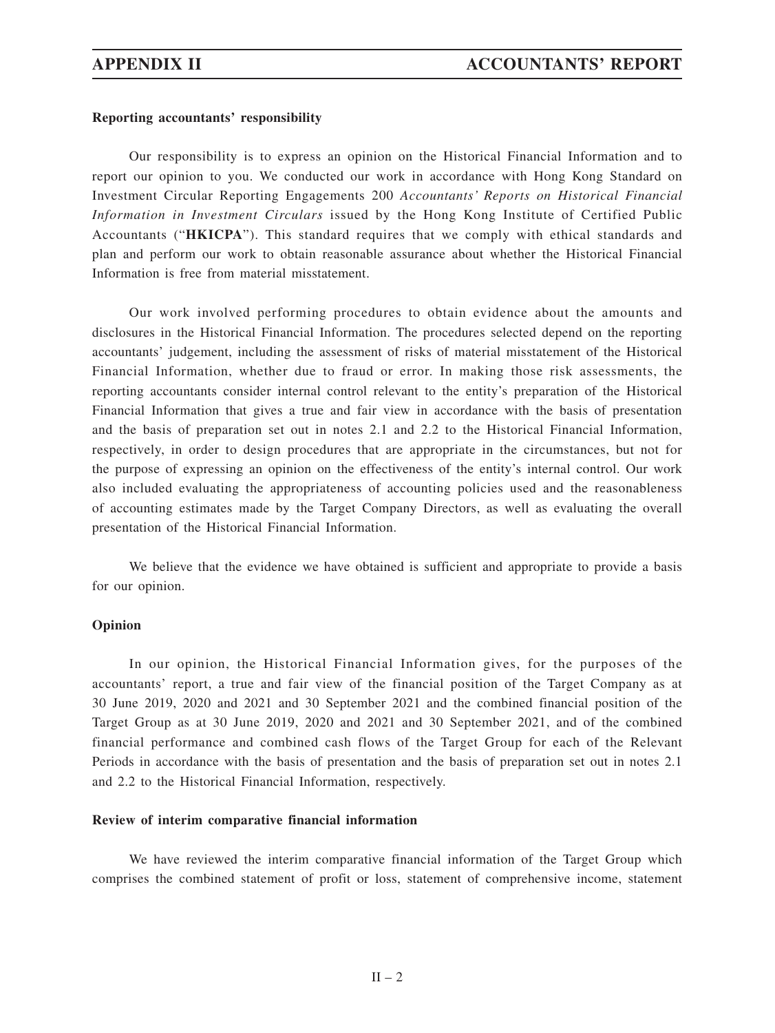**Reporting accountants' responsibility**

Our responsibility is to express an opinion on the Historical Financial Information and to report our opinion to you. We conducted our work in accordance with Hong Kong Standard on Investment Circular Reporting Engagements 200 *Accountants' Reports on Historical Financial Information in Investment Circulars* issued by the Hong Kong Institute of Certified Public Accountants ("**HKICPA**"). This standard requires that we comply with ethical standards and plan and perform our work to obtain reasonable assurance about whether the Historical Financial Information is free from material misstatement.

Our work involved performing procedures to obtain evidence about the amounts and disclosures in the Historical Financial Information. The procedures selected depend on the reporting accountants' judgement, including the assessment of risks of material misstatement of the Historical Financial Information, whether due to fraud or error. In making those risk assessments, the reporting accountants consider internal control relevant to the entity's preparation of the Historical Financial Information that gives a true and fair view in accordance with the basis of presentation and the basis of preparation set out in notes 2.1 and 2.2 to the Historical Financial Information, respectively, in order to design procedures that are appropriate in the circumstances, but not for the purpose of expressing an opinion on the effectiveness of the entity's internal control. Our work also included evaluating the appropriateness of accounting policies used and the reasonableness of accounting estimates made by the Target Company Directors, as well as evaluating the overall presentation of the Historical Financial Information.

We believe that the evidence we have obtained is sufficient and appropriate to provide a basis for our opinion.

**Opinion**

In our opinion, the Historical Financial Information gives, for the purposes of the accountants' report, a true and fair view of the financial position of the Target Company as at 30 June 2019, 2020 and 2021 and 30 September 2021 and the combined financial position of the Target Group as at 30 June 2019, 2020 and 2021 and 30 September 2021, and of the combined financial performance and combined cash flows of the Target Group for each of the Relevant Periods in accordance with the basis of presentation and the basis of preparation set out in notes 2.1 and 2.2 to the Historical Financial Information, respectively.

**Review of interim comparative financial information**

We have reviewed the interim comparative financial information of the Target Group which comprises the combined statement of profit or loss, statement of comprehensive income, statement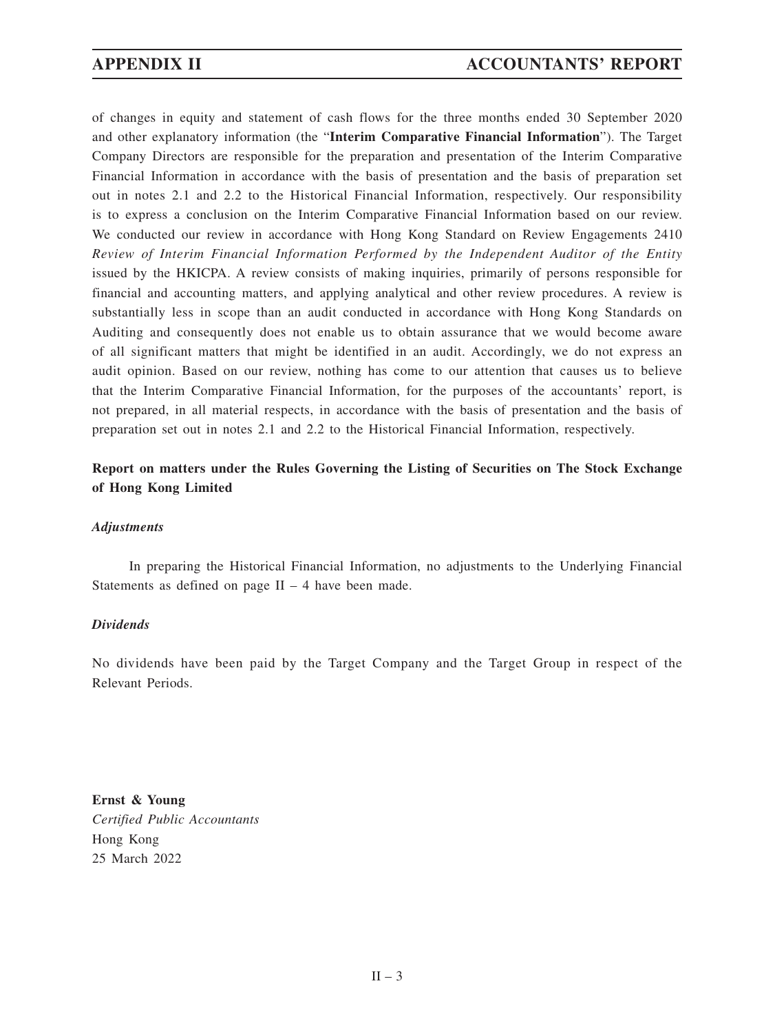of changes in equity and statement of cash flows for the three months ended 30 September 2020 and other explanatory information (the "**Interim Comparative Financial Information**"). The Target Company Directors are responsible for the preparation and presentation of the Interim Comparative Financial Information in accordance with the basis of presentation and the basis of preparation set out in notes 2.1 and 2.2 to the Historical Financial Information, respectively. Our responsibility is to express a conclusion on the Interim Comparative Financial Information based on our review. We conducted our review in accordance with Hong Kong Standard on Review Engagements 2410 *Review of Interim Financial Information Performed by the Independent Auditor of the Entity* issued by the HKICPA. A review consists of making inquiries, primarily of persons responsible for financial and accounting matters, and applying analytical and other review procedures. A review is substantially less in scope than an audit conducted in accordance with Hong Kong Standards on Auditing and consequently does not enable us to obtain assurance that we would become aware of all significant matters that might be identified in an audit. Accordingly, we do not express an audit opinion. Based on our review, nothing has come to our attention that causes us to believe that the Interim Comparative Financial Information, for the purposes of the accountants' report, is not prepared, in all material respects, in accordance with the basis of presentation and the basis of preparation set out in notes 2.1 and 2.2 to the Historical Financial Information, respectively.

**Report on matters under the Rules Governing the Listing of Securities on The Stock Exchange of Hong Kong Limited**

***Adjustments***

In preparing the Historical Financial Information, no adjustments to the Underlying Financial Statements as defined on page II – 4 have been made.

***Dividends***

No dividends have been paid by the Target Company and the Target Group in respect of the Relevant Periods.

**Ernst & Young**
*Certified Public Accountants*
Hong Kong
25 March 2022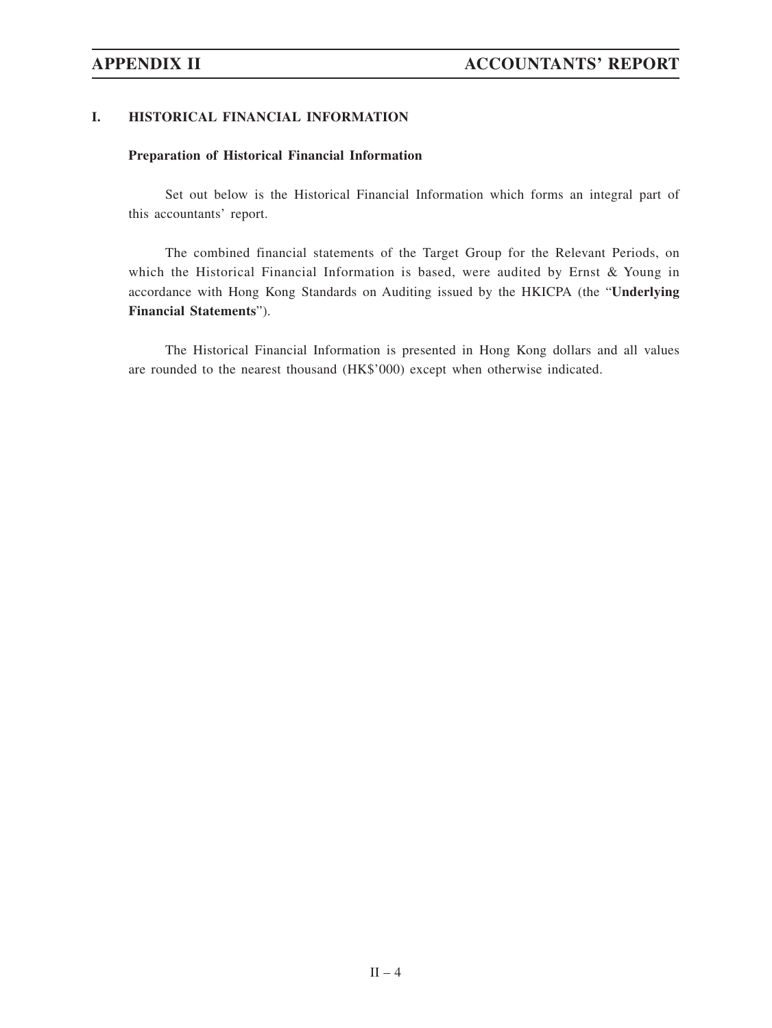## I. HISTORICAL FINANCIAL INFORMATION

### Preparation of Historical Financial Information

Set out below is the Historical Financial Information which forms an integral part of this accountants' report.

The combined financial statements of the Target Group for the Relevant Periods, on which the Historical Financial Information is based, were audited by Ernst & Young in accordance with Hong Kong Standards on Auditing issued by the HKICPA (the "**Underlying Financial Statements**").

The Historical Financial Information is presented in Hong Kong dollars and all values are rounded to the nearest thousand (HK$'000) except when otherwise indicated.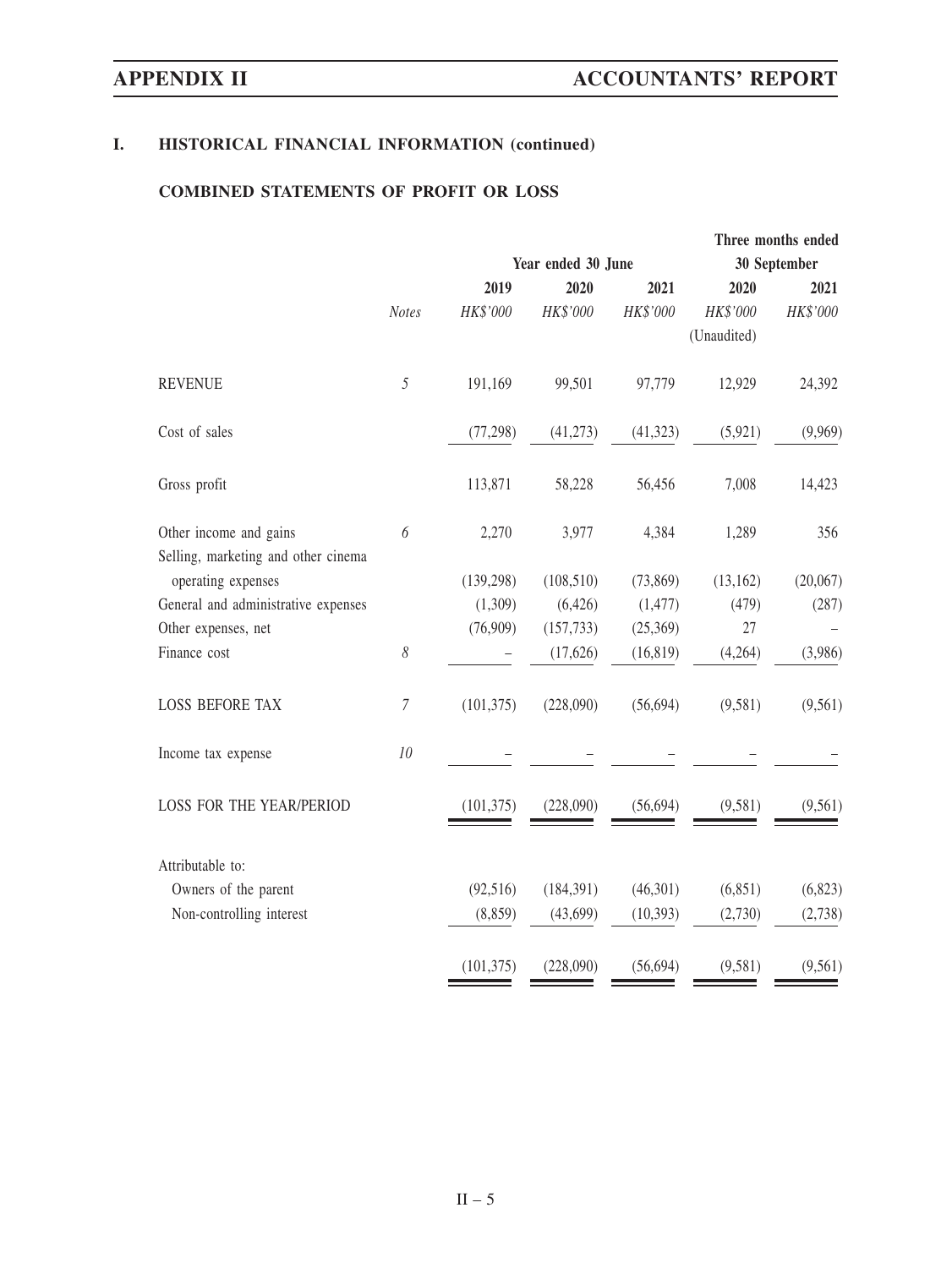## I. HISTORICAL FINANCIAL INFORMATION (continued)

### COMBINED STATEMENTS OF PROFIT OR LOSS

| | | Year ended 30 June | | | Three months ended 30 September | |
|---|---|---|---|---|---|---|
| | | 2019 | 2020 | 2021 | 2020 | 2021 |
| | *Notes* | *HK$'000* | *HK$'000* | *HK$'000* | *HK$'000* | *HK$'000* |
| | | | | | (Unaudited) | |
| REVENUE | *5* | 191,169 | 99,501 | 97,779 | 12,929 | 24,392 |
| Cost of sales | | (77,298) | (41,273) | (41,323) | (5,921) | (9,969) |
| Gross profit | | 113,871 | 58,228 | 56,456 | 7,008 | 14,423 |
| Other income and gains | *6* | 2,270 | 3,977 | 4,384 | 1,289 | 356 |
| Selling, marketing and other cinema operating expenses | | (139,298) | (108,510) | (73,869) | (13,162) | (20,067) |
| General and administrative expenses | | (1,309) | (6,426) | (1,477) | (479) | (287) |
| Other expenses, net | | (76,909) | (157,733) | (25,369) | 27 | – |
| Finance cost | *8* | – | (17,626) | (16,819) | (4,264) | (3,986) |
| LOSS BEFORE TAX | *7* | (101,375) | (228,090) | (56,694) | (9,581) | (9,561) |
| Income tax expense | *10* | – | – | – | – | – |
| LOSS FOR THE YEAR/PERIOD | | (101,375) | (228,090) | (56,694) | (9,581) | (9,561) |
| Attributable to: | | | | | | |
| Owners of the parent | | (92,516) | (184,391) | (46,301) | (6,851) | (6,823) |
| Non-controlling interest | | (8,859) | (43,699) | (10,393) | (2,730) | (2,738) |
| | | (101,375) | (228,090) | (56,694) | (9,581) | (9,561) |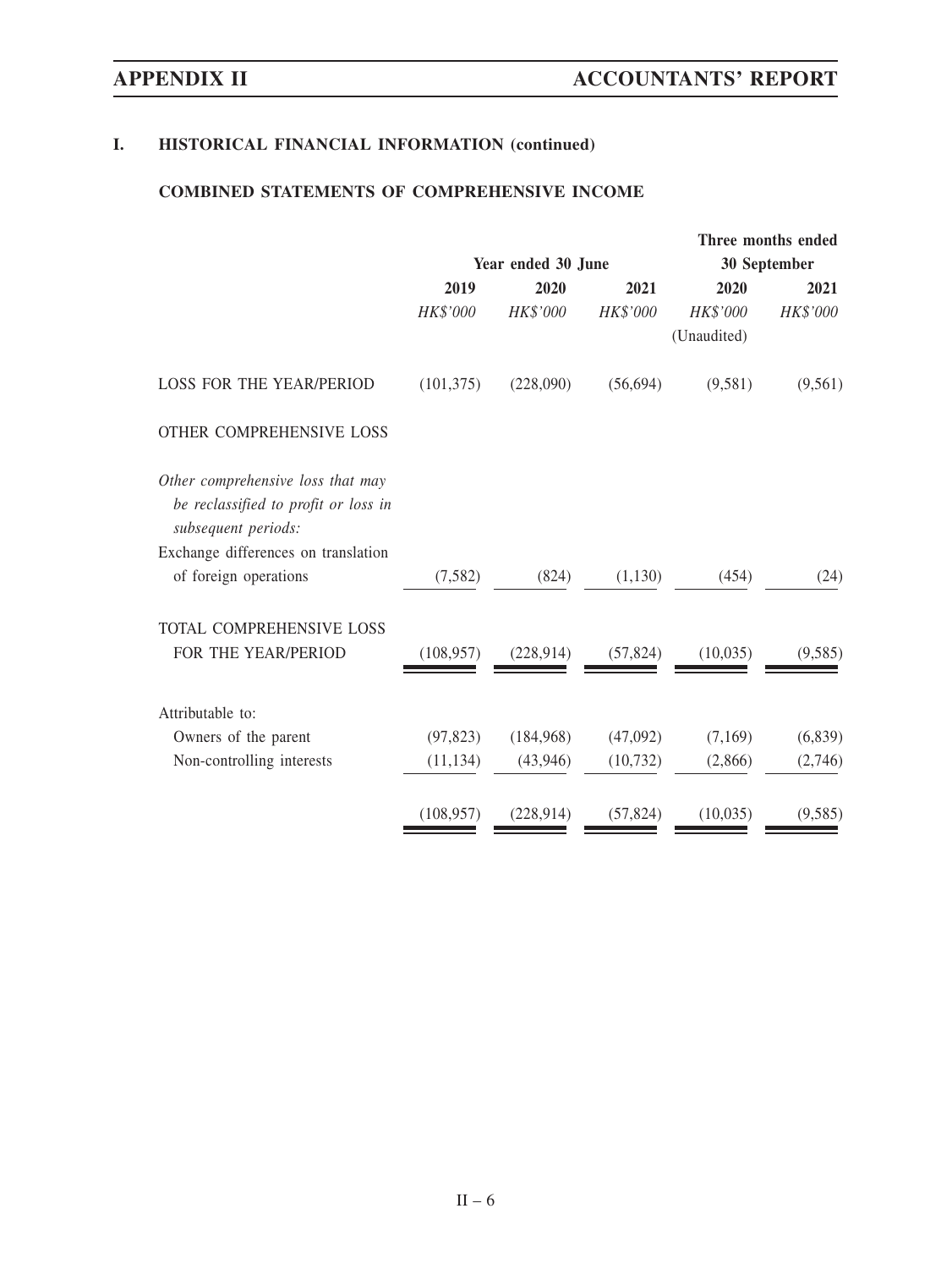## I. HISTORICAL FINANCIAL INFORMATION (continued)

### COMBINED STATEMENTS OF COMPREHENSIVE INCOME

| | Year ended 30 June | | | Three months ended 30 September | |
|---|---|---|---|---|---|
| | 2019 | 2020 | 2021 | 2020 | 2021 |
| | *HK$'000* | *HK$'000* | *HK$'000* | *HK$'000* | *HK$'000* |
| | | | | (Unaudited) | |
| LOSS FOR THE YEAR/PERIOD | (101,375) | (228,090) | (56,694) | (9,581) | (9,561) |
| OTHER COMPREHENSIVE LOSS | | | | | |
| *Other comprehensive loss that may be reclassified to profit or loss in subsequent periods:* | | | | | |
| Exchange differences on translation of foreign operations | (7,582) | (824) | (1,130) | (454) | (24) |
| TOTAL COMPREHENSIVE LOSS FOR THE YEAR/PERIOD | (108,957) | (228,914) | (57,824) | (10,035) | (9,585) |
| Attributable to: | | | | | |
| Owners of the parent | (97,823) | (184,968) | (47,092) | (7,169) | (6,839) |
| Non-controlling interests | (11,134) | (43,946) | (10,732) | (2,866) | (2,746) |
| | (108,957) | (228,914) | (57,824) | (10,035) | (9,585) |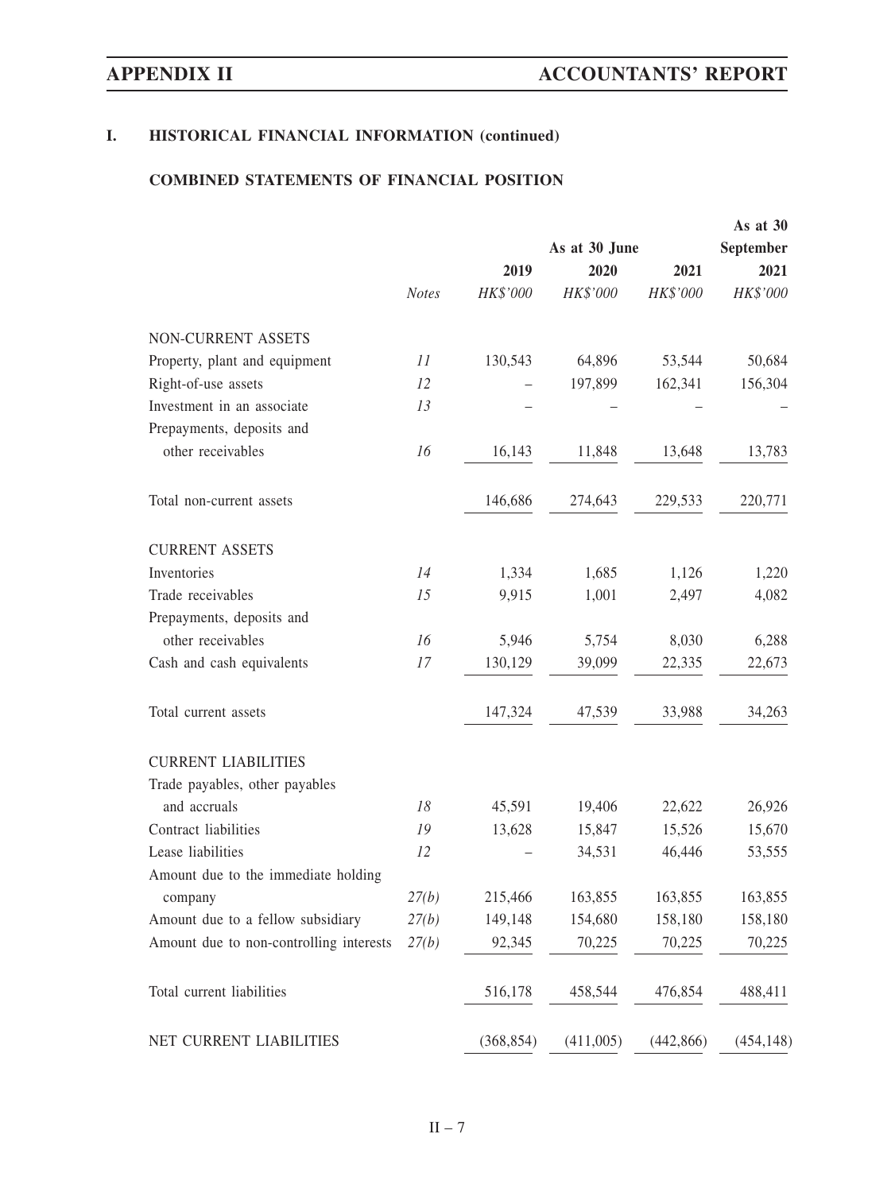## I. HISTORICAL FINANCIAL INFORMATION (continued)

### COMBINED STATEMENTS OF FINANCIAL POSITION

| | | As at 30 June | | | As at 30 September |
|---|---|---|---|---|---|
| | | 2019 | 2020 | 2021 | 2021 |
| | *Notes* | *HK$'000* | *HK$'000* | *HK$'000* | *HK$'000* |
| NON-CURRENT ASSETS | | | | | |
| Property, plant and equipment | *11* | 130,543 | 64,896 | 53,544 | 50,684 |
| Right-of-use assets | *12* | – | 197,899 | 162,341 | 156,304 |
| Investment in an associate | *13* | – | – | – | – |
| Prepayments, deposits and other receivables | *16* | 16,143 | 11,848 | 13,648 | 13,783 |
| Total non-current assets | | 146,686 | 274,643 | 229,533 | 220,771 |
| CURRENT ASSETS | | | | | |
| Inventories | *14* | 1,334 | 1,685 | 1,126 | 1,220 |
| Trade receivables | *15* | 9,915 | 1,001 | 2,497 | 4,082 |
| Prepayments, deposits and other receivables | *16* | 5,946 | 5,754 | 8,030 | 6,288 |
| Cash and cash equivalents | *17* | 130,129 | 39,099 | 22,335 | 22,673 |
| Total current assets | | 147,324 | 47,539 | 33,988 | 34,263 |
| CURRENT LIABILITIES | | | | | |
| Trade payables, other payables and accruals | *18* | 45,591 | 19,406 | 22,622 | 26,926 |
| Contract liabilities | *19* | 13,628 | 15,847 | 15,526 | 15,670 |
| Lease liabilities | *12* | – | 34,531 | 46,446 | 53,555 |
| Amount due to the immediate holding company | *27(b)* | 215,466 | 163,855 | 163,855 | 163,855 |
| Amount due to a fellow subsidiary | *27(b)* | 149,148 | 154,680 | 158,180 | 158,180 |
| Amount due to non-controlling interests | *27(b)* | 92,345 | 70,225 | 70,225 | 70,225 |
| Total current liabilities | | 516,178 | 458,544 | 476,854 | 488,411 |
| NET CURRENT LIABILITIES | | (368,854) | (411,005) | (442,866) | (454,148) |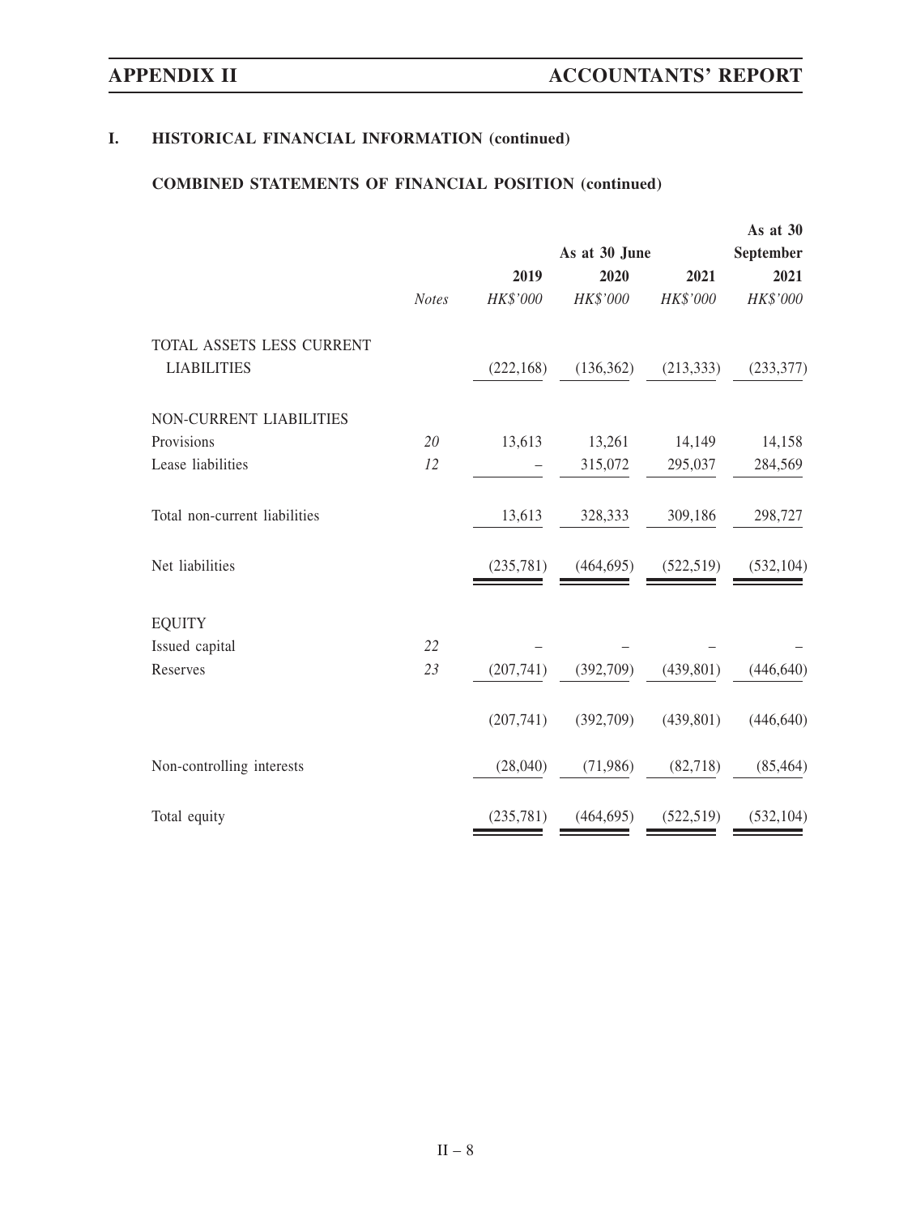## I. HISTORICAL FINANCIAL INFORMATION (continued)

### COMBINED STATEMENTS OF FINANCIAL POSITION (continued)

| | | As at 30 June | | | As at 30 September |
|---|---|---|---|---|---|
| | | 2019 | 2020 | 2021 | 2021 |
| | *Notes* | *HK$'000* | *HK$'000* | *HK$'000* | *HK$'000* |
| TOTAL ASSETS LESS CURRENT LIABILITIES | | (222,168) | (136,362) | (213,333) | (233,377) |
| NON-CURRENT LIABILITIES | | | | | |
| Provisions | *20* | 13,613 | 13,261 | 14,149 | 14,158 |
| Lease liabilities | *12* | – | 315,072 | 295,037 | 284,569 |
| Total non-current liabilities | | 13,613 | 328,333 | 309,186 | 298,727 |
| Net liabilities | | (235,781) | (464,695) | (522,519) | (532,104) |
| EQUITY | | | | | |
| Issued capital | *22* | – | – | – | – |
| Reserves | *23* | (207,741) | (392,709) | (439,801) | (446,640) |
| | | (207,741) | (392,709) | (439,801) | (446,640) |
| Non-controlling interests | | (28,040) | (71,986) | (82,718) | (85,464) |
| Total equity | | (235,781) | (464,695) | (522,519) | (532,104) |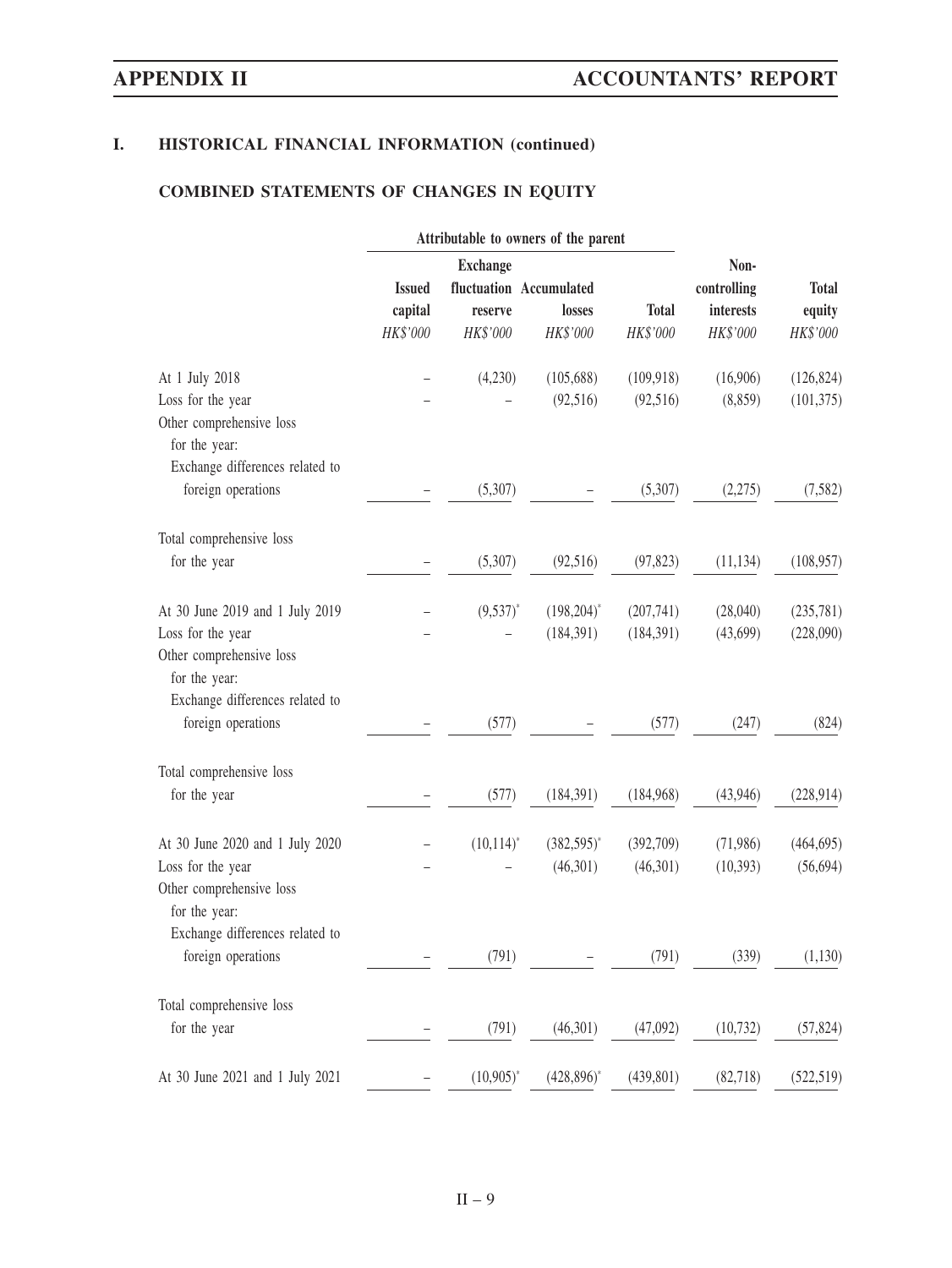## I. HISTORICAL FINANCIAL INFORMATION (continued)

### COMBINED STATEMENTS OF CHANGES IN EQUITY

| | Attributable to owners of the parent | | | | | |
|---|---|---|---|---|---|---|
| | Issued capital | Exchange fluctuation reserve | Accumulated losses | Total | Non-controlling interests | Total equity |
| | *HK$'000* | *HK$'000* | *HK$'000* | *HK$'000* | *HK$'000* | *HK$'000* |
| At 1 July 2018 | – | (4,230) | (105,688) | (109,918) | (16,906) | (126,824) |
| Loss for the year | – | – | (92,516) | (92,516) | (8,859) | (101,375) |
| Other comprehensive loss for the year: | | | | | | |
| Exchange differences related to foreign operations | – | (5,307) | – | (5,307) | (2,275) | (7,582) |
| Total comprehensive loss for the year | – | (5,307) | (92,516) | (97,823) | (11,134) | (108,957) |
| At 30 June 2019 and 1 July 2019 | – | (9,537)* | (198,204)* | (207,741) | (28,040) | (235,781) |
| Loss for the year | – | – | (184,391) | (184,391) | (43,699) | (228,090) |
| Other comprehensive loss for the year: | | | | | | |
| Exchange differences related to foreign operations | – | (577) | – | (577) | (247) | (824) |
| Total comprehensive loss for the year | – | (577) | (184,391) | (184,968) | (43,946) | (228,914) |
| At 30 June 2020 and 1 July 2020 | – | (10,114)* | (382,595)* | (392,709) | (71,986) | (464,695) |
| Loss for the year | – | – | (46,301) | (46,301) | (10,393) | (56,694) |
| Other comprehensive loss for the year: | | | | | | |
| Exchange differences related to foreign operations | – | (791) | – | (791) | (339) | (1,130) |
| Total comprehensive loss for the year | – | (791) | (46,301) | (47,092) | (10,732) | (57,824) |
| At 30 June 2021 and 1 July 2021 | – | (10,905)* | (428,896)* | (439,801) | (82,718) | (522,519) |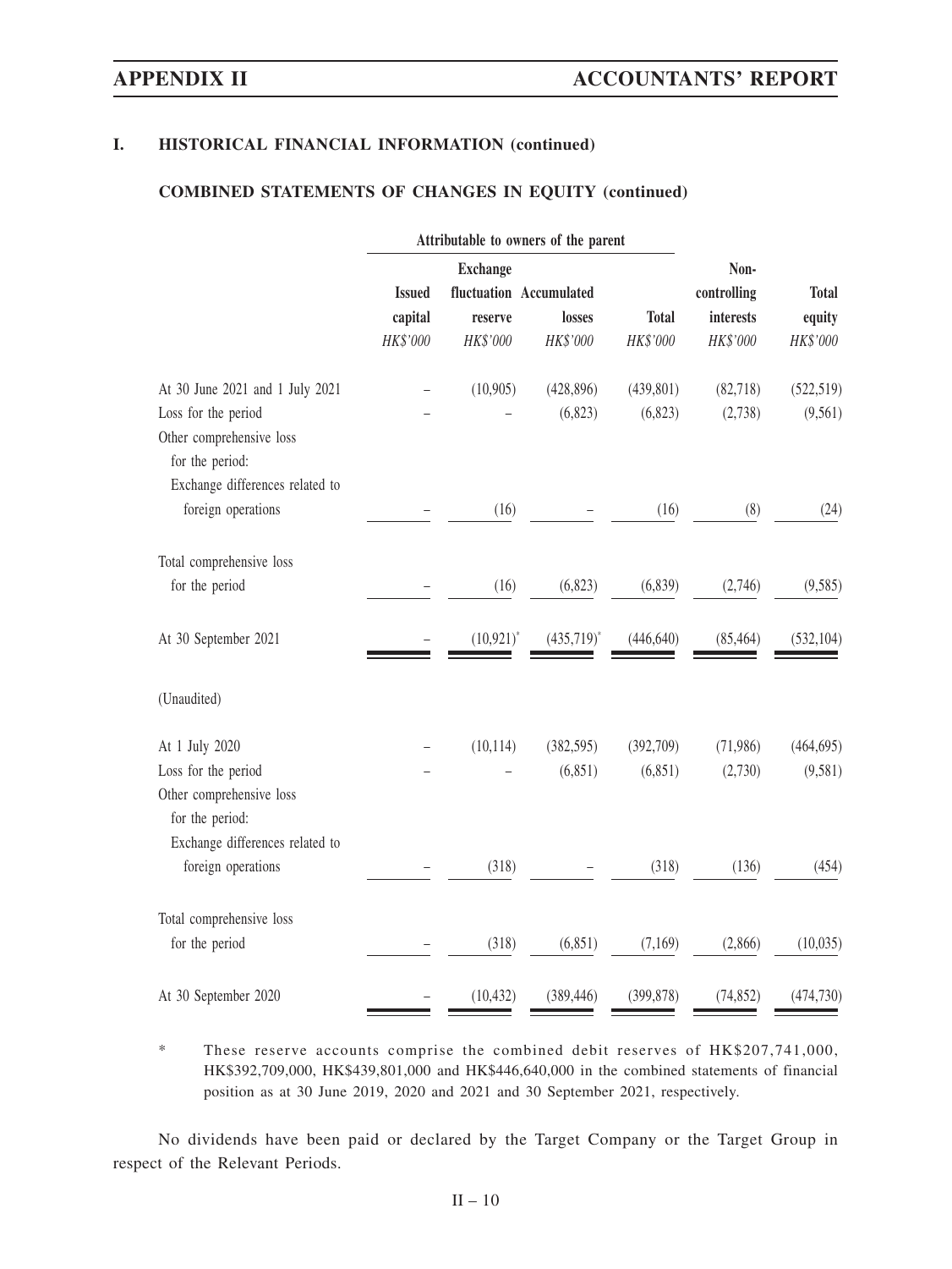## I. HISTORICAL FINANCIAL INFORMATION (continued)

### COMBINED STATEMENTS OF CHANGES IN EQUITY (continued)

| | Attributable to owners of the parent | | | | | |
|---|---|---|---|---|---|---|
| | Issued capital | Exchange fluctuation reserve | Accumulated losses | Total | Non-controlling interests | Total equity |
| | *HK$'000* | *HK$'000* | *HK$'000* | *HK$'000* | *HK$'000* | *HK$'000* |
| At 30 June 2021 and 1 July 2021 | – | (10,905) | (428,896) | (439,801) | (82,718) | (522,519) |
| Loss for the period | – | – | (6,823) | (6,823) | (2,738) | (9,561) |
| Other comprehensive loss for the period: | | | | | | |
| Exchange differences related to foreign operations | – | (16) | – | (16) | (8) | (24) |
| Total comprehensive loss for the period | – | (16) | (6,823) | (6,839) | (2,746) | (9,585) |
| At 30 September 2021 | – | (10,921)* | (435,719)* | (446,640) | (85,464) | (532,104) |
| (Unaudited) | | | | | | |
| At 1 July 2020 | – | (10,114) | (382,595) | (392,709) | (71,986) | (464,695) |
| Loss for the period | – | – | (6,851) | (6,851) | (2,730) | (9,581) |
| Other comprehensive loss for the period: | | | | | | |
| Exchange differences related to foreign operations | – | (318) | – | (318) | (136) | (454) |
| Total comprehensive loss for the period | – | (318) | (6,851) | (7,169) | (2,866) | (10,035) |
| At 30 September 2020 | – | (10,432) | (389,446) | (399,878) | (74,852) | (474,730) |

\* These reserve accounts comprise the combined debit reserves of HK$207,741,000, HK$392,709,000, HK$439,801,000 and HK$446,640,000 in the combined statements of financial position as at 30 June 2019, 2020 and 2021 and 30 September 2021, respectively.

No dividends have been paid or declared by the Target Company or the Target Group in respect of the Relevant Periods.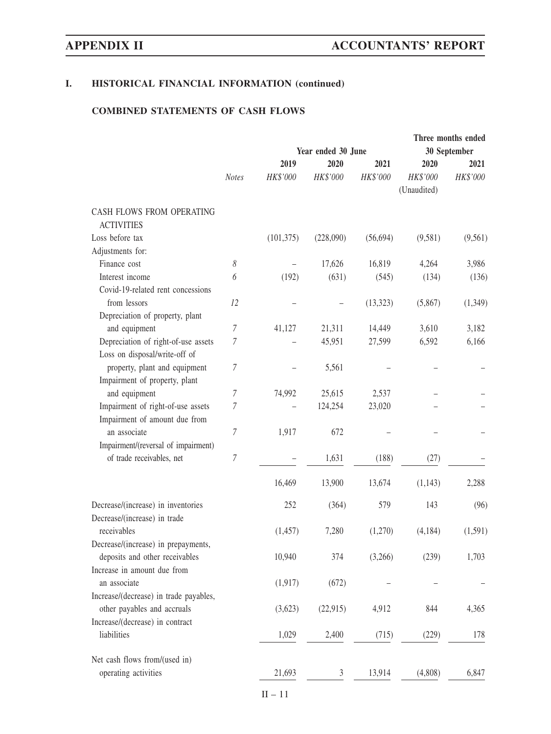## I. HISTORICAL FINANCIAL INFORMATION (continued)

### COMBINED STATEMENTS OF CASH FLOWS

| | Notes | Year ended 30 June 2019 HK$'000 | Year ended 30 June 2020 HK$'000 | Year ended 30 June 2021 HK$'000 | Three months ended 30 September 2020 HK$'000 (Unaudited) | Three months ended 30 September 2021 HK$'000 |
|---|---|---|---|---|---|---|
| CASH FLOWS FROM OPERATING ACTIVITIES | | | | | | |
| Loss before tax | | (101,375) | (228,090) | (56,694) | (9,581) | (9,561) |
| Adjustments for: | | | | | | |
| Finance cost | 8 | – | 17,626 | 16,819 | 4,264 | 3,986 |
| Interest income | 6 | (192) | (631) | (545) | (134) | (136) |
| Covid-19-related rent concessions from lessors | 12 | – | – | (13,323) | (5,867) | (1,349) |
| Depreciation of property, plant and equipment | 7 | 41,127 | 21,311 | 14,449 | 3,610 | 3,182 |
| Depreciation of right-of-use assets | 7 | – | 45,951 | 27,599 | 6,592 | 6,166 |
| Loss on disposal/write-off of property, plant and equipment | 7 | – | 5,561 | – | – | – |
| Impairment of property, plant and equipment | 7 | 74,992 | 25,615 | 2,537 | – | – |
| Impairment of right-of-use assets | 7 | – | 124,254 | 23,020 | – | – |
| Impairment of amount due from an associate | 7 | 1,917 | 672 | – | – | – |
| Impairment/(reversal of impairment) of trade receivables, net | 7 | – | 1,631 | (188) | (27) | – |
| | | 16,469 | 13,900 | 13,674 | (1,143) | 2,288 |
| Decrease/(increase) in inventories | | 252 | (364) | 579 | 143 | (96) |
| Decrease/(increase) in trade receivables | | (1,457) | 7,280 | (1,270) | (4,184) | (1,591) |
| Decrease/(increase) in prepayments, deposits and other receivables | | 10,940 | 374 | (3,266) | (239) | 1,703 |
| Increase in amount due from an associate | | (1,917) | (672) | – | – | – |
| Increase/(decrease) in trade payables, other payables and accruals | | (3,623) | (22,915) | 4,912 | 844 | 4,365 |
| Increase/(decrease) in contract liabilities | | 1,029 | 2,400 | (715) | (229) | 178 |
| Net cash flows from/(used in) operating activities | | 21,693 | 3 | 13,914 | (4,808) | 6,847 |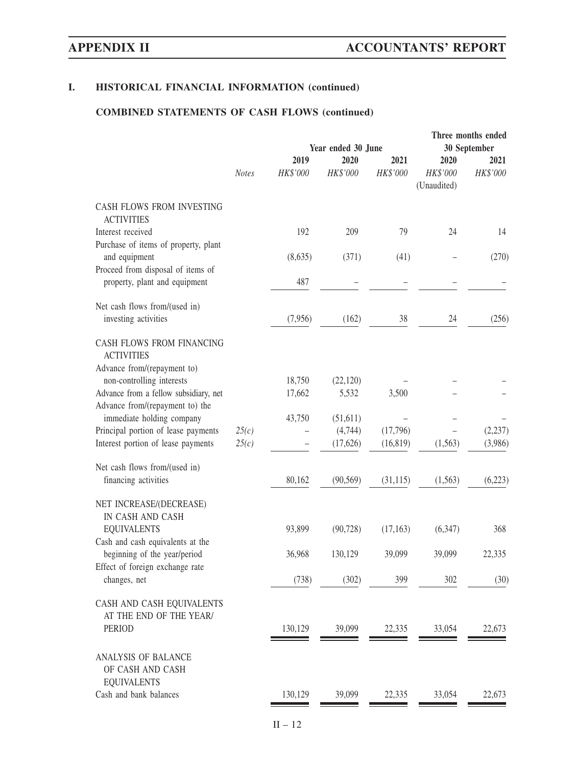## I. HISTORICAL FINANCIAL INFORMATION (continued)

### COMBINED STATEMENTS OF CASH FLOWS (continued)

| | Notes | Year ended 30 June | | | Three months ended 30 September | |
|---|---|---|---|---|---|---|
| | | 2019 | 2020 | 2021 | 2020 | 2021 |
| | | *HK$'000* | *HK$'000* | *HK$'000* | *HK$'000* (Unaudited) | *HK$'000* |
| CASH FLOWS FROM INVESTING ACTIVITIES | | | | | | |
| Interest received | | 192 | 209 | 79 | 24 | 14 |
| Purchase of items of property, plant and equipment | | (8,635) | (371) | (41) | – | (270) |
| Proceed from disposal of items of property, plant and equipment | | 487 | – | – | – | – |
| Net cash flows from/(used in) investing activities | | (7,956) | (162) | 38 | 24 | (256) |
| CASH FLOWS FROM FINANCING ACTIVITIES | | | | | | |
| Advance from/(repayment to) non-controlling interests | | 18,750 | (22,120) | – | – | – |
| Advance from a fellow subsidiary, net | | 17,662 | 5,532 | 3,500 | – | – |
| Advance from/(repayment to) the immediate holding company | | 43,750 | (51,611) | – | – | – |
| Principal portion of lease payments | *25(c)* | – | (4,744) | (17,796) | – | (2,237) |
| Interest portion of lease payments | *25(c)* | – | (17,626) | (16,819) | (1,563) | (3,986) |
| Net cash flows from/(used in) financing activities | | 80,162 | (90,569) | (31,115) | (1,563) | (6,223) |
| NET INCREASE/(DECREASE) IN CASH AND CASH EQUIVALENTS | | 93,899 | (90,728) | (17,163) | (6,347) | 368 |
| Cash and cash equivalents at the beginning of the year/period | | 36,968 | 130,129 | 39,099 | 39,099 | 22,335 |
| Effect of foreign exchange rate changes, net | | (738) | (302) | 399 | 302 | (30) |
| CASH AND CASH EQUIVALENTS AT THE END OF THE YEAR/ PERIOD | | 130,129 | 39,099 | 22,335 | 33,054 | 22,673 |
| ANALYSIS OF BALANCE OF CASH AND CASH EQUIVALENTS | | | | | | |
| Cash and bank balances | | 130,129 | 39,099 | 22,335 | 33,054 | 22,673 |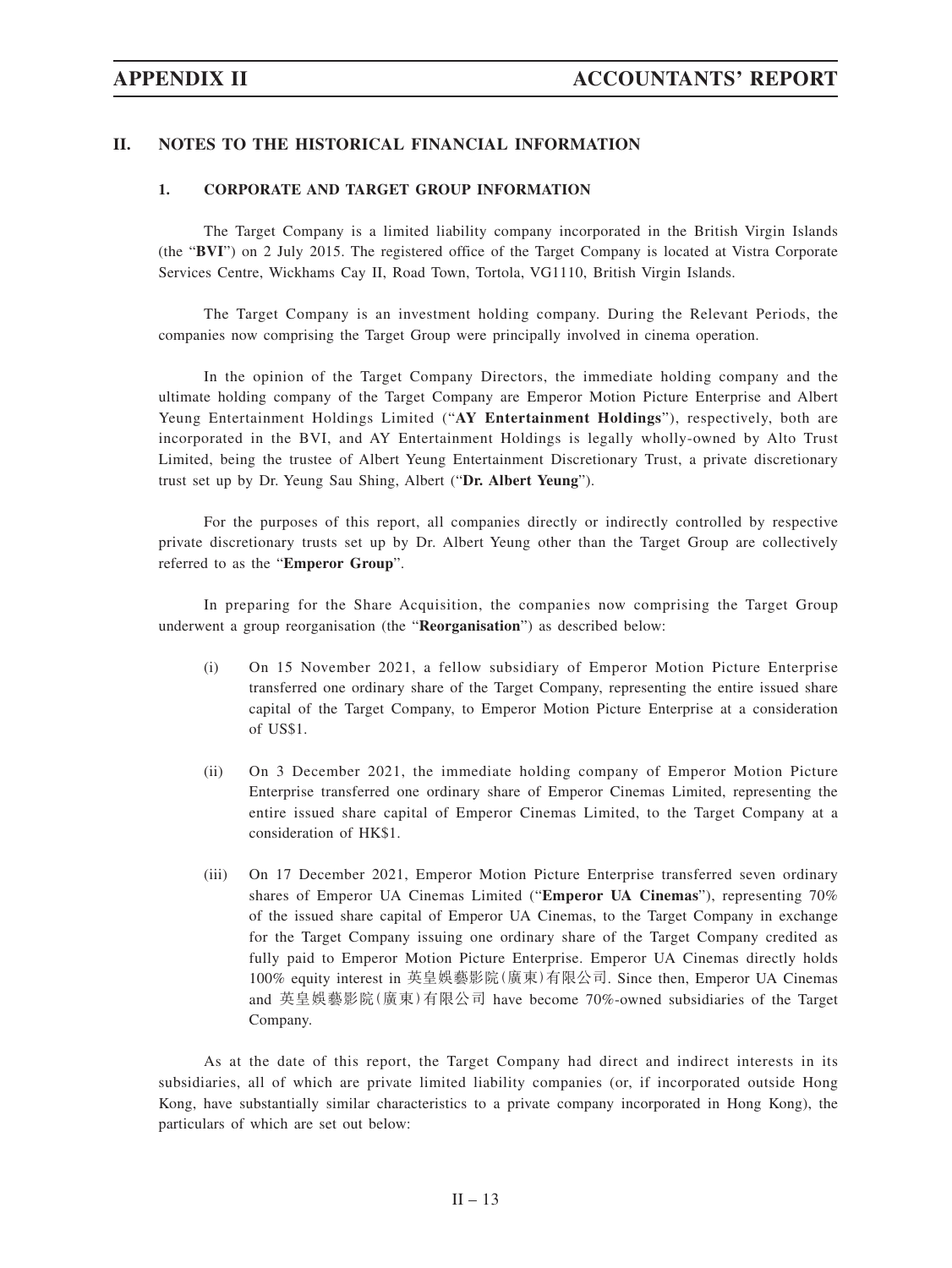## II. NOTES TO THE HISTORICAL FINANCIAL INFORMATION

### 1. CORPORATE AND TARGET GROUP INFORMATION

The Target Company is a limited liability company incorporated in the British Virgin Islands (the "**BVI**") on 2 July 2015. The registered office of the Target Company is located at Vistra Corporate Services Centre, Wickhams Cay II, Road Town, Tortola, VG1110, British Virgin Islands.

The Target Company is an investment holding company. During the Relevant Periods, the companies now comprising the Target Group were principally involved in cinema operation.

In the opinion of the Target Company Directors, the immediate holding company and the ultimate holding company of the Target Company are Emperor Motion Picture Enterprise and Albert Yeung Entertainment Holdings Limited ("**AY Entertainment Holdings**"), respectively, both are incorporated in the BVI, and AY Entertainment Holdings is legally wholly-owned by Alto Trust Limited, being the trustee of Albert Yeung Entertainment Discretionary Trust, a private discretionary trust set up by Dr. Yeung Sau Shing, Albert ("**Dr. Albert Yeung**").

For the purposes of this report, all companies directly or indirectly controlled by respective private discretionary trusts set up by Dr. Albert Yeung other than the Target Group are collectively referred to as the "**Emperor Group**".

In preparing for the Share Acquisition, the companies now comprising the Target Group underwent a group reorganisation (the "**Reorganisation**") as described below:

(i) On 15 November 2021, a fellow subsidiary of Emperor Motion Picture Enterprise transferred one ordinary share of the Target Company, representing the entire issued share capital of the Target Company, to Emperor Motion Picture Enterprise at a consideration of US$1.

(ii) On 3 December 2021, the immediate holding company of Emperor Motion Picture Enterprise transferred one ordinary share of Emperor Cinemas Limited, representing the entire issued share capital of Emperor Cinemas Limited, to the Target Company at a consideration of HK$1.

(iii) On 17 December 2021, Emperor Motion Picture Enterprise transferred seven ordinary shares of Emperor UA Cinemas Limited ("**Emperor UA Cinemas**"), representing 70% of the issued share capital of Emperor UA Cinemas, to the Target Company in exchange for the Target Company issuing one ordinary share of the Target Company credited as fully paid to Emperor Motion Picture Enterprise. Emperor UA Cinemas directly holds 100% equity interest in 英皇娛藝影院(廣東)有限公司. Since then, Emperor UA Cinemas and 英皇娛藝影院(廣東)有限公司 have become 70%-owned subsidiaries of the Target Company.

As at the date of this report, the Target Company had direct and indirect interests in its subsidiaries, all of which are private limited liability companies (or, if incorporated outside Hong Kong, have substantially similar characteristics to a private company incorporated in Hong Kong), the particulars of which are set out below: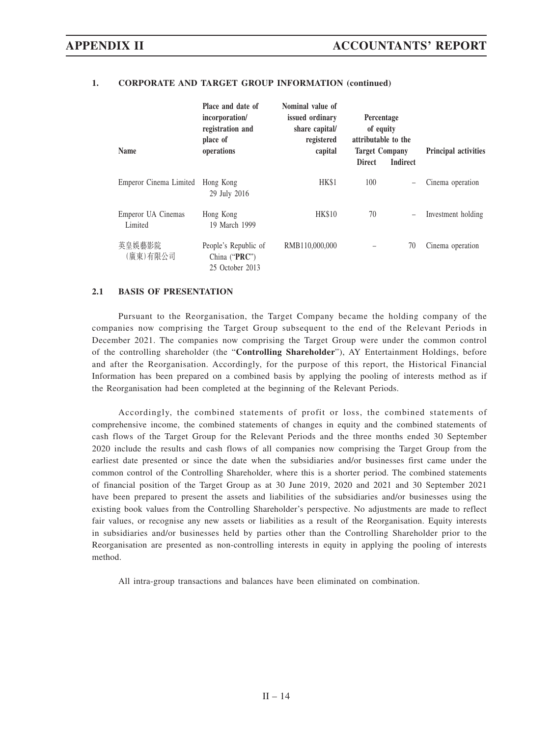## 1. CORPORATE AND TARGET GROUP INFORMATION (continued)

| Name | Place and date of incorporation/ registration and place of operations | Nominal value of issued ordinary share capital/ registered capital | Percentage of equity attributable to the Target Company | | Principal activities |
|---|---|---|---|---|---|
| | | | Direct | Indirect | |
| Emperor Cinema Limited | Hong Kong 29 July 2016 | HK$1 | 100 | – | Cinema operation |
| Emperor UA Cinemas Limited | Hong Kong 19 March 1999 | HK$10 | 70 | – | Investment holding |
| 英皇娛藝影院(廣東)有限公司 | People's Republic of China ("**PRC**") 25 October 2013 | RMB110,000,000 | – | 70 | Cinema operation |

## 2.1 BASIS OF PRESENTATION

Pursuant to the Reorganisation, the Target Company became the holding company of the companies now comprising the Target Group subsequent to the end of the Relevant Periods in December 2021. The companies now comprising the Target Group were under the common control of the controlling shareholder (the "**Controlling Shareholder**"), AY Entertainment Holdings, before and after the Reorganisation. Accordingly, for the purpose of this report, the Historical Financial Information has been prepared on a combined basis by applying the pooling of interests method as if the Reorganisation had been completed at the beginning of the Relevant Periods.

Accordingly, the combined statements of profit or loss, the combined statements of comprehensive income, the combined statements of changes in equity and the combined statements of cash flows of the Target Group for the Relevant Periods and the three months ended 30 September 2020 include the results and cash flows of all companies now comprising the Target Group from the earliest date presented or since the date when the subsidiaries and/or businesses first came under the common control of the Controlling Shareholder, where this is a shorter period. The combined statements of financial position of the Target Group as at 30 June 2019, 2020 and 2021 and 30 September 2021 have been prepared to present the assets and liabilities of the subsidiaries and/or businesses using the existing book values from the Controlling Shareholder's perspective. No adjustments are made to reflect fair values, or recognise any new assets or liabilities as a result of the Reorganisation. Equity interests in subsidiaries and/or businesses held by parties other than the Controlling Shareholder prior to the Reorganisation are presented as non-controlling interests in equity in applying the pooling of interests method.

All intra-group transactions and balances have been eliminated on combination.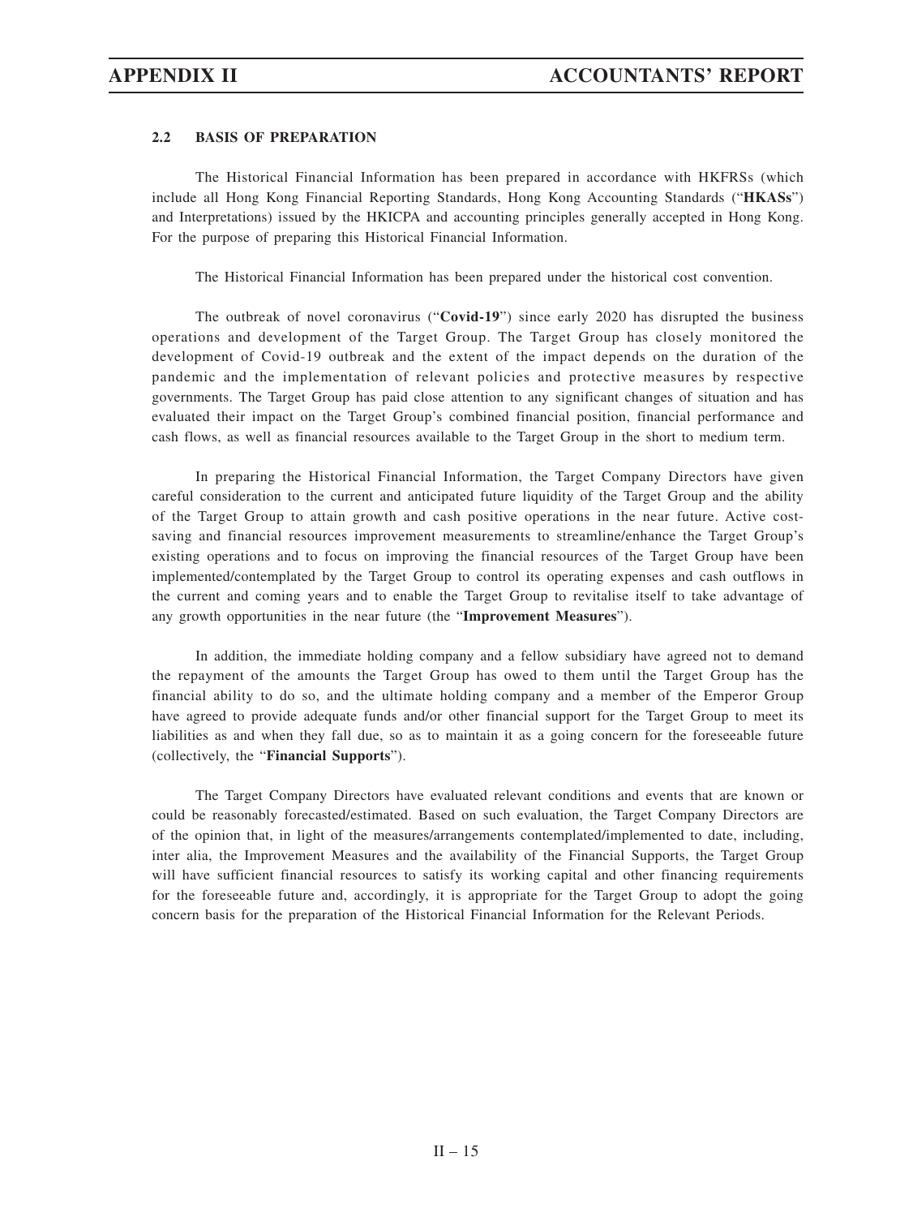### 2.2 BASIS OF PREPARATION

The Historical Financial Information has been prepared in accordance with HKFRSs (which include all Hong Kong Financial Reporting Standards, Hong Kong Accounting Standards ("**HKASs**") and Interpretations) issued by the HKICPA and accounting principles generally accepted in Hong Kong. For the purpose of preparing this Historical Financial Information.

The Historical Financial Information has been prepared under the historical cost convention.

The outbreak of novel coronavirus ("**Covid-19**") since early 2020 has disrupted the business operations and development of the Target Group. The Target Group has closely monitored the development of Covid-19 outbreak and the extent of the impact depends on the duration of the pandemic and the implementation of relevant policies and protective measures by respective governments. The Target Group has paid close attention to any significant changes of situation and has evaluated their impact on the Target Group's combined financial position, financial performance and cash flows, as well as financial resources available to the Target Group in the short to medium term.

In preparing the Historical Financial Information, the Target Company Directors have given careful consideration to the current and anticipated future liquidity of the Target Group and the ability of the Target Group to attain growth and cash positive operations in the near future. Active cost-saving and financial resources improvement measurements to streamline/enhance the Target Group's existing operations and to focus on improving the financial resources of the Target Group have been implemented/contemplated by the Target Group to control its operating expenses and cash outflows in the current and coming years and to enable the Target Group to revitalise itself to take advantage of any growth opportunities in the near future (the "**Improvement Measures**").

In addition, the immediate holding company and a fellow subsidiary have agreed not to demand the repayment of the amounts the Target Group has owed to them until the Target Group has the financial ability to do so, and the ultimate holding company and a member of the Emperor Group have agreed to provide adequate funds and/or other financial support for the Target Group to meet its liabilities as and when they fall due, so as to maintain it as a going concern for the foreseeable future (collectively, the "**Financial Supports**").

The Target Company Directors have evaluated relevant conditions and events that are known or could be reasonably forecasted/estimated. Based on such evaluation, the Target Company Directors are of the opinion that, in light of the measures/arrangements contemplated/implemented to date, including, inter alia, the Improvement Measures and the availability of the Financial Supports, the Target Group will have sufficient financial resources to satisfy its working capital and other financing requirements for the foreseeable future and, accordingly, it is appropriate for the Target Group to adopt the going concern basis for the preparation of the Historical Financial Information for the Relevant Periods.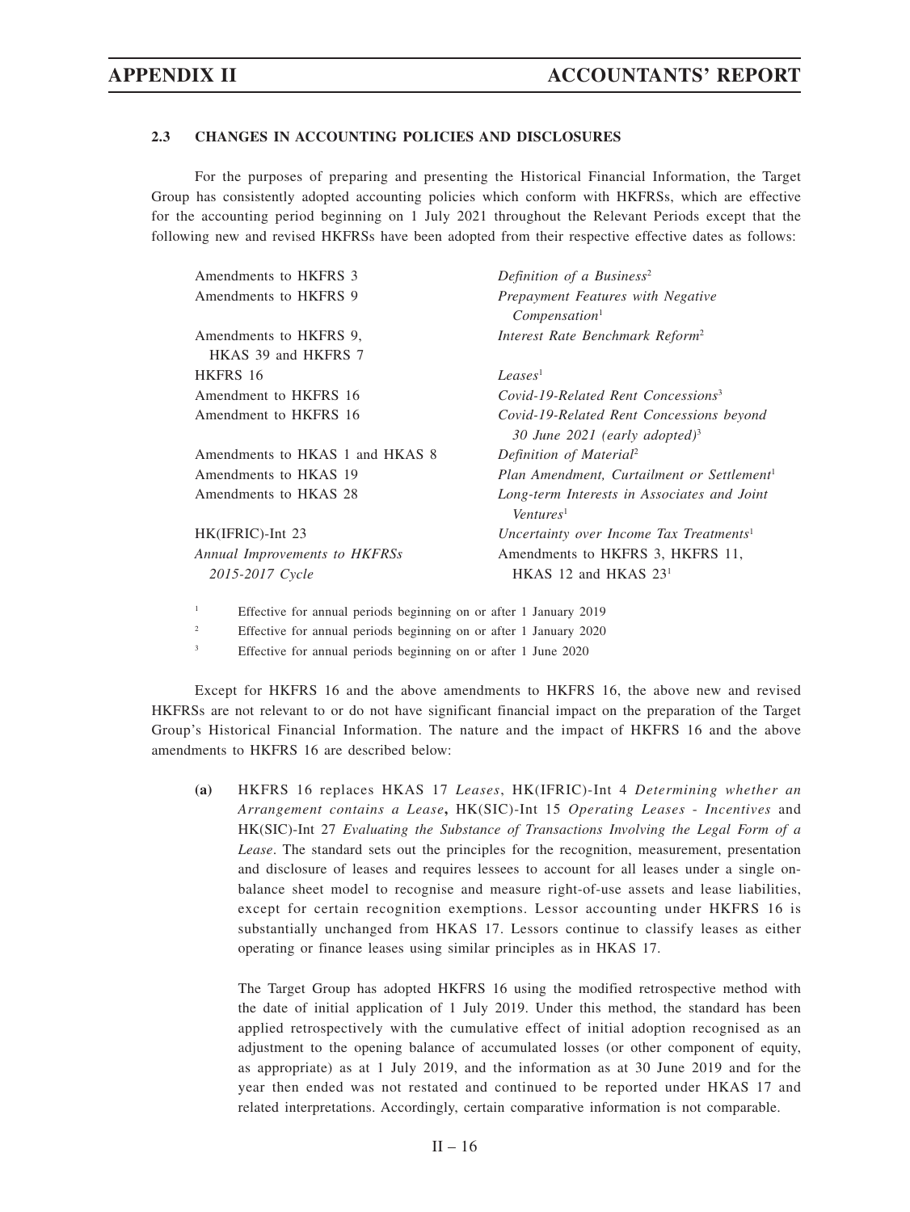## 2.3 CHANGES IN ACCOUNTING POLICIES AND DISCLOSURES

For the purposes of preparing and presenting the Historical Financial Information, the Target Group has consistently adopted accounting policies which conform with HKFRSs, which are effective for the accounting period beginning on 1 July 2021 throughout the Relevant Periods except that the following new and revised HKFRSs have been adopted from their respective effective dates as follows:

| | |
|---|---|
| Amendments to HKFRS 3 | *Definition of a Business*[2] |
| Amendments to HKFRS 9 | *Prepayment Features with Negative Compensation*[1] |
| Amendments to HKFRS 9, HKAS 39 and HKFRS 7 | *Interest Rate Benchmark Reform*[2] |
| HKFRS 16 | *Leases*[1] |
| Amendment to HKFRS 16 | *Covid-19-Related Rent Concessions*[3] |
| Amendment to HKFRS 16 | *Covid-19-Related Rent Concessions beyond 30 June 2021 (early adopted)*[3] |
| Amendments to HKAS 1 and HKAS 8 | *Definition of Material*[2] |
| Amendments to HKAS 19 | *Plan Amendment, Curtailment or Settlement*[1] |
| Amendments to HKAS 28 | *Long-term Interests in Associates and Joint Ventures*[1] |
| HK(IFRIC)-Int 23 | *Uncertainty over Income Tax Treatments*[1] |
| *Annual Improvements to HKFRSs 2015-2017 Cycle* | Amendments to HKFRS 3, HKFRS 11, HKAS 12 and HKAS 23[1] |

[1] Effective for annual periods beginning on or after 1 January 2019

[2] Effective for annual periods beginning on or after 1 January 2020

[3] Effective for annual periods beginning on or after 1 June 2020

Except for HKFRS 16 and the above amendments to HKFRS 16, the above new and revised HKFRSs are not relevant to or do not have significant financial impact on the preparation of the Target Group's Historical Financial Information. The nature and the impact of HKFRS 16 and the above amendments to HKFRS 16 are described below:

**(a)** HKFRS 16 replaces HKAS 17 *Leases*, HK(IFRIC)-Int 4 *Determining whether an Arrangement contains a Lease*, HK(SIC)-Int 15 *Operating Leases - Incentives* and HK(SIC)-Int 27 *Evaluating the Substance of Transactions Involving the Legal Form of a Lease*. The standard sets out the principles for the recognition, measurement, presentation and disclosure of leases and requires lessees to account for all leases under a single on-balance sheet model to recognise and measure right-of-use assets and lease liabilities, except for certain recognition exemptions. Lessor accounting under HKFRS 16 is substantially unchanged from HKAS 17. Lessors continue to classify leases as either operating or finance leases using similar principles as in HKAS 17.

The Target Group has adopted HKFRS 16 using the modified retrospective method with the date of initial application of 1 July 2019. Under this method, the standard has been applied retrospectively with the cumulative effect of initial adoption recognised as an adjustment to the opening balance of accumulated losses (or other component of equity, as appropriate) as at 1 July 2019, and the information as at 30 June 2019 and for the year then ended was not restated and continued to be reported under HKAS 17 and related interpretations. Accordingly, certain comparative information is not comparable.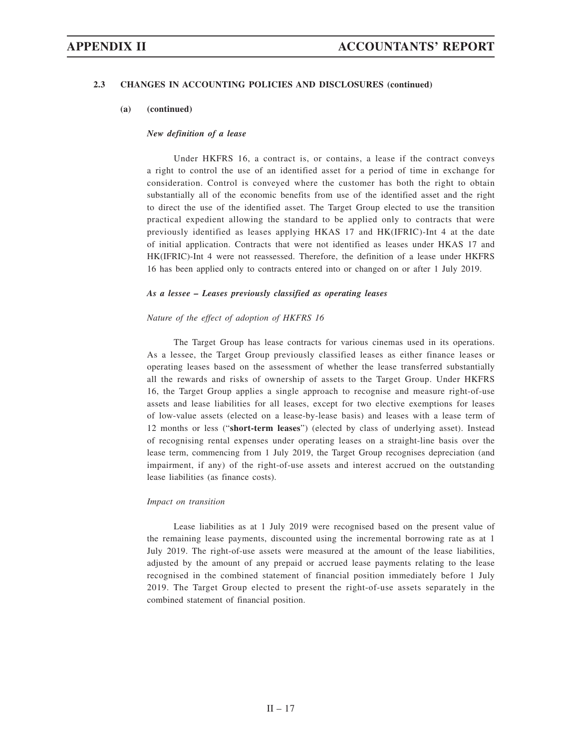### 2.3 CHANGES IN ACCOUNTING POLICIES AND DISCLOSURES (continued)

**(a) (continued)**

***New definition of a lease***

Under HKFRS 16, a contract is, or contains, a lease if the contract conveys a right to control the use of an identified asset for a period of time in exchange for consideration. Control is conveyed where the customer has both the right to obtain substantially all of the economic benefits from use of the identified asset and the right to direct the use of the identified asset. The Target Group elected to use the transition practical expedient allowing the standard to be applied only to contracts that were previously identified as leases applying HKAS 17 and HK(IFRIC)-Int 4 at the date of initial application. Contracts that were not identified as leases under HKAS 17 and HK(IFRIC)-Int 4 were not reassessed. Therefore, the definition of a lease under HKFRS 16 has been applied only to contracts entered into or changed on or after 1 July 2019.

***As a lessee – Leases previously classified as operating leases***

*Nature of the effect of adoption of HKFRS 16*

The Target Group has lease contracts for various cinemas used in its operations. As a lessee, the Target Group previously classified leases as either finance leases or operating leases based on the assessment of whether the lease transferred substantially all the rewards and risks of ownership of assets to the Target Group. Under HKFRS 16, the Target Group applies a single approach to recognise and measure right-of-use assets and lease liabilities for all leases, except for two elective exemptions for leases of low-value assets (elected on a lease-by-lease basis) and leases with a lease term of 12 months or less ("**short-term leases**") (elected by class of underlying asset). Instead of recognising rental expenses under operating leases on a straight-line basis over the lease term, commencing from 1 July 2019, the Target Group recognises depreciation (and impairment, if any) of the right-of-use assets and interest accrued on the outstanding lease liabilities (as finance costs).

*Impact on transition*

Lease liabilities as at 1 July 2019 were recognised based on the present value of the remaining lease payments, discounted using the incremental borrowing rate as at 1 July 2019. The right-of-use assets were measured at the amount of the lease liabilities, adjusted by the amount of any prepaid or accrued lease payments relating to the lease recognised in the combined statement of financial position immediately before 1 July 2019. The Target Group elected to present the right-of-use assets separately in the combined statement of financial position.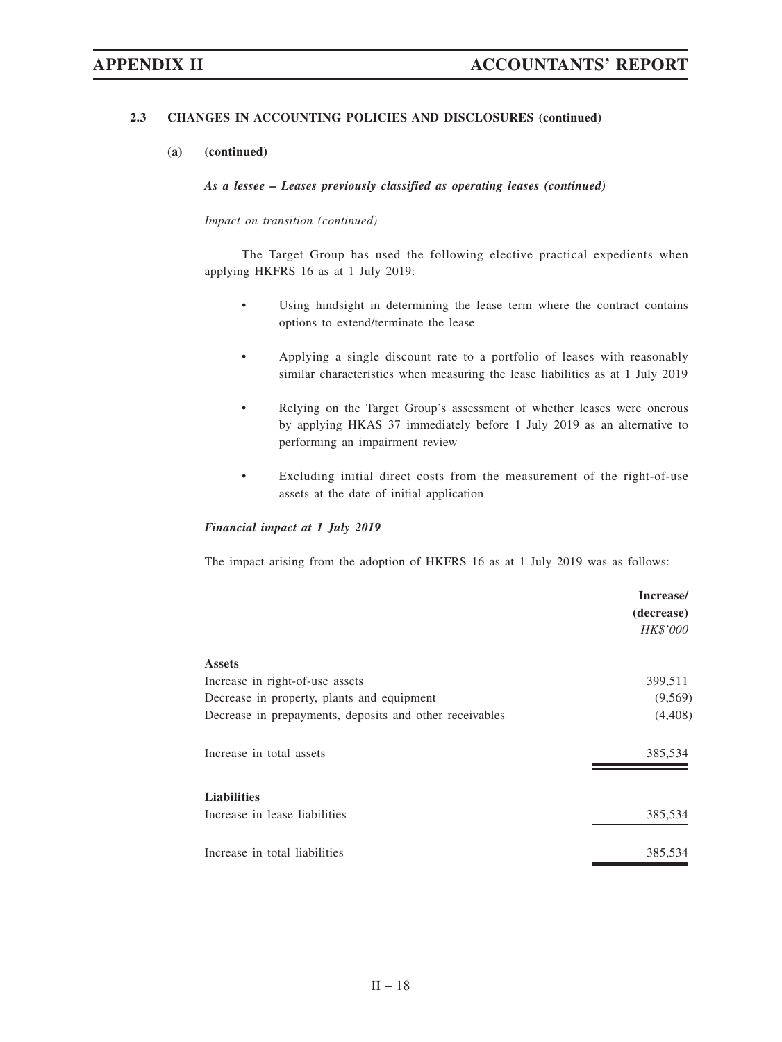### 2.3 CHANGES IN ACCOUNTING POLICIES AND DISCLOSURES (continued)

**(a) (continued)**

***As a lessee – Leases previously classified as operating leases (continued)***

*Impact on transition (continued)*

The Target Group has used the following elective practical expedients when applying HKFRS 16 as at 1 July 2019:

- Using hindsight in determining the lease term where the contract contains options to extend/terminate the lease
- Applying a single discount rate to a portfolio of leases with reasonably similar characteristics when measuring the lease liabilities as at 1 July 2019
- Relying on the Target Group's assessment of whether leases were onerous by applying HKAS 37 immediately before 1 July 2019 as an alternative to performing an impairment review
- Excluding initial direct costs from the measurement of the right-of-use assets at the date of initial application

***Financial impact at 1 July 2019***

The impact arising from the adoption of HKFRS 16 as at 1 July 2019 was as follows:

| | Increase/ (decrease) *HK$'000* |
|---|---|
| **Assets** | |
| Increase in right-of-use assets | 399,511 |
| Decrease in property, plants and equipment | (9,569) |
| Decrease in prepayments, deposits and other receivables | (4,408) |
| Increase in total assets | 385,534 |
| **Liabilities** | |
| Increase in lease liabilities | 385,534 |
| Increase in total liabilities | 385,534 |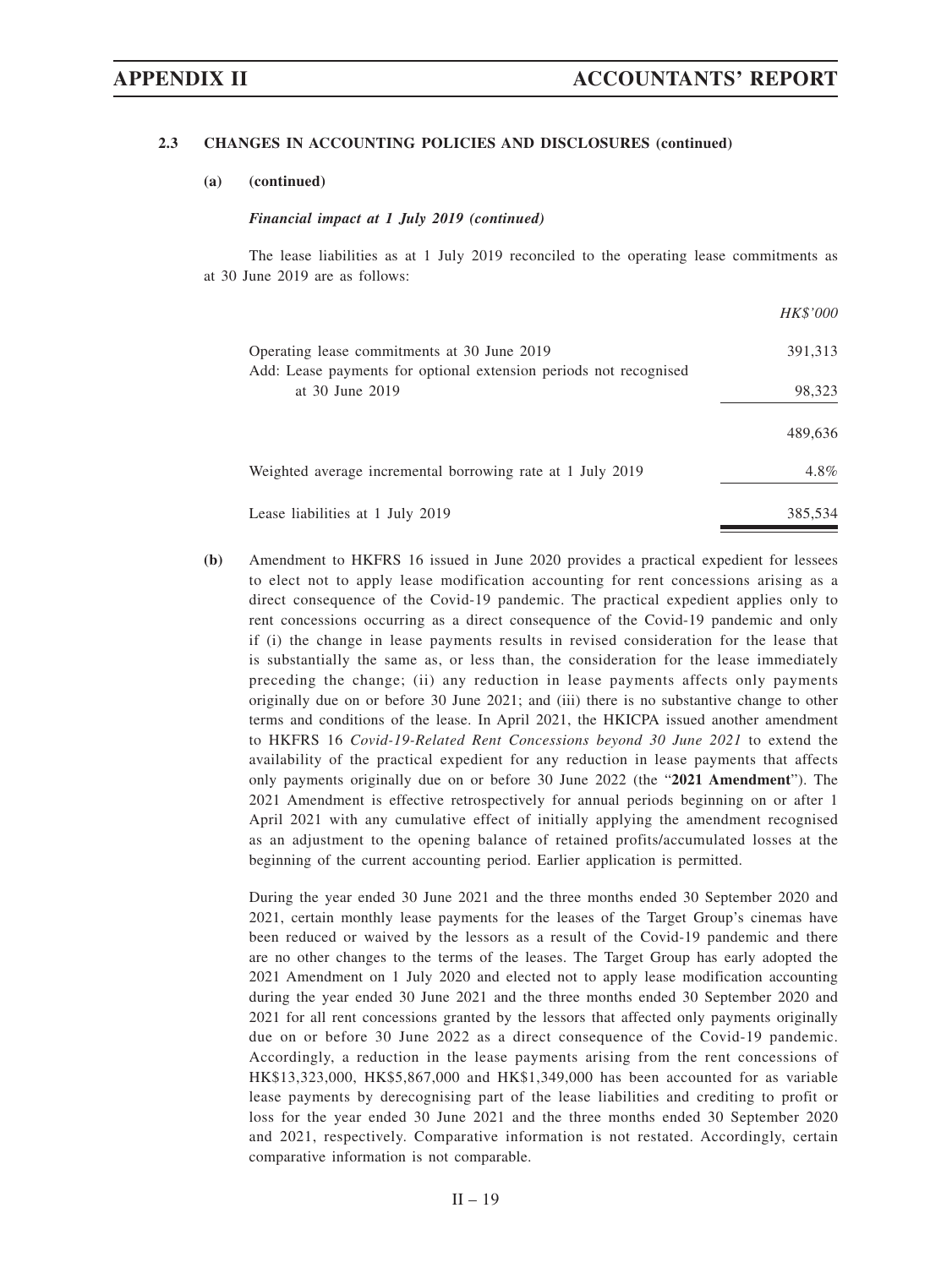### 2.3 CHANGES IN ACCOUNTING POLICIES AND DISCLOSURES (continued)

**(a) (continued)**

***Financial impact at 1 July 2019 (continued)***

The lease liabilities as at 1 July 2019 reconciled to the operating lease commitments as at 30 June 2019 are as follows:

| | *HK$'000* |
|---|---|
| Operating lease commitments at 30 June 2019 | 391,313 |
| Add: Lease payments for optional extension periods not recognised at 30 June 2019 | 98,323 |
| | 489,636 |
| Weighted average incremental borrowing rate at 1 July 2019 | 4.8% |
| Lease liabilities at 1 July 2019 | 385,534 |

**(b)** Amendment to HKFRS 16 issued in June 2020 provides a practical expedient for lessees to elect not to apply lease modification accounting for rent concessions arising as a direct consequence of the Covid-19 pandemic. The practical expedient applies only to rent concessions occurring as a direct consequence of the Covid-19 pandemic and only if (i) the change in lease payments results in revised consideration for the lease that is substantially the same as, or less than, the consideration for the lease immediately preceding the change; (ii) any reduction in lease payments affects only payments originally due on or before 30 June 2021; and (iii) there is no substantive change to other terms and conditions of the lease. In April 2021, the HKICPA issued another amendment to HKFRS 16 *Covid-19-Related Rent Concessions beyond 30 June 2021* to extend the availability of the practical expedient for any reduction in lease payments that affects only payments originally due on or before 30 June 2022 (the "**2021 Amendment**"). The 2021 Amendment is effective retrospectively for annual periods beginning on or after 1 April 2021 with any cumulative effect of initially applying the amendment recognised as an adjustment to the opening balance of retained profits/accumulated losses at the beginning of the current accounting period. Earlier application is permitted.

During the year ended 30 June 2021 and the three months ended 30 September 2020 and 2021, certain monthly lease payments for the leases of the Target Group's cinemas have been reduced or waived by the lessors as a result of the Covid-19 pandemic and there are no other changes to the terms of the leases. The Target Group has early adopted the 2021 Amendment on 1 July 2020 and elected not to apply lease modification accounting during the year ended 30 June 2021 and the three months ended 30 September 2020 and 2021 for all rent concessions granted by the lessors that affected only payments originally due on or before 30 June 2022 as a direct consequence of the Covid-19 pandemic. Accordingly, a reduction in the lease payments arising from the rent concessions of HK$13,323,000, HK$5,867,000 and HK$1,349,000 has been accounted for as variable lease payments by derecognising part of the lease liabilities and crediting to profit or loss for the year ended 30 June 2021 and the three months ended 30 September 2020 and 2021, respectively. Comparative information is not restated. Accordingly, certain comparative information is not comparable.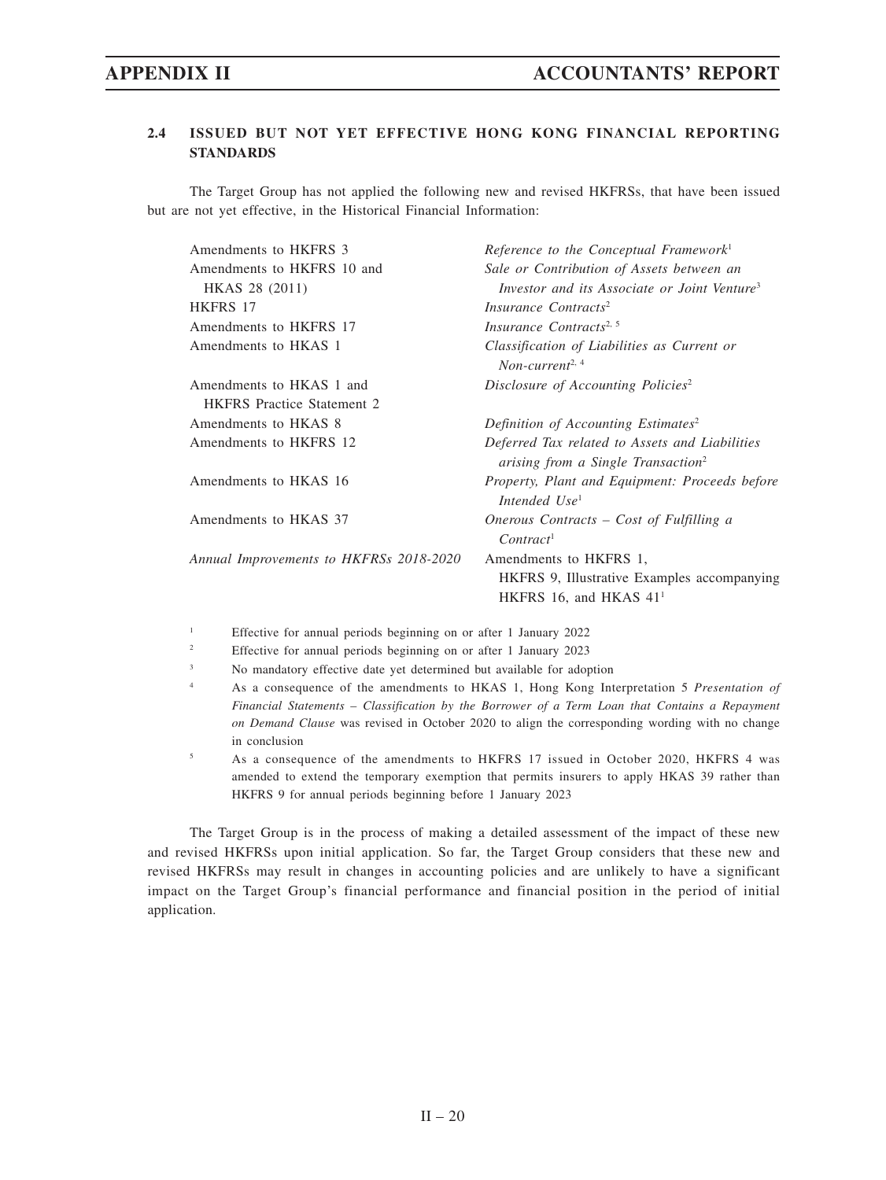### 2.4 ISSUED BUT NOT YET EFFECTIVE HONG KONG FINANCIAL REPORTING STANDARDS

The Target Group has not applied the following new and revised HKFRSs, that have been issued but are not yet effective, in the Historical Financial Information:

| | |
|---|---|
| Amendments to HKFRS 3 | *Reference to the Conceptual Framework*[1] |
| Amendments to HKFRS 10 and HKAS 28 (2011) | *Sale or Contribution of Assets between an Investor and its Associate or Joint Venture*[3] |
| HKFRS 17 | *Insurance Contracts*[2] |
| Amendments to HKFRS 17 | *Insurance Contracts*[2, 5] |
| Amendments to HKAS 1 | *Classification of Liabilities as Current or Non-current*[2, 4] |
| Amendments to HKAS 1 and HKFRS Practice Statement 2 | *Disclosure of Accounting Policies*[2] |
| Amendments to HKAS 8 | *Definition of Accounting Estimates*[2] |
| Amendments to HKFRS 12 | *Deferred Tax related to Assets and Liabilities arising from a Single Transaction*[2] |
| Amendments to HKAS 16 | *Property, Plant and Equipment: Proceeds before Intended Use*[1] |
| Amendments to HKAS 37 | *Onerous Contracts – Cost of Fulfilling a Contract*[1] |
| *Annual Improvements to HKFRSs 2018-2020* | Amendments to HKFRS 1, HKFRS 9, Illustrative Examples accompanying HKFRS 16, and HKAS 41[1] |

1 Effective for annual periods beginning on or after 1 January 2022

2 Effective for annual periods beginning on or after 1 January 2023

3 No mandatory effective date yet determined but available for adoption

4 As a consequence of the amendments to HKAS 1, Hong Kong Interpretation 5 *Presentation of Financial Statements – Classification by the Borrower of a Term Loan that Contains a Repayment on Demand Clause* was revised in October 2020 to align the corresponding wording with no change in conclusion

5 As a consequence of the amendments to HKFRS 17 issued in October 2020, HKFRS 4 was amended to extend the temporary exemption that permits insurers to apply HKAS 39 rather than HKFRS 9 for annual periods beginning before 1 January 2023

The Target Group is in the process of making a detailed assessment of the impact of these new and revised HKFRSs upon initial application. So far, the Target Group considers that these new and revised HKFRSs may result in changes in accounting policies and are unlikely to have a significant impact on the Target Group's financial performance and financial position in the period of initial application.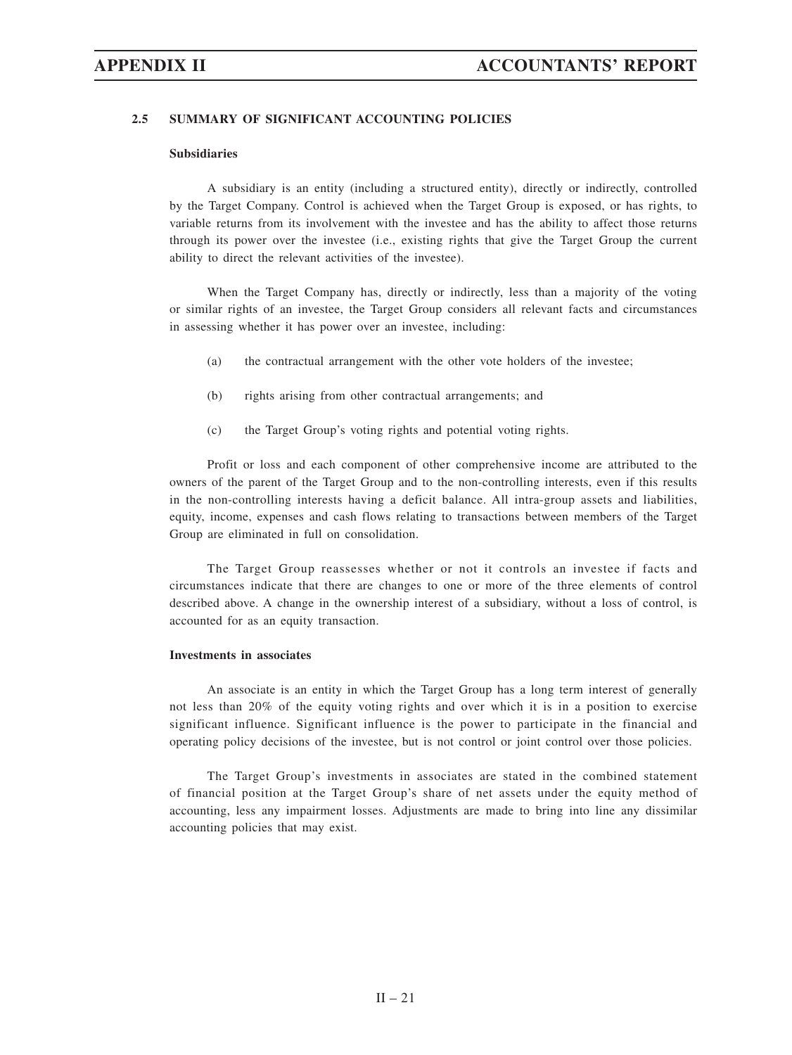## 2.5 SUMMARY OF SIGNIFICANT ACCOUNTING POLICIES

### Subsidiaries

A subsidiary is an entity (including a structured entity), directly or indirectly, controlled by the Target Company. Control is achieved when the Target Group is exposed, or has rights, to variable returns from its involvement with the investee and has the ability to affect those returns through its power over the investee (i.e., existing rights that give the Target Group the current ability to direct the relevant activities of the investee).

When the Target Company has, directly or indirectly, less than a majority of the voting or similar rights of an investee, the Target Group considers all relevant facts and circumstances in assessing whether it has power over an investee, including:

(a) the contractual arrangement with the other vote holders of the investee;

(b) rights arising from other contractual arrangements; and

(c) the Target Group's voting rights and potential voting rights.

Profit or loss and each component of other comprehensive income are attributed to the owners of the parent of the Target Group and to the non-controlling interests, even if this results in the non-controlling interests having a deficit balance. All intra-group assets and liabilities, equity, income, expenses and cash flows relating to transactions between members of the Target Group are eliminated in full on consolidation.

The Target Group reassesses whether or not it controls an investee if facts and circumstances indicate that there are changes to one or more of the three elements of control described above. A change in the ownership interest of a subsidiary, without a loss of control, is accounted for as an equity transaction.

### Investments in associates

An associate is an entity in which the Target Group has a long term interest of generally not less than 20% of the equity voting rights and over which it is in a position to exercise significant influence. Significant influence is the power to participate in the financial and operating policy decisions of the investee, but is not control or joint control over those policies.

The Target Group's investments in associates are stated in the combined statement of financial position at the Target Group's share of net assets under the equity method of accounting, less any impairment losses. Adjustments are made to bring into line any dissimilar accounting policies that may exist.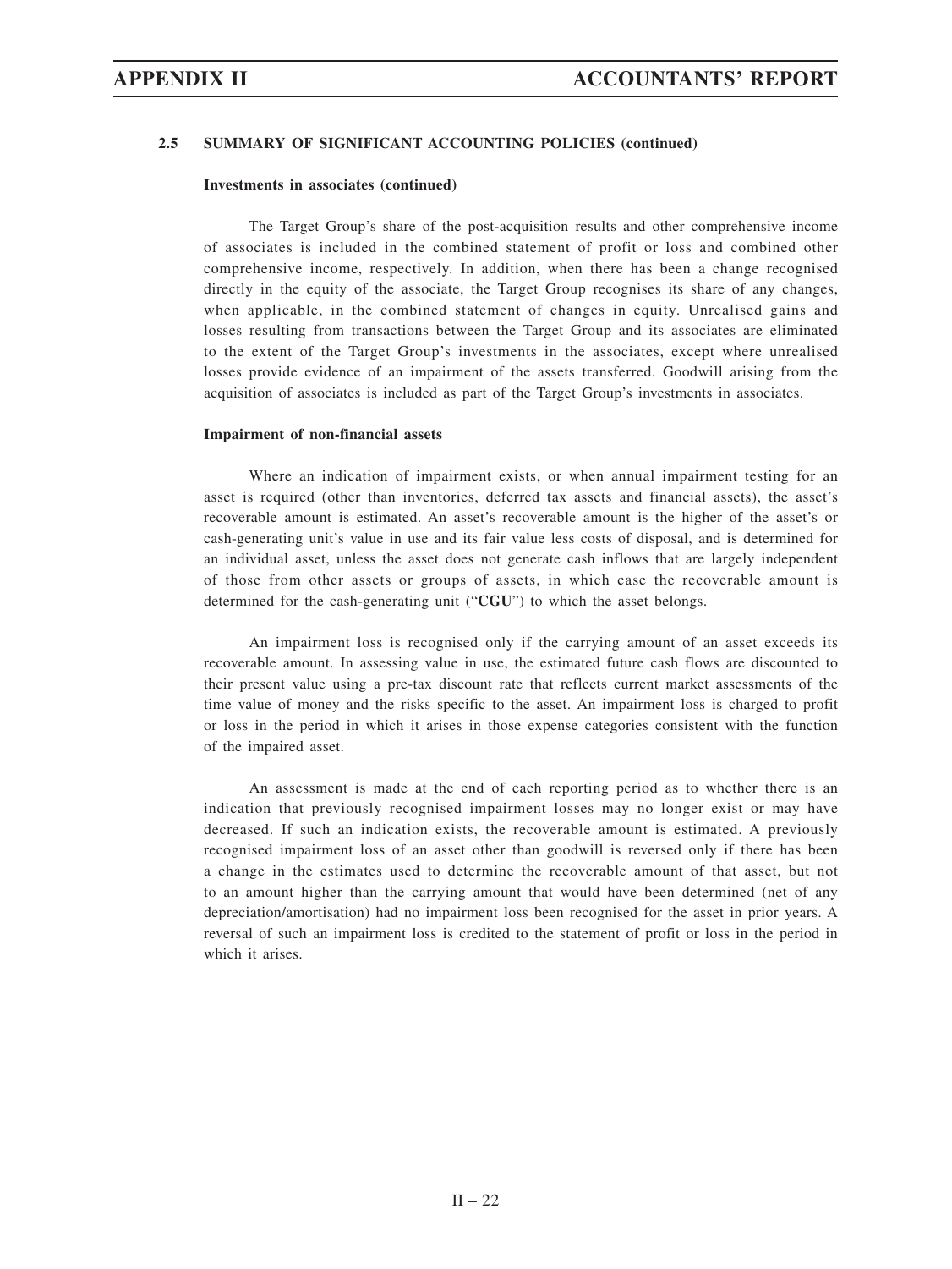## 2.5 SUMMARY OF SIGNIFICANT ACCOUNTING POLICIES (continued)

### Investments in associates (continued)

The Target Group's share of the post-acquisition results and other comprehensive income of associates is included in the combined statement of profit or loss and combined other comprehensive income, respectively. In addition, when there has been a change recognised directly in the equity of the associate, the Target Group recognises its share of any changes, when applicable, in the combined statement of changes in equity. Unrealised gains and losses resulting from transactions between the Target Group and its associates are eliminated to the extent of the Target Group's investments in the associates, except where unrealised losses provide evidence of an impairment of the assets transferred. Goodwill arising from the acquisition of associates is included as part of the Target Group's investments in associates.

### Impairment of non-financial assets

Where an indication of impairment exists, or when annual impairment testing for an asset is required (other than inventories, deferred tax assets and financial assets), the asset's recoverable amount is estimated. An asset's recoverable amount is the higher of the asset's or cash-generating unit's value in use and its fair value less costs of disposal, and is determined for an individual asset, unless the asset does not generate cash inflows that are largely independent of those from other assets or groups of assets, in which case the recoverable amount is determined for the cash-generating unit ("**CGU**") to which the asset belongs.

An impairment loss is recognised only if the carrying amount of an asset exceeds its recoverable amount. In assessing value in use, the estimated future cash flows are discounted to their present value using a pre-tax discount rate that reflects current market assessments of the time value of money and the risks specific to the asset. An impairment loss is charged to profit or loss in the period in which it arises in those expense categories consistent with the function of the impaired asset.

An assessment is made at the end of each reporting period as to whether there is an indication that previously recognised impairment losses may no longer exist or may have decreased. If such an indication exists, the recoverable amount is estimated. A previously recognised impairment loss of an asset other than goodwill is reversed only if there has been a change in the estimates used to determine the recoverable amount of that asset, but not to an amount higher than the carrying amount that would have been determined (net of any depreciation/amortisation) had no impairment loss been recognised for the asset in prior years. A reversal of such an impairment loss is credited to the statement of profit or loss in the period in which it arises.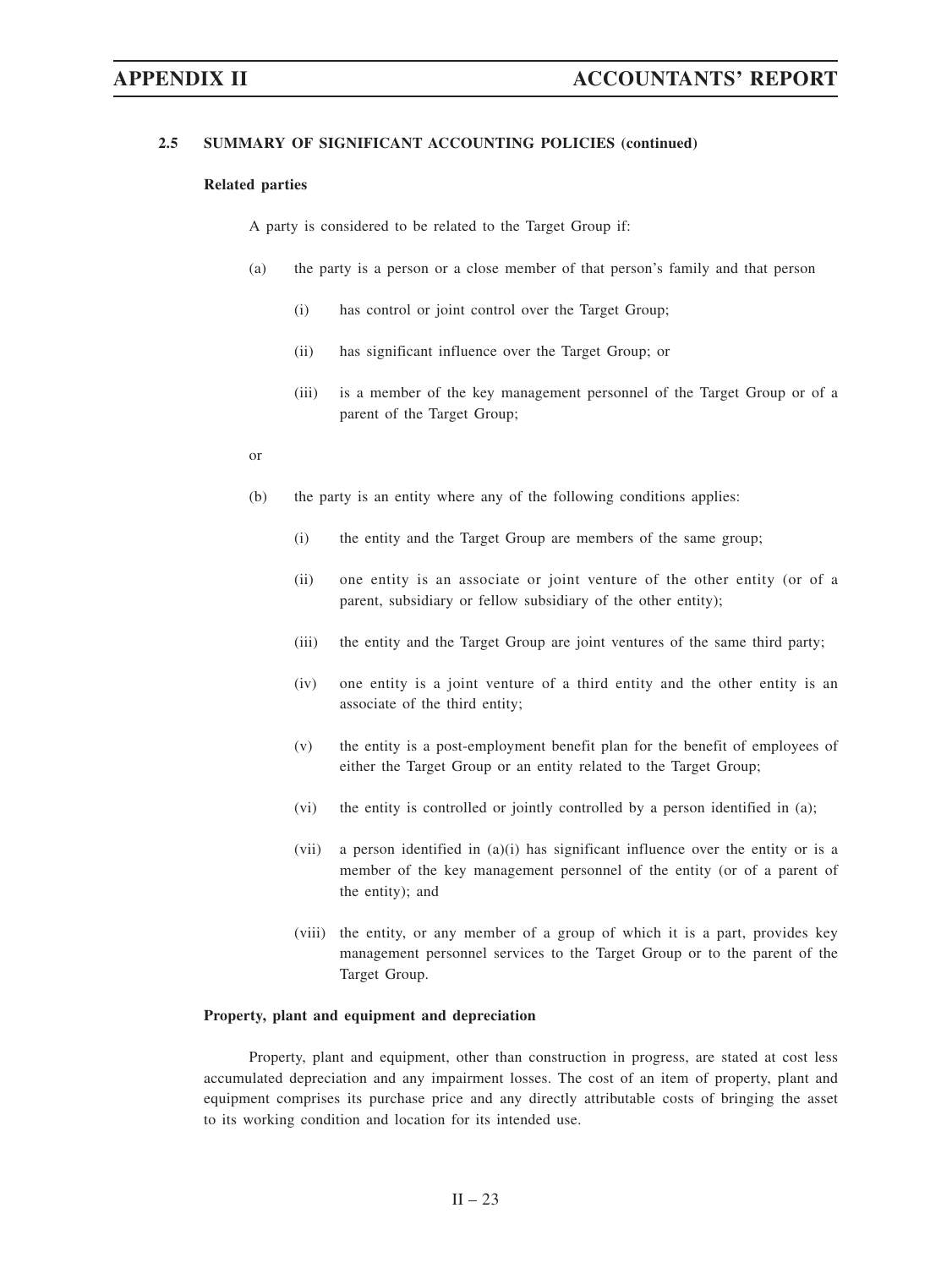### 2.5 SUMMARY OF SIGNIFICANT ACCOUNTING POLICIES (continued)

**Related parties**

A party is considered to be related to the Target Group if:

(a) the party is a person or a close member of that person's family and that person

   (i) has control or joint control over the Target Group;

   (ii) has significant influence over the Target Group; or

   (iii) is a member of the key management personnel of the Target Group or of a parent of the Target Group;

or

(b) the party is an entity where any of the following conditions applies:

   (i) the entity and the Target Group are members of the same group;

   (ii) one entity is an associate or joint venture of the other entity (or of a parent, subsidiary or fellow subsidiary of the other entity);

   (iii) the entity and the Target Group are joint ventures of the same third party;

   (iv) one entity is a joint venture of a third entity and the other entity is an associate of the third entity;

   (v) the entity is a post-employment benefit plan for the benefit of employees of either the Target Group or an entity related to the Target Group;

   (vi) the entity is controlled or jointly controlled by a person identified in (a);

   (vii) a person identified in (a)(i) has significant influence over the entity or is a member of the key management personnel of the entity (or of a parent of the entity); and

   (viii) the entity, or any member of a group of which it is a part, provides key management personnel services to the Target Group or to the parent of the Target Group.

**Property, plant and equipment and depreciation**

Property, plant and equipment, other than construction in progress, are stated at cost less accumulated depreciation and any impairment losses. The cost of an item of property, plant and equipment comprises its purchase price and any directly attributable costs of bringing the asset to its working condition and location for its intended use.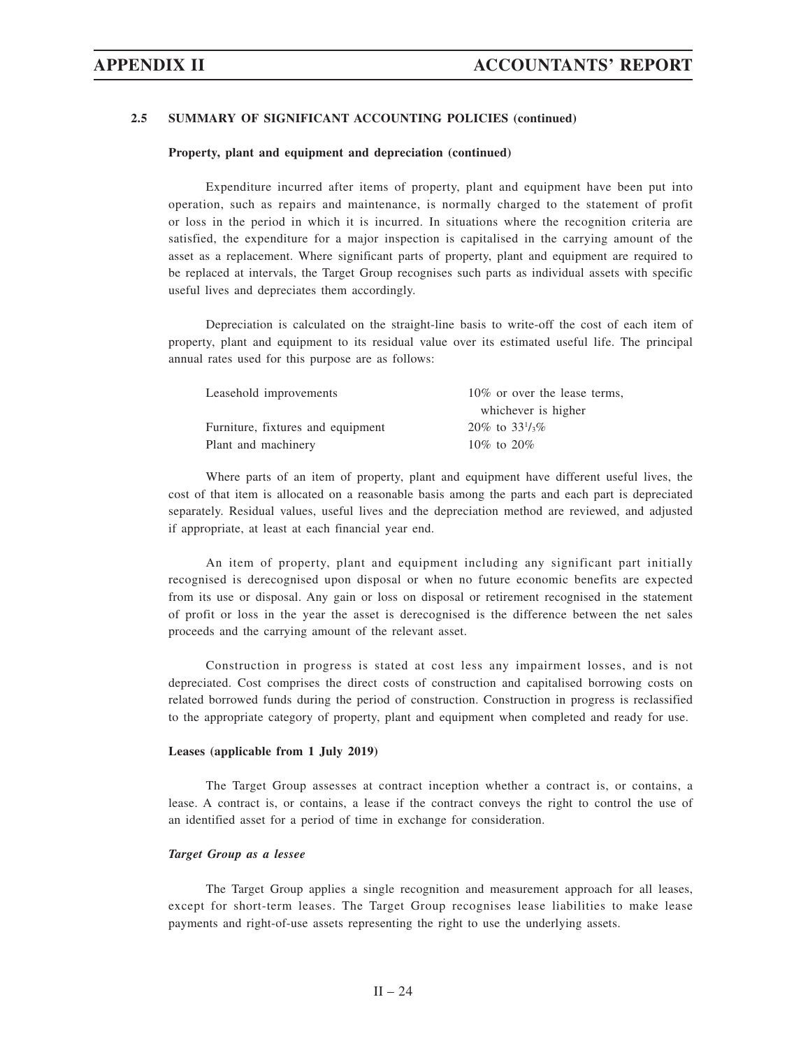### 2.5 SUMMARY OF SIGNIFICANT ACCOUNTING POLICIES (continued)

**Property, plant and equipment and depreciation (continued)**

Expenditure incurred after items of property, plant and equipment have been put into operation, such as repairs and maintenance, is normally charged to the statement of profit or loss in the period in which it is incurred. In situations where the recognition criteria are satisfied, the expenditure for a major inspection is capitalised in the carrying amount of the asset as a replacement. Where significant parts of property, plant and equipment are required to be replaced at intervals, the Target Group recognises such parts as individual assets with specific useful lives and depreciates them accordingly.

Depreciation is calculated on the straight-line basis to write-off the cost of each item of property, plant and equipment to its residual value over its estimated useful life. The principal annual rates used for this purpose are as follows:

| | |
|---|---|
| Leasehold improvements | 10% or over the lease terms, whichever is higher |
| Furniture, fixtures and equipment | 20% to $33^1/_3$% |
| Plant and machinery | 10% to 20% |

Where parts of an item of property, plant and equipment have different useful lives, the cost of that item is allocated on a reasonable basis among the parts and each part is depreciated separately. Residual values, useful lives and the depreciation method are reviewed, and adjusted if appropriate, at least at each financial year end.

An item of property, plant and equipment including any significant part initially recognised is derecognised upon disposal or when no future economic benefits are expected from its use or disposal. Any gain or loss on disposal or retirement recognised in the statement of profit or loss in the year the asset is derecognised is the difference between the net sales proceeds and the carrying amount of the relevant asset.

Construction in progress is stated at cost less any impairment losses, and is not depreciated. Cost comprises the direct costs of construction and capitalised borrowing costs on related borrowed funds during the period of construction. Construction in progress is reclassified to the appropriate category of property, plant and equipment when completed and ready for use.

**Leases (applicable from 1 July 2019)**

The Target Group assesses at contract inception whether a contract is, or contains, a lease. A contract is, or contains, a lease if the contract conveys the right to control the use of an identified asset for a period of time in exchange for consideration.

***Target Group as a lessee***

The Target Group applies a single recognition and measurement approach for all leases, except for short-term leases. The Target Group recognises lease liabilities to make lease payments and right-of-use assets representing the right to use the underlying assets.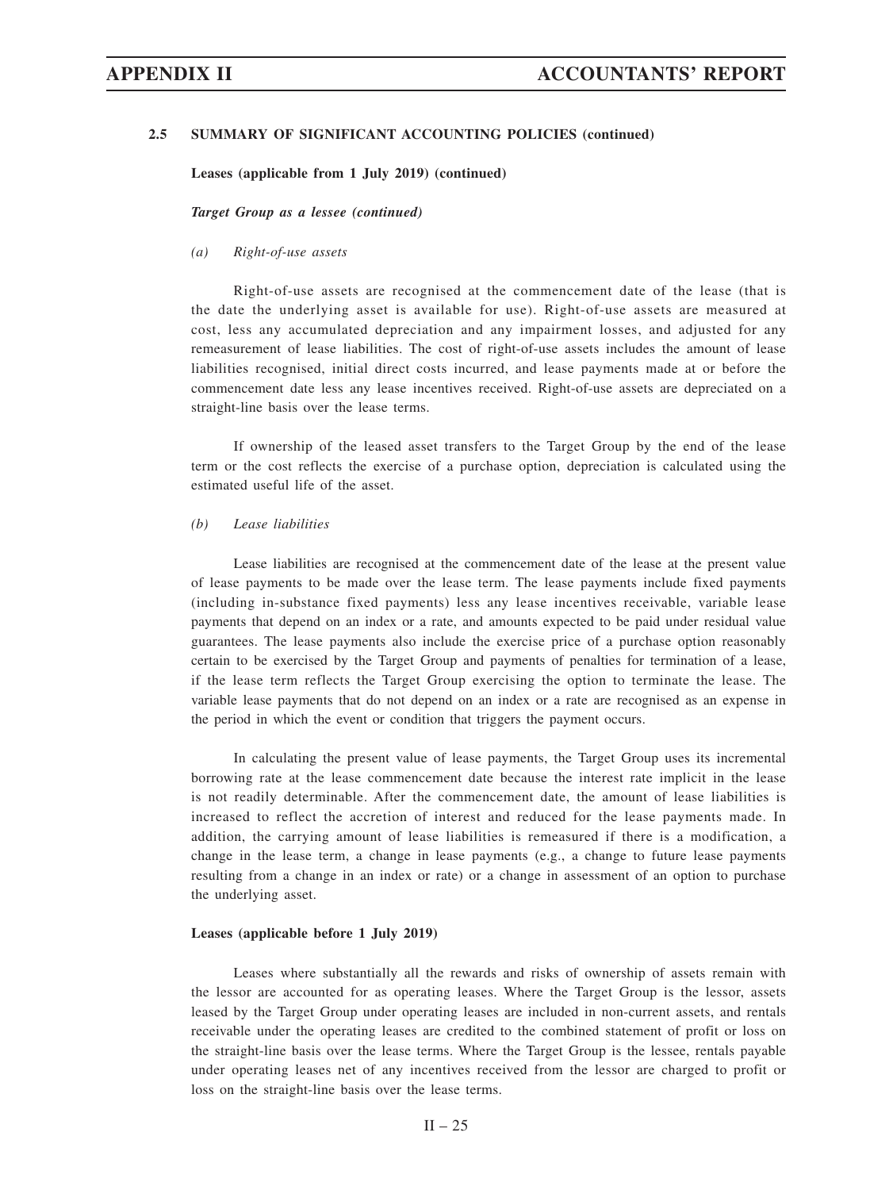### 2.5 SUMMARY OF SIGNIFICANT ACCOUNTING POLICIES (continued)

**Leases (applicable from 1 July 2019) (continued)**

***Target Group as a lessee (continued)***

*(a) Right-of-use assets*

Right-of-use assets are recognised at the commencement date of the lease (that is the date the underlying asset is available for use). Right-of-use assets are measured at cost, less any accumulated depreciation and any impairment losses, and adjusted for any remeasurement of lease liabilities. The cost of right-of-use assets includes the amount of lease liabilities recognised, initial direct costs incurred, and lease payments made at or before the commencement date less any lease incentives received. Right-of-use assets are depreciated on a straight-line basis over the lease terms.

If ownership of the leased asset transfers to the Target Group by the end of the lease term or the cost reflects the exercise of a purchase option, depreciation is calculated using the estimated useful life of the asset.

*(b) Lease liabilities*

Lease liabilities are recognised at the commencement date of the lease at the present value of lease payments to be made over the lease term. The lease payments include fixed payments (including in-substance fixed payments) less any lease incentives receivable, variable lease payments that depend on an index or a rate, and amounts expected to be paid under residual value guarantees. The lease payments also include the exercise price of a purchase option reasonably certain to be exercised by the Target Group and payments of penalties for termination of a lease, if the lease term reflects the Target Group exercising the option to terminate the lease. The variable lease payments that do not depend on an index or a rate are recognised as an expense in the period in which the event or condition that triggers the payment occurs.

In calculating the present value of lease payments, the Target Group uses its incremental borrowing rate at the lease commencement date because the interest rate implicit in the lease is not readily determinable. After the commencement date, the amount of lease liabilities is increased to reflect the accretion of interest and reduced for the lease payments made. In addition, the carrying amount of lease liabilities is remeasured if there is a modification, a change in the lease term, a change in lease payments (e.g., a change to future lease payments resulting from a change in an index or rate) or a change in assessment of an option to purchase the underlying asset.

**Leases (applicable before 1 July 2019)**

Leases where substantially all the rewards and risks of ownership of assets remain with the lessor are accounted for as operating leases. Where the Target Group is the lessor, assets leased by the Target Group under operating leases are included in non-current assets, and rentals receivable under the operating leases are credited to the combined statement of profit or loss on the straight-line basis over the lease terms. Where the Target Group is the lessee, rentals payable under operating leases net of any incentives received from the lessor are charged to profit or loss on the straight-line basis over the lease terms.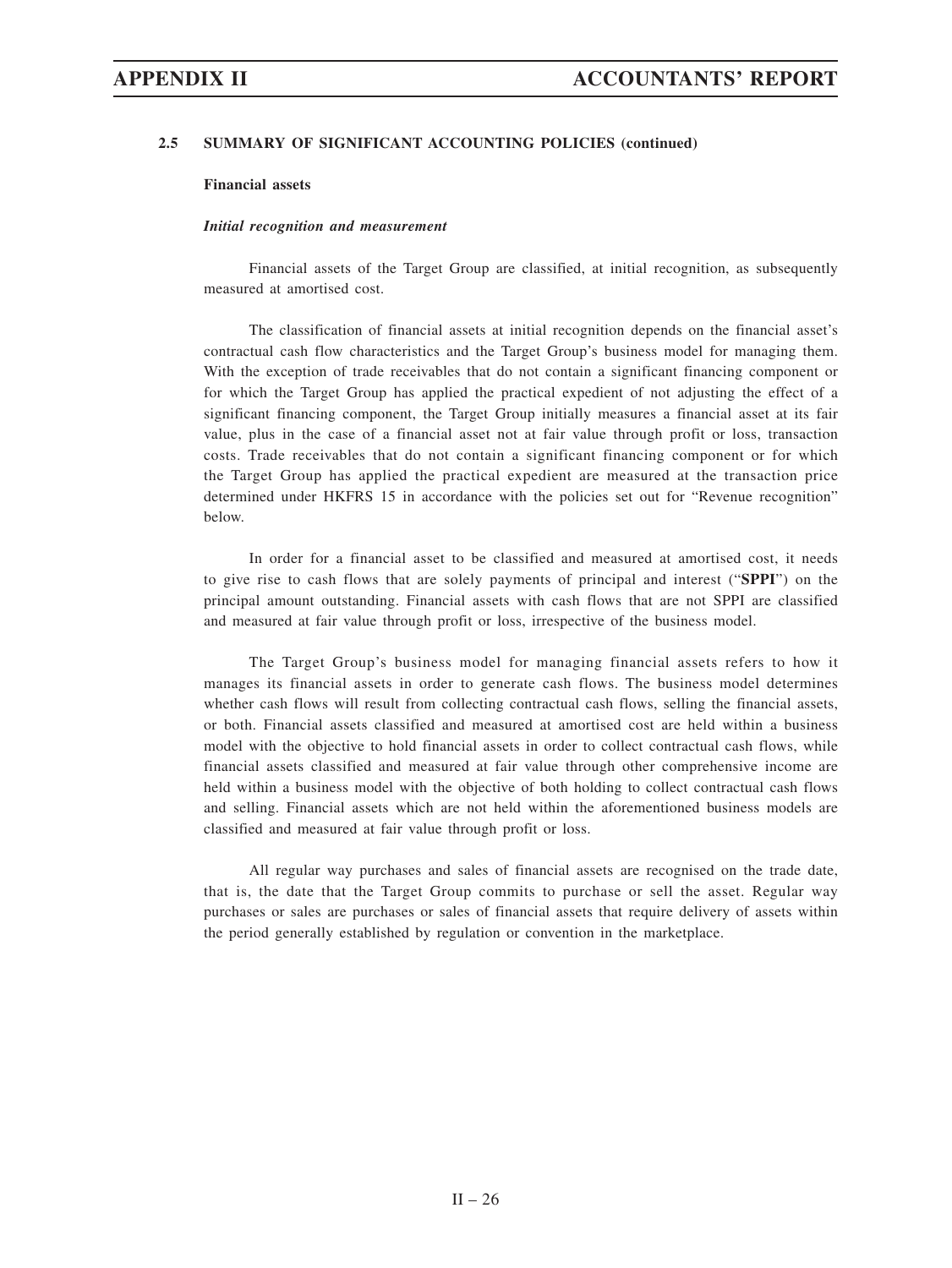### 2.5 SUMMARY OF SIGNIFICANT ACCOUNTING POLICIES (continued)

**Financial assets**

***Initial recognition and measurement***

Financial assets of the Target Group are classified, at initial recognition, as subsequently measured at amortised cost.

The classification of financial assets at initial recognition depends on the financial asset's contractual cash flow characteristics and the Target Group's business model for managing them. With the exception of trade receivables that do not contain a significant financing component or for which the Target Group has applied the practical expedient of not adjusting the effect of a significant financing component, the Target Group initially measures a financial asset at its fair value, plus in the case of a financial asset not at fair value through profit or loss, transaction costs. Trade receivables that do not contain a significant financing component or for which the Target Group has applied the practical expedient are measured at the transaction price determined under HKFRS 15 in accordance with the policies set out for "Revenue recognition" below.

In order for a financial asset to be classified and measured at amortised cost, it needs to give rise to cash flows that are solely payments of principal and interest ("**SPPI**") on the principal amount outstanding. Financial assets with cash flows that are not SPPI are classified and measured at fair value through profit or loss, irrespective of the business model.

The Target Group's business model for managing financial assets refers to how it manages its financial assets in order to generate cash flows. The business model determines whether cash flows will result from collecting contractual cash flows, selling the financial assets, or both. Financial assets classified and measured at amortised cost are held within a business model with the objective to hold financial assets in order to collect contractual cash flows, while financial assets classified and measured at fair value through other comprehensive income are held within a business model with the objective of both holding to collect contractual cash flows and selling. Financial assets which are not held within the aforementioned business models are classified and measured at fair value through profit or loss.

All regular way purchases and sales of financial assets are recognised on the trade date, that is, the date that the Target Group commits to purchase or sell the asset. Regular way purchases or sales are purchases or sales of financial assets that require delivery of assets within the period generally established by regulation or convention in the marketplace.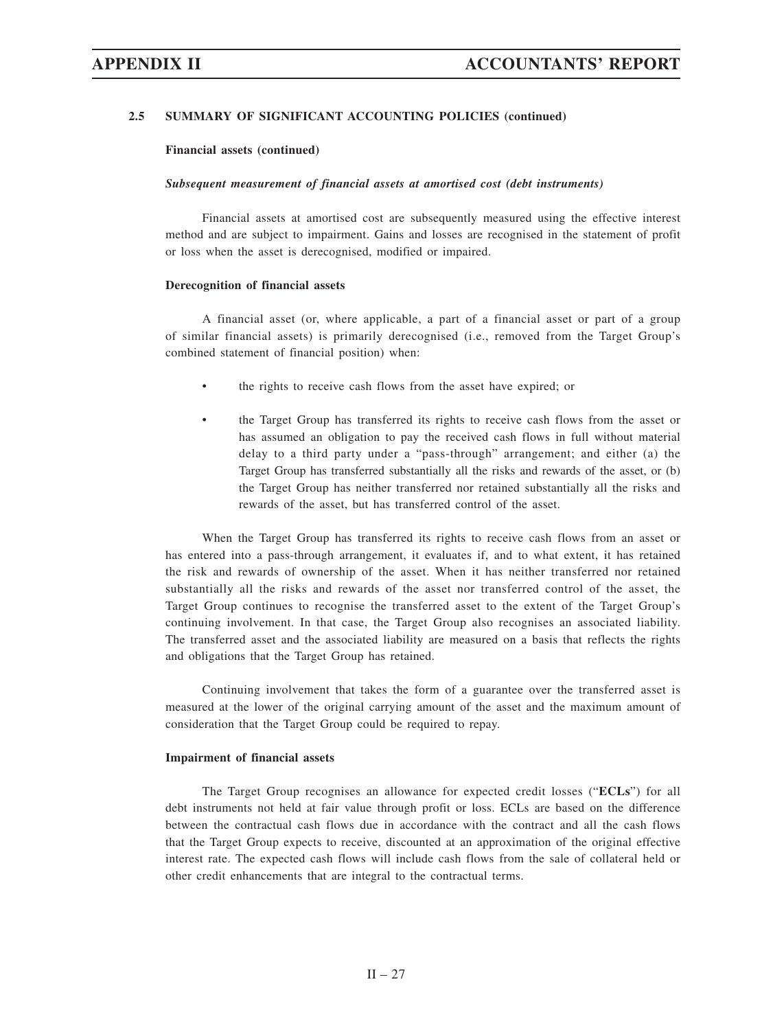## 2.5 SUMMARY OF SIGNIFICANT ACCOUNTING POLICIES (continued)

### Financial assets (continued)

***Subsequent measurement of financial assets at amortised cost (debt instruments)***

Financial assets at amortised cost are subsequently measured using the effective interest method and are subject to impairment. Gains and losses are recognised in the statement of profit or loss when the asset is derecognised, modified or impaired.

### Derecognition of financial assets

A financial asset (or, where applicable, a part of a financial asset or part of a group of similar financial assets) is primarily derecognised (i.e., removed from the Target Group's combined statement of financial position) when:

- the rights to receive cash flows from the asset have expired; or
- the Target Group has transferred its rights to receive cash flows from the asset or has assumed an obligation to pay the received cash flows in full without material delay to a third party under a "pass-through" arrangement; and either (a) the Target Group has transferred substantially all the risks and rewards of the asset, or (b) the Target Group has neither transferred nor retained substantially all the risks and rewards of the asset, but has transferred control of the asset.

When the Target Group has transferred its rights to receive cash flows from an asset or has entered into a pass-through arrangement, it evaluates if, and to what extent, it has retained the risk and rewards of ownership of the asset. When it has neither transferred nor retained substantially all the risks and rewards of the asset nor transferred control of the asset, the Target Group continues to recognise the transferred asset to the extent of the Target Group's continuing involvement. In that case, the Target Group also recognises an associated liability. The transferred asset and the associated liability are measured on a basis that reflects the rights and obligations that the Target Group has retained.

Continuing involvement that takes the form of a guarantee over the transferred asset is measured at the lower of the original carrying amount of the asset and the maximum amount of consideration that the Target Group could be required to repay.

### Impairment of financial assets

The Target Group recognises an allowance for expected credit losses ("**ECLs**") for all debt instruments not held at fair value through profit or loss. ECLs are based on the difference between the contractual cash flows due in accordance with the contract and all the cash flows that the Target Group expects to receive, discounted at an approximation of the original effective interest rate. The expected cash flows will include cash flows from the sale of collateral held or other credit enhancements that are integral to the contractual terms.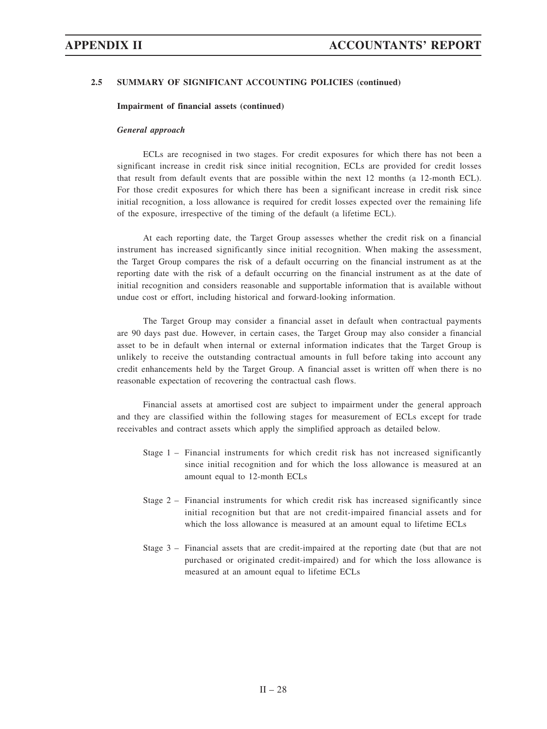### 2.5 SUMMARY OF SIGNIFICANT ACCOUNTING POLICIES (continued)

**Impairment of financial assets (continued)**

***General approach***

ECLs are recognised in two stages. For credit exposures for which there has not been a significant increase in credit risk since initial recognition, ECLs are provided for credit losses that result from default events that are possible within the next 12 months (a 12-month ECL). For those credit exposures for which there has been a significant increase in credit risk since initial recognition, a loss allowance is required for credit losses expected over the remaining life of the exposure, irrespective of the timing of the default (a lifetime ECL).

At each reporting date, the Target Group assesses whether the credit risk on a financial instrument has increased significantly since initial recognition. When making the assessment, the Target Group compares the risk of a default occurring on the financial instrument as at the reporting date with the risk of a default occurring on the financial instrument as at the date of initial recognition and considers reasonable and supportable information that is available without undue cost or effort, including historical and forward-looking information.

The Target Group may consider a financial asset in default when contractual payments are 90 days past due. However, in certain cases, the Target Group may also consider a financial asset to be in default when internal or external information indicates that the Target Group is unlikely to receive the outstanding contractual amounts in full before taking into account any credit enhancements held by the Target Group. A financial asset is written off when there is no reasonable expectation of recovering the contractual cash flows.

Financial assets at amortised cost are subject to impairment under the general approach and they are classified within the following stages for measurement of ECLs except for trade receivables and contract assets which apply the simplified approach as detailed below.

- Stage 1 – Financial instruments for which credit risk has not increased significantly since initial recognition and for which the loss allowance is measured at an amount equal to 12-month ECLs
- Stage 2 – Financial instruments for which credit risk has increased significantly since initial recognition but that are not credit-impaired financial assets and for which the loss allowance is measured at an amount equal to lifetime ECLs
- Stage 3 – Financial assets that are credit-impaired at the reporting date (but that are not purchased or originated credit-impaired) and for which the loss allowance is measured at an amount equal to lifetime ECLs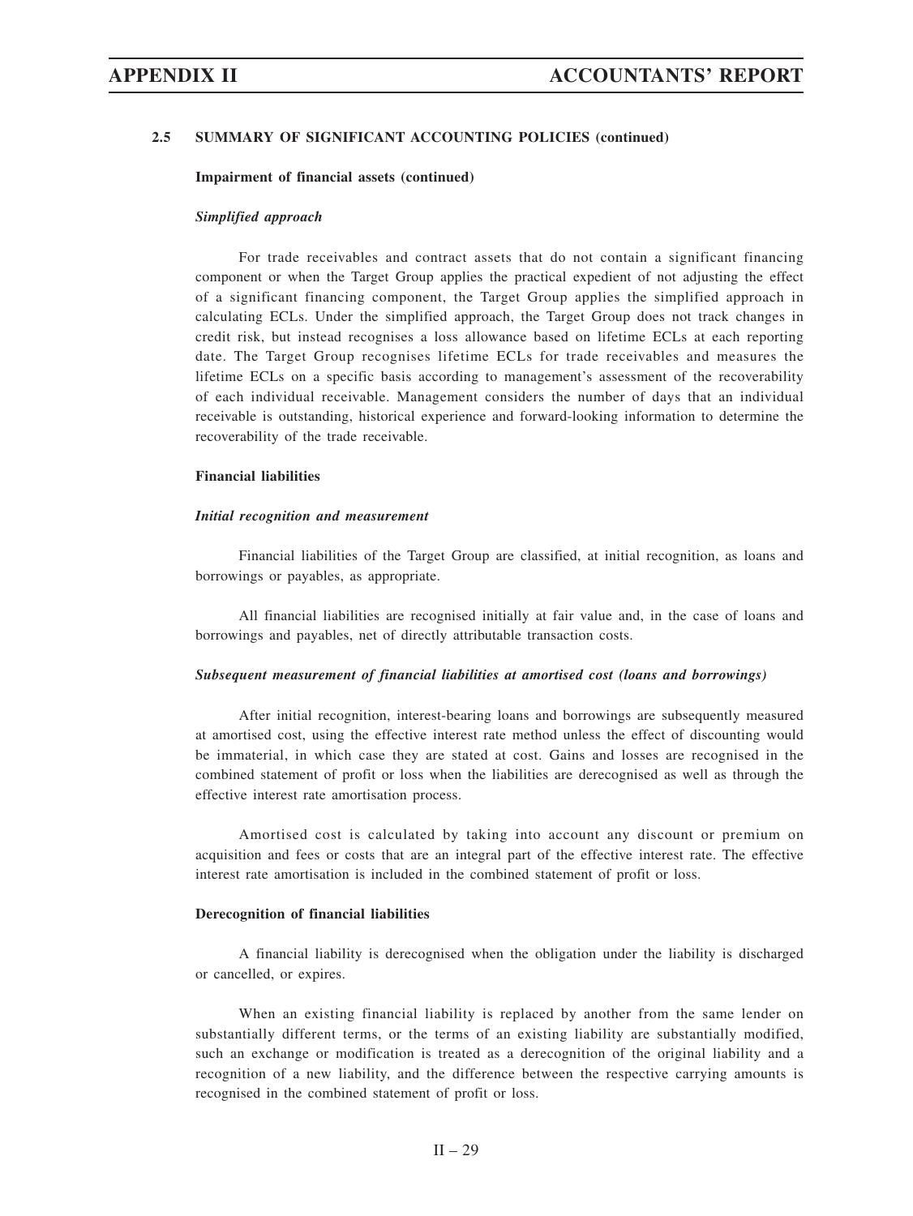## 2.5 SUMMARY OF SIGNIFICANT ACCOUNTING POLICIES (continued)

**Impairment of financial assets (continued)**

***Simplified approach***

For trade receivables and contract assets that do not contain a significant financing component or when the Target Group applies the practical expedient of not adjusting the effect of a significant financing component, the Target Group applies the simplified approach in calculating ECLs. Under the simplified approach, the Target Group does not track changes in credit risk, but instead recognises a loss allowance based on lifetime ECLs at each reporting date. The Target Group recognises lifetime ECLs for trade receivables and measures the lifetime ECLs on a specific basis according to management's assessment of the recoverability of each individual receivable. Management considers the number of days that an individual receivable is outstanding, historical experience and forward-looking information to determine the recoverability of the trade receivable.

**Financial liabilities**

***Initial recognition and measurement***

Financial liabilities of the Target Group are classified, at initial recognition, as loans and borrowings or payables, as appropriate.

All financial liabilities are recognised initially at fair value and, in the case of loans and borrowings and payables, net of directly attributable transaction costs.

***Subsequent measurement of financial liabilities at amortised cost (loans and borrowings)***

After initial recognition, interest-bearing loans and borrowings are subsequently measured at amortised cost, using the effective interest rate method unless the effect of discounting would be immaterial, in which case they are stated at cost. Gains and losses are recognised in the combined statement of profit or loss when the liabilities are derecognised as well as through the effective interest rate amortisation process.

Amortised cost is calculated by taking into account any discount or premium on acquisition and fees or costs that are an integral part of the effective interest rate. The effective interest rate amortisation is included in the combined statement of profit or loss.

**Derecognition of financial liabilities**

A financial liability is derecognised when the obligation under the liability is discharged or cancelled, or expires.

When an existing financial liability is replaced by another from the same lender on substantially different terms, or the terms of an existing liability are substantially modified, such an exchange or modification is treated as a derecognition of the original liability and a recognition of a new liability, and the difference between the respective carrying amounts is recognised in the combined statement of profit or loss.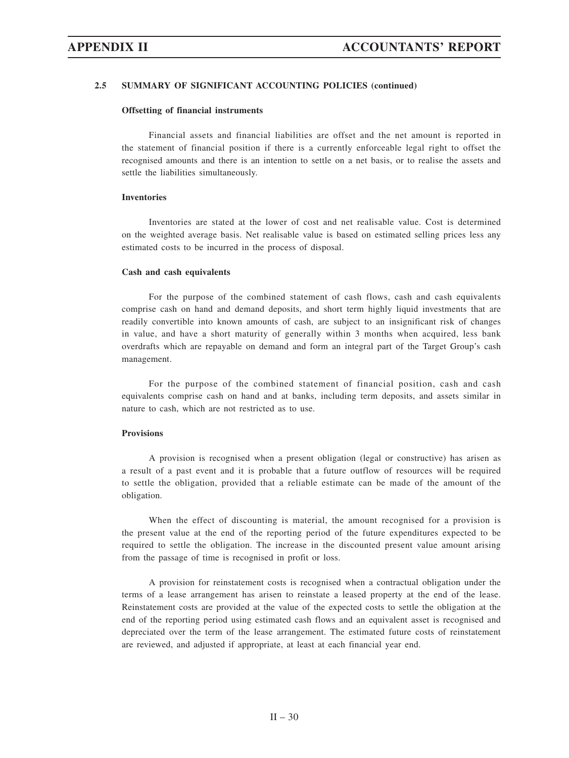### 2.5 SUMMARY OF SIGNIFICANT ACCOUNTING POLICIES (continued)

**Offsetting of financial instruments**

Financial assets and financial liabilities are offset and the net amount is reported in the statement of financial position if there is a currently enforceable legal right to offset the recognised amounts and there is an intention to settle on a net basis, or to realise the assets and settle the liabilities simultaneously.

**Inventories**

Inventories are stated at the lower of cost and net realisable value. Cost is determined on the weighted average basis. Net realisable value is based on estimated selling prices less any estimated costs to be incurred in the process of disposal.

**Cash and cash equivalents**

For the purpose of the combined statement of cash flows, cash and cash equivalents comprise cash on hand and demand deposits, and short term highly liquid investments that are readily convertible into known amounts of cash, are subject to an insignificant risk of changes in value, and have a short maturity of generally within 3 months when acquired, less bank overdrafts which are repayable on demand and form an integral part of the Target Group's cash management.

For the purpose of the combined statement of financial position, cash and cash equivalents comprise cash on hand and at banks, including term deposits, and assets similar in nature to cash, which are not restricted as to use.

**Provisions**

A provision is recognised when a present obligation (legal or constructive) has arisen as a result of a past event and it is probable that a future outflow of resources will be required to settle the obligation, provided that a reliable estimate can be made of the amount of the obligation.

When the effect of discounting is material, the amount recognised for a provision is the present value at the end of the reporting period of the future expenditures expected to be required to settle the obligation. The increase in the discounted present value amount arising from the passage of time is recognised in profit or loss.

A provision for reinstatement costs is recognised when a contractual obligation under the terms of a lease arrangement has arisen to reinstate a leased property at the end of the lease. Reinstatement costs are provided at the value of the expected costs to settle the obligation at the end of the reporting period using estimated cash flows and an equivalent asset is recognised and depreciated over the term of the lease arrangement. The estimated future costs of reinstatement are reviewed, and adjusted if appropriate, at least at each financial year end.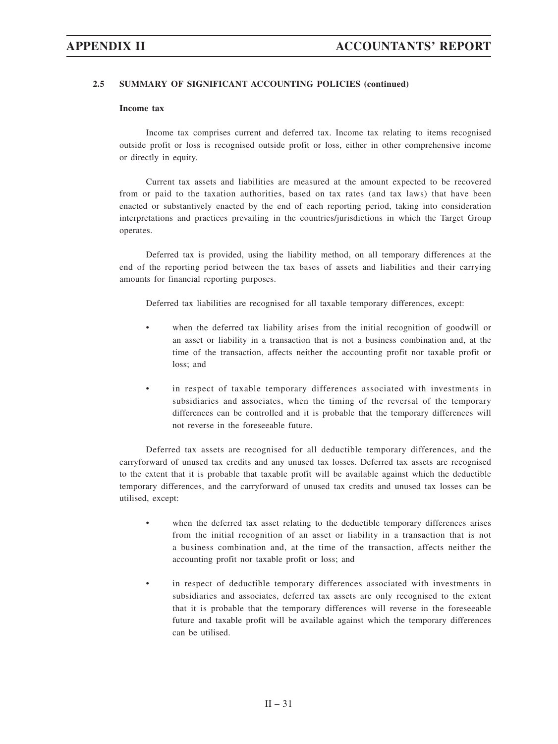## 2.5 SUMMARY OF SIGNIFICANT ACCOUNTING POLICIES (continued)

### Income tax

Income tax comprises current and deferred tax. Income tax relating to items recognised outside profit or loss is recognised outside profit or loss, either in other comprehensive income or directly in equity.

Current tax assets and liabilities are measured at the amount expected to be recovered from or paid to the taxation authorities, based on tax rates (and tax laws) that have been enacted or substantively enacted by the end of each reporting period, taking into consideration interpretations and practices prevailing in the countries/jurisdictions in which the Target Group operates.

Deferred tax is provided, using the liability method, on all temporary differences at the end of the reporting period between the tax bases of assets and liabilities and their carrying amounts for financial reporting purposes.

Deferred tax liabilities are recognised for all taxable temporary differences, except:

- when the deferred tax liability arises from the initial recognition of goodwill or an asset or liability in a transaction that is not a business combination and, at the time of the transaction, affects neither the accounting profit nor taxable profit or loss; and
- in respect of taxable temporary differences associated with investments in subsidiaries and associates, when the timing of the reversal of the temporary differences can be controlled and it is probable that the temporary differences will not reverse in the foreseeable future.

Deferred tax assets are recognised for all deductible temporary differences, and the carryforward of unused tax credits and any unused tax losses. Deferred tax assets are recognised to the extent that it is probable that taxable profit will be available against which the deductible temporary differences, and the carryforward of unused tax credits and unused tax losses can be utilised, except:

- when the deferred tax asset relating to the deductible temporary differences arises from the initial recognition of an asset or liability in a transaction that is not a business combination and, at the time of the transaction, affects neither the accounting profit nor taxable profit or loss; and
- in respect of deductible temporary differences associated with investments in subsidiaries and associates, deferred tax assets are only recognised to the extent that it is probable that the temporary differences will reverse in the foreseeable future and taxable profit will be available against which the temporary differences can be utilised.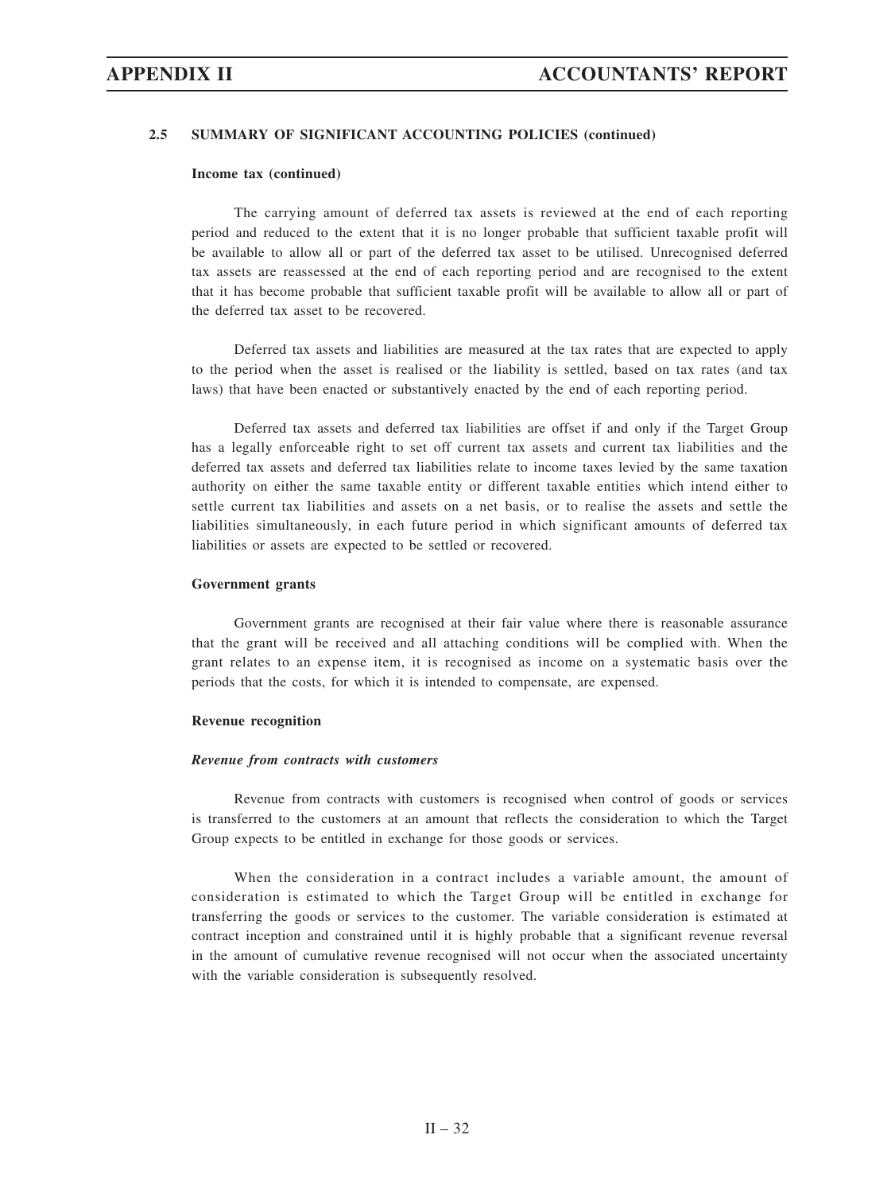### 2.5 SUMMARY OF SIGNIFICANT ACCOUNTING POLICIES (continued)

**Income tax (continued)**

The carrying amount of deferred tax assets is reviewed at the end of each reporting period and reduced to the extent that it is no longer probable that sufficient taxable profit will be available to allow all or part of the deferred tax asset to be utilised. Unrecognised deferred tax assets are reassessed at the end of each reporting period and are recognised to the extent that it has become probable that sufficient taxable profit will be available to allow all or part of the deferred tax asset to be recovered.

Deferred tax assets and liabilities are measured at the tax rates that are expected to apply to the period when the asset is realised or the liability is settled, based on tax rates (and tax laws) that have been enacted or substantively enacted by the end of each reporting period.

Deferred tax assets and deferred tax liabilities are offset if and only if the Target Group has a legally enforceable right to set off current tax assets and current tax liabilities and the deferred tax assets and deferred tax liabilities relate to income taxes levied by the same taxation authority on either the same taxable entity or different taxable entities which intend either to settle current tax liabilities and assets on a net basis, or to realise the assets and settle the liabilities simultaneously, in each future period in which significant amounts of deferred tax liabilities or assets are expected to be settled or recovered.

**Government grants**

Government grants are recognised at their fair value where there is reasonable assurance that the grant will be received and all attaching conditions will be complied with. When the grant relates to an expense item, it is recognised as income on a systematic basis over the periods that the costs, for which it is intended to compensate, are expensed.

**Revenue recognition**

***Revenue from contracts with customers***

Revenue from contracts with customers is recognised when control of goods or services is transferred to the customers at an amount that reflects the consideration to which the Target Group expects to be entitled in exchange for those goods or services.

When the consideration in a contract includes a variable amount, the amount of consideration is estimated to which the Target Group will be entitled in exchange for transferring the goods or services to the customer. The variable consideration is estimated at contract inception and constrained until it is highly probable that a significant revenue reversal in the amount of cumulative revenue recognised will not occur when the associated uncertainty with the variable consideration is subsequently resolved.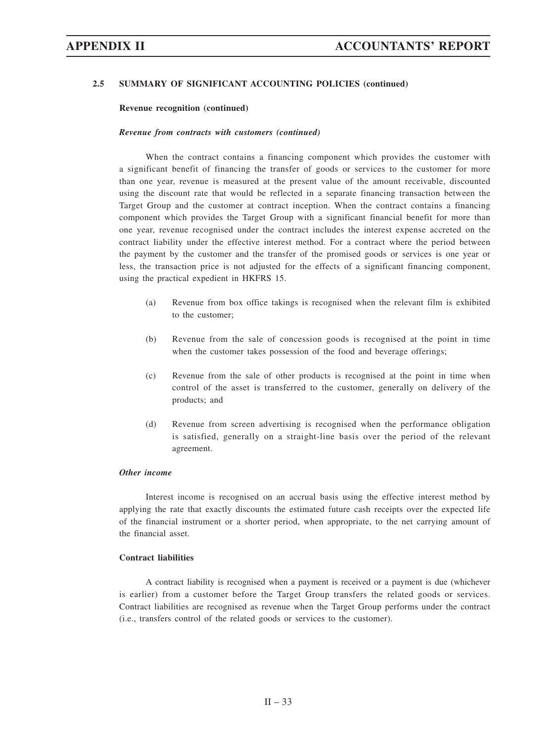### 2.5 SUMMARY OF SIGNIFICANT ACCOUNTING POLICIES (continued)

**Revenue recognition (continued)**

***Revenue from contracts with customers (continued)***

When the contract contains a financing component which provides the customer with a significant benefit of financing the transfer of goods or services to the customer for more than one year, revenue is measured at the present value of the amount receivable, discounted using the discount rate that would be reflected in a separate financing transaction between the Target Group and the customer at contract inception. When the contract contains a financing component which provides the Target Group with a significant financial benefit for more than one year, revenue recognised under the contract includes the interest expense accreted on the contract liability under the effective interest method. For a contract where the period between the payment by the customer and the transfer of the promised goods or services is one year or less, the transaction price is not adjusted for the effects of a significant financing component, using the practical expedient in HKFRS 15.

(a) Revenue from box office takings is recognised when the relevant film is exhibited to the customer;

(b) Revenue from the sale of concession goods is recognised at the point in time when the customer takes possession of the food and beverage offerings;

(c) Revenue from the sale of other products is recognised at the point in time when control of the asset is transferred to the customer, generally on delivery of the products; and

(d) Revenue from screen advertising is recognised when the performance obligation is satisfied, generally on a straight-line basis over the period of the relevant agreement.

***Other income***

Interest income is recognised on an accrual basis using the effective interest method by applying the rate that exactly discounts the estimated future cash receipts over the expected life of the financial instrument or a shorter period, when appropriate, to the net carrying amount of the financial asset.

**Contract liabilities**

A contract liability is recognised when a payment is received or a payment is due (whichever is earlier) from a customer before the Target Group transfers the related goods or services. Contract liabilities are recognised as revenue when the Target Group performs under the contract (i.e., transfers control of the related goods or services to the customer).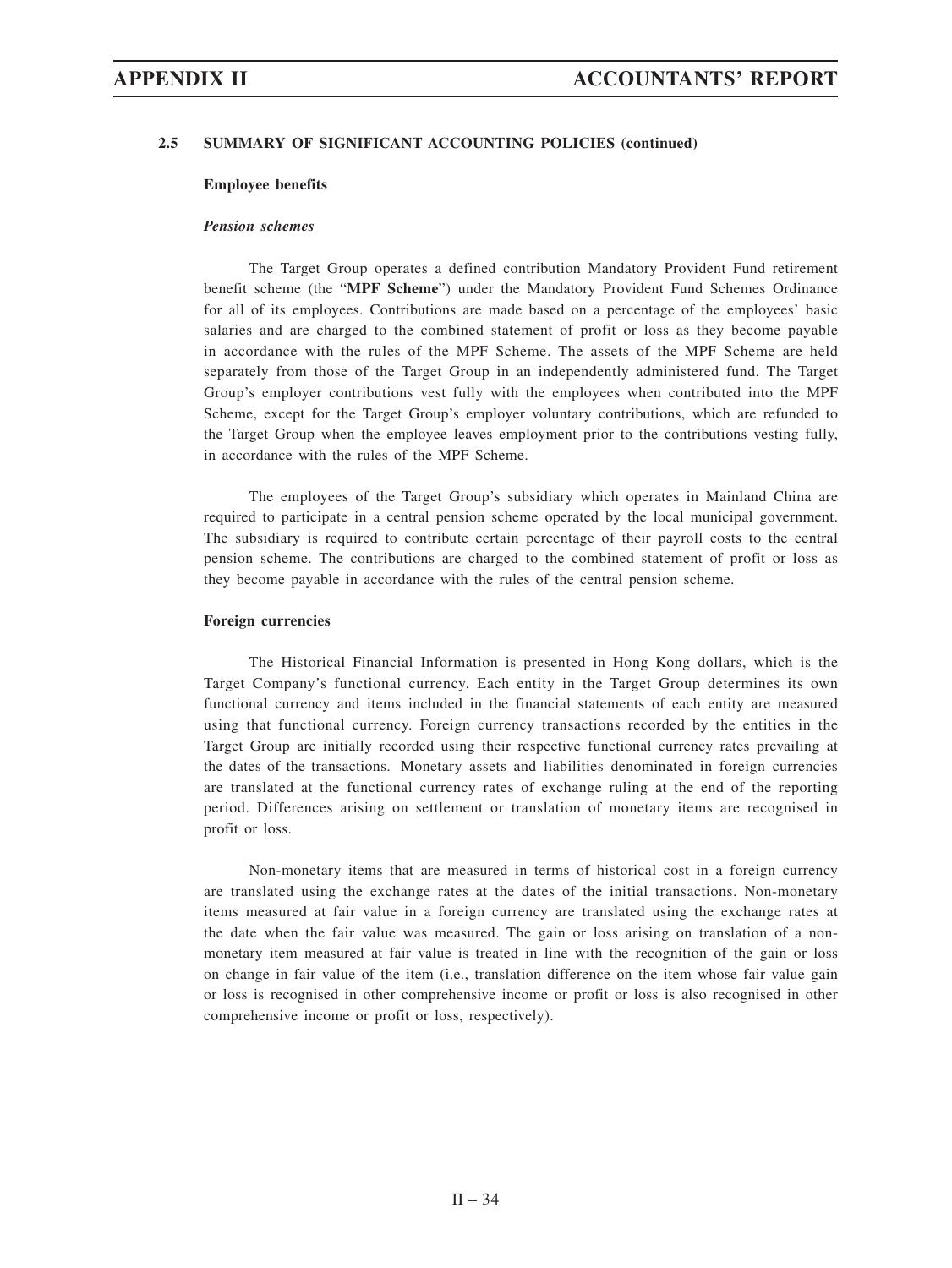### 2.5 SUMMARY OF SIGNIFICANT ACCOUNTING POLICIES (continued)

**Employee benefits**

***Pension schemes***

The Target Group operates a defined contribution Mandatory Provident Fund retirement benefit scheme (the "**MPF Scheme**") under the Mandatory Provident Fund Schemes Ordinance for all of its employees. Contributions are made based on a percentage of the employees' basic salaries and are charged to the combined statement of profit or loss as they become payable in accordance with the rules of the MPF Scheme. The assets of the MPF Scheme are held separately from those of the Target Group in an independently administered fund. The Target Group's employer contributions vest fully with the employees when contributed into the MPF Scheme, except for the Target Group's employer voluntary contributions, which are refunded to the Target Group when the employee leaves employment prior to the contributions vesting fully, in accordance with the rules of the MPF Scheme.

The employees of the Target Group's subsidiary which operates in Mainland China are required to participate in a central pension scheme operated by the local municipal government. The subsidiary is required to contribute certain percentage of their payroll costs to the central pension scheme. The contributions are charged to the combined statement of profit or loss as they become payable in accordance with the rules of the central pension scheme.

**Foreign currencies**

The Historical Financial Information is presented in Hong Kong dollars, which is the Target Company's functional currency. Each entity in the Target Group determines its own functional currency and items included in the financial statements of each entity are measured using that functional currency. Foreign currency transactions recorded by the entities in the Target Group are initially recorded using their respective functional currency rates prevailing at the dates of the transactions. Monetary assets and liabilities denominated in foreign currencies are translated at the functional currency rates of exchange ruling at the end of the reporting period. Differences arising on settlement or translation of monetary items are recognised in profit or loss.

Non-monetary items that are measured in terms of historical cost in a foreign currency are translated using the exchange rates at the dates of the initial transactions. Non-monetary items measured at fair value in a foreign currency are translated using the exchange rates at the date when the fair value was measured. The gain or loss arising on translation of a non-monetary item measured at fair value is treated in line with the recognition of the gain or loss on change in fair value of the item (i.e., translation difference on the item whose fair value gain or loss is recognised in other comprehensive income or profit or loss is also recognised in other comprehensive income or profit or loss, respectively).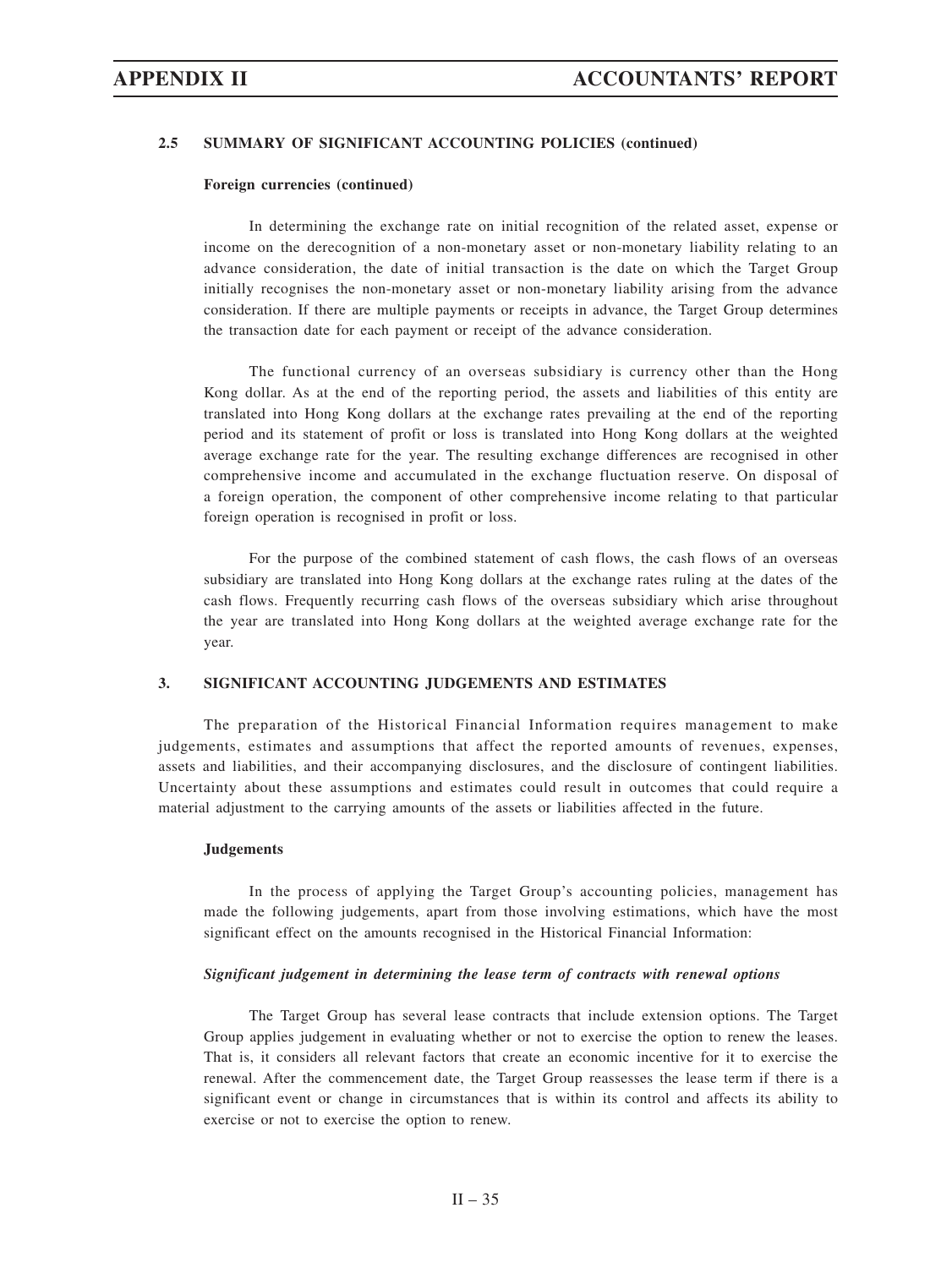#### 2.5 SUMMARY OF SIGNIFICANT ACCOUNTING POLICIES (continued)

**Foreign currencies (continued)**

In determining the exchange rate on initial recognition of the related asset, expense or income on the derecognition of a non-monetary asset or non-monetary liability relating to an advance consideration, the date of initial transaction is the date on which the Target Group initially recognises the non-monetary asset or non-monetary liability arising from the advance consideration. If there are multiple payments or receipts in advance, the Target Group determines the transaction date for each payment or receipt of the advance consideration.

The functional currency of an overseas subsidiary is currency other than the Hong Kong dollar. As at the end of the reporting period, the assets and liabilities of this entity are translated into Hong Kong dollars at the exchange rates prevailing at the end of the reporting period and its statement of profit or loss is translated into Hong Kong dollars at the weighted average exchange rate for the year. The resulting exchange differences are recognised in other comprehensive income and accumulated in the exchange fluctuation reserve. On disposal of a foreign operation, the component of other comprehensive income relating to that particular foreign operation is recognised in profit or loss.

For the purpose of the combined statement of cash flows, the cash flows of an overseas subsidiary are translated into Hong Kong dollars at the exchange rates ruling at the dates of the cash flows. Frequently recurring cash flows of the overseas subsidiary which arise throughout the year are translated into Hong Kong dollars at the weighted average exchange rate for the year.

#### 3. SIGNIFICANT ACCOUNTING JUDGEMENTS AND ESTIMATES

The preparation of the Historical Financial Information requires management to make judgements, estimates and assumptions that affect the reported amounts of revenues, expenses, assets and liabilities, and their accompanying disclosures, and the disclosure of contingent liabilities. Uncertainty about these assumptions and estimates could result in outcomes that could require a material adjustment to the carrying amounts of the assets or liabilities affected in the future.

**Judgements**

In the process of applying the Target Group's accounting policies, management has made the following judgements, apart from those involving estimations, which have the most significant effect on the amounts recognised in the Historical Financial Information:

***Significant judgement in determining the lease term of contracts with renewal options***

The Target Group has several lease contracts that include extension options. The Target Group applies judgement in evaluating whether or not to exercise the option to renew the leases. That is, it considers all relevant factors that create an economic incentive for it to exercise the renewal. After the commencement date, the Target Group reassesses the lease term if there is a significant event or change in circumstances that is within its control and affects its ability to exercise or not to exercise the option to renew.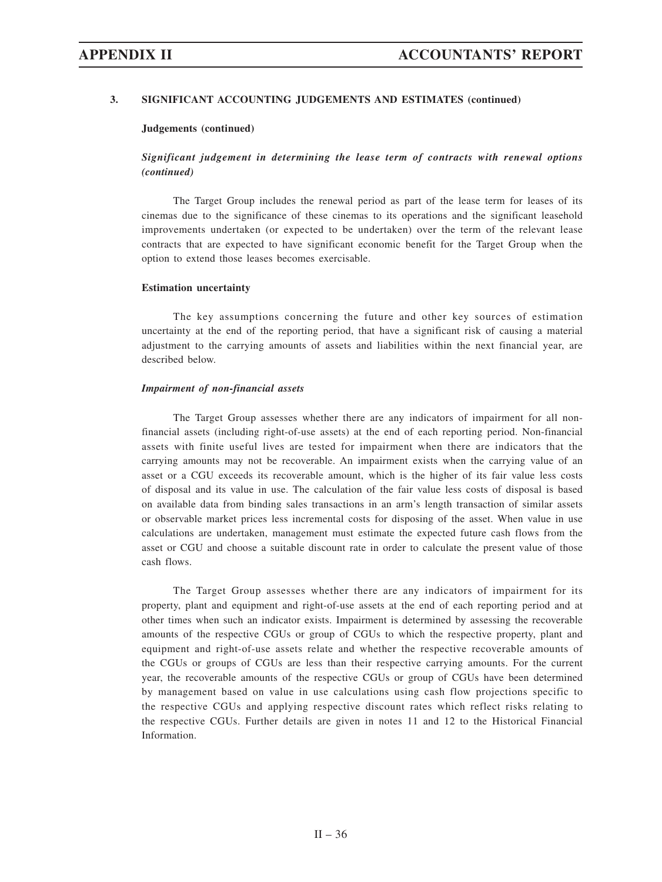### 3. SIGNIFICANT ACCOUNTING JUDGEMENTS AND ESTIMATES (continued)

**Judgements (continued)**

***Significant judgement in determining the lease term of contracts with renewal options (continued)***

The Target Group includes the renewal period as part of the lease term for leases of its cinemas due to the significance of these cinemas to its operations and the significant leasehold improvements undertaken (or expected to be undertaken) over the term of the relevant lease contracts that are expected to have significant economic benefit for the Target Group when the option to extend those leases becomes exercisable.

**Estimation uncertainty**

The key assumptions concerning the future and other key sources of estimation uncertainty at the end of the reporting period, that have a significant risk of causing a material adjustment to the carrying amounts of assets and liabilities within the next financial year, are described below.

***Impairment of non-financial assets***

The Target Group assesses whether there are any indicators of impairment for all non-financial assets (including right-of-use assets) at the end of each reporting period. Non-financial assets with finite useful lives are tested for impairment when there are indicators that the carrying amounts may not be recoverable. An impairment exists when the carrying value of an asset or a CGU exceeds its recoverable amount, which is the higher of its fair value less costs of disposal and its value in use. The calculation of the fair value less costs of disposal is based on available data from binding sales transactions in an arm's length transaction of similar assets or observable market prices less incremental costs for disposing of the asset. When value in use calculations are undertaken, management must estimate the expected future cash flows from the asset or CGU and choose a suitable discount rate in order to calculate the present value of those cash flows.

The Target Group assesses whether there are any indicators of impairment for its property, plant and equipment and right-of-use assets at the end of each reporting period and at other times when such an indicator exists. Impairment is determined by assessing the recoverable amounts of the respective CGUs or group of CGUs to which the respective property, plant and equipment and right-of-use assets relate and whether the respective recoverable amounts of the CGUs or groups of CGUs are less than their respective carrying amounts. For the current year, the recoverable amounts of the respective CGUs or group of CGUs have been determined by management based on value in use calculations using cash flow projections specific to the respective CGUs and applying respective discount rates which reflect risks relating to the respective CGUs. Further details are given in notes 11 and 12 to the Historical Financial Information.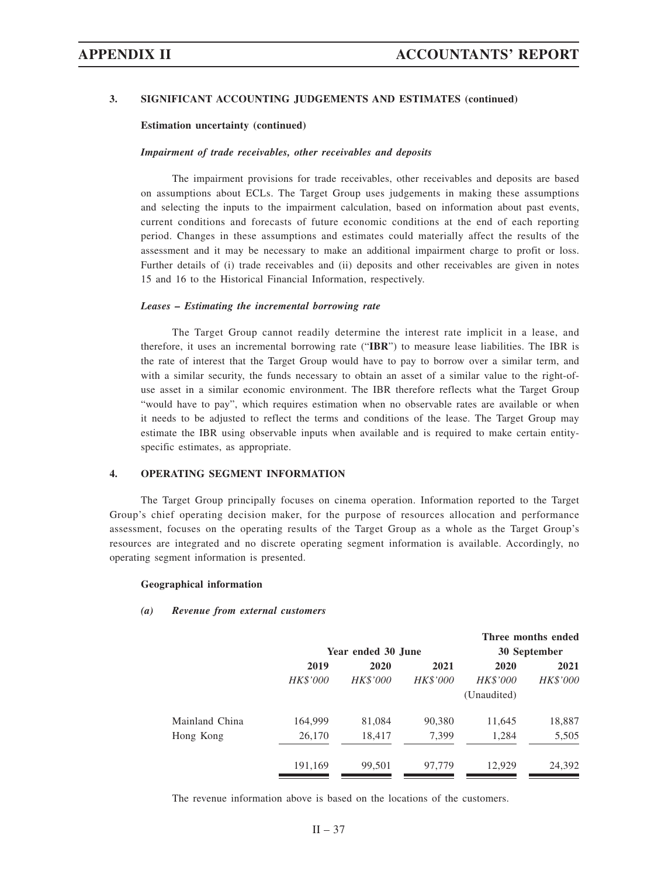### 3. SIGNIFICANT ACCOUNTING JUDGEMENTS AND ESTIMATES (continued)

**Estimation uncertainty (continued)**

***Impairment of trade receivables, other receivables and deposits***

The impairment provisions for trade receivables, other receivables and deposits are based on assumptions about ECLs. The Target Group uses judgements in making these assumptions and selecting the inputs to the impairment calculation, based on information about past events, current conditions and forecasts of future economic conditions at the end of each reporting period. Changes in these assumptions and estimates could materially affect the results of the assessment and it may be necessary to make an additional impairment charge to profit or loss. Further details of (i) trade receivables and (ii) deposits and other receivables are given in notes 15 and 16 to the Historical Financial Information, respectively.

***Leases – Estimating the incremental borrowing rate***

The Target Group cannot readily determine the interest rate implicit in a lease, and therefore, it uses an incremental borrowing rate ("**IBR**") to measure lease liabilities. The IBR is the rate of interest that the Target Group would have to pay to borrow over a similar term, and with a similar security, the funds necessary to obtain an asset of a similar value to the right-of-use asset in a similar economic environment. The IBR therefore reflects what the Target Group "would have to pay", which requires estimation when no observable rates are available or when it needs to be adjusted to reflect the terms and conditions of the lease. The Target Group may estimate the IBR using observable inputs when available and is required to make certain entity-specific estimates, as appropriate.

### 4. OPERATING SEGMENT INFORMATION

The Target Group principally focuses on cinema operation. Information reported to the Target Group's chief operating decision maker, for the purpose of resources allocation and performance assessment, focuses on the operating results of the Target Group as a whole as the Target Group's resources are integrated and no discrete operating segment information is available. Accordingly, no operating segment information is presented.

**Geographical information**

***(a) Revenue from external customers***

| | Year ended 30 June | | | Three months ended 30 September | |
|---|---|---|---|---|---|
| | **2019** | **2020** | **2021** | **2020** | **2021** |
| | *HK$'000* | *HK$'000* | *HK$'000* | *HK$'000* (Unaudited) | *HK$'000* |
| Mainland China | 164,999 | 81,084 | 90,380 | 11,645 | 18,887 |
| Hong Kong | 26,170 | 18,417 | 7,399 | 1,284 | 5,505 |
| | 191,169 | 99,501 | 97,779 | 12,929 | 24,392 |

The revenue information above is based on the locations of the customers.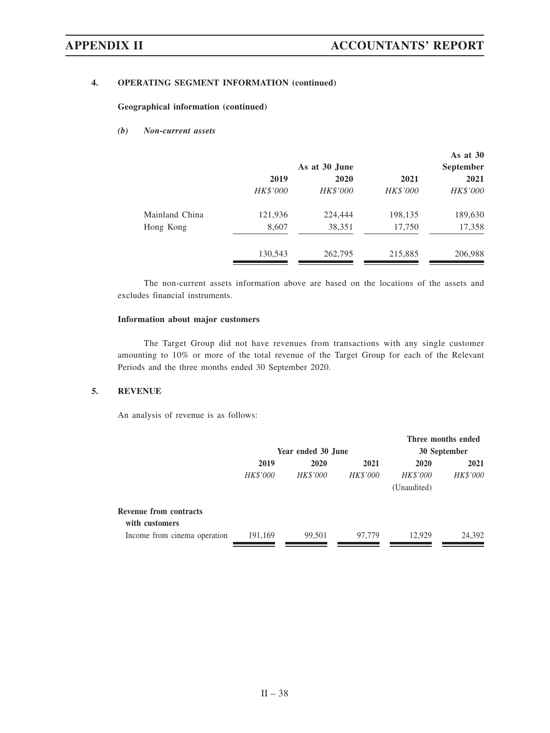#### 4. OPERATING SEGMENT INFORMATION (continued)

**Geographical information (continued)**

***(b) Non-current assets***

| | As at 30 June | | | As at 30 September |
|---|---|---|---|---|
| | 2019 | 2020 | 2021 | 2021 |
| | *HK$'000* | *HK$'000* | *HK$'000* | *HK$'000* |
| Mainland China | 121,936 | 224,444 | 198,135 | 189,630 |
| Hong Kong | 8,607 | 38,351 | 17,750 | 17,358 |
| | 130,543 | 262,795 | 215,885 | 206,988 |

The non-current assets information above are based on the locations of the assets and excludes financial instruments.

**Information about major customers**

The Target Group did not have revenues from transactions with any single customer amounting to 10% or more of the total revenue of the Target Group for each of the Relevant Periods and the three months ended 30 September 2020.

#### 5. REVENUE

An analysis of revenue is as follows:

| | Year ended 30 June | | | Three months ended 30 September | |
|---|---|---|---|---|---|
| | 2019 | 2020 | 2021 | 2020 | 2021 |
| | *HK$'000* | *HK$'000* | *HK$'000* | *HK$'000* | *HK$'000* |
| | | | | (Unaudited) | |
| **Revenue from contracts with customers** | | | | | |
| Income from cinema operation | 191,169 | 99,501 | 97,779 | 12,929 | 24,392 |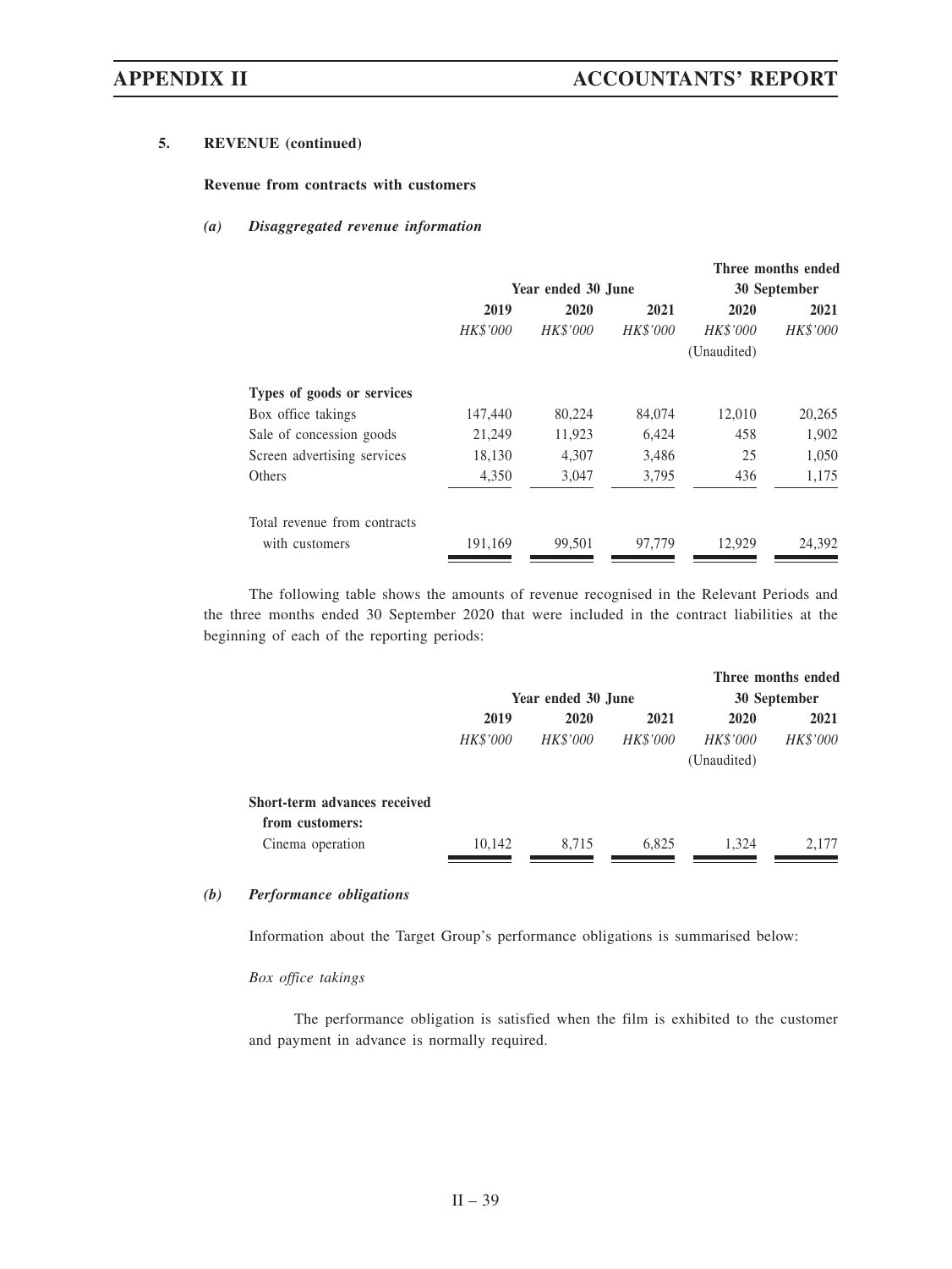#### 5. REVENUE (continued)

**Revenue from contracts with customers**

***(a) Disaggregated revenue information***

| | Year ended 30 June | | | Three months ended 30 September | |
|---|---|---|---|---|---|
| | 2019 | 2020 | 2021 | 2020 | 2021 |
| | *HK$'000* | *HK$'000* | *HK$'000* | *HK$'000* (Unaudited) | *HK$'000* |
| **Types of goods or services** | | | | | |
| Box office takings | 147,440 | 80,224 | 84,074 | 12,010 | 20,265 |
| Sale of concession goods | 21,249 | 11,923 | 6,424 | 458 | 1,902 |
| Screen advertising services | 18,130 | 4,307 | 3,486 | 25 | 1,050 |
| Others | 4,350 | 3,047 | 3,795 | 436 | 1,175 |
| Total revenue from contracts with customers | 191,169 | 99,501 | 97,779 | 12,929 | 24,392 |

The following table shows the amounts of revenue recognised in the Relevant Periods and the three months ended 30 September 2020 that were included in the contract liabilities at the beginning of each of the reporting periods:

| | Year ended 30 June | | | Three months ended 30 September | |
|---|---|---|---|---|---|
| | 2019 | 2020 | 2021 | 2020 | 2021 |
| | *HK$'000* | *HK$'000* | *HK$'000* | *HK$'000* (Unaudited) | *HK$'000* |
| **Short-term advances received from customers:** | | | | | |
| Cinema operation | 10,142 | 8,715 | 6,825 | 1,324 | 2,177 |

***(b) Performance obligations***

Information about the Target Group's performance obligations is summarised below:

*Box office takings*

The performance obligation is satisfied when the film is exhibited to the customer and payment in advance is normally required.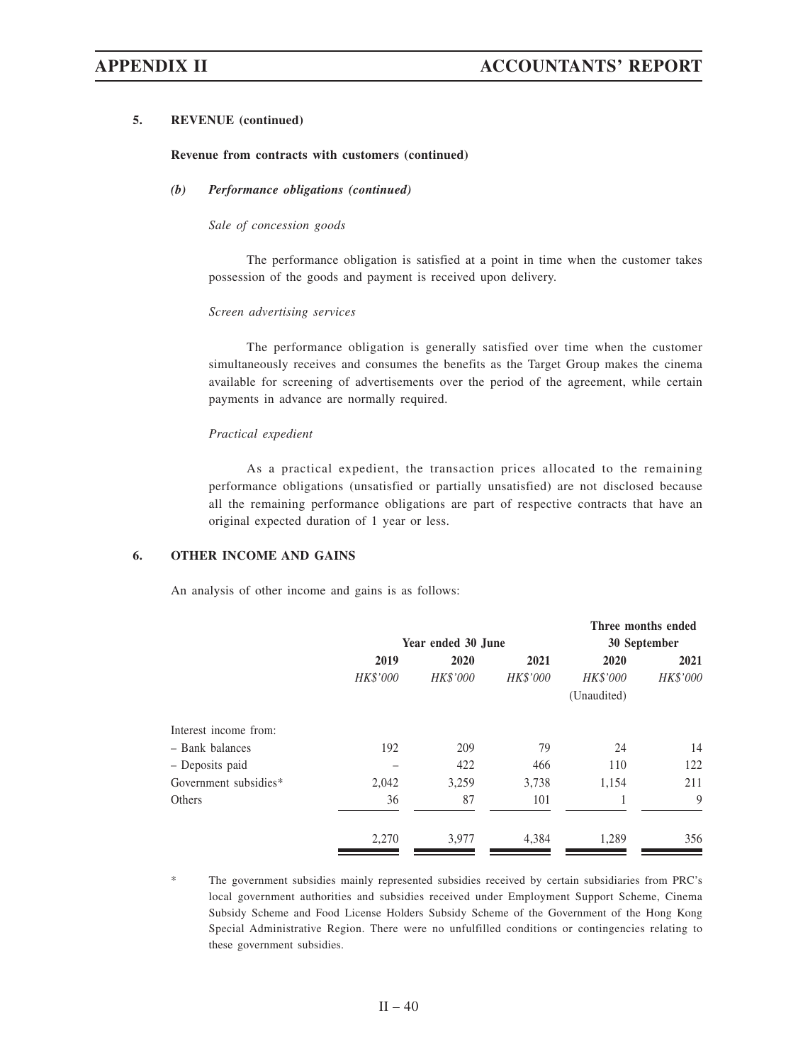### 5. REVENUE (continued)

**Revenue from contracts with customers (continued)**

***(b) Performance obligations (continued)***

*Sale of concession goods*

The performance obligation is satisfied at a point in time when the customer takes possession of the goods and payment is received upon delivery.

*Screen advertising services*

The performance obligation is generally satisfied over time when the customer simultaneously receives and consumes the benefits as the Target Group makes the cinema available for screening of advertisements over the period of the agreement, while certain payments in advance are normally required.

*Practical expedient*

As a practical expedient, the transaction prices allocated to the remaining performance obligations (unsatisfied or partially unsatisfied) are not disclosed because all the remaining performance obligations are part of respective contracts that have an original expected duration of 1 year or less.

### 6. OTHER INCOME AND GAINS

An analysis of other income and gains is as follows:

| | Year ended 30 June | | | Three months ended 30 September | |
|---|---|---|---|---|---|
| | **2019** | **2020** | **2021** | **2020** | **2021** |
| | *HK$'000* | *HK$'000* | *HK$'000* | *HK$'000* (Unaudited) | *HK$'000* |
| Interest income from: | | | | | |
| – Bank balances | 192 | 209 | 79 | 24 | 14 |
| – Deposits paid | – | 422 | 466 | 110 | 122 |
| Government subsidies* | 2,042 | 3,259 | 3,738 | 1,154 | 211 |
| Others | 36 | 87 | 101 | 1 | 9 |
| | 2,270 | 3,977 | 4,384 | 1,289 | 356 |

\* The government subsidies mainly represented subsidies received by certain subsidiaries from PRC's local government authorities and subsidies received under Employment Support Scheme, Cinema Subsidy Scheme and Food License Holders Subsidy Scheme of the Government of the Hong Kong Special Administrative Region. There were no unfulfilled conditions or contingencies relating to these government subsidies.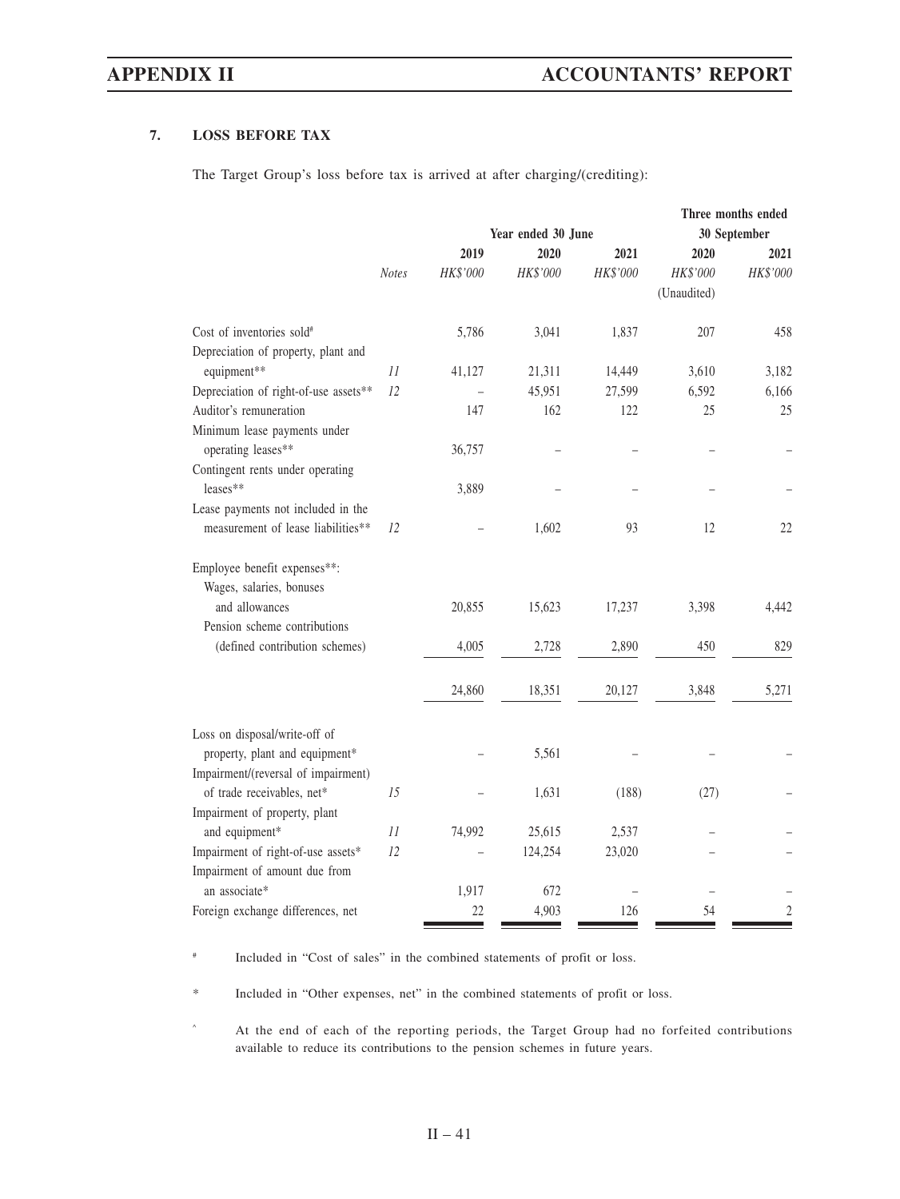## 7. LOSS BEFORE TAX

The Target Group's loss before tax is arrived at after charging/(crediting):

| | | Year ended 30 June | | | Three months ended 30 September | |
|---|---|---|---|---|---|---|
| | *Notes* | 2019 *HK$'000* | 2020 *HK$'000* | 2021 *HK$'000* | 2020 *HK$'000* (Unaudited) | 2021 *HK$'000* |
| Cost of inventories sold# | | 5,786 | 3,041 | 1,837 | 207 | 458 |
| Depreciation of property, plant and equipment** | *11* | 41,127 | 21,311 | 14,449 | 3,610 | 3,182 |
| Depreciation of right-of-use assets** | *12* | – | 45,951 | 27,599 | 6,592 | 6,166 |
| Auditor's remuneration | | 147 | 162 | 122 | 25 | 25 |
| Minimum lease payments under operating leases** | | 36,757 | – | – | – | – |
| Contingent rents under operating leases** | | 3,889 | – | – | – | – |
| Lease payments not included in the measurement of lease liabilities** | *12* | – | 1,602 | 93 | 12 | 22 |
| Employee benefit expenses**: | | | | | | |
| Wages, salaries, bonuses and allowances | | 20,855 | 15,623 | 17,237 | 3,398 | 4,442 |
| Pension scheme contributions (defined contribution schemes) | | 4,005 | 2,728 | 2,890 | 450 | 829 |
| | | 24,860 | 18,351 | 20,127 | 3,848 | 5,271 |
| Loss on disposal/write-off of property, plant and equipment* | | – | 5,561 | – | – | – |
| Impairment/(reversal of impairment) of trade receivables, net* | *15* | – | 1,631 | (188) | (27) | – |
| Impairment of property, plant and equipment* | *11* | 74,992 | 25,615 | 2,537 | – | – |
| Impairment of right-of-use assets* | *12* | – | 124,254 | 23,020 | – | – |
| Impairment of amount due from an associate* | | 1,917 | 672 | – | – | – |
| Foreign exchange differences, net | | 22 | 4,903 | 126 | 54 | 2 |

# Included in "Cost of sales" in the combined statements of profit or loss.

\* Included in "Other expenses, net" in the combined statements of profit or loss.

^ At the end of each of the reporting periods, the Target Group had no forfeited contributions available to reduce its contributions to the pension schemes in future years.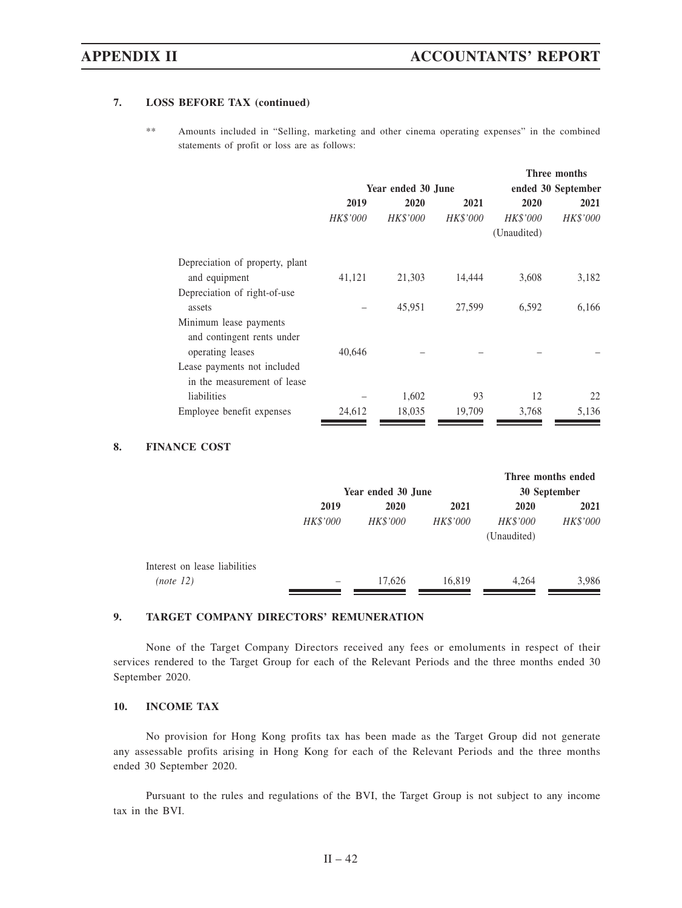### 7. LOSS BEFORE TAX (continued)

\*\* Amounts included in "Selling, marketing and other cinema operating expenses" in the combined statements of profit or loss are as follows:

| | Year ended 30 June | | | Three months ended 30 September | |
|---|---|---|---|---|---|
| | 2019 | 2020 | 2021 | 2020 | 2021 |
| | *HK$'000* | *HK$'000* | *HK$'000* | *HK$'000* (Unaudited) | *HK$'000* |
| Depreciation of property, plant and equipment | 41,121 | 21,303 | 14,444 | 3,608 | 3,182 |
| Depreciation of right-of-use assets | – | 45,951 | 27,599 | 6,592 | 6,166 |
| Minimum lease payments and contingent rents under operating leases | 40,646 | – | – | – | – |
| Lease payments not included in the measurement of lease liabilities | – | 1,602 | 93 | 12 | 22 |
| Employee benefit expenses | 24,612 | 18,035 | 19,709 | 3,768 | 5,136 |

### 8. FINANCE COST

| | Year ended 30 June | | | Three months ended 30 September | |
|---|---|---|---|---|---|
| | 2019 | 2020 | 2021 | 2020 | 2021 |
| | *HK$'000* | *HK$'000* | *HK$'000* | *HK$'000* (Unaudited) | *HK$'000* |
| Interest on lease liabilities *(note 12)* | – | 17,626 | 16,819 | 4,264 | 3,986 |

### 9. TARGET COMPANY DIRECTORS' REMUNERATION

None of the Target Company Directors received any fees or emoluments in respect of their services rendered to the Target Group for each of the Relevant Periods and the three months ended 30 September 2020.

### 10. INCOME TAX

No provision for Hong Kong profits tax has been made as the Target Group did not generate any assessable profits arising in Hong Kong for each of the Relevant Periods and the three months ended 30 September 2020.

Pursuant to the rules and regulations of the BVI, the Target Group is not subject to any income tax in the BVI.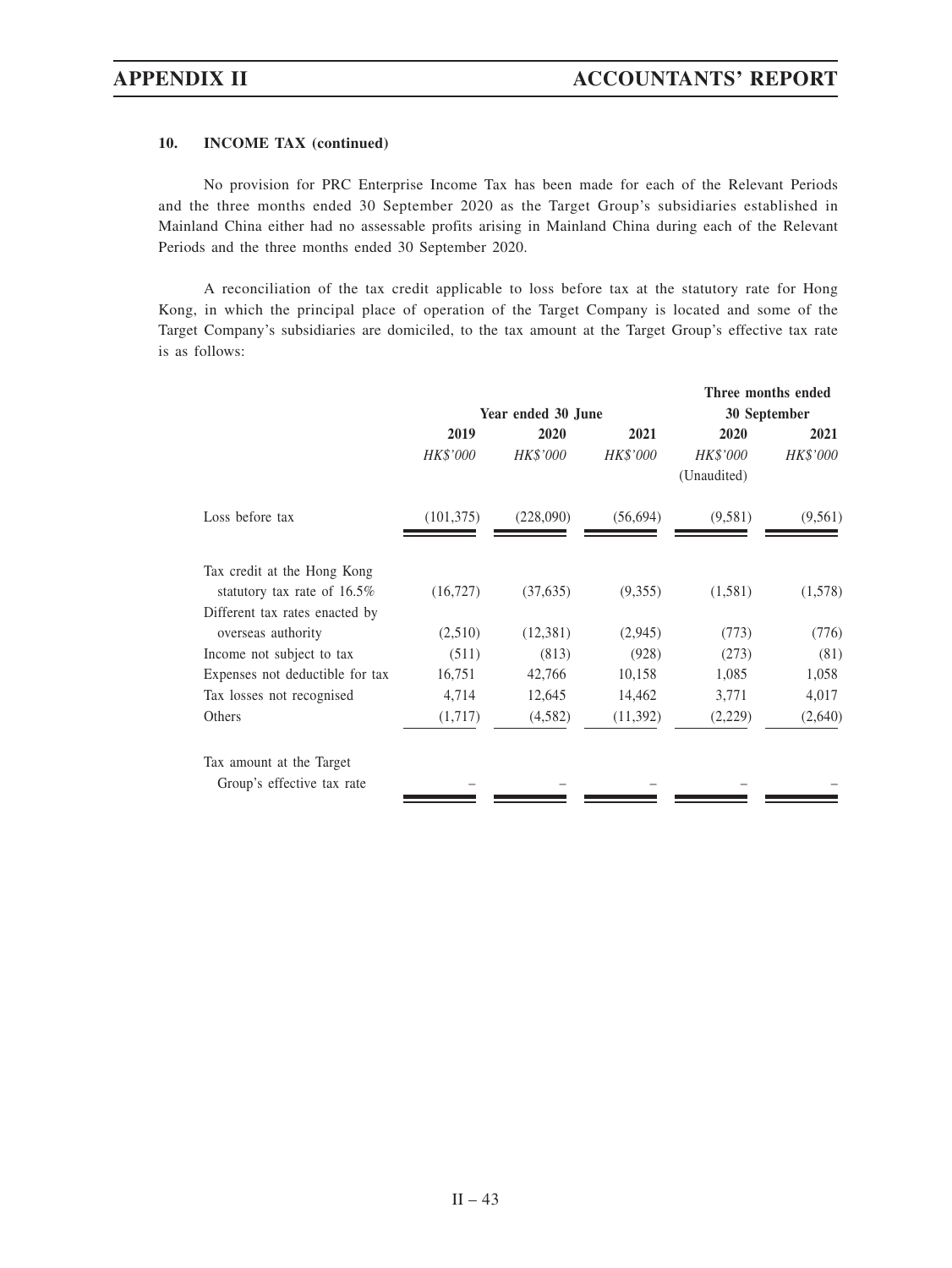#### 10. INCOME TAX (continued)

No provision for PRC Enterprise Income Tax has been made for each of the Relevant Periods and the three months ended 30 September 2020 as the Target Group's subsidiaries established in Mainland China either had no assessable profits arising in Mainland China during each of the Relevant Periods and the three months ended 30 September 2020.

A reconciliation of the tax credit applicable to loss before tax at the statutory rate for Hong Kong, in which the principal place of operation of the Target Company is located and some of the Target Company's subsidiaries are domiciled, to the tax amount at the Target Group's effective tax rate is as follows:

| | Year ended 30 June | | | Three months ended 30 September | |
|---|---|---|---|---|---|
| | **2019** | **2020** | **2021** | **2020** | **2021** |
| | *HK$'000* | *HK$'000* | *HK$'000* | *HK$'000* (Unaudited) | *HK$'000* |
| Loss before tax | (101,375) | (228,090) | (56,694) | (9,581) | (9,561) |
| Tax credit at the Hong Kong statutory tax rate of 16.5% | (16,727) | (37,635) | (9,355) | (1,581) | (1,578) |
| Different tax rates enacted by overseas authority | (2,510) | (12,381) | (2,945) | (773) | (776) |
| Income not subject to tax | (511) | (813) | (928) | (273) | (81) |
| Expenses not deductible for tax | 16,751 | 42,766 | 10,158 | 1,085 | 1,058 |
| Tax losses not recognised | 4,714 | 12,645 | 14,462 | 3,771 | 4,017 |
| Others | (1,717) | (4,582) | (11,392) | (2,229) | (2,640) |
| Tax amount at the Target Group's effective tax rate | – | – | – | – | – |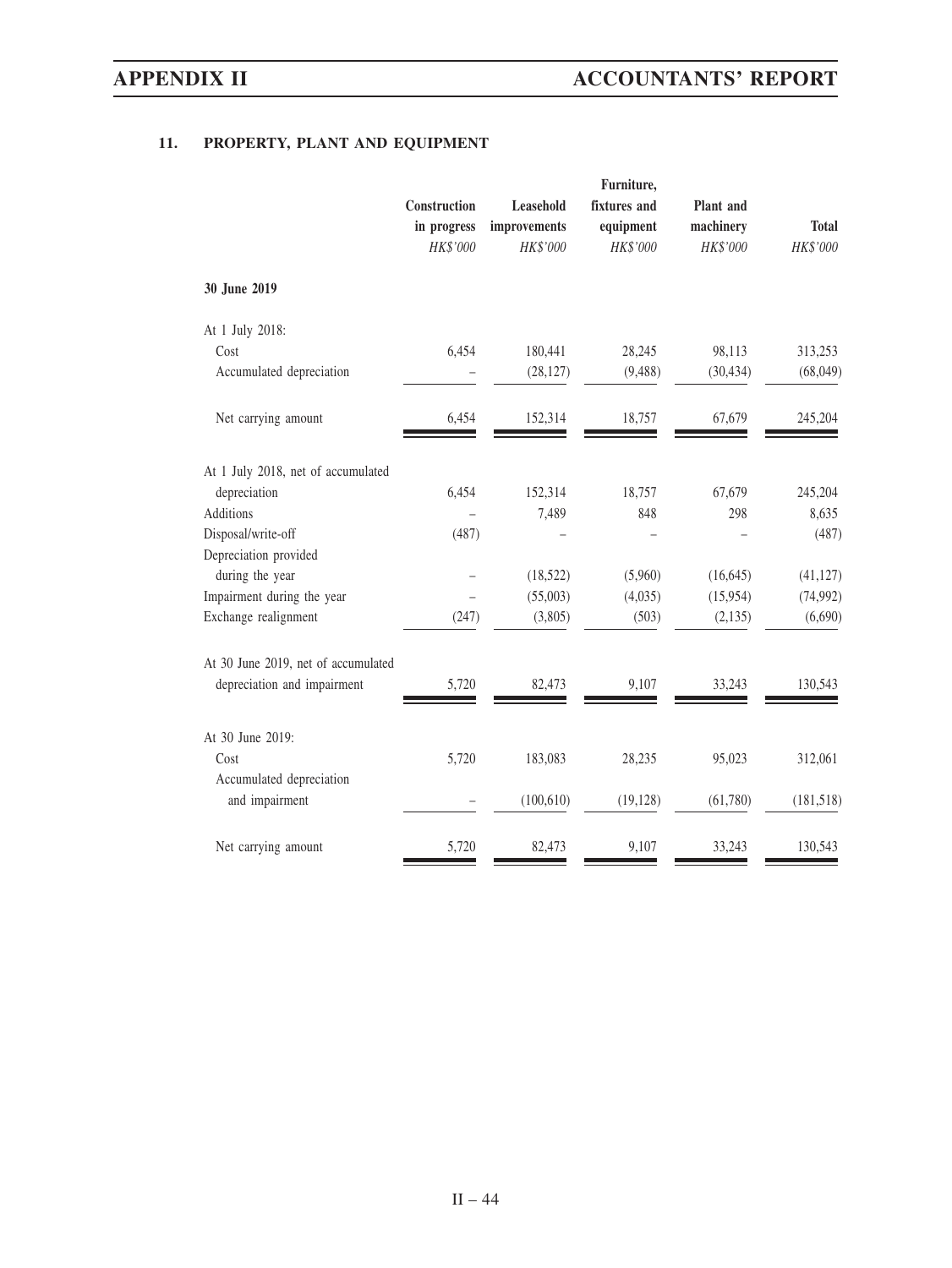## 11. PROPERTY, PLANT AND EQUIPMENT

| | Construction in progress | Leasehold improvements | Furniture, fixtures and equipment | Plant and machinery | Total |
|---|---|---|---|---|---|
| | *HK$'000* | *HK$'000* | *HK$'000* | *HK$'000* | *HK$'000* |
| **30 June 2019** | | | | | |
| At 1 July 2018: | | | | | |
| Cost | 6,454 | 180,441 | 28,245 | 98,113 | 313,253 |
| Accumulated depreciation | – | (28,127) | (9,488) | (30,434) | (68,049) |
| Net carrying amount | 6,454 | 152,314 | 18,757 | 67,679 | 245,204 |
| At 1 July 2018, net of accumulated depreciation | 6,454 | 152,314 | 18,757 | 67,679 | 245,204 |
| Additions | – | 7,489 | 848 | 298 | 8,635 |
| Disposal/write-off | (487) | – | – | – | (487) |
| Depreciation provided during the year | – | (18,522) | (5,960) | (16,645) | (41,127) |
| Impairment during the year | – | (55,003) | (4,035) | (15,954) | (74,992) |
| Exchange realignment | (247) | (3,805) | (503) | (2,135) | (6,690) |
| At 30 June 2019, net of accumulated depreciation and impairment | 5,720 | 82,473 | 9,107 | 33,243 | 130,543 |
| At 30 June 2019: | | | | | |
| Cost | 5,720 | 183,083 | 28,235 | 95,023 | 312,061 |
| Accumulated depreciation and impairment | – | (100,610) | (19,128) | (61,780) | (181,518) |
| Net carrying amount | 5,720 | 82,473 | 9,107 | 33,243 | 130,543 |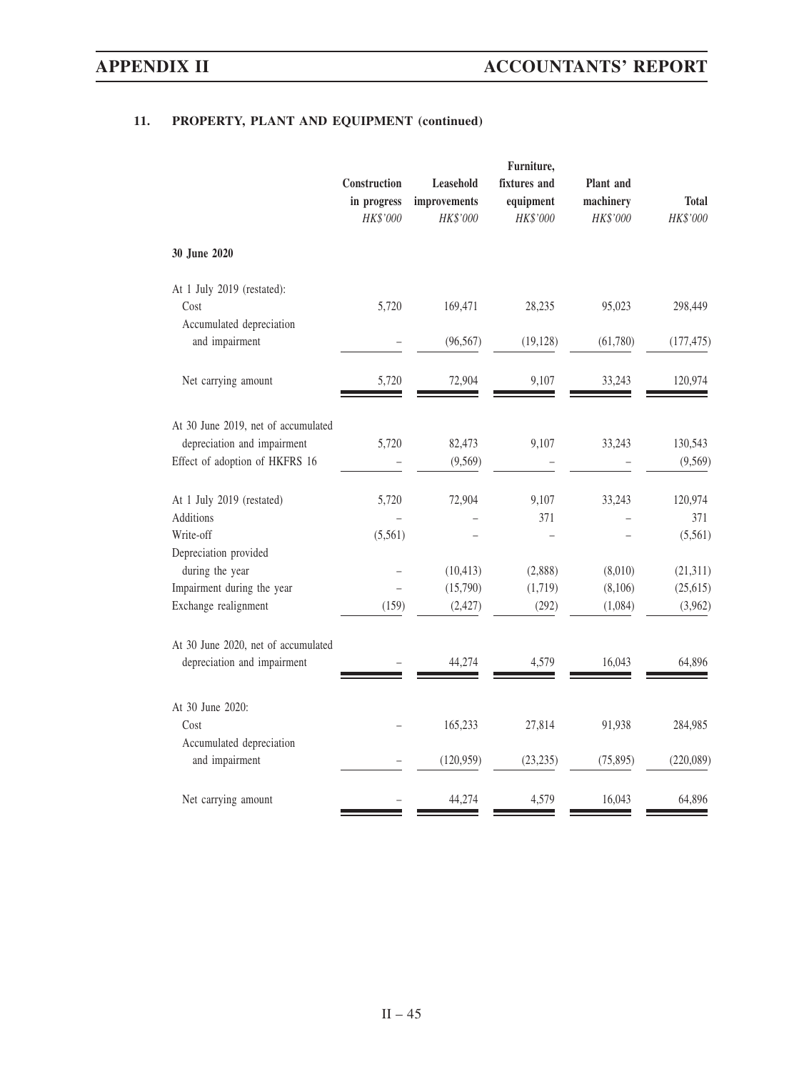## 11. PROPERTY, PLANT AND EQUIPMENT (continued)

| | Construction in progress *HK$'000* | Leasehold improvements *HK$'000* | Furniture, fixtures and equipment *HK$'000* | Plant and machinery *HK$'000* | Total *HK$'000* |
|---|---|---|---|---|---|
| **30 June 2020** | | | | | |
| At 1 July 2019 (restated): | | | | | |
| Cost | 5,720 | 169,471 | 28,235 | 95,023 | 298,449 |
| Accumulated depreciation and impairment | – | (96,567) | (19,128) | (61,780) | (177,475) |
| Net carrying amount | 5,720 | 72,904 | 9,107 | 33,243 | 120,974 |
| At 30 June 2019, net of accumulated depreciation and impairment | 5,720 | 82,473 | 9,107 | 33,243 | 130,543 |
| Effect of adoption of HKFRS 16 | – | (9,569) | – | – | (9,569) |
| At 1 July 2019 (restated) | 5,720 | 72,904 | 9,107 | 33,243 | 120,974 |
| Additions | – | – | 371 | – | 371 |
| Write-off | (5,561) | – | – | – | (5,561) |
| Depreciation provided during the year | – | (10,413) | (2,888) | (8,010) | (21,311) |
| Impairment during the year | – | (15,790) | (1,719) | (8,106) | (25,615) |
| Exchange realignment | (159) | (2,427) | (292) | (1,084) | (3,962) |
| At 30 June 2020, net of accumulated depreciation and impairment | – | 44,274 | 4,579 | 16,043 | 64,896 |
| At 30 June 2020: | | | | | |
| Cost | – | 165,233 | 27,814 | 91,938 | 284,985 |
| Accumulated depreciation and impairment | – | (120,959) | (23,235) | (75,895) | (220,089) |
| Net carrying amount | – | 44,274 | 4,579 | 16,043 | 64,896 |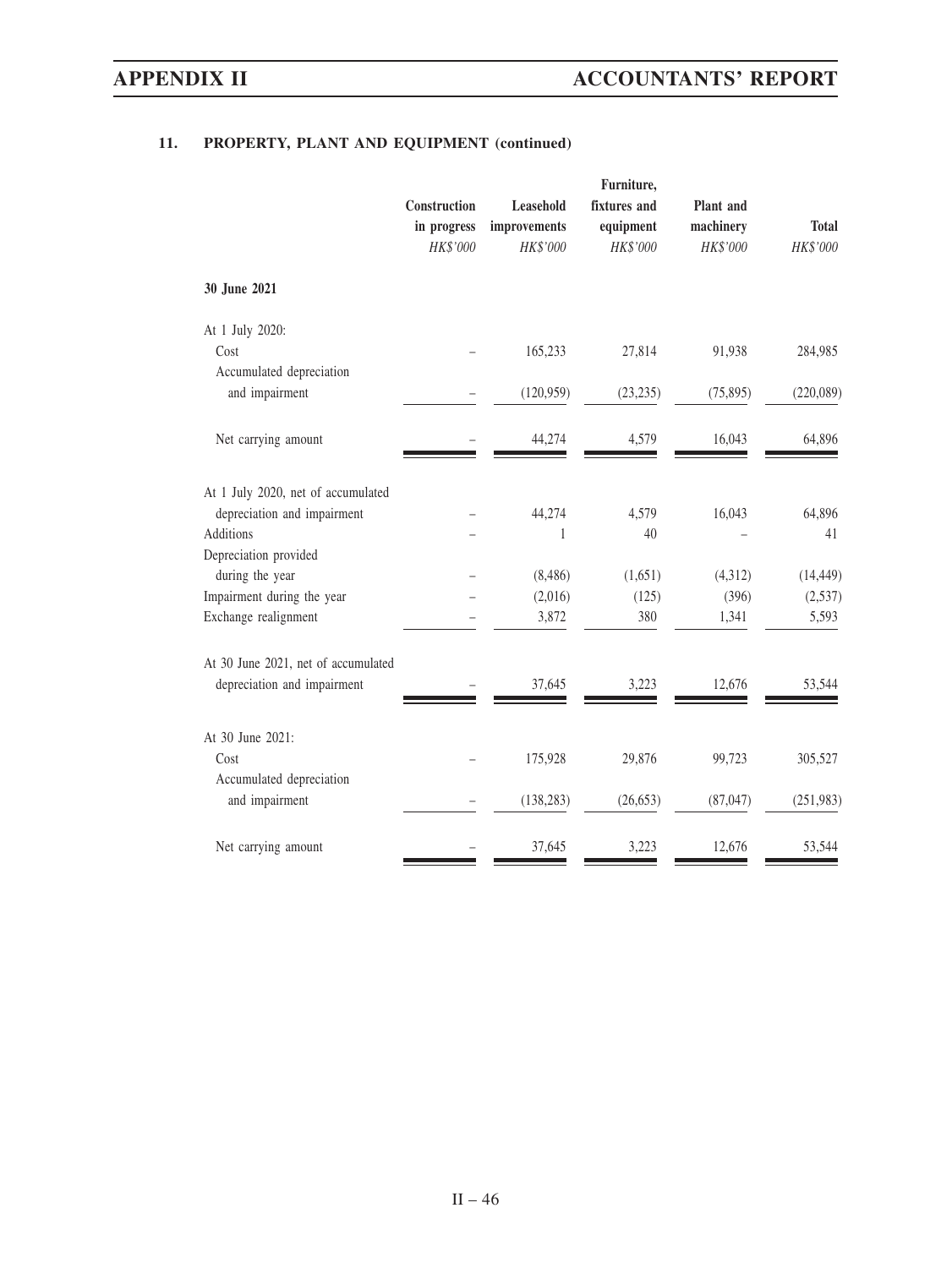## 11. PROPERTY, PLANT AND EQUIPMENT (continued)

| | Construction in progress | Leasehold improvements | Furniture, fixtures and equipment | Plant and machinery | Total |
|---|---|---|---|---|---|
| | *HK$'000* | *HK$'000* | *HK$'000* | *HK$'000* | *HK$'000* |
| **30 June 2021** | | | | | |
| At 1 July 2020: | | | | | |
| Cost | – | 165,233 | 27,814 | 91,938 | 284,985 |
| Accumulated depreciation and impairment | – | (120,959) | (23,235) | (75,895) | (220,089) |
| Net carrying amount | – | 44,274 | 4,579 | 16,043 | 64,896 |
| At 1 July 2020, net of accumulated depreciation and impairment | – | 44,274 | 4,579 | 16,043 | 64,896 |
| Additions | – | 1 | 40 | – | 41 |
| Depreciation provided during the year | – | (8,486) | (1,651) | (4,312) | (14,449) |
| Impairment during the year | – | (2,016) | (125) | (396) | (2,537) |
| Exchange realignment | – | 3,872 | 380 | 1,341 | 5,593 |
| At 30 June 2021, net of accumulated depreciation and impairment | – | 37,645 | 3,223 | 12,676 | 53,544 |
| At 30 June 2021: | | | | | |
| Cost | – | 175,928 | 29,876 | 99,723 | 305,527 |
| Accumulated depreciation and impairment | – | (138,283) | (26,653) | (87,047) | (251,983) |
| Net carrying amount | – | 37,645 | 3,223 | 12,676 | 53,544 |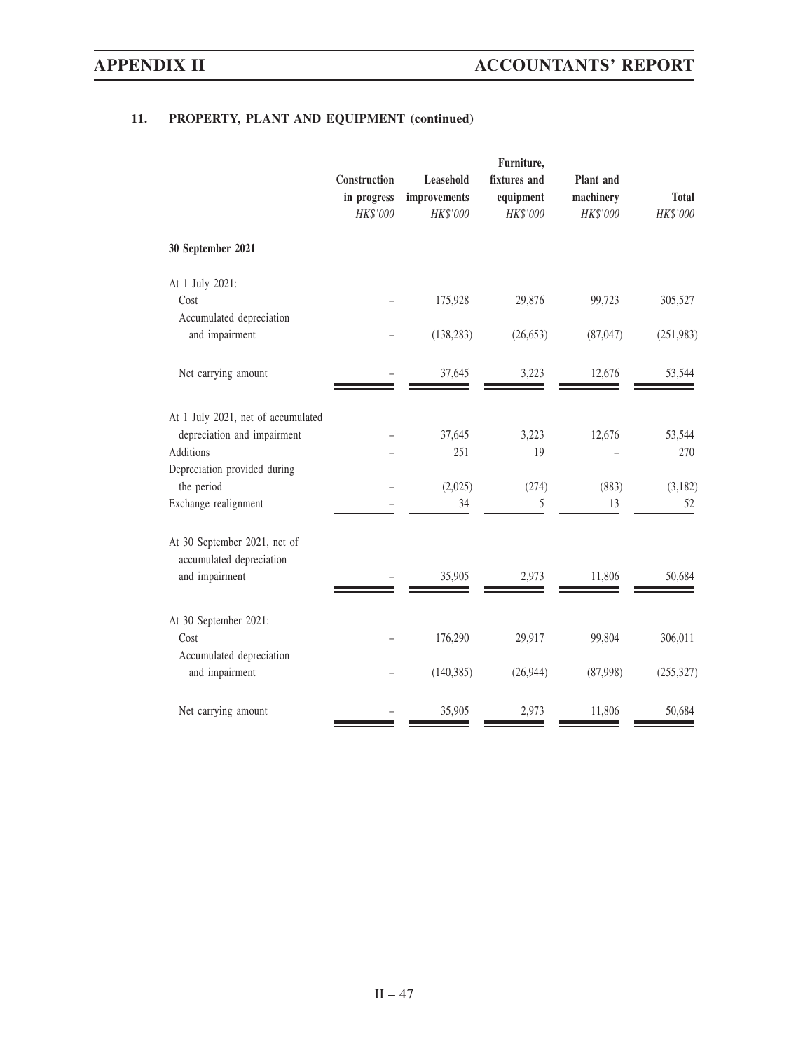## 11. PROPERTY, PLANT AND EQUIPMENT (continued)

| | Construction in progress | Leasehold improvements | Furniture, fixtures and equipment | Plant and machinery | Total |
|---|---|---|---|---|---|
| | *HK$'000* | *HK$'000* | *HK$'000* | *HK$'000* | *HK$'000* |
| **30 September 2021** | | | | | |
| At 1 July 2021: | | | | | |
| Cost | – | 175,928 | 29,876 | 99,723 | 305,527 |
| Accumulated depreciation and impairment | – | (138,283) | (26,653) | (87,047) | (251,983) |
| Net carrying amount | – | 37,645 | 3,223 | 12,676 | 53,544 |
| At 1 July 2021, net of accumulated depreciation and impairment | – | 37,645 | 3,223 | 12,676 | 53,544 |
| Additions | – | 251 | 19 | – | 270 |
| Depreciation provided during the period | – | (2,025) | (274) | (883) | (3,182) |
| Exchange realignment | – | 34 | 5 | 13 | 52 |
| At 30 September 2021, net of accumulated depreciation and impairment | – | 35,905 | 2,973 | 11,806 | 50,684 |
| At 30 September 2021: | | | | | |
| Cost | – | 176,290 | 29,917 | 99,804 | 306,011 |
| Accumulated depreciation and impairment | – | (140,385) | (26,944) | (87,998) | (255,327) |
| Net carrying amount | – | 35,905 | 2,973 | 11,806 | 50,684 |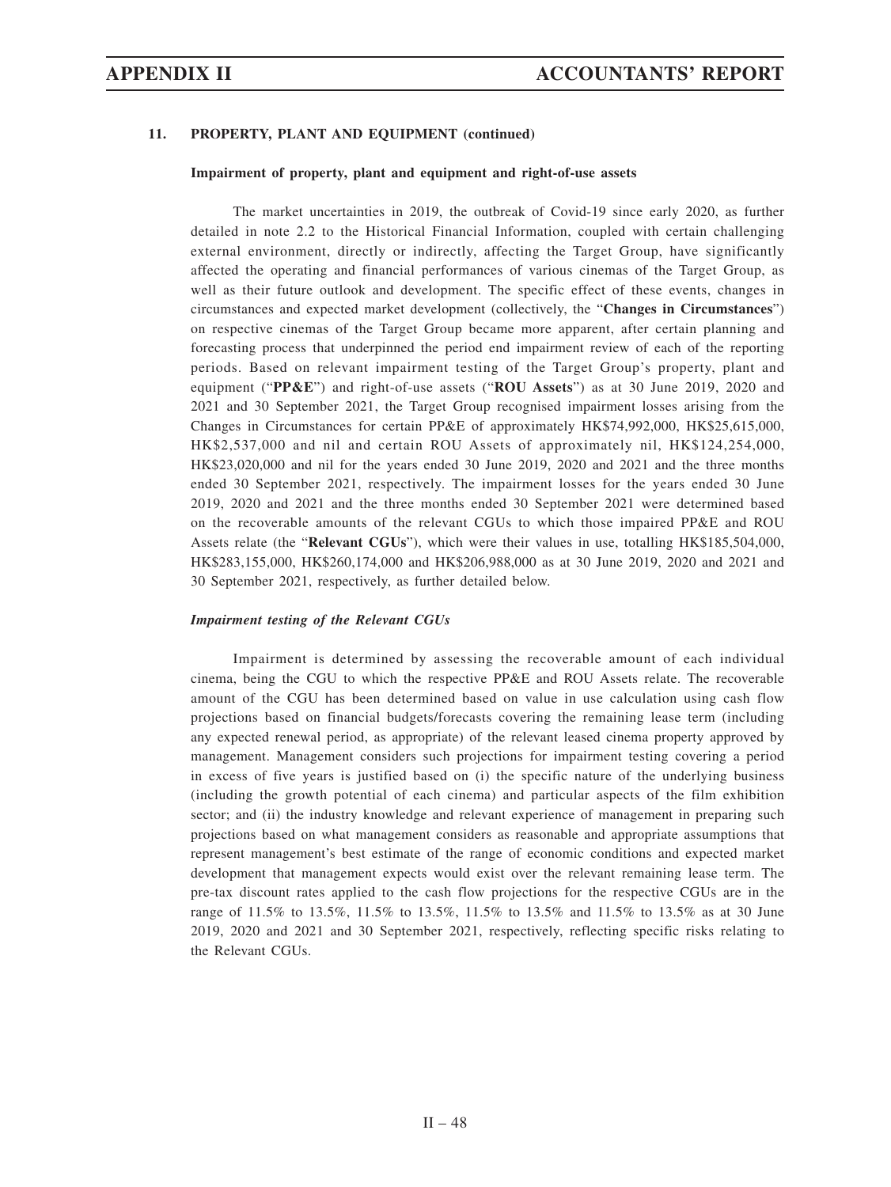### 11. PROPERTY, PLANT AND EQUIPMENT (continued)

**Impairment of property, plant and equipment and right-of-use assets**

The market uncertainties in 2019, the outbreak of Covid-19 since early 2020, as further detailed in note 2.2 to the Historical Financial Information, coupled with certain challenging external environment, directly or indirectly, affecting the Target Group, have significantly affected the operating and financial performances of various cinemas of the Target Group, as well as their future outlook and development. The specific effect of these events, changes in circumstances and expected market development (collectively, the "**Changes in Circumstances**") on respective cinemas of the Target Group became more apparent, after certain planning and forecasting process that underpinned the period end impairment review of each of the reporting periods. Based on relevant impairment testing of the Target Group's property, plant and equipment ("**PP&E**") and right-of-use assets ("**ROU Assets**") as at 30 June 2019, 2020 and 2021 and 30 September 2021, the Target Group recognised impairment losses arising from the Changes in Circumstances for certain PP&E of approximately HK$74,992,000, HK$25,615,000, HK$2,537,000 and nil and certain ROU Assets of approximately nil, HK$124,254,000, HK$23,020,000 and nil for the years ended 30 June 2019, 2020 and 2021 and the three months ended 30 September 2021, respectively. The impairment losses for the years ended 30 June 2019, 2020 and 2021 and the three months ended 30 September 2021 were determined based on the recoverable amounts of the relevant CGUs to which those impaired PP&E and ROU Assets relate (the "**Relevant CGUs**"), which were their values in use, totalling HK$185,504,000, HK$283,155,000, HK$260,174,000 and HK$206,988,000 as at 30 June 2019, 2020 and 2021 and 30 September 2021, respectively, as further detailed below.

***Impairment testing of the Relevant CGUs***

Impairment is determined by assessing the recoverable amount of each individual cinema, being the CGU to which the respective PP&E and ROU Assets relate. The recoverable amount of the CGU has been determined based on value in use calculation using cash flow projections based on financial budgets/forecasts covering the remaining lease term (including any expected renewal period, as appropriate) of the relevant leased cinema property approved by management. Management considers such projections for impairment testing covering a period in excess of five years is justified based on (i) the specific nature of the underlying business (including the growth potential of each cinema) and particular aspects of the film exhibition sector; and (ii) the industry knowledge and relevant experience of management in preparing such projections based on what management considers as reasonable and appropriate assumptions that represent management's best estimate of the range of economic conditions and expected market development that management expects would exist over the relevant remaining lease term. The pre-tax discount rates applied to the cash flow projections for the respective CGUs are in the range of 11.5% to 13.5%, 11.5% to 13.5%, 11.5% to 13.5% and 11.5% to 13.5% as at 30 June 2019, 2020 and 2021 and 30 September 2021, respectively, reflecting specific risks relating to the Relevant CGUs.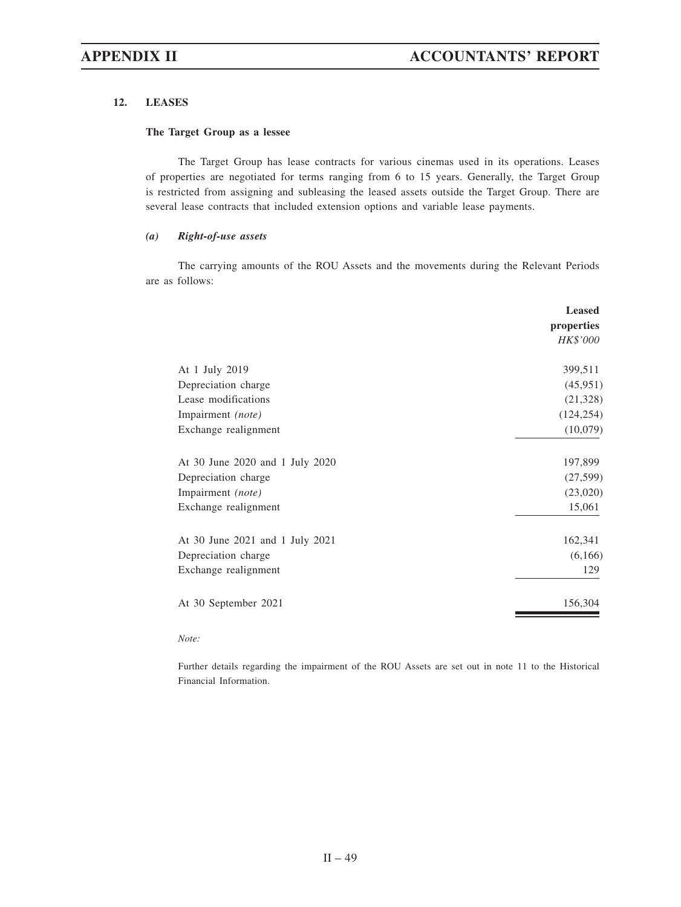## 12. LEASES

### The Target Group as a lessee

The Target Group has lease contracts for various cinemas used in its operations. Leases of properties are negotiated for terms ranging from 6 to 15 years. Generally, the Target Group is restricted from assigning and subleasing the leased assets outside the Target Group. There are several lease contracts that included extension options and variable lease payments.

#### *(a) Right-of-use assets*

The carrying amounts of the ROU Assets and the movements during the Relevant Periods are as follows:

| | **Leased properties** |
|---|---|
| | *HK$'000* |
| At 1 July 2019 | 399,511 |
| Depreciation charge | (45,951) |
| Lease modifications | (21,328) |
| Impairment *(note)* | (124,254) |
| Exchange realignment | (10,079) |
| At 30 June 2020 and 1 July 2020 | 197,899 |
| Depreciation charge | (27,599) |
| Impairment *(note)* | (23,020) |
| Exchange realignment | 15,061 |
| At 30 June 2021 and 1 July 2021 | 162,341 |
| Depreciation charge | (6,166) |
| Exchange realignment | 129 |
| At 30 September 2021 | 156,304 |

*Note:*

Further details regarding the impairment of the ROU Assets are set out in note 11 to the Historical Financial Information.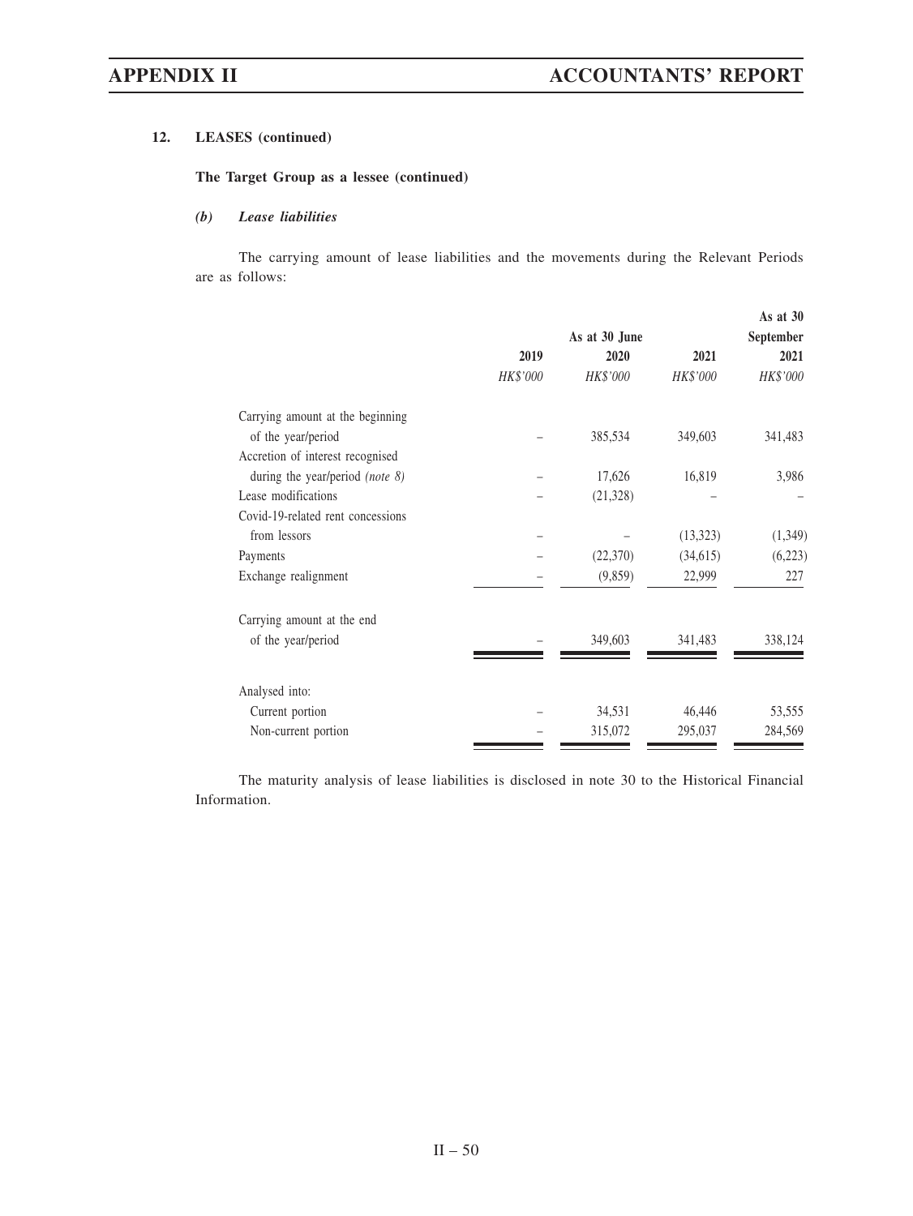### 12. LEASES (continued)

**The Target Group as a lessee (continued)**

***(b) Lease liabilities***

The carrying amount of lease liabilities and the movements during the Relevant Periods are as follows:

| | As at 30 June | | | As at 30 September |
|---|---|---|---|---|
| | 2019 | 2020 | 2021 | 2021 |
| | *HK$'000* | *HK$'000* | *HK$'000* | *HK$'000* |
| Carrying amount at the beginning of the year/period | – | 385,534 | 349,603 | 341,483 |
| Accretion of interest recognised during the year/period *(note 8)* | – | 17,626 | 16,819 | 3,986 |
| Lease modifications | – | (21,328) | – | – |
| Covid-19-related rent concessions from lessors | – | – | (13,323) | (1,349) |
| Payments | – | (22,370) | (34,615) | (6,223) |
| Exchange realignment | – | (9,859) | 22,999 | 227 |
| Carrying amount at the end of the year/period | – | 349,603 | 341,483 | 338,124 |
| Analysed into: | | | | |
| Current portion | – | 34,531 | 46,446 | 53,555 |
| Non-current portion | – | 315,072 | 295,037 | 284,569 |

The maturity analysis of lease liabilities is disclosed in note 30 to the Historical Financial Information.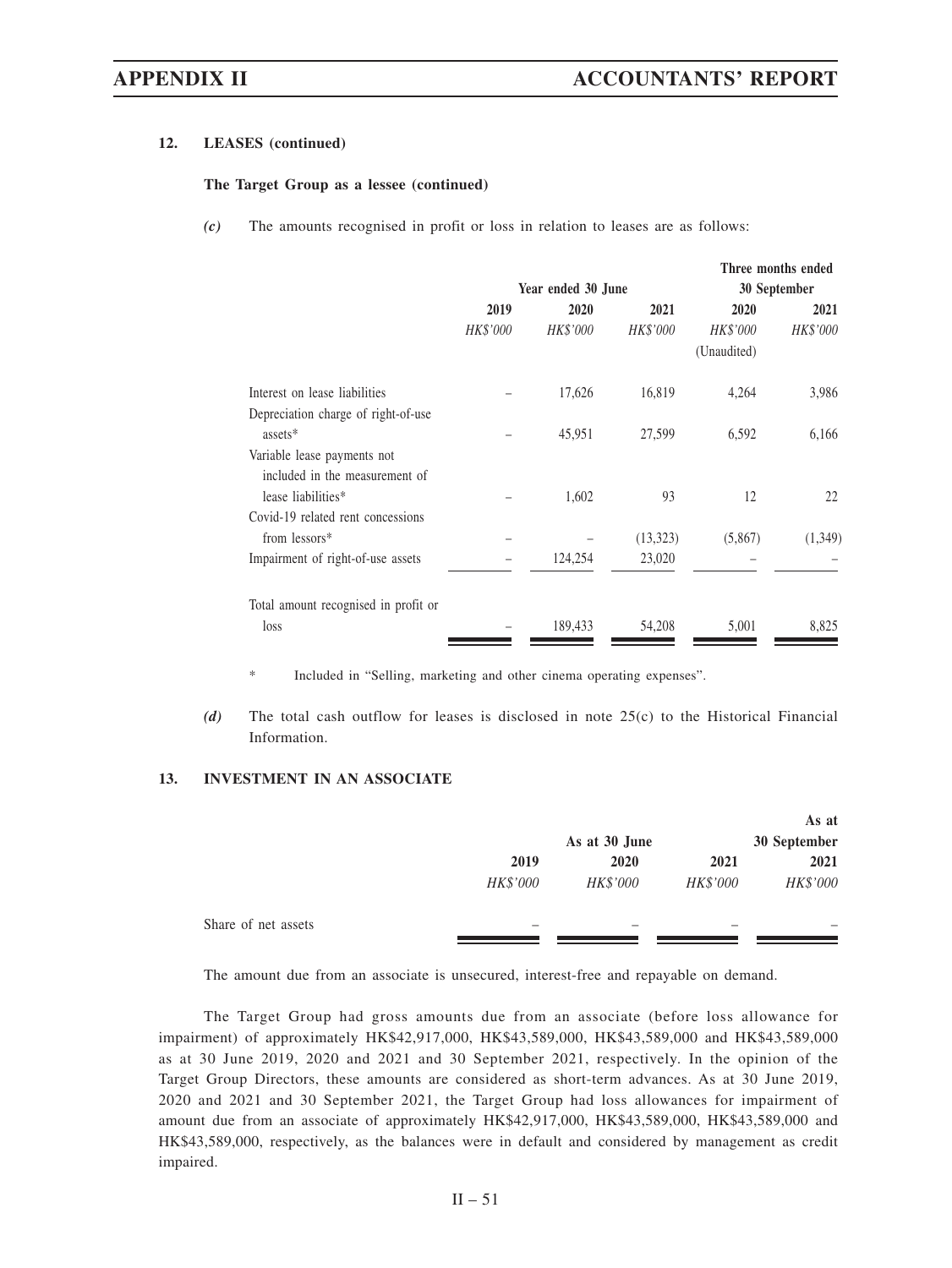### 12. LEASES (continued)

**The Target Group as a lessee (continued)**

*(c)* The amounts recognised in profit or loss in relation to leases are as follows:

| | Year ended 30 June | | | Three months ended 30 September | |
|---|---|---|---|---|---|
| | 2019 | 2020 | 2021 | 2020 | 2021 |
| | *HK$'000* | *HK$'000* | *HK$'000* | *HK$'000* (Unaudited) | *HK$'000* |
| Interest on lease liabilities | – | 17,626 | 16,819 | 4,264 | 3,986 |
| Depreciation charge of right-of-use assets* | – | 45,951 | 27,599 | 6,592 | 6,166 |
| Variable lease payments not included in the measurement of lease liabilities* | – | 1,602 | 93 | 12 | 22 |
| Covid-19 related rent concessions from lessors* | – | – | (13,323) | (5,867) | (1,349) |
| Impairment of right-of-use assets | – | 124,254 | 23,020 | – | – |
| Total amount recognised in profit or loss | – | 189,433 | 54,208 | 5,001 | 8,825 |

\* Included in "Selling, marketing and other cinema operating expenses".

*(d)* The total cash outflow for leases is disclosed in note 25(c) to the Historical Financial Information.

### 13. INVESTMENT IN AN ASSOCIATE

| | As at 30 June | | | As at 30 September |
|---|---|---|---|---|
| | 2019 | 2020 | 2021 | 2021 |
| | *HK$'000* | *HK$'000* | *HK$'000* | *HK$'000* |
| Share of net assets | – | – | – | – |

The amount due from an associate is unsecured, interest-free and repayable on demand.

The Target Group had gross amounts due from an associate (before loss allowance for impairment) of approximately HK$42,917,000, HK$43,589,000, HK$43,589,000 and HK$43,589,000 as at 30 June 2019, 2020 and 2021 and 30 September 2021, respectively. In the opinion of the Target Group Directors, these amounts are considered as short-term advances. As at 30 June 2019, 2020 and 2021 and 30 September 2021, the Target Group had loss allowances for impairment of amount due from an associate of approximately HK$42,917,000, HK$43,589,000, HK$43,589,000 and HK$43,589,000, respectively, as the balances were in default and considered by management as credit impaired.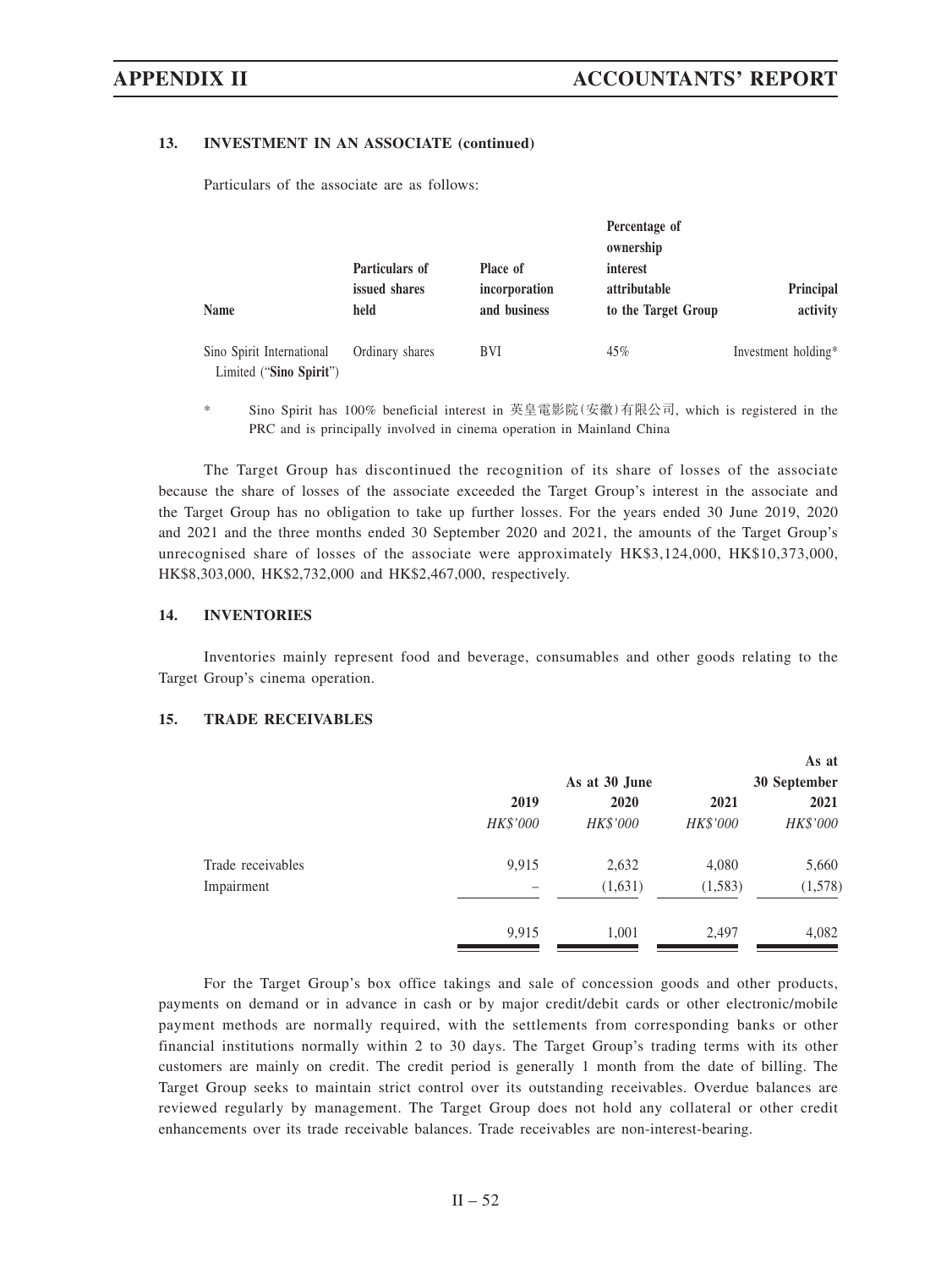### 13. INVESTMENT IN AN ASSOCIATE (continued)

Particulars of the associate are as follows:

| Name | Particulars of issued shares held | Place of incorporation and business | Percentage of ownership interest attributable to the Target Group | Principal activity |
|---|---|---|---|---|
| Sino Spirit International Limited ("**Sino Spirit**") | Ordinary shares | BVI | 45% | Investment holding* |

\* Sino Spirit has 100% beneficial interest in 英皇電影院(安徽)有限公司, which is registered in the PRC and is principally involved in cinema operation in Mainland China

The Target Group has discontinued the recognition of its share of losses of the associate because the share of losses of the associate exceeded the Target Group's interest in the associate and the Target Group has no obligation to take up further losses. For the years ended 30 June 2019, 2020 and 2021 and the three months ended 30 September 2020 and 2021, the amounts of the Target Group's unrecognised share of losses of the associate were approximately HK$3,124,000, HK$10,373,000, HK$8,303,000, HK$2,732,000 and HK$2,467,000, respectively.

### 14. INVENTORIES

Inventories mainly represent food and beverage, consumables and other goods relating to the Target Group's cinema operation.

### 15. TRADE RECEIVABLES

| | As at 30 June | | | As at 30 September |
|---|---|---|---|---|
| | 2019 | 2020 | 2021 | 2021 |
| | *HK$'000* | *HK$'000* | *HK$'000* | *HK$'000* |
| Trade receivables | 9,915 | 2,632 | 4,080 | 5,660 |
| Impairment | – | (1,631) | (1,583) | (1,578) |
| | 9,915 | 1,001 | 2,497 | 4,082 |

For the Target Group's box office takings and sale of concession goods and other products, payments on demand or in advance in cash or by major credit/debit cards or other electronic/mobile payment methods are normally required, with the settlements from corresponding banks or other financial institutions normally within 2 to 30 days. The Target Group's trading terms with its other customers are mainly on credit. The credit period is generally 1 month from the date of billing. The Target Group seeks to maintain strict control over its outstanding receivables. Overdue balances are reviewed regularly by management. The Target Group does not hold any collateral or other credit enhancements over its trade receivable balances. Trade receivables are non-interest-bearing.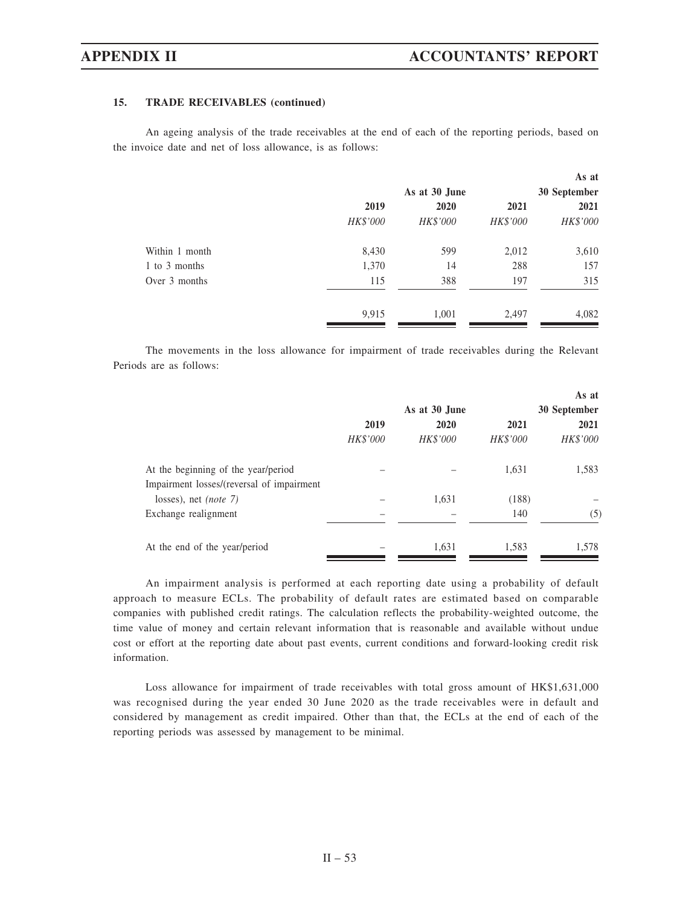### 15. TRADE RECEIVABLES (continued)

An ageing analysis of the trade receivables at the end of each of the reporting periods, based on the invoice date and net of loss allowance, is as follows:

| | As at 30 June | | | As at 30 September |
|---|---|---|---|---|
| | 2019 | 2020 | 2021 | 2021 |
| | *HK$'000* | *HK$'000* | *HK$'000* | *HK$'000* |
| Within 1 month | 8,430 | 599 | 2,012 | 3,610 |
| 1 to 3 months | 1,370 | 14 | 288 | 157 |
| Over 3 months | 115 | 388 | 197 | 315 |
| | 9,915 | 1,001 | 2,497 | 4,082 |

The movements in the loss allowance for impairment of trade receivables during the Relevant Periods are as follows:

| | As at 30 June | | | As at 30 September |
|---|---|---|---|---|
| | 2019 | 2020 | 2021 | 2021 |
| | *HK$'000* | *HK$'000* | *HK$'000* | *HK$'000* |
| At the beginning of the year/period | – | – | 1,631 | 1,583 |
| Impairment losses/(reversal of impairment losses), net *(note 7)* | – | 1,631 | (188) | – |
| Exchange realignment | – | – | 140 | (5) |
| At the end of the year/period | – | 1,631 | 1,583 | 1,578 |

An impairment analysis is performed at each reporting date using a probability of default approach to measure ECLs. The probability of default rates are estimated based on comparable companies with published credit ratings. The calculation reflects the probability-weighted outcome, the time value of money and certain relevant information that is reasonable and available without undue cost or effort at the reporting date about past events, current conditions and forward-looking credit risk information.

Loss allowance for impairment of trade receivables with total gross amount of HK$1,631,000 was recognised during the year ended 30 June 2020 as the trade receivables were in default and considered by management as credit impaired. Other than that, the ECLs at the end of each of the reporting periods was assessed by management to be minimal.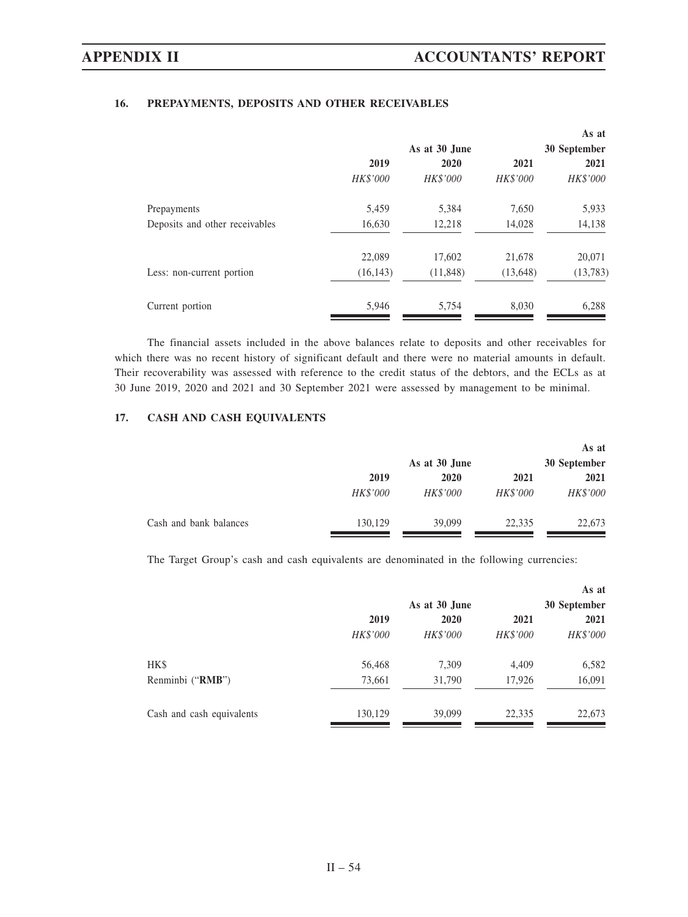### 16. PREPAYMENTS, DEPOSITS AND OTHER RECEIVABLES

| | As at 30 June | | | As at 30 September |
|---|---|---|---|---|
| | 2019 | 2020 | 2021 | 2021 |
| | *HK$'000* | *HK$'000* | *HK$'000* | *HK$'000* |
| Prepayments | 5,459 | 5,384 | 7,650 | 5,933 |
| Deposits and other receivables | 16,630 | 12,218 | 14,028 | 14,138 |
| | 22,089 | 17,602 | 21,678 | 20,071 |
| Less: non-current portion | (16,143) | (11,848) | (13,648) | (13,783) |
| Current portion | 5,946 | 5,754 | 8,030 | 6,288 |

The financial assets included in the above balances relate to deposits and other receivables for which there was no recent history of significant default and there were no material amounts in default. Their recoverability was assessed with reference to the credit status of the debtors, and the ECLs as at 30 June 2019, 2020 and 2021 and 30 September 2021 were assessed by management to be minimal.

### 17. CASH AND CASH EQUIVALENTS

| | As at 30 June | | | As at 30 September |
|---|---|---|---|---|
| | 2019 | 2020 | 2021 | 2021 |
| | *HK$'000* | *HK$'000* | *HK$'000* | *HK$'000* |
| Cash and bank balances | 130,129 | 39,099 | 22,335 | 22,673 |

The Target Group's cash and cash equivalents are denominated in the following currencies:

| | As at 30 June | | | As at 30 September |
|---|---|---|---|---|
| | 2019 | 2020 | 2021 | 2021 |
| | *HK$'000* | *HK$'000* | *HK$'000* | *HK$'000* |
| HK$ | 56,468 | 7,309 | 4,409 | 6,582 |
| Renminbi ("**RMB**") | 73,661 | 31,790 | 17,926 | 16,091 |
| Cash and cash equivalents | 130,129 | 39,099 | 22,335 | 22,673 |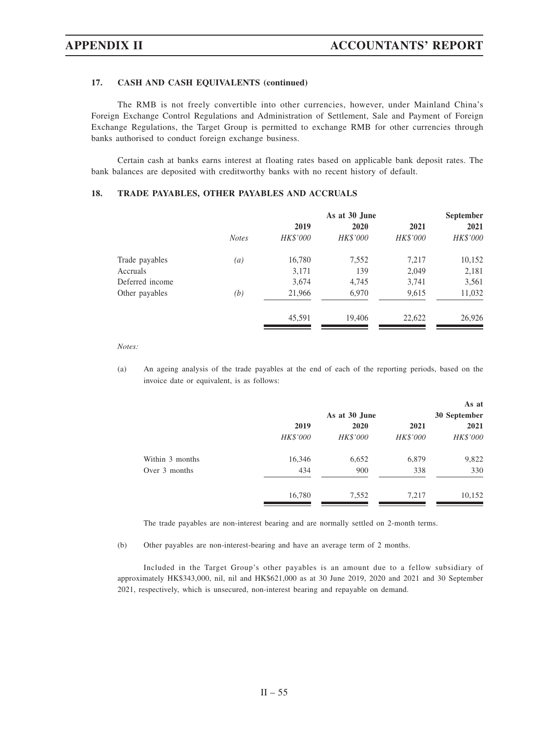### 17. CASH AND CASH EQUIVALENTS (continued)

The RMB is not freely convertible into other currencies, however, under Mainland China's Foreign Exchange Control Regulations and Administration of Settlement, Sale and Payment of Foreign Exchange Regulations, the Target Group is permitted to exchange RMB for other currencies through banks authorised to conduct foreign exchange business.

Certain cash at banks earns interest at floating rates based on applicable bank deposit rates. The bank balances are deposited with creditworthy banks with no recent history of default.

### 18. TRADE PAYABLES, OTHER PAYABLES AND ACCRUALS

| | | As at 30 June | | | September |
|---|---|---|---|---|---|
| | | 2019 | 2020 | 2021 | 2021 |
| | *Notes* | *HK$'000* | *HK$'000* | *HK$'000* | *HK$'000* |
| Trade payables | *(a)* | 16,780 | 7,552 | 7,217 | 10,152 |
| Accruals | | 3,171 | 139 | 2,049 | 2,181 |
| Deferred income | | 3,674 | 4,745 | 3,741 | 3,561 |
| Other payables | *(b)* | 21,966 | 6,970 | 9,615 | 11,032 |
| | | 45,591 | 19,406 | 22,622 | 26,926 |

*Notes:*

(a) An ageing analysis of the trade payables at the end of each of the reporting periods, based on the invoice date or equivalent, is as follows:

| | As at 30 June | | | As at 30 September |
|---|---|---|---|---|
| | 2019 | 2020 | 2021 | 2021 |
| | *HK$'000* | *HK$'000* | *HK$'000* | *HK$'000* |
| Within 3 months | 16,346 | 6,652 | 6,879 | 9,822 |
| Over 3 months | 434 | 900 | 338 | 330 |
| | 16,780 | 7,552 | 7,217 | 10,152 |

The trade payables are non-interest bearing and are normally settled on 2-month terms.

(b) Other payables are non-interest-bearing and have an average term of 2 months.

Included in the Target Group's other payables is an amount due to a fellow subsidiary of approximately HK$343,000, nil, nil and HK$621,000 as at 30 June 2019, 2020 and 2021 and 30 September 2021, respectively, which is unsecured, non-interest bearing and repayable on demand.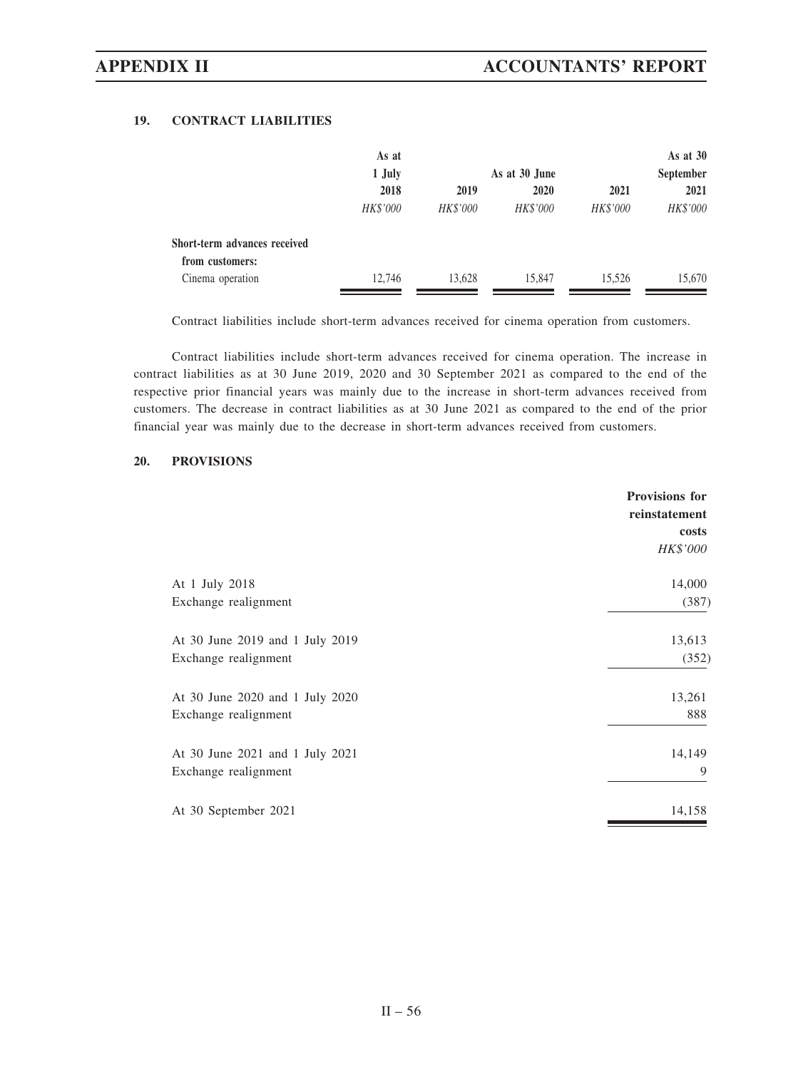### 19. CONTRACT LIABILITIES

| | As at 1 July 2018 | As at 30 June 2019 | As at 30 June 2020 | As at 30 June 2021 | As at 30 September 2021 |
|---|---|---|---|---|---|
| | *HK$'000* | *HK$'000* | *HK$'000* | *HK$'000* | *HK$'000* |
| **Short-term advances received from customers:** | | | | | |
| Cinema operation | 12,746 | 13,628 | 15,847 | 15,526 | 15,670 |

Contract liabilities include short-term advances received for cinema operation from customers.

Contract liabilities include short-term advances received for cinema operation. The increase in contract liabilities as at 30 June 2019, 2020 and 30 September 2021 as compared to the end of the respective prior financial years was mainly due to the increase in short-term advances received from customers. The decrease in contract liabilities as at 30 June 2021 as compared to the end of the prior financial year was mainly due to the decrease in short-term advances received from customers.

### 20. PROVISIONS

| | Provisions for reinstatement costs |
|---|---|
| | *HK$'000* |
| At 1 July 2018 | 14,000 |
| Exchange realignment | (387) |
| At 30 June 2019 and 1 July 2019 | 13,613 |
| Exchange realignment | (352) |
| At 30 June 2020 and 1 July 2020 | 13,261 |
| Exchange realignment | 888 |
| At 30 June 2021 and 1 July 2021 | 14,149 |
| Exchange realignment | 9 |
| At 30 September 2021 | 14,158 |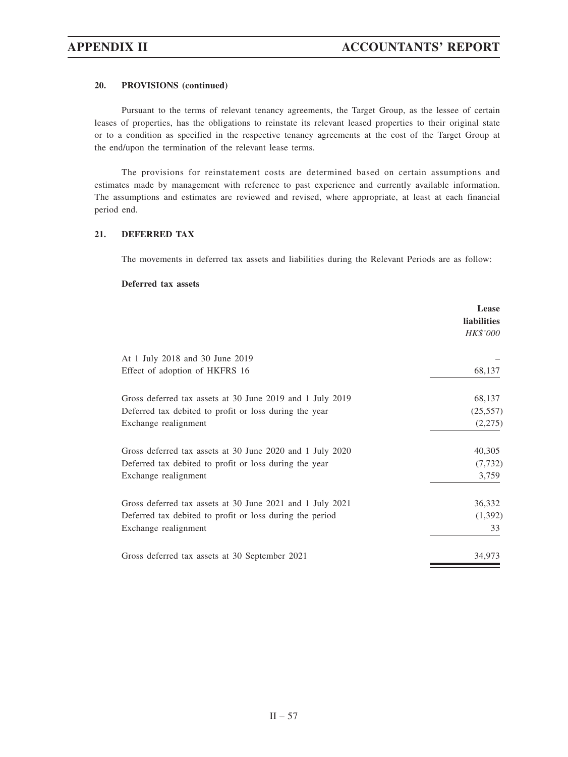#### 20. PROVISIONS (continued)

Pursuant to the terms of relevant tenancy agreements, the Target Group, as the lessee of certain leases of properties, has the obligations to reinstate its relevant leased properties to their original state or to a condition as specified in the respective tenancy agreements at the cost of the Target Group at the end/upon the termination of the relevant lease terms.

The provisions for reinstatement costs are determined based on certain assumptions and estimates made by management with reference to past experience and currently available information. The assumptions and estimates are reviewed and revised, where appropriate, at least at each financial period end.

#### 21. DEFERRED TAX

The movements in deferred tax assets and liabilities during the Relevant Periods are as follow:

**Deferred tax assets**

| | **Lease liabilities** |
|---|---|
| | *HK$'000* |
| At 1 July 2018 and 30 June 2019 | – |
| Effect of adoption of HKFRS 16 | 68,137 |
| Gross deferred tax assets at 30 June 2019 and 1 July 2019 | 68,137 |
| Deferred tax debited to profit or loss during the year | (25,557) |
| Exchange realignment | (2,275) |
| Gross deferred tax assets at 30 June 2020 and 1 July 2020 | 40,305 |
| Deferred tax debited to profit or loss during the year | (7,732) |
| Exchange realignment | 3,759 |
| Gross deferred tax assets at 30 June 2021 and 1 July 2021 | 36,332 |
| Deferred tax debited to profit or loss during the period | (1,392) |
| Exchange realignment | 33 |
| Gross deferred tax assets at 30 September 2021 | 34,973 |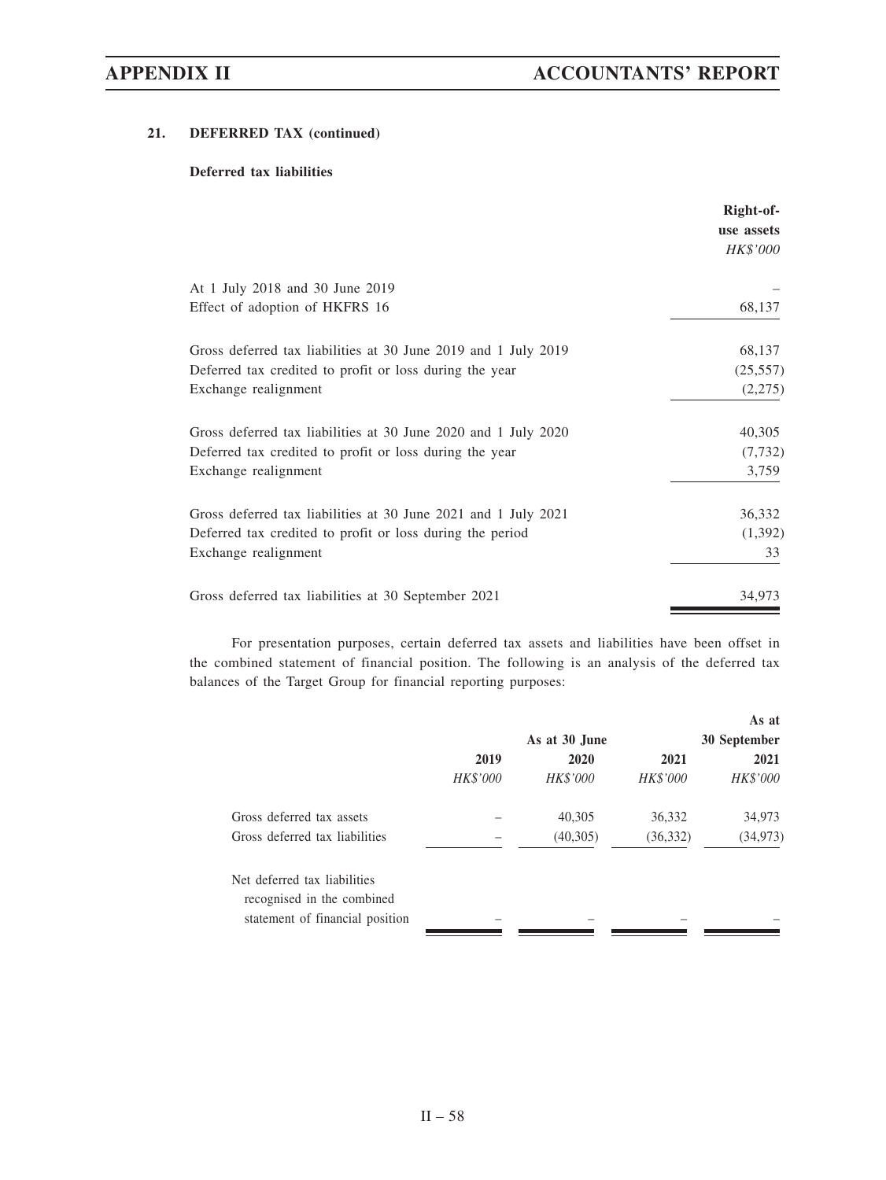**21. DEFERRED TAX (continued)**

**Deferred tax liabilities**

| | Right-of-use assets |
|---|---|
| | *HK$'000* |
| At 1 July 2018 and 30 June 2019 | – |
| Effect of adoption of HKFRS 16 | 68,137 |
| Gross deferred tax liabilities at 30 June 2019 and 1 July 2019 | 68,137 |
| Deferred tax credited to profit or loss during the year | (25,557) |
| Exchange realignment | (2,275) |
| Gross deferred tax liabilities at 30 June 2020 and 1 July 2020 | 40,305 |
| Deferred tax credited to profit or loss during the year | (7,732) |
| Exchange realignment | 3,759 |
| Gross deferred tax liabilities at 30 June 2021 and 1 July 2021 | 36,332 |
| Deferred tax credited to profit or loss during the period | (1,392) |
| Exchange realignment | 33 |
| Gross deferred tax liabilities at 30 September 2021 | 34,973 |

For presentation purposes, certain deferred tax assets and liabilities have been offset in the combined statement of financial position. The following is an analysis of the deferred tax balances of the Target Group for financial reporting purposes:

| | As at 30 June | | | As at 30 September |
|---|---|---|---|---|
| | 2019 | 2020 | 2021 | 2021 |
| | *HK$'000* | *HK$'000* | *HK$'000* | *HK$'000* |
| Gross deferred tax assets | – | 40,305 | 36,332 | 34,973 |
| Gross deferred tax liabilities | – | (40,305) | (36,332) | (34,973) |
| Net deferred tax liabilities recognised in the combined statement of financial position | – | – | – | – |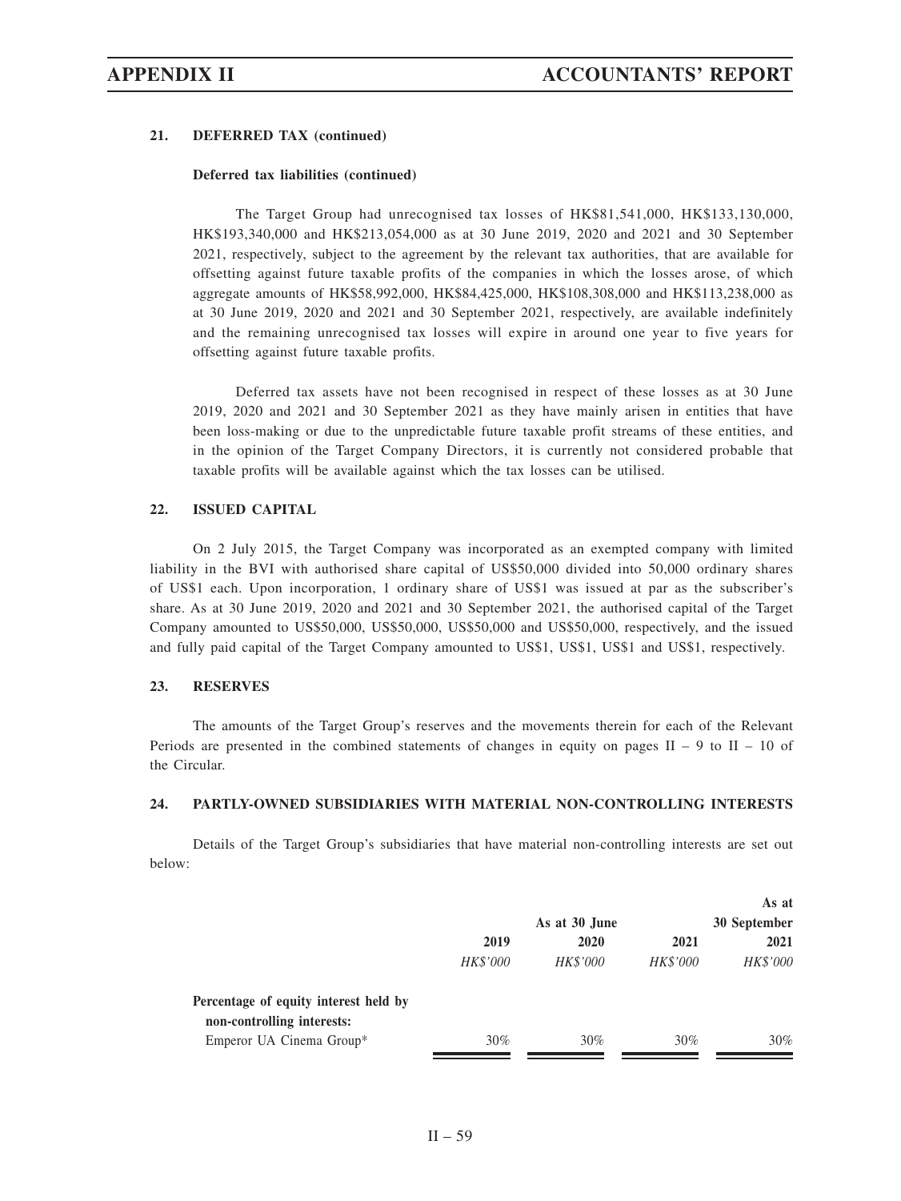**21. DEFERRED TAX (continued)**

**Deferred tax liabilities (continued)**

The Target Group had unrecognised tax losses of HK$81,541,000, HK$133,130,000, HK$193,340,000 and HK$213,054,000 as at 30 June 2019, 2020 and 2021 and 30 September 2021, respectively, subject to the agreement by the relevant tax authorities, that are available for offsetting against future taxable profits of the companies in which the losses arose, of which aggregate amounts of HK$58,992,000, HK$84,425,000, HK$108,308,000 and HK$113,238,000 as at 30 June 2019, 2020 and 2021 and 30 September 2021, respectively, are available indefinitely and the remaining unrecognised tax losses will expire in around one year to five years for offsetting against future taxable profits.

Deferred tax assets have not been recognised in respect of these losses as at 30 June 2019, 2020 and 2021 and 30 September 2021 as they have mainly arisen in entities that have been loss-making or due to the unpredictable future taxable profit streams of these entities, and in the opinion of the Target Company Directors, it is currently not considered probable that taxable profits will be available against which the tax losses can be utilised.

**22. ISSUED CAPITAL**

On 2 July 2015, the Target Company was incorporated as an exempted company with limited liability in the BVI with authorised share capital of US$50,000 divided into 50,000 ordinary shares of US$1 each. Upon incorporation, 1 ordinary share of US$1 was issued at par as the subscriber's share. As at 30 June 2019, 2020 and 2021 and 30 September 2021, the authorised capital of the Target Company amounted to US$50,000, US$50,000, US$50,000 and US$50,000, respectively, and the issued and fully paid capital of the Target Company amounted to US$1, US$1, US$1 and US$1, respectively.

**23. RESERVES**

The amounts of the Target Group's reserves and the movements therein for each of the Relevant Periods are presented in the combined statements of changes in equity on pages II – 9 to II – 10 of the Circular.

**24. PARTLY-OWNED SUBSIDIARIES WITH MATERIAL NON-CONTROLLING INTERESTS**

Details of the Target Group's subsidiaries that have material non-controlling interests are set out below:

| | As at 30 June | | | As at 30 September |
|---|---|---|---|---|
| | 2019 | 2020 | 2021 | 2021 |
| | *HK$'000* | *HK$'000* | *HK$'000* | *HK$'000* |
| **Percentage of equity interest held by non-controlling interests:** | | | | |
| Emperor UA Cinema Group* | 30% | 30% | 30% | 30% |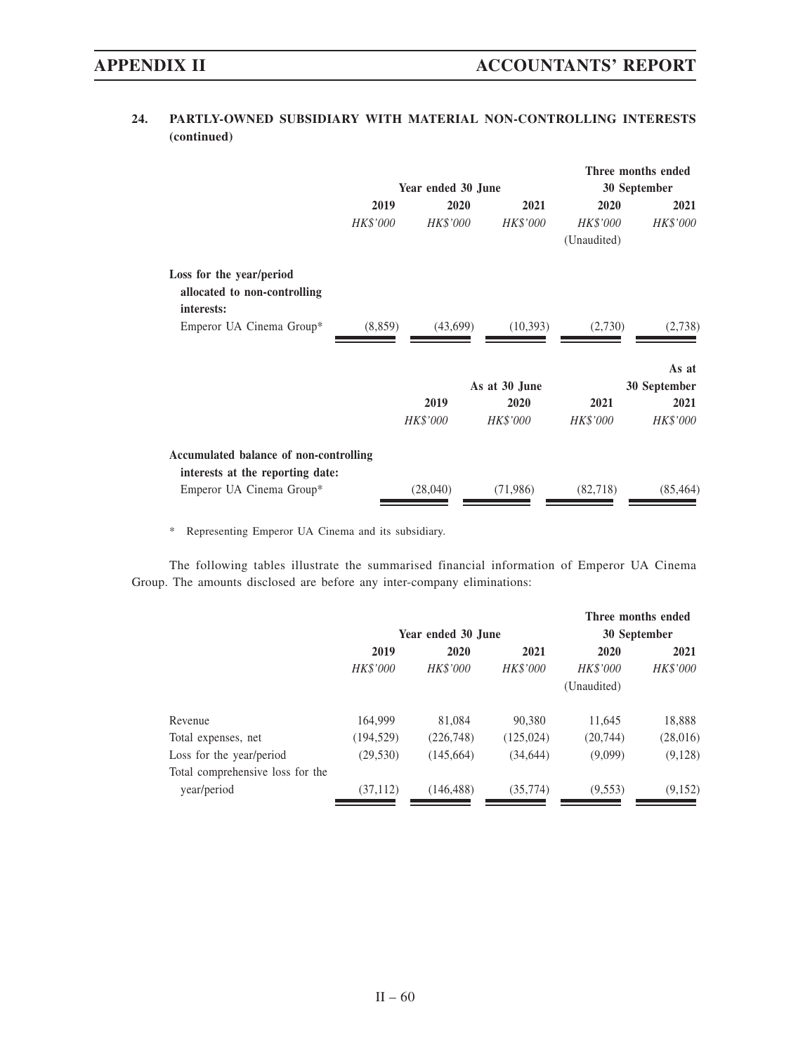## 24. PARTLY-OWNED SUBSIDIARY WITH MATERIAL NON-CONTROLLING INTERESTS (continued)

| | Year ended 30 June | | | Three months ended 30 September | |
|---|---|---|---|---|---|
| | 2019 | 2020 | 2021 | 2020 | 2021 |
| | *HK$'000* | *HK$'000* | *HK$'000* | *HK$'000* (Unaudited) | *HK$'000* |
| **Loss for the year/period allocated to non-controlling interests:** | | | | | |
| Emperor UA Cinema Group* | (8,859) | (43,699) | (10,393) | (2,730) | (2,738) |

| | As at 30 June | | | As at 30 September |
|---|---|---|---|---|
| | 2019 | 2020 | 2021 | 2021 |
| | *HK$'000* | *HK$'000* | *HK$'000* | *HK$'000* |
| **Accumulated balance of non-controlling interests at the reporting date:** | | | | |
| Emperor UA Cinema Group* | (28,040) | (71,986) | (82,718) | (85,464) |

\* Representing Emperor UA Cinema and its subsidiary.

The following tables illustrate the summarised financial information of Emperor UA Cinema Group. The amounts disclosed are before any inter-company eliminations:

| | Year ended 30 June | | | Three months ended 30 September | |
|---|---|---|---|---|---|
| | 2019 | 2020 | 2021 | 2020 | 2021 |
| | *HK$'000* | *HK$'000* | *HK$'000* | *HK$'000* (Unaudited) | *HK$'000* |
| Revenue | 164,999 | 81,084 | 90,380 | 11,645 | 18,888 |
| Total expenses, net | (194,529) | (226,748) | (125,024) | (20,744) | (28,016) |
| Loss for the year/period | (29,530) | (145,664) | (34,644) | (9,099) | (9,128) |
| Total comprehensive loss for the year/period | (37,112) | (146,488) | (35,774) | (9,553) | (9,152) |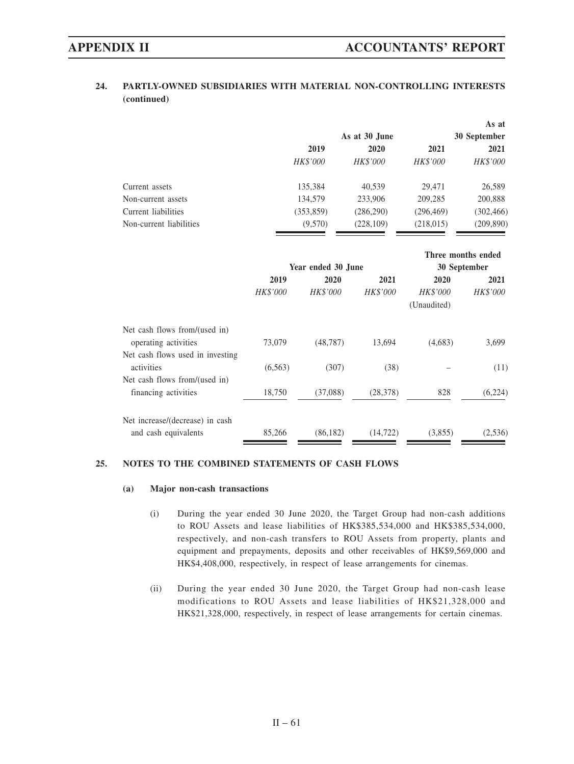## 24. PARTLY-OWNED SUBSIDIARIES WITH MATERIAL NON-CONTROLLING INTERESTS (continued)

| | As at 30 June | | | As at 30 September |
|---|---|---|---|---|
| | 2019 | 2020 | 2021 | 2021 |
| | *HK$'000* | *HK$'000* | *HK$'000* | *HK$'000* |
| Current assets | 135,384 | 40,539 | 29,471 | 26,589 |
| Non-current assets | 134,579 | 233,906 | 209,285 | 200,888 |
| Current liabilities | (353,859) | (286,290) | (296,469) | (302,466) |
| Non-current liabilities | (9,570) | (228,109) | (218,015) | (209,890) |

| | Year ended 30 June | | | Three months ended 30 September | |
|---|---|---|---|---|---|
| | 2019 | 2020 | 2021 | 2020 | 2021 |
| | *HK$'000* | *HK$'000* | *HK$'000* | *HK$'000* | *HK$'000* |
| | | | | (Unaudited) | |
| Net cash flows from/(used in) operating activities | 73,079 | (48,787) | 13,694 | (4,683) | 3,699 |
| Net cash flows used in investing activities | (6,563) | (307) | (38) | – | (11) |
| Net cash flows from/(used in) financing activities | 18,750 | (37,088) | (28,378) | 828 | (6,224) |
| Net increase/(decrease) in cash and cash equivalents | 85,266 | (86,182) | (14,722) | (3,855) | (2,536) |

## 25. NOTES TO THE COMBINED STATEMENTS OF CASH FLOWS

### (a) Major non-cash transactions

(i) During the year ended 30 June 2020, the Target Group had non-cash additions to ROU Assets and lease liabilities of HK$385,534,000 and HK$385,534,000, respectively, and non-cash transfers to ROU Assets from property, plants and equipment and prepayments, deposits and other receivables of HK$9,569,000 and HK$4,408,000, respectively, in respect of lease arrangements for cinemas.

(ii) During the year ended 30 June 2020, the Target Group had non-cash lease modifications to ROU Assets and lease liabilities of HK$21,328,000 and HK$21,328,000, respectively, in respect of lease arrangements for certain cinemas.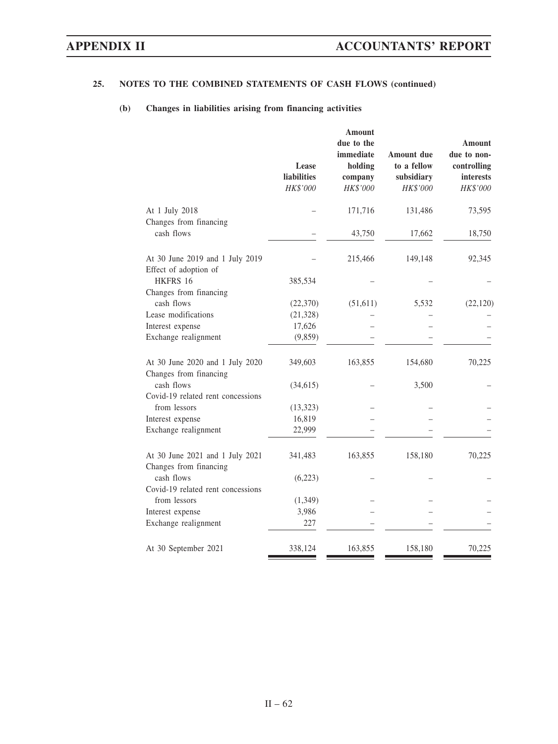## 25. NOTES TO THE COMBINED STATEMENTS OF CASH FLOWS (continued)

### (b) Changes in liabilities arising from financing activities

| | Lease liabilities *HK$'000* | Amount due to the immediate holding company *HK$'000* | Amount due to a fellow subsidiary *HK$'000* | Amount due to non-controlling interests *HK$'000* |
|---|---|---|---|---|
| At 1 July 2018 | – | 171,716 | 131,486 | 73,595 |
| Changes from financing cash flows | – | 43,750 | 17,662 | 18,750 |
| At 30 June 2019 and 1 July 2019 | – | 215,466 | 149,148 | 92,345 |
| Effect of adoption of HKFRS 16 | 385,534 | – | – | – |
| Changes from financing cash flows | (22,370) | (51,611) | 5,532 | (22,120) |
| Lease modifications | (21,328) | – | – | – |
| Interest expense | 17,626 | – | – | – |
| Exchange realignment | (9,859) | – | – | – |
| At 30 June 2020 and 1 July 2020 | 349,603 | 163,855 | 154,680 | 70,225 |
| Changes from financing cash flows | (34,615) | – | 3,500 | – |
| Covid-19 related rent concessions from lessors | (13,323) | – | – | – |
| Interest expense | 16,819 | – | – | – |
| Exchange realignment | 22,999 | – | – | – |
| At 30 June 2021 and 1 July 2021 | 341,483 | 163,855 | 158,180 | 70,225 |
| Changes from financing cash flows | (6,223) | – | – | – |
| Covid-19 related rent concessions from lessors | (1,349) | – | – | – |
| Interest expense | 3,986 | – | – | – |
| Exchange realignment | 227 | – | – | – |
| At 30 September 2021 | 338,124 | 163,855 | 158,180 | 70,225 |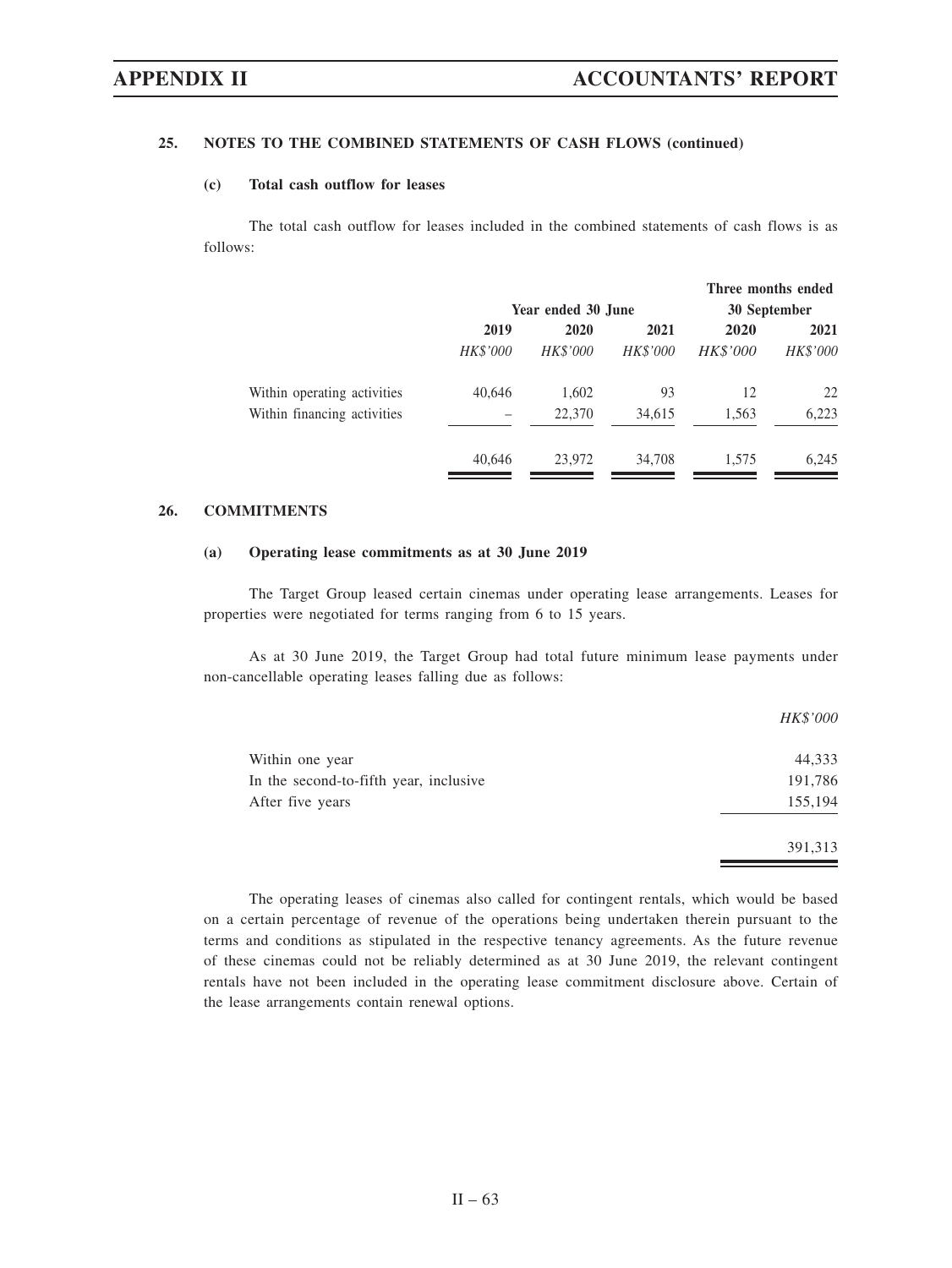**25. NOTES TO THE COMBINED STATEMENTS OF CASH FLOWS (continued)**

**(c) Total cash outflow for leases**

The total cash outflow for leases included in the combined statements of cash flows is as follows:

| | Year ended 30 June | | | Three months ended 30 September | |
|---|---|---|---|---|---|
| | 2019 | 2020 | 2021 | 2020 | 2021 |
| | *HK$'000* | *HK$'000* | *HK$'000* | *HK$'000* | *HK$'000* |
| Within operating activities | 40,646 | 1,602 | 93 | 12 | 22 |
| Within financing activities | – | 22,370 | 34,615 | 1,563 | 6,223 |
| | 40,646 | 23,972 | 34,708 | 1,575 | 6,245 |

**26. COMMITMENTS**

**(a) Operating lease commitments as at 30 June 2019**

The Target Group leased certain cinemas under operating lease arrangements. Leases for properties were negotiated for terms ranging from 6 to 15 years.

As at 30 June 2019, the Target Group had total future minimum lease payments under non-cancellable operating leases falling due as follows:

| | *HK$'000* |
|---|---|
| Within one year | 44,333 |
| In the second-to-fifth year, inclusive | 191,786 |
| After five years | 155,194 |
| | 391,313 |

The operating leases of cinemas also called for contingent rentals, which would be based on a certain percentage of revenue of the operations being undertaken therein pursuant to the terms and conditions as stipulated in the respective tenancy agreements. As the future revenue of these cinemas could not be reliably determined as at 30 June 2019, the relevant contingent rentals have not been included in the operating lease commitment disclosure above. Certain of the lease arrangements contain renewal options.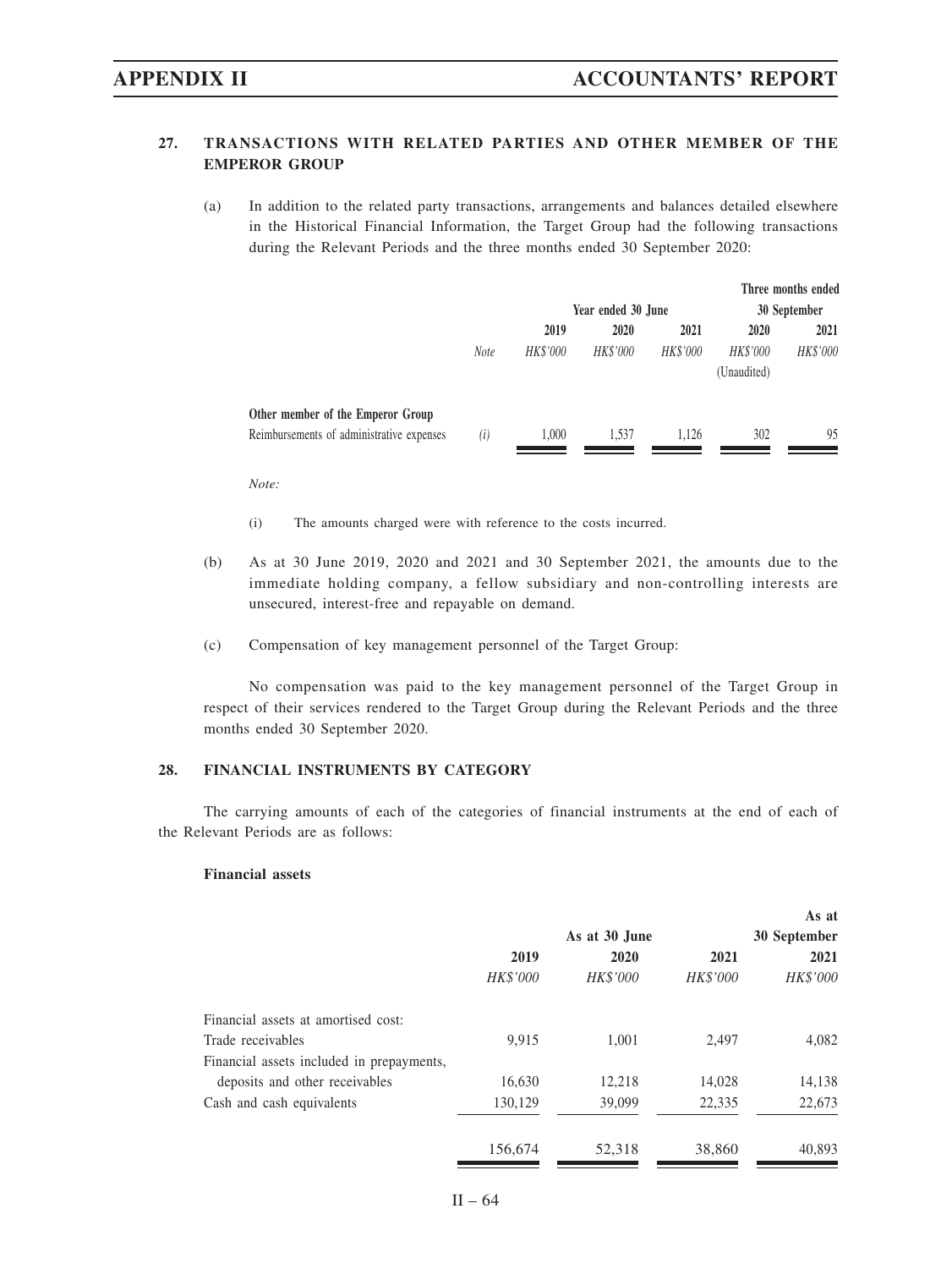## 27. TRANSACTIONS WITH RELATED PARTIES AND OTHER MEMBER OF THE EMPEROR GROUP

(a) In addition to the related party transactions, arrangements and balances detailed elsewhere in the Historical Financial Information, the Target Group had the following transactions during the Relevant Periods and the three months ended 30 September 2020:

| | | Year ended 30 June | | | Three months ended 30 September | |
|---|---|---|---|---|---|---|
| | | 2019 | 2020 | 2021 | 2020 | 2021 |
| | *Note* | *HK$'000* | *HK$'000* | *HK$'000* | *HK$'000* | *HK$'000* |
| | | | | | (Unaudited) | |
| **Other member of the Emperor Group** | | | | | | |
| Reimbursements of administrative expenses | *(i)* | 1,000 | 1,537 | 1,126 | 302 | 95 |

*Note:*

(i) The amounts charged were with reference to the costs incurred.

(b) As at 30 June 2019, 2020 and 2021 and 30 September 2021, the amounts due to the immediate holding company, a fellow subsidiary and non-controlling interests are unsecured, interest-free and repayable on demand.

(c) Compensation of key management personnel of the Target Group:

No compensation was paid to the key management personnel of the Target Group in respect of their services rendered to the Target Group during the Relevant Periods and the three months ended 30 September 2020.

## 28. FINANCIAL INSTRUMENTS BY CATEGORY

The carrying amounts of each of the categories of financial instruments at the end of each of the Relevant Periods are as follows:

**Financial assets**

| | As at 30 June | | | As at 30 September |
|---|---|---|---|---|
| | 2019 | 2020 | 2021 | 2021 |
| | *HK$'000* | *HK$'000* | *HK$'000* | *HK$'000* |
| Financial assets at amortised cost: | | | | |
| Trade receivables | 9,915 | 1,001 | 2,497 | 4,082 |
| Financial assets included in prepayments, deposits and other receivables | 16,630 | 12,218 | 14,028 | 14,138 |
| Cash and cash equivalents | 130,129 | 39,099 | 22,335 | 22,673 |
| | 156,674 | 52,318 | 38,860 | 40,893 |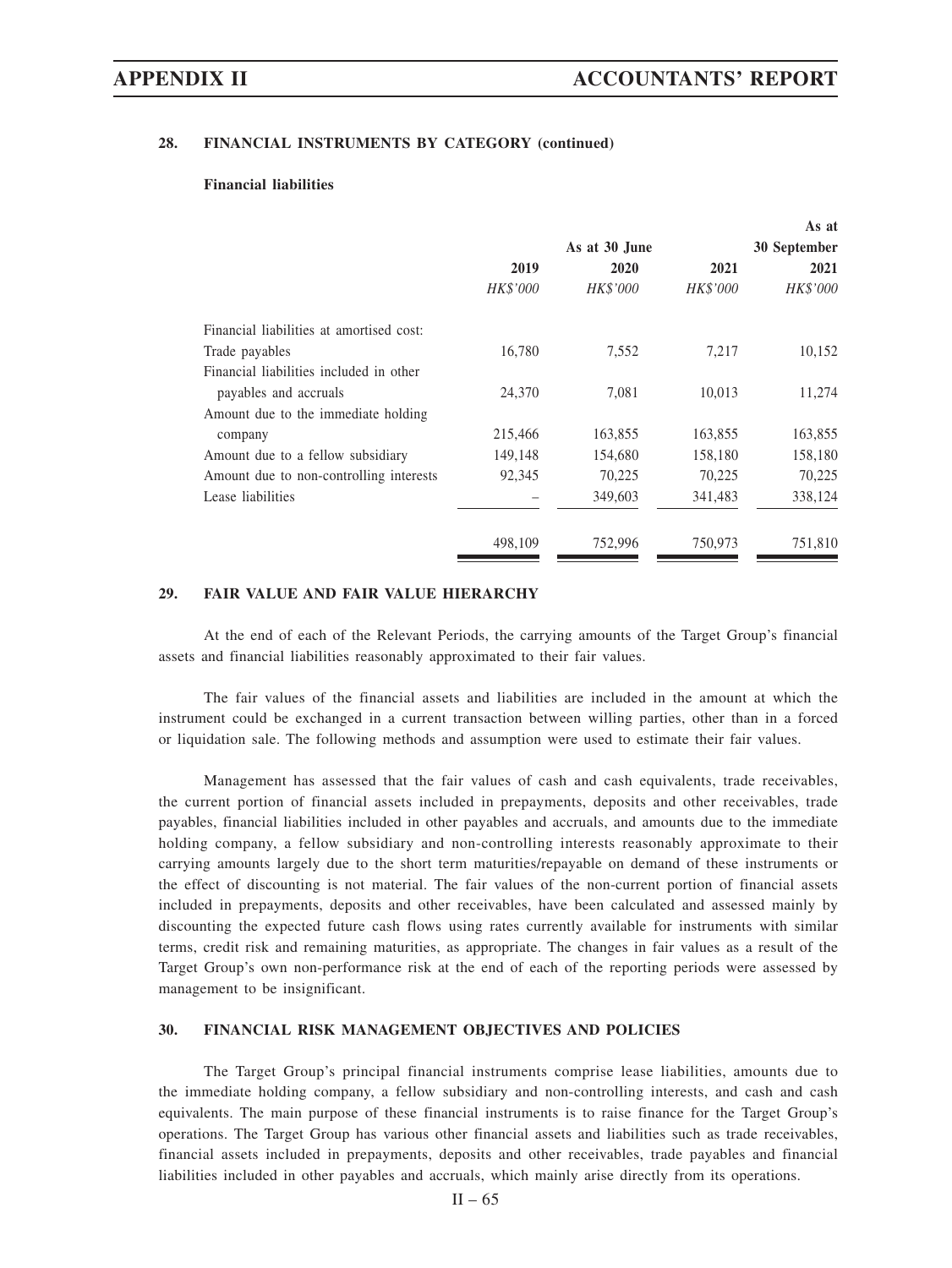## 28. FINANCIAL INSTRUMENTS BY CATEGORY (continued)

**Financial liabilities**

| | As at 30 June | | | As at 30 September |
|---|---|---|---|---|
| | 2019 | 2020 | 2021 | 2021 |
| | *HK$'000* | *HK$'000* | *HK$'000* | *HK$'000* |
| Financial liabilities at amortised cost: | | | | |
| Trade payables | 16,780 | 7,552 | 7,217 | 10,152 |
| Financial liabilities included in other payables and accruals | 24,370 | 7,081 | 10,013 | 11,274 |
| Amount due to the immediate holding company | 215,466 | 163,855 | 163,855 | 163,855 |
| Amount due to a fellow subsidiary | 149,148 | 154,680 | 158,180 | 158,180 |
| Amount due to non-controlling interests | 92,345 | 70,225 | 70,225 | 70,225 |
| Lease liabilities | – | 349,603 | 341,483 | 338,124 |
| | 498,109 | 752,996 | 750,973 | 751,810 |

## 29. FAIR VALUE AND FAIR VALUE HIERARCHY

At the end of each of the Relevant Periods, the carrying amounts of the Target Group's financial assets and financial liabilities reasonably approximated to their fair values.

The fair values of the financial assets and liabilities are included in the amount at which the instrument could be exchanged in a current transaction between willing parties, other than in a forced or liquidation sale. The following methods and assumption were used to estimate their fair values.

Management has assessed that the fair values of cash and cash equivalents, trade receivables, the current portion of financial assets included in prepayments, deposits and other receivables, trade payables, financial liabilities included in other payables and accruals, and amounts due to the immediate holding company, a fellow subsidiary and non-controlling interests reasonably approximate to their carrying amounts largely due to the short term maturities/repayable on demand of these instruments or the effect of discounting is not material. The fair values of the non-current portion of financial assets included in prepayments, deposits and other receivables, have been calculated and assessed mainly by discounting the expected future cash flows using rates currently available for instruments with similar terms, credit risk and remaining maturities, as appropriate. The changes in fair values as a result of the Target Group's own non-performance risk at the end of each of the reporting periods were assessed by management to be insignificant.

## 30. FINANCIAL RISK MANAGEMENT OBJECTIVES AND POLICIES

The Target Group's principal financial instruments comprise lease liabilities, amounts due to the immediate holding company, a fellow subsidiary and non-controlling interests, and cash and cash equivalents. The main purpose of these financial instruments is to raise finance for the Target Group's operations. The Target Group has various other financial assets and liabilities such as trade receivables, financial assets included in prepayments, deposits and other receivables, trade payables and financial liabilities included in other payables and accruals, which mainly arise directly from its operations.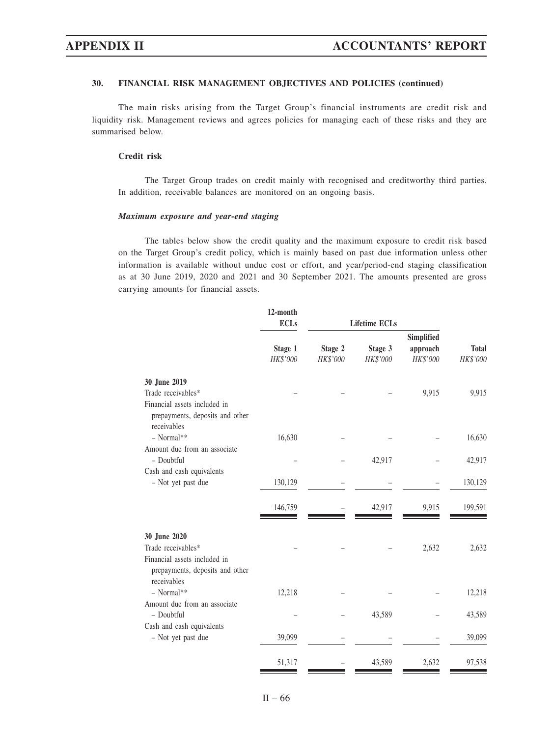### 30. FINANCIAL RISK MANAGEMENT OBJECTIVES AND POLICIES (continued)

The main risks arising from the Target Group's financial instruments are credit risk and liquidity risk. Management reviews and agrees policies for managing each of these risks and they are summarised below.

#### Credit risk

The Target Group trades on credit mainly with recognised and creditworthy third parties. In addition, receivable balances are monitored on an ongoing basis.

***Maximum exposure and year-end staging***

The tables below show the credit quality and the maximum exposure to credit risk based on the Target Group's credit policy, which is mainly based on past due information unless other information is available without undue cost or effort, and year/period-end staging classification as at 30 June 2019, 2020 and 2021 and 30 September 2021. The amounts presented are gross carrying amounts for financial assets.

| | 12-month ECLs | Lifetime ECLs | | | |
|---|---|---|---|---|---|
| | Stage 1 | Stage 2 | Stage 3 | Simplified approach | Total |
| | *HK$'000* | *HK$'000* | *HK$'000* | *HK$'000* | *HK$'000* |
| **30 June 2019** | | | | | |
| Trade receivables* | – | – | – | 9,915 | 9,915 |
| Financial assets included in prepayments, deposits and other receivables | | | | | |
| – Normal** | 16,630 | – | – | – | 16,630 |
| Amount due from an associate | | | | | |
| – Doubtful | – | – | 42,917 | – | 42,917 |
| Cash and cash equivalents | | | | | |
| – Not yet past due | 130,129 | – | – | – | 130,129 |
| | 146,759 | – | 42,917 | 9,915 | 199,591 |
| **30 June 2020** | | | | | |
| Trade receivables* | – | – | – | 2,632 | 2,632 |
| Financial assets included in prepayments, deposits and other receivables | | | | | |
| – Normal** | 12,218 | – | – | – | 12,218 |
| Amount due from an associate | | | | | |
| – Doubtful | – | – | 43,589 | – | 43,589 |
| Cash and cash equivalents | | | | | |
| – Not yet past due | 39,099 | – | – | – | 39,099 |
| | 51,317 | – | 43,589 | 2,632 | 97,538 |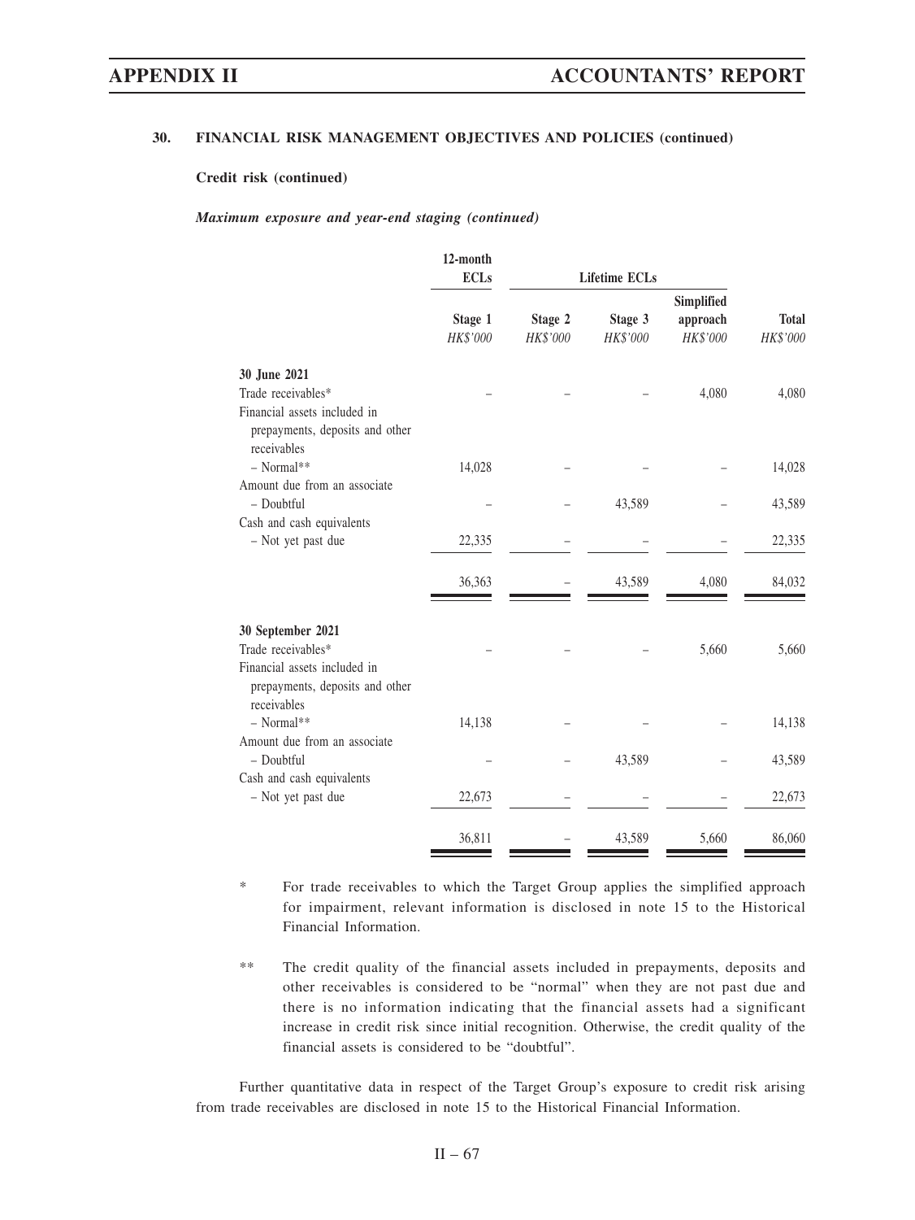### 30. FINANCIAL RISK MANAGEMENT OBJECTIVES AND POLICIES (continued)

**Credit risk (continued)**

***Maximum exposure and year-end staging (continued)***

| | 12-month ECLs | Lifetime ECLs | | | |
|---|---|---|---|---|---|
| | Stage 1 | Stage 2 | Stage 3 | Simplified approach | Total |
| | *HK$'000* | *HK$'000* | *HK$'000* | *HK$'000* | *HK$'000* |
| **30 June 2021** | | | | | |
| Trade receivables* | – | – | – | 4,080 | 4,080 |
| Financial assets included in prepayments, deposits and other receivables | | | | | |
| – Normal** | 14,028 | – | – | – | 14,028 |
| Amount due from an associate | | | | | |
| – Doubtful | – | – | 43,589 | – | 43,589 |
| Cash and cash equivalents | | | | | |
| – Not yet past due | 22,335 | – | – | – | 22,335 |
| | 36,363 | – | 43,589 | 4,080 | 84,032 |
| **30 September 2021** | | | | | |
| Trade receivables* | – | – | – | 5,660 | 5,660 |
| Financial assets included in prepayments, deposits and other receivables | | | | | |
| – Normal** | 14,138 | – | – | – | 14,138 |
| Amount due from an associate | | | | | |
| – Doubtful | – | – | 43,589 | – | 43,589 |
| Cash and cash equivalents | | | | | |
| – Not yet past due | 22,673 | – | – | – | 22,673 |
| | 36,811 | – | 43,589 | 5,660 | 86,060 |

\* For trade receivables to which the Target Group applies the simplified approach for impairment, relevant information is disclosed in note 15 to the Historical Financial Information.

** The credit quality of the financial assets included in prepayments, deposits and other receivables is considered to be "normal" when they are not past due and there is no information indicating that the financial assets had a significant increase in credit risk since initial recognition. Otherwise, the credit quality of the financial assets is considered to be "doubtful".

Further quantitative data in respect of the Target Group's exposure to credit risk arising from trade receivables are disclosed in note 15 to the Historical Financial Information.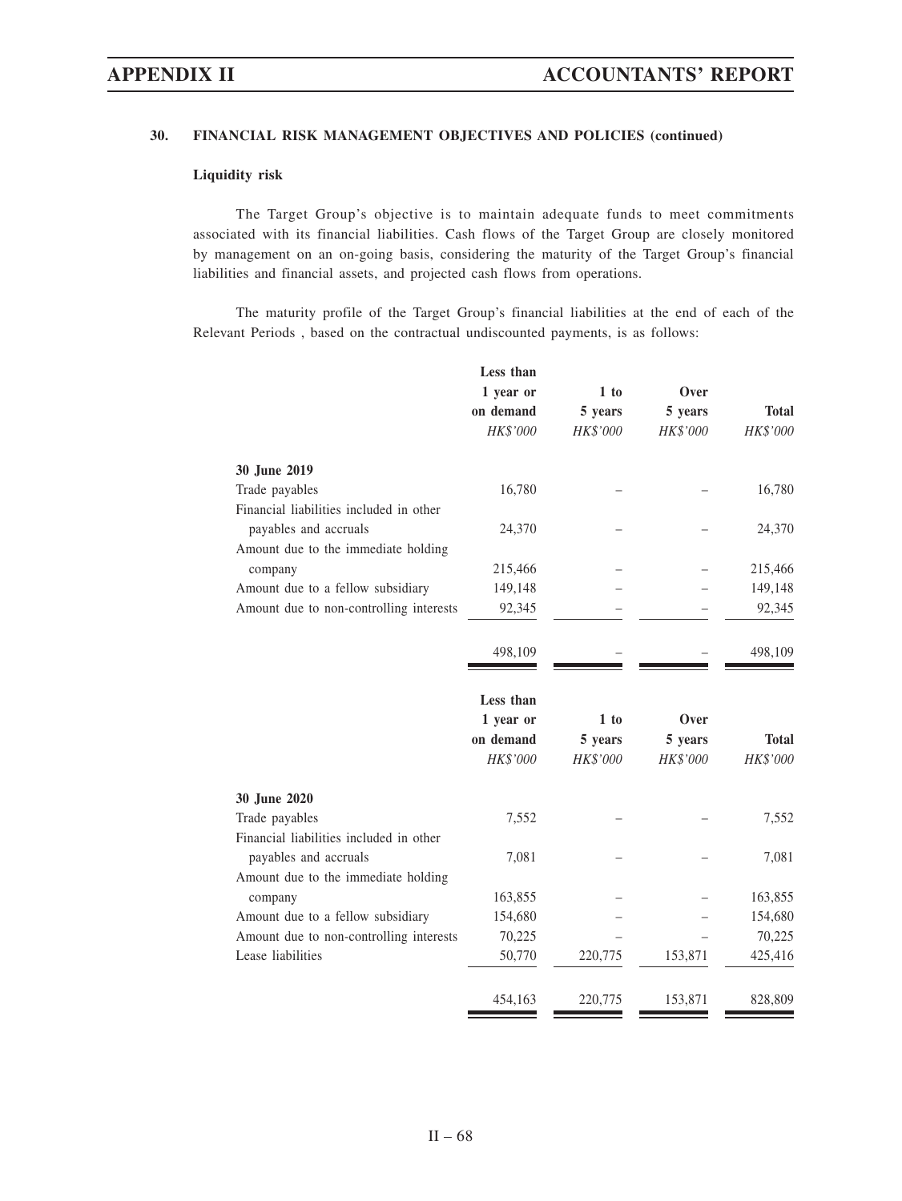**30. FINANCIAL RISK MANAGEMENT OBJECTIVES AND POLICIES (continued)**

**Liquidity risk**

The Target Group's objective is to maintain adequate funds to meet commitments associated with its financial liabilities. Cash flows of the Target Group are closely monitored by management on an on-going basis, considering the maturity of the Target Group's financial liabilities and financial assets, and projected cash flows from operations.

The maturity profile of the Target Group's financial liabilities at the end of each of the Relevant Periods , based on the contractual undiscounted payments, is as follows:

| | Less than 1 year or on demand | 1 to 5 years | Over 5 years | Total |
|---|---|---|---|---|
| | *HK$'000* | *HK$'000* | *HK$'000* | *HK$'000* |
| **30 June 2019** | | | | |
| Trade payables | 16,780 | – | – | 16,780 |
| Financial liabilities included in other payables and accruals | 24,370 | – | – | 24,370 |
| Amount due to the immediate holding company | 215,466 | – | – | 215,466 |
| Amount due to a fellow subsidiary | 149,148 | – | – | 149,148 |
| Amount due to non-controlling interests | 92,345 | – | – | 92,345 |
| | 498,109 | – | – | 498,109 |

| | Less than 1 year or on demand | 1 to 5 years | Over 5 years | Total |
|---|---|---|---|---|
| | *HK$'000* | *HK$'000* | *HK$'000* | *HK$'000* |
| **30 June 2020** | | | | |
| Trade payables | 7,552 | – | – | 7,552 |
| Financial liabilities included in other payables and accruals | 7,081 | – | – | 7,081 |
| Amount due to the immediate holding company | 163,855 | – | – | 163,855 |
| Amount due to a fellow subsidiary | 154,680 | – | – | 154,680 |
| Amount due to non-controlling interests | 70,225 | – | – | 70,225 |
| Lease liabilities | 50,770 | 220,775 | 153,871 | 425,416 |
| | 454,163 | 220,775 | 153,871 | 828,809 |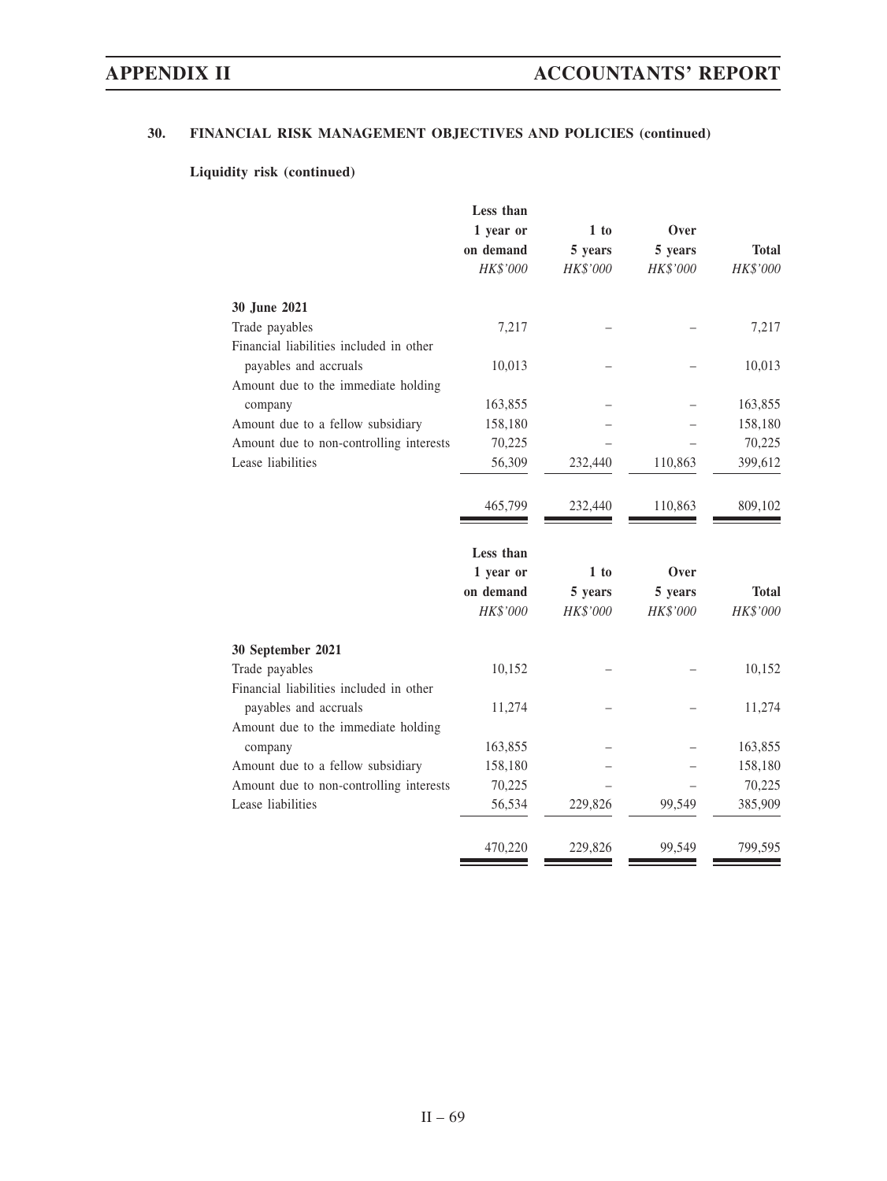## 30. FINANCIAL RISK MANAGEMENT OBJECTIVES AND POLICIES (continued)

### Liquidity risk (continued)

| | Less than 1 year or on demand | 1 to 5 years | Over 5 years | Total |
|---|---|---|---|---|
| | *HK$'000* | *HK$'000* | *HK$'000* | *HK$'000* |
| **30 June 2021** | | | | |
| Trade payables | 7,217 | – | – | 7,217 |
| Financial liabilities included in other payables and accruals | 10,013 | – | – | 10,013 |
| Amount due to the immediate holding company | 163,855 | – | – | 163,855 |
| Amount due to a fellow subsidiary | 158,180 | – | – | 158,180 |
| Amount due to non-controlling interests | 70,225 | – | – | 70,225 |
| Lease liabilities | 56,309 | 232,440 | 110,863 | 399,612 |
| | 465,799 | 232,440 | 110,863 | 809,102 |

| | Less than 1 year or on demand | 1 to 5 years | Over 5 years | Total |
|---|---|---|---|---|
| | *HK$'000* | *HK$'000* | *HK$'000* | *HK$'000* |
| **30 September 2021** | | | | |
| Trade payables | 10,152 | – | – | 10,152 |
| Financial liabilities included in other payables and accruals | 11,274 | – | – | 11,274 |
| Amount due to the immediate holding company | 163,855 | – | – | 163,855 |
| Amount due to a fellow subsidiary | 158,180 | – | – | 158,180 |
| Amount due to non-controlling interests | 70,225 | – | – | 70,225 |
| Lease liabilities | 56,534 | 229,826 | 99,549 | 385,909 |
| | 470,220 | 229,826 | 99,549 | 799,595 |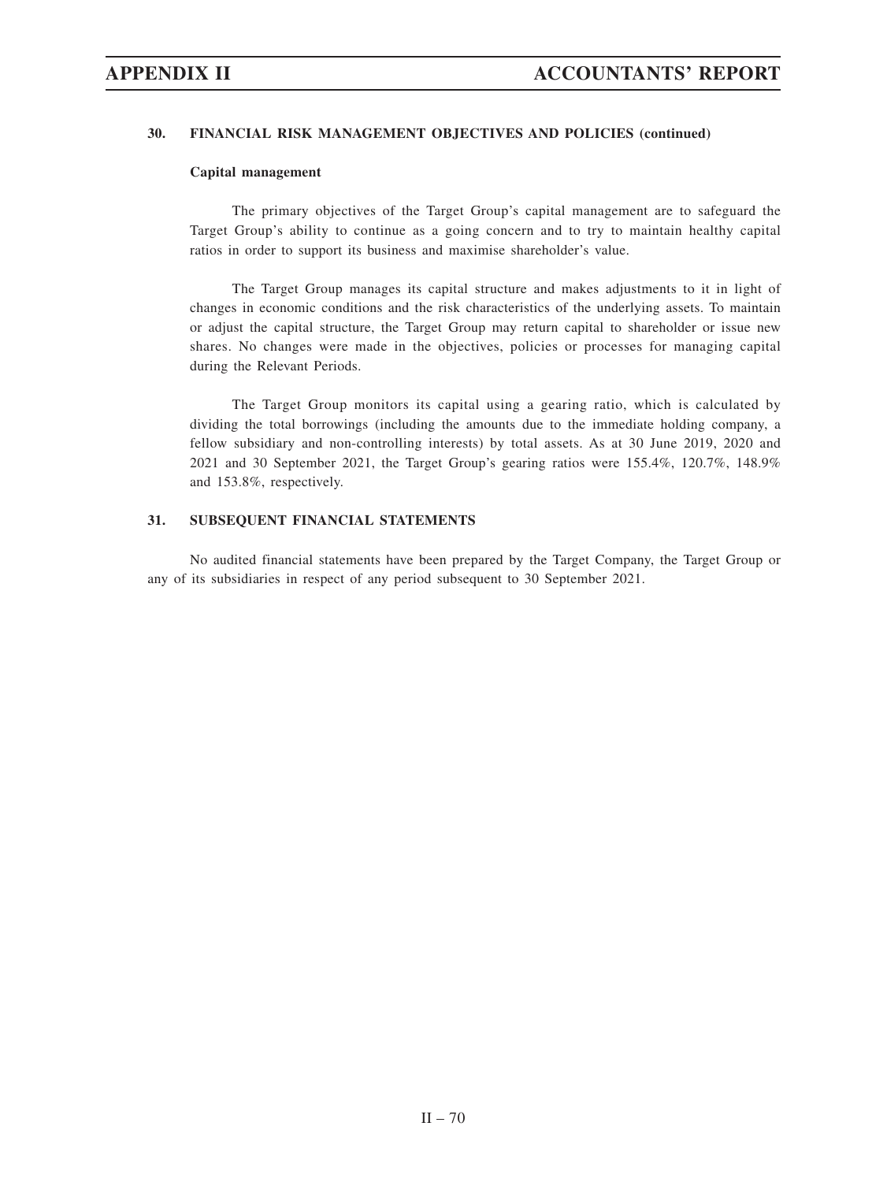## 30. FINANCIAL RISK MANAGEMENT OBJECTIVES AND POLICIES (continued)

### Capital management

The primary objectives of the Target Group's capital management are to safeguard the Target Group's ability to continue as a going concern and to try to maintain healthy capital ratios in order to support its business and maximise shareholder's value.

The Target Group manages its capital structure and makes adjustments to it in light of changes in economic conditions and the risk characteristics of the underlying assets. To maintain or adjust the capital structure, the Target Group may return capital to shareholder or issue new shares. No changes were made in the objectives, policies or processes for managing capital during the Relevant Periods.

The Target Group monitors its capital using a gearing ratio, which is calculated by dividing the total borrowings (including the amounts due to the immediate holding company, a fellow subsidiary and non-controlling interests) by total assets. As at 30 June 2019, 2020 and 2021 and 30 September 2021, the Target Group's gearing ratios were 155.4%, 120.7%, 148.9% and 153.8%, respectively.

## 31. SUBSEQUENT FINANCIAL STATEMENTS

No audited financial statements have been prepared by the Target Company, the Target Group or any of its subsidiaries in respect of any period subsequent to 30 September 2021.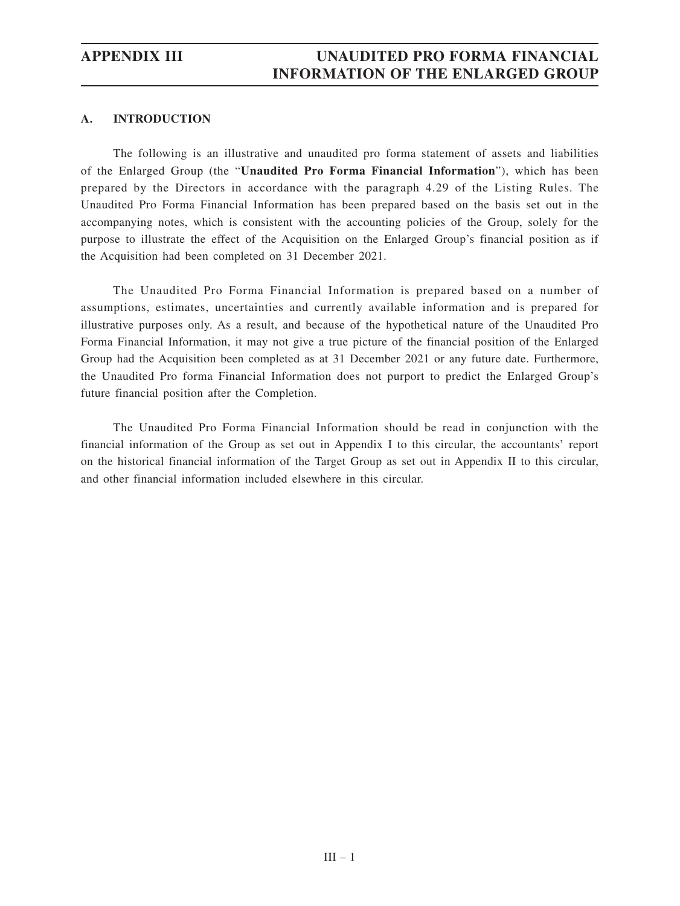## A. INTRODUCTION

The following is an illustrative and unaudited pro forma statement of assets and liabilities of the Enlarged Group (the "**Unaudited Pro Forma Financial Information**"), which has been prepared by the Directors in accordance with the paragraph 4.29 of the Listing Rules. The Unaudited Pro Forma Financial Information has been prepared based on the basis set out in the accompanying notes, which is consistent with the accounting policies of the Group, solely for the purpose to illustrate the effect of the Acquisition on the Enlarged Group's financial position as if the Acquisition had been completed on 31 December 2021.

The Unaudited Pro Forma Financial Information is prepared based on a number of assumptions, estimates, uncertainties and currently available information and is prepared for illustrative purposes only. As a result, and because of the hypothetical nature of the Unaudited Pro Forma Financial Information, it may not give a true picture of the financial position of the Enlarged Group had the Acquisition been completed as at 31 December 2021 or any future date. Furthermore, the Unaudited Pro forma Financial Information does not purport to predict the Enlarged Group's future financial position after the Completion.

The Unaudited Pro Forma Financial Information should be read in conjunction with the financial information of the Group as set out in Appendix I to this circular, the accountants' report on the historical financial information of the Target Group as set out in Appendix II to this circular, and other financial information included elsewhere in this circular.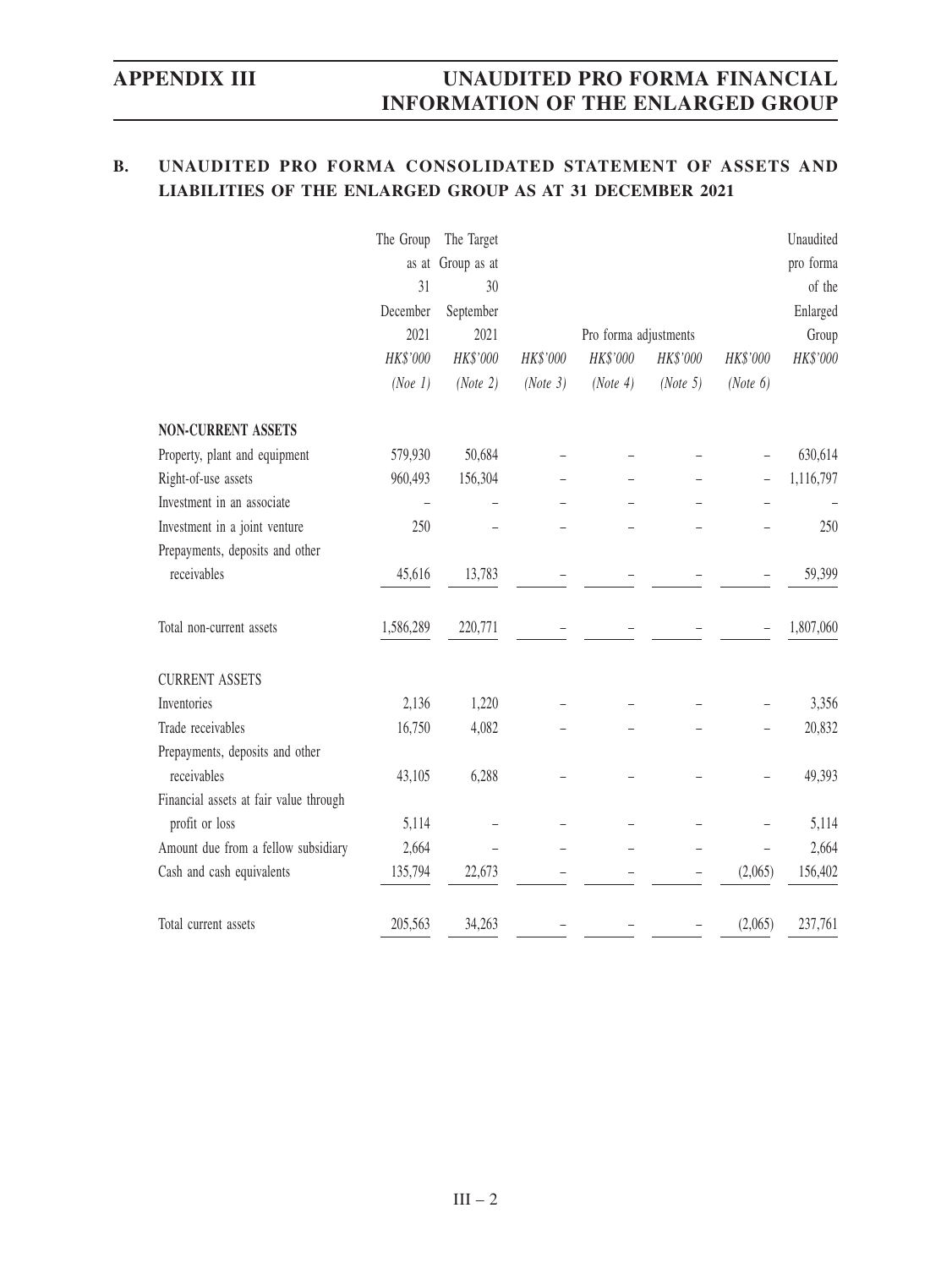## B. UNAUDITED PRO FORMA CONSOLIDATED STATEMENT OF ASSETS AND LIABILITIES OF THE ENLARGED GROUP AS AT 31 DECEMBER 2021

| | The Group as at 31 December 2021 | The Target Group as at 30 September 2021 | Pro forma adjustments | | | | Unaudited pro forma of the Enlarged Group |
|---|---|---|---|---|---|---|---|
| | *HK$'000* | *HK$'000* | *HK$'000* | *HK$'000* | *HK$'000* | *HK$'000* | *HK$'000* |
| | *(Noe 1)* | *(Note 2)* | *(Note 3)* | *(Note 4)* | *(Note 5)* | *(Note 6)* | |
| **NON-CURRENT ASSETS** | | | | | | | |
| Property, plant and equipment | 579,930 | 50,684 | – | – | – | – | 630,614 |
| Right-of-use assets | 960,493 | 156,304 | – | – | – | – | 1,116,797 |
| Investment in an associate | – | – | – | – | – | – | – |
| Investment in a joint venture | 250 | – | – | – | – | – | 250 |
| Prepayments, deposits and other receivables | 45,616 | 13,783 | – | – | – | – | 59,399 |
| Total non-current assets | 1,586,289 | 220,771 | – | – | – | – | 1,807,060 |
| CURRENT ASSETS | | | | | | | |
| Inventories | 2,136 | 1,220 | – | – | – | – | 3,356 |
| Trade receivables | 16,750 | 4,082 | – | – | – | – | 20,832 |
| Prepayments, deposits and other receivables | 43,105 | 6,288 | – | – | – | – | 49,393 |
| Financial assets at fair value through profit or loss | 5,114 | – | – | – | – | – | 5,114 |
| Amount due from a fellow subsidiary | 2,664 | – | – | – | – | – | 2,664 |
| Cash and cash equivalents | 135,794 | 22,673 | – | – | – | (2,065) | 156,402 |
| Total current assets | 205,563 | 34,263 | – | – | – | (2,065) | 237,761 |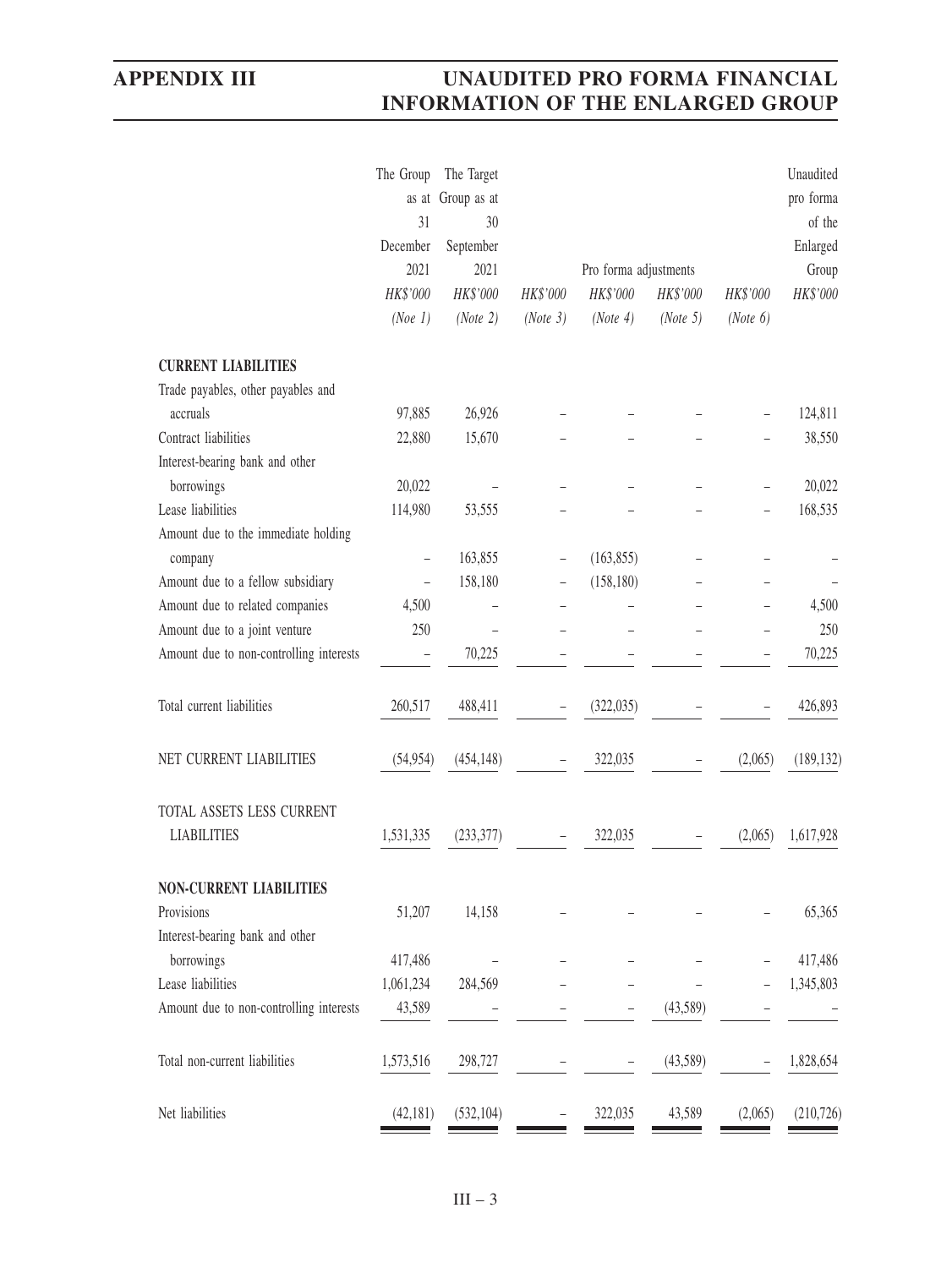| | The Group as at 31 December 2021 | The Target Group as at 30 September 2021 | Pro forma adjustments | | | | Unaudited pro forma of the Enlarged Group |
|---|---|---|---|---|---|---|---|
| | HK$'000 | HK$'000 | HK$'000 | HK$'000 | HK$'000 | HK$'000 | HK$'000 |
| | (Noe 1) | (Note 2) | (Note 3) | (Note 4) | (Note 5) | (Note 6) | |
| **CURRENT LIABILITIES** | | | | | | | |
| Trade payables, other payables and accruals | 97,885 | 26,926 | – | – | – | – | 124,811 |
| Contract liabilities | 22,880 | 15,670 | – | – | – | – | 38,550 |
| Interest-bearing bank and other borrowings | 20,022 | – | – | – | – | – | 20,022 |
| Lease liabilities | 114,980 | 53,555 | – | – | – | – | 168,535 |
| Amount due to the immediate holding company | – | 163,855 | – | (163,855) | – | – | – |
| Amount due to a fellow subsidiary | – | 158,180 | – | (158,180) | – | – | – |
| Amount due to related companies | 4,500 | – | – | – | – | – | 4,500 |
| Amount due to a joint venture | 250 | – | – | – | – | – | 250 |
| Amount due to non-controlling interests | – | 70,225 | – | – | – | – | 70,225 |
| Total current liabilities | 260,517 | 488,411 | – | (322,035) | – | – | 426,893 |
| NET CURRENT LIABILITIES | (54,954) | (454,148) | – | 322,035 | – | (2,065) | (189,132) |
| TOTAL ASSETS LESS CURRENT LIABILITIES | 1,531,335 | (233,377) | – | 322,035 | – | (2,065) | 1,617,928 |
| **NON-CURRENT LIABILITIES** | | | | | | | |
| Provisions | 51,207 | 14,158 | – | – | – | – | 65,365 |
| Interest-bearing bank and other borrowings | 417,486 | – | – | – | – | – | 417,486 |
| Lease liabilities | 1,061,234 | 284,569 | – | – | – | – | 1,345,803 |
| Amount due to non-controlling interests | 43,589 | – | – | – | (43,589) | – | – |
| Total non-current liabilities | 1,573,516 | 298,727 | – | – | (43,589) | – | 1,828,654 |
| Net liabilities | (42,181) | (532,104) | – | 322,035 | 43,589 | (2,065) | (210,726) |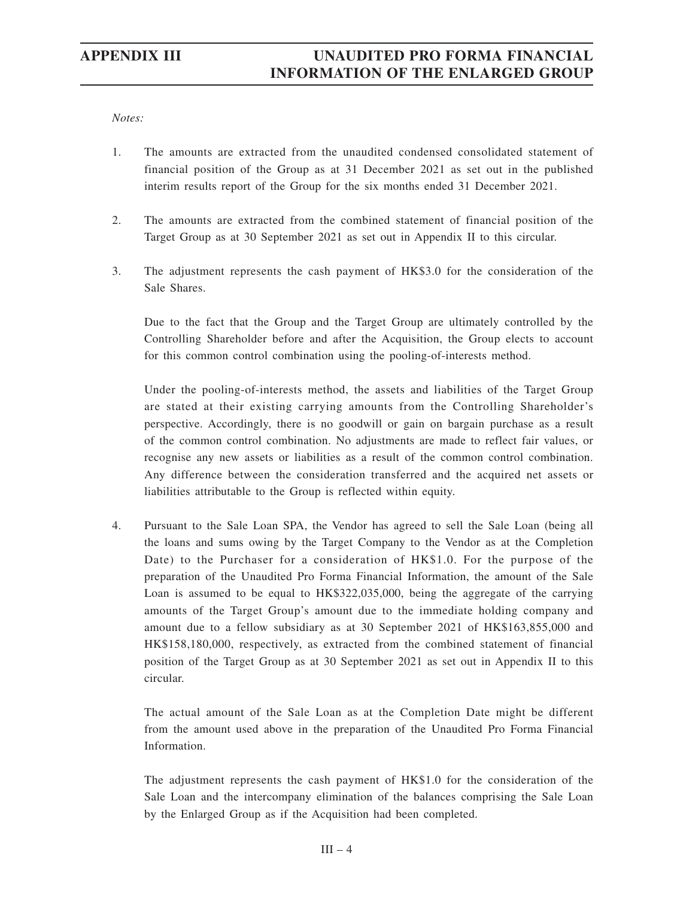*Notes:*

1. The amounts are extracted from the unaudited condensed consolidated statement of financial position of the Group as at 31 December 2021 as set out in the published interim results report of the Group for the six months ended 31 December 2021.

2. The amounts are extracted from the combined statement of financial position of the Target Group as at 30 September 2021 as set out in Appendix II to this circular.

3. The adjustment represents the cash payment of HK$3.0 for the consideration of the Sale Shares.

   Due to the fact that the Group and the Target Group are ultimately controlled by the Controlling Shareholder before and after the Acquisition, the Group elects to account for this common control combination using the pooling-of-interests method.

   Under the pooling-of-interests method, the assets and liabilities of the Target Group are stated at their existing carrying amounts from the Controlling Shareholder's perspective. Accordingly, there is no goodwill or gain on bargain purchase as a result of the common control combination. No adjustments are made to reflect fair values, or recognise any new assets or liabilities as a result of the common control combination. Any difference between the consideration transferred and the acquired net assets or liabilities attributable to the Group is reflected within equity.

4. Pursuant to the Sale Loan SPA, the Vendor has agreed to sell the Sale Loan (being all the loans and sums owing by the Target Company to the Vendor as at the Completion Date) to the Purchaser for a consideration of HK$1.0. For the purpose of the preparation of the Unaudited Pro Forma Financial Information, the amount of the Sale Loan is assumed to be equal to HK$322,035,000, being the aggregate of the carrying amounts of the Target Group's amount due to the immediate holding company and amount due to a fellow subsidiary as at 30 September 2021 of HK$163,855,000 and HK$158,180,000, respectively, as extracted from the combined statement of financial position of the Target Group as at 30 September 2021 as set out in Appendix II to this circular.

   The actual amount of the Sale Loan as at the Completion Date might be different from the amount used above in the preparation of the Unaudited Pro Forma Financial Information.

   The adjustment represents the cash payment of HK$1.0 for the consideration of the Sale Loan and the intercompany elimination of the balances comprising the Sale Loan by the Enlarged Group as if the Acquisition had been completed.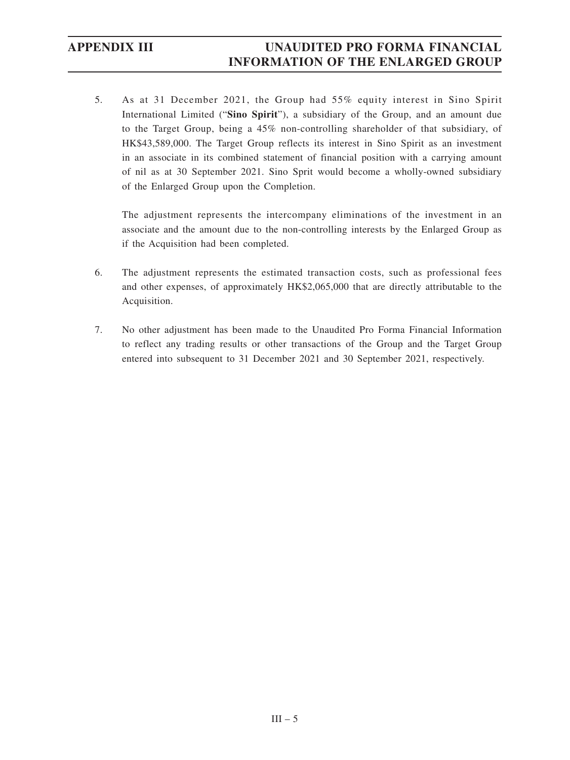5. As at 31 December 2021, the Group had 55% equity interest in Sino Spirit International Limited ("**Sino Spirit**"), a subsidiary of the Group, and an amount due to the Target Group, being a 45% non-controlling shareholder of that subsidiary, of HK$43,589,000. The Target Group reflects its interest in Sino Spirit as an investment in an associate in its combined statement of financial position with a carrying amount of nil as at 30 September 2021. Sino Sprit would become a wholly-owned subsidiary of the Enlarged Group upon the Completion.

   The adjustment represents the intercompany eliminations of the investment in an associate and the amount due to the non-controlling interests by the Enlarged Group as if the Acquisition had been completed.

6. The adjustment represents the estimated transaction costs, such as professional fees and other expenses, of approximately HK$2,065,000 that are directly attributable to the Acquisition.

7. No other adjustment has been made to the Unaudited Pro Forma Financial Information to reflect any trading results or other transactions of the Group and the Target Group entered into subsequent to 31 December 2021 and 30 September 2021, respectively.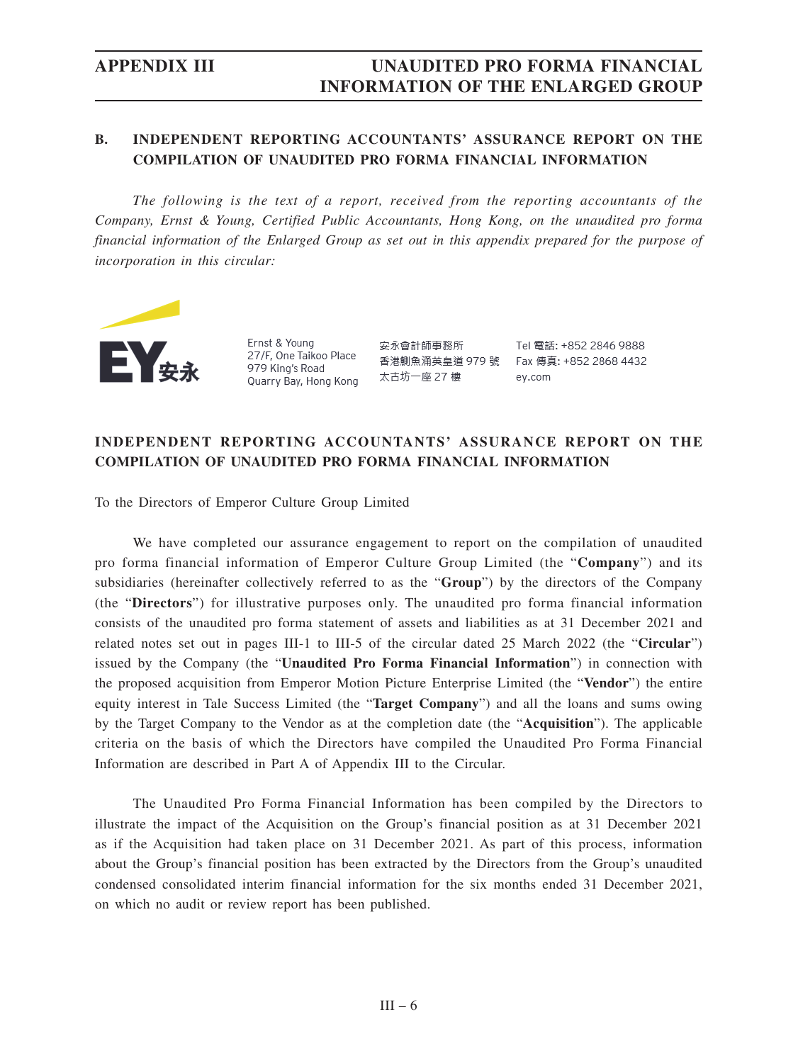## B. INDEPENDENT REPORTING ACCOUNTANTS' ASSURANCE REPORT ON THE COMPILATION OF UNAUDITED PRO FORMA FINANCIAL INFORMATION

*The following is the text of a report, received from the reporting accountants of the Company, Ernst & Young, Certified Public Accountants, Hong Kong, on the unaudited pro forma financial information of the Enlarged Group as set out in this appendix prepared for the purpose of incorporation in this circular:*

Ernst & Young
27/F, One Taikoo Place
979 King's Road
Quarry Bay, Hong Kong

安永會計師事務所
香港鰂魚涌英皇道 979 號
太古坊一座 27 樓

Tel 電話: +852 2846 9888
Fax 傳真: +852 2868 4432
ey.com

## INDEPENDENT REPORTING ACCOUNTANTS' ASSURANCE REPORT ON THE COMPILATION OF UNAUDITED PRO FORMA FINANCIAL INFORMATION

To the Directors of Emperor Culture Group Limited

We have completed our assurance engagement to report on the compilation of unaudited pro forma financial information of Emperor Culture Group Limited (the "**Company**") and its subsidiaries (hereinafter collectively referred to as the "**Group**") by the directors of the Company (the "**Directors**") for illustrative purposes only. The unaudited pro forma financial information consists of the unaudited pro forma statement of assets and liabilities as at 31 December 2021 and related notes set out in pages III-1 to III-5 of the circular dated 25 March 2022 (the "**Circular**") issued by the Company (the "**Unaudited Pro Forma Financial Information**") in connection with the proposed acquisition from Emperor Motion Picture Enterprise Limited (the "**Vendor**") the entire equity interest in Tale Success Limited (the "**Target Company**") and all the loans and sums owing by the Target Company to the Vendor as at the completion date (the "**Acquisition**"). The applicable criteria on the basis of which the Directors have compiled the Unaudited Pro Forma Financial Information are described in Part A of Appendix III to the Circular.

The Unaudited Pro Forma Financial Information has been compiled by the Directors to illustrate the impact of the Acquisition on the Group's financial position as at 31 December 2021 as if the Acquisition had taken place on 31 December 2021. As part of this process, information about the Group's financial position has been extracted by the Directors from the Group's unaudited condensed consolidated interim financial information for the six months ended 31 December 2021, on which no audit or review report has been published.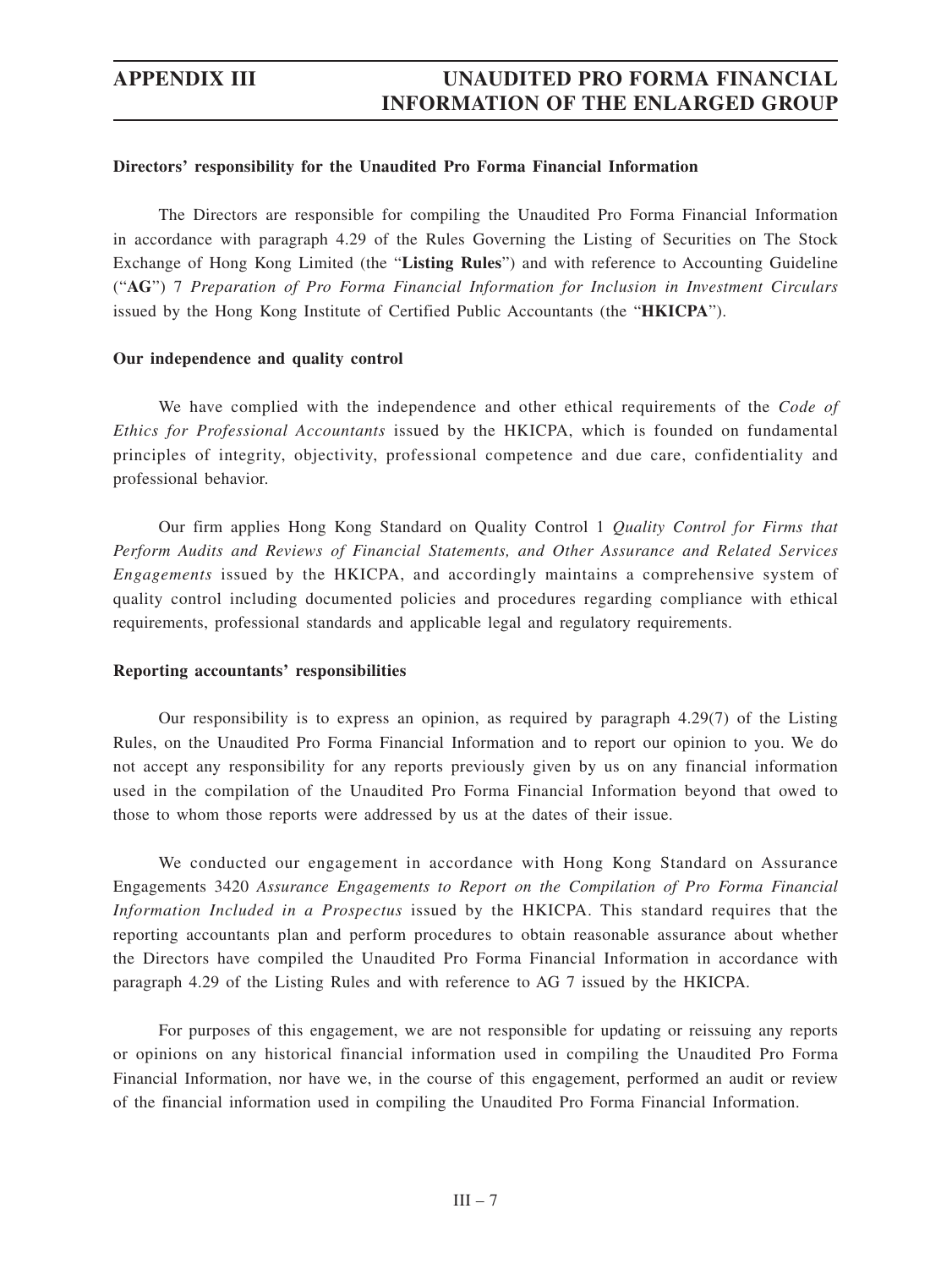**Directors' responsibility for the Unaudited Pro Forma Financial Information**

The Directors are responsible for compiling the Unaudited Pro Forma Financial Information in accordance with paragraph 4.29 of the Rules Governing the Listing of Securities on The Stock Exchange of Hong Kong Limited (the "**Listing Rules**") and with reference to Accounting Guideline ("**AG**") 7 *Preparation of Pro Forma Financial Information for Inclusion in Investment Circulars* issued by the Hong Kong Institute of Certified Public Accountants (the "**HKICPA**").

**Our independence and quality control**

We have complied with the independence and other ethical requirements of the *Code of Ethics for Professional Accountants* issued by the HKICPA, which is founded on fundamental principles of integrity, objectivity, professional competence and due care, confidentiality and professional behavior.

Our firm applies Hong Kong Standard on Quality Control 1 *Quality Control for Firms that Perform Audits and Reviews of Financial Statements, and Other Assurance and Related Services Engagements* issued by the HKICPA, and accordingly maintains a comprehensive system of quality control including documented policies and procedures regarding compliance with ethical requirements, professional standards and applicable legal and regulatory requirements.

**Reporting accountants' responsibilities**

Our responsibility is to express an opinion, as required by paragraph 4.29(7) of the Listing Rules, on the Unaudited Pro Forma Financial Information and to report our opinion to you. We do not accept any responsibility for any reports previously given by us on any financial information used in the compilation of the Unaudited Pro Forma Financial Information beyond that owed to those to whom those reports were addressed by us at the dates of their issue.

We conducted our engagement in accordance with Hong Kong Standard on Assurance Engagements 3420 *Assurance Engagements to Report on the Compilation of Pro Forma Financial Information Included in a Prospectus* issued by the HKICPA. This standard requires that the reporting accountants plan and perform procedures to obtain reasonable assurance about whether the Directors have compiled the Unaudited Pro Forma Financial Information in accordance with paragraph 4.29 of the Listing Rules and with reference to AG 7 issued by the HKICPA.

For purposes of this engagement, we are not responsible for updating or reissuing any reports or opinions on any historical financial information used in compiling the Unaudited Pro Forma Financial Information, nor have we, in the course of this engagement, performed an audit or review of the financial information used in compiling the Unaudited Pro Forma Financial Information.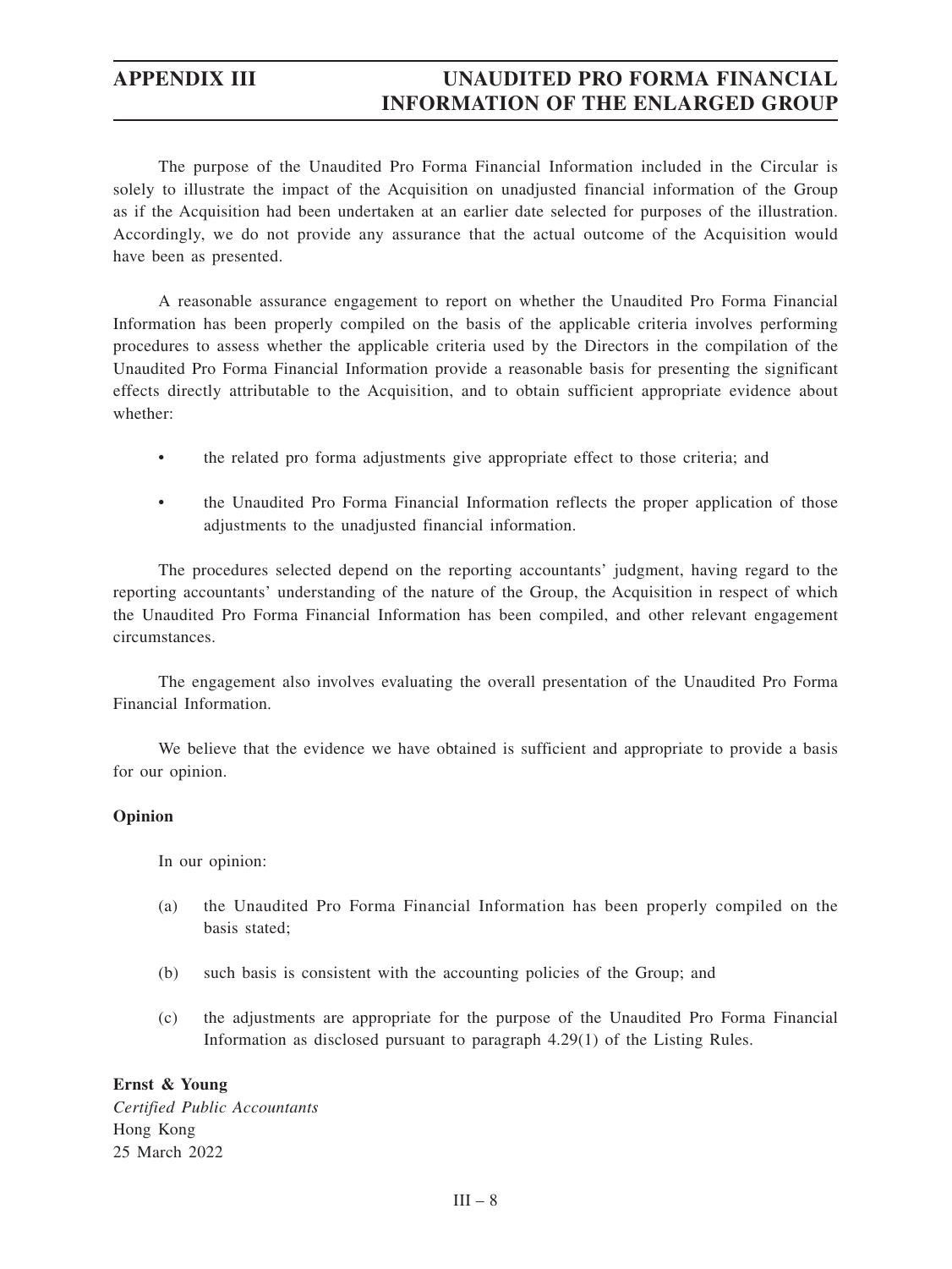The purpose of the Unaudited Pro Forma Financial Information included in the Circular is solely to illustrate the impact of the Acquisition on unadjusted financial information of the Group as if the Acquisition had been undertaken at an earlier date selected for purposes of the illustration. Accordingly, we do not provide any assurance that the actual outcome of the Acquisition would have been as presented.

A reasonable assurance engagement to report on whether the Unaudited Pro Forma Financial Information has been properly compiled on the basis of the applicable criteria involves performing procedures to assess whether the applicable criteria used by the Directors in the compilation of the Unaudited Pro Forma Financial Information provide a reasonable basis for presenting the significant effects directly attributable to the Acquisition, and to obtain sufficient appropriate evidence about whether:

- the related pro forma adjustments give appropriate effect to those criteria; and
- the Unaudited Pro Forma Financial Information reflects the proper application of those adjustments to the unadjusted financial information.

The procedures selected depend on the reporting accountants' judgment, having regard to the reporting accountants' understanding of the nature of the Group, the Acquisition in respect of which the Unaudited Pro Forma Financial Information has been compiled, and other relevant engagement circumstances.

The engagement also involves evaluating the overall presentation of the Unaudited Pro Forma Financial Information.

We believe that the evidence we have obtained is sufficient and appropriate to provide a basis for our opinion.

**Opinion**

In our opinion:

(a) the Unaudited Pro Forma Financial Information has been properly compiled on the basis stated;

(b) such basis is consistent with the accounting policies of the Group; and

(c) the adjustments are appropriate for the purpose of the Unaudited Pro Forma Financial Information as disclosed pursuant to paragraph 4.29(1) of the Listing Rules.

**Ernst & Young**
*Certified Public Accountants*
Hong Kong
25 March 2022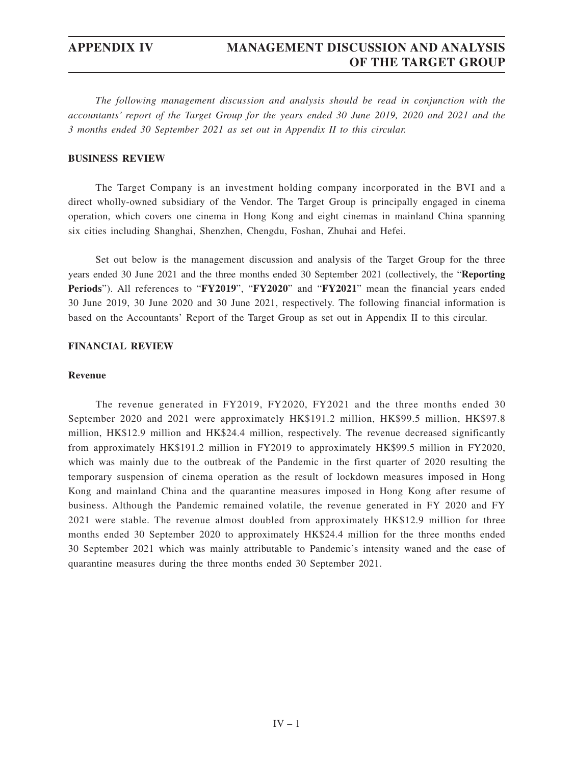*The following management discussion and analysis should be read in conjunction with the accountants' report of the Target Group for the years ended 30 June 2019, 2020 and 2021 and the 3 months ended 30 September 2021 as set out in Appendix II to this circular.*

## BUSINESS REVIEW

The Target Company is an investment holding company incorporated in the BVI and a direct wholly-owned subsidiary of the Vendor. The Target Group is principally engaged in cinema operation, which covers one cinema in Hong Kong and eight cinemas in mainland China spanning six cities including Shanghai, Shenzhen, Chengdu, Foshan, Zhuhai and Hefei.

Set out below is the management discussion and analysis of the Target Group for the three years ended 30 June 2021 and the three months ended 30 September 2021 (collectively, the "**Reporting Periods**"). All references to "**FY2019**", "**FY2020**" and "**FY2021**" mean the financial years ended 30 June 2019, 30 June 2020 and 30 June 2021, respectively. The following financial information is based on the Accountants' Report of the Target Group as set out in Appendix II to this circular.

## FINANCIAL REVIEW

### Revenue

The revenue generated in FY2019, FY2020, FY2021 and the three months ended 30 September 2020 and 2021 were approximately HK$191.2 million, HK$99.5 million, HK$97.8 million, HK$12.9 million and HK$24.4 million, respectively. The revenue decreased significantly from approximately HK$191.2 million in FY2019 to approximately HK$99.5 million in FY2020, which was mainly due to the outbreak of the Pandemic in the first quarter of 2020 resulting the temporary suspension of cinema operation as the result of lockdown measures imposed in Hong Kong and mainland China and the quarantine measures imposed in Hong Kong after resume of business. Although the Pandemic remained volatile, the revenue generated in FY 2020 and FY 2021 were stable. The revenue almost doubled from approximately HK$12.9 million for three months ended 30 September 2020 to approximately HK$24.4 million for the three months ended 30 September 2021 which was mainly attributable to Pandemic's intensity waned and the ease of quarantine measures during the three months ended 30 September 2021.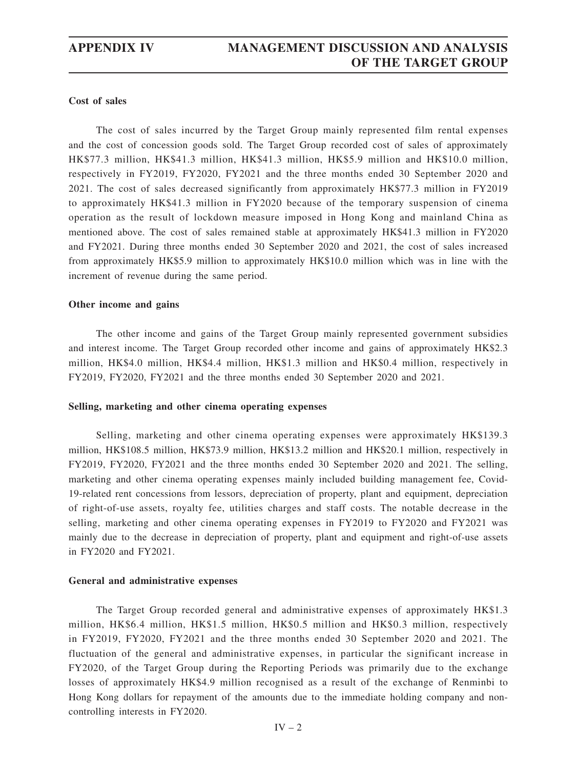#### Cost of sales

The cost of sales incurred by the Target Group mainly represented film rental expenses and the cost of concession goods sold. The Target Group recorded cost of sales of approximately HK$77.3 million, HK$41.3 million, HK$41.3 million, HK$5.9 million and HK$10.0 million, respectively in FY2019, FY2020, FY2021 and the three months ended 30 September 2020 and 2021. The cost of sales decreased significantly from approximately HK$77.3 million in FY2019 to approximately HK$41.3 million in FY2020 because of the temporary suspension of cinema operation as the result of lockdown measure imposed in Hong Kong and mainland China as mentioned above. The cost of sales remained stable at approximately HK$41.3 million in FY2020 and FY2021. During three months ended 30 September 2020 and 2021, the cost of sales increased from approximately HK$5.9 million to approximately HK$10.0 million which was in line with the increment of revenue during the same period.

#### Other income and gains

The other income and gains of the Target Group mainly represented government subsidies and interest income. The Target Group recorded other income and gains of approximately HK$2.3 million, HK$4.0 million, HK$4.4 million, HK$1.3 million and HK$0.4 million, respectively in FY2019, FY2020, FY2021 and the three months ended 30 September 2020 and 2021.

#### Selling, marketing and other cinema operating expenses

Selling, marketing and other cinema operating expenses were approximately HK$139.3 million, HK$108.5 million, HK$73.9 million, HK$13.2 million and HK$20.1 million, respectively in FY2019, FY2020, FY2021 and the three months ended 30 September 2020 and 2021. The selling, marketing and other cinema operating expenses mainly included building management fee, Covid-19-related rent concessions from lessors, depreciation of property, plant and equipment, depreciation of right-of-use assets, royalty fee, utilities charges and staff costs. The notable decrease in the selling, marketing and other cinema operating expenses in FY2019 to FY2020 and FY2021 was mainly due to the decrease in depreciation of property, plant and equipment and right-of-use assets in FY2020 and FY2021.

#### General and administrative expenses

The Target Group recorded general and administrative expenses of approximately HK$1.3 million, HK$6.4 million, HK$1.5 million, HK$0.5 million and HK$0.3 million, respectively in FY2019, FY2020, FY2021 and the three months ended 30 September 2020 and 2021. The fluctuation of the general and administrative expenses, in particular the significant increase in FY2020, of the Target Group during the Reporting Periods was primarily due to the exchange losses of approximately HK$4.9 million recognised as a result of the exchange of Renminbi to Hong Kong dollars for repayment of the amounts due to the immediate holding company and non-controlling interests in FY2020.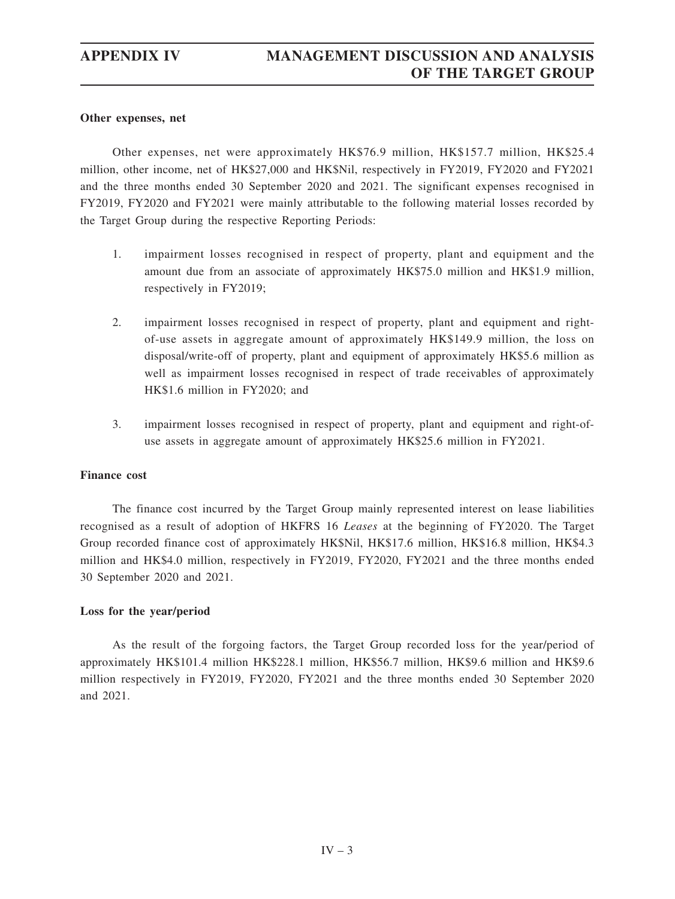**Other expenses, net**

Other expenses, net were approximately HK$76.9 million, HK$157.7 million, HK$25.4 million, other income, net of HK$27,000 and HK$Nil, respectively in FY2019, FY2020 and FY2021 and the three months ended 30 September 2020 and 2021. The significant expenses recognised in FY2019, FY2020 and FY2021 were mainly attributable to the following material losses recorded by the Target Group during the respective Reporting Periods:

1. impairment losses recognised in respect of property, plant and equipment and the amount due from an associate of approximately HK$75.0 million and HK$1.9 million, respectively in FY2019;
2. impairment losses recognised in respect of property, plant and equipment and right-of-use assets in aggregate amount of approximately HK$149.9 million, the loss on disposal/write-off of property, plant and equipment of approximately HK$5.6 million as well as impairment losses recognised in respect of trade receivables of approximately HK$1.6 million in FY2020; and
3. impairment losses recognised in respect of property, plant and equipment and right-of-use assets in aggregate amount of approximately HK$25.6 million in FY2021.

**Finance cost**

The finance cost incurred by the Target Group mainly represented interest on lease liabilities recognised as a result of adoption of HKFRS 16 *Leases* at the beginning of FY2020. The Target Group recorded finance cost of approximately HK$Nil, HK$17.6 million, HK$16.8 million, HK$4.3 million and HK$4.0 million, respectively in FY2019, FY2020, FY2021 and the three months ended 30 September 2020 and 2021.

**Loss for the year/period**

As the result of the forgoing factors, the Target Group recorded loss for the year/period of approximately HK$101.4 million HK$228.1 million, HK$56.7 million, HK$9.6 million and HK$9.6 million respectively in FY2019, FY2020, FY2021 and the three months ended 30 September 2020 and 2021.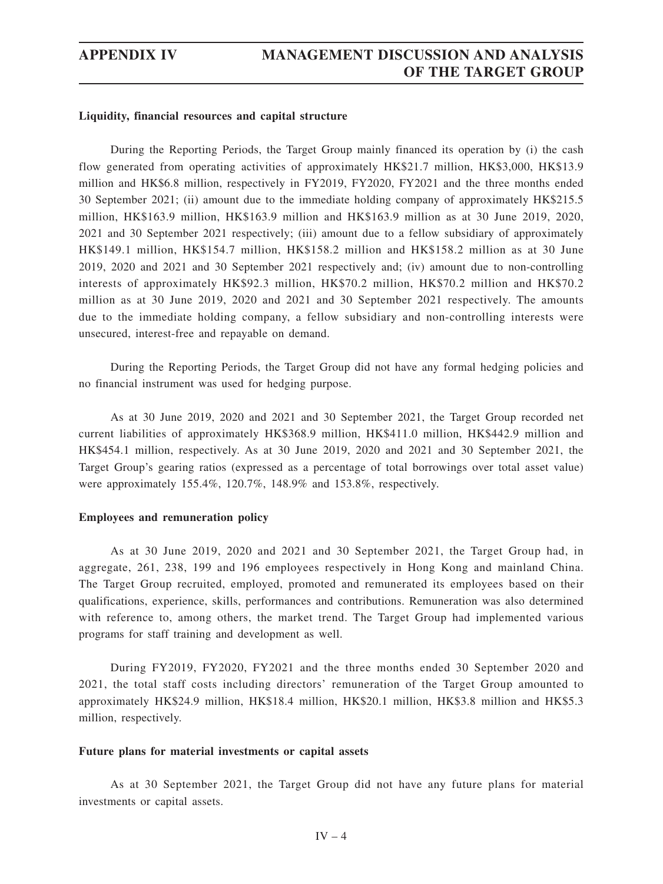**Liquidity, financial resources and capital structure**

During the Reporting Periods, the Target Group mainly financed its operation by (i) the cash flow generated from operating activities of approximately HK$21.7 million, HK$3,000, HK$13.9 million and HK$6.8 million, respectively in FY2019, FY2020, FY2021 and the three months ended 30 September 2021; (ii) amount due to the immediate holding company of approximately HK$215.5 million, HK$163.9 million, HK$163.9 million and HK$163.9 million as at 30 June 2019, 2020, 2021 and 30 September 2021 respectively; (iii) amount due to a fellow subsidiary of approximately HK$149.1 million, HK$154.7 million, HK$158.2 million and HK$158.2 million as at 30 June 2019, 2020 and 2021 and 30 September 2021 respectively and; (iv) amount due to non-controlling interests of approximately HK$92.3 million, HK$70.2 million, HK$70.2 million and HK$70.2 million as at 30 June 2019, 2020 and 2021 and 30 September 2021 respectively. The amounts due to the immediate holding company, a fellow subsidiary and non-controlling interests were unsecured, interest-free and repayable on demand.

During the Reporting Periods, the Target Group did not have any formal hedging policies and no financial instrument was used for hedging purpose.

As at 30 June 2019, 2020 and 2021 and 30 September 2021, the Target Group recorded net current liabilities of approximately HK$368.9 million, HK$411.0 million, HK$442.9 million and HK$454.1 million, respectively. As at 30 June 2019, 2020 and 2021 and 30 September 2021, the Target Group's gearing ratios (expressed as a percentage of total borrowings over total asset value) were approximately 155.4%, 120.7%, 148.9% and 153.8%, respectively.

**Employees and remuneration policy**

As at 30 June 2019, 2020 and 2021 and 30 September 2021, the Target Group had, in aggregate, 261, 238, 199 and 196 employees respectively in Hong Kong and mainland China. The Target Group recruited, employed, promoted and remunerated its employees based on their qualifications, experience, skills, performances and contributions. Remuneration was also determined with reference to, among others, the market trend. The Target Group had implemented various programs for staff training and development as well.

During FY2019, FY2020, FY2021 and the three months ended 30 September 2020 and 2021, the total staff costs including directors' remuneration of the Target Group amounted to approximately HK$24.9 million, HK$18.4 million, HK$20.1 million, HK$3.8 million and HK$5.3 million, respectively.

**Future plans for material investments or capital assets**

As at 30 September 2021, the Target Group did not have any future plans for material investments or capital assets.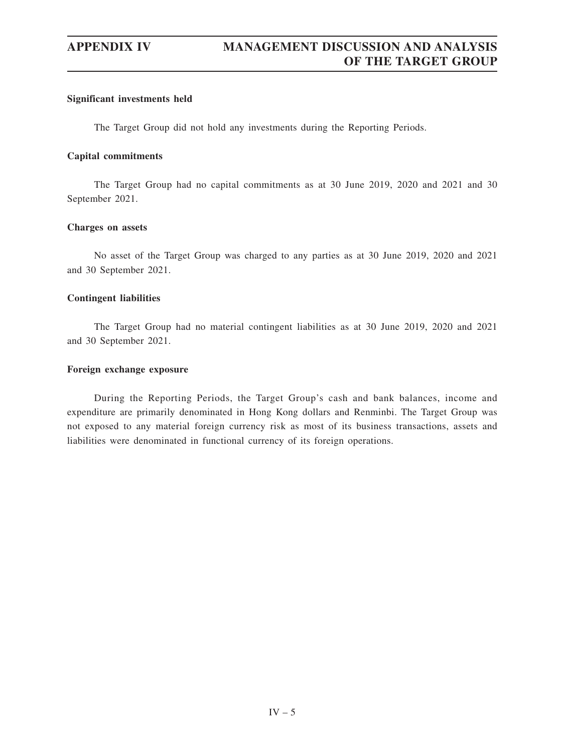**Significant investments held**

The Target Group did not hold any investments during the Reporting Periods.

**Capital commitments**

The Target Group had no capital commitments as at 30 June 2019, 2020 and 2021 and 30 September 2021.

**Charges on assets**

No asset of the Target Group was charged to any parties as at 30 June 2019, 2020 and 2021 and 30 September 2021.

**Contingent liabilities**

The Target Group had no material contingent liabilities as at 30 June 2019, 2020 and 2021 and 30 September 2021.

**Foreign exchange exposure**

During the Reporting Periods, the Target Group's cash and bank balances, income and expenditure are primarily denominated in Hong Kong dollars and Renminbi. The Target Group was not exposed to any material foreign currency risk as most of its business transactions, assets and liabilities were denominated in functional currency of its foreign operations.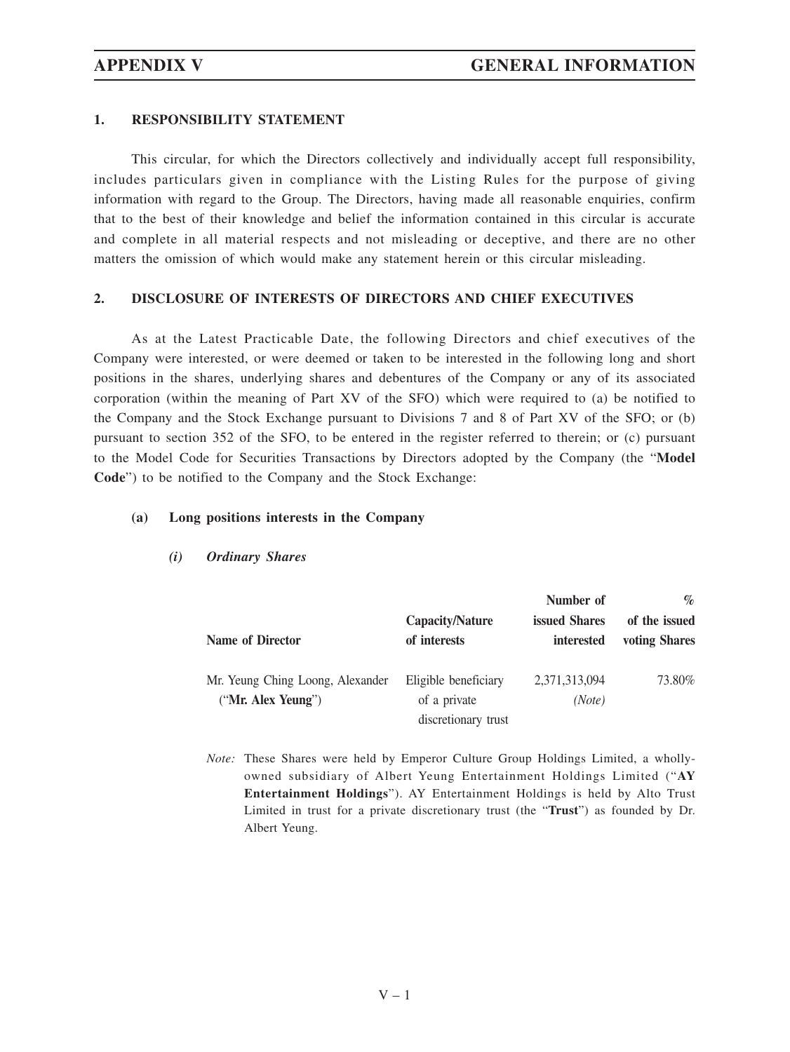## 1. RESPONSIBILITY STATEMENT

This circular, for which the Directors collectively and individually accept full responsibility, includes particulars given in compliance with the Listing Rules for the purpose of giving information with regard to the Group. The Directors, having made all reasonable enquiries, confirm that to the best of their knowledge and belief the information contained in this circular is accurate and complete in all material respects and not misleading or deceptive, and there are no other matters the omission of which would make any statement herein or this circular misleading.

## 2. DISCLOSURE OF INTERESTS OF DIRECTORS AND CHIEF EXECUTIVES

As at the Latest Practicable Date, the following Directors and chief executives of the Company were interested, or were deemed or taken to be interested in the following long and short positions in the shares, underlying shares and debentures of the Company or any of its associated corporation (within the meaning of Part XV of the SFO) which were required to (a) be notified to the Company and the Stock Exchange pursuant to Divisions 7 and 8 of Part XV of the SFO; or (b) pursuant to section 352 of the SFO, to be entered in the register referred to therein; or (c) pursuant to the Model Code for Securities Transactions by Directors adopted by the Company (the "**Model Code**") to be notified to the Company and the Stock Exchange:

### (a) Long positions interests in the Company

#### *(i) Ordinary Shares*

| Name of Director | Capacity/Nature of interests | Number of issued Shares interested | % of the issued voting Shares |
|---|---|---|---|
| Mr. Yeung Ching Loong, Alexander ("**Mr. Alex Yeung**") | Eligible beneficiary of a private discretionary trust | 2,371,313,094 *(Note)* | 73.80% |

*Note:* These Shares were held by Emperor Culture Group Holdings Limited, a wholly-owned subsidiary of Albert Yeung Entertainment Holdings Limited ("**AY Entertainment Holdings**"). AY Entertainment Holdings is held by Alto Trust Limited in trust for a private discretionary trust (the "**Trust**") as founded by Dr. Albert Yeung.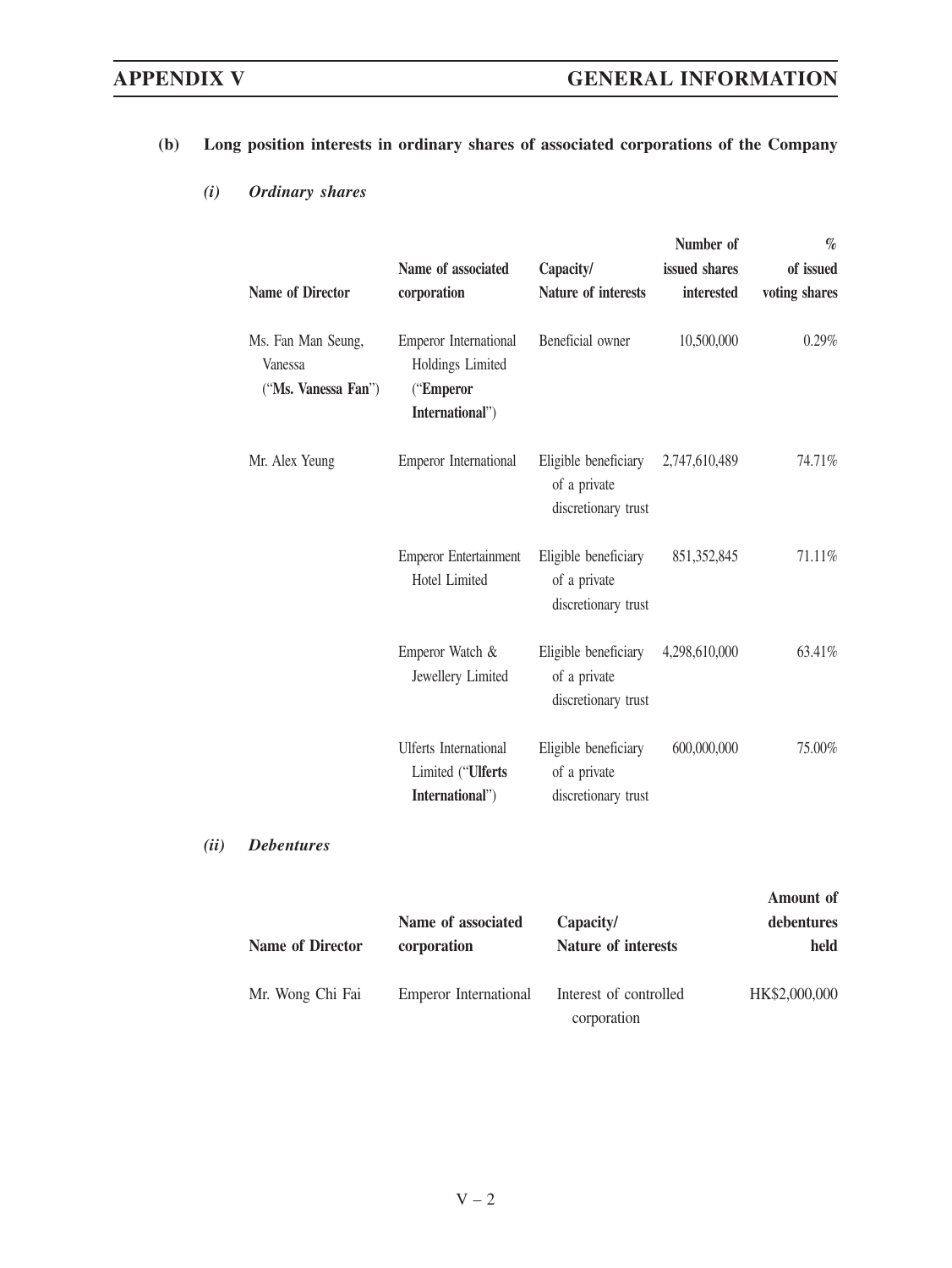**(b) Long position interests in ordinary shares of associated corporations of the Company**

***(i) Ordinary shares***

| Name of Director | Name of associated corporation | Capacity/ Nature of interests | Number of issued shares interested | % of issued voting shares |
|---|---|---|---|---|
| Ms. Fan Man Seung, Vanessa ("**Ms. Vanessa Fan**") | Emperor International Holdings Limited ("**Emperor International**") | Beneficial owner | 10,500,000 | 0.29% |
| Mr. Alex Yeung | Emperor International | Eligible beneficiary of a private discretionary trust | 2,747,610,489 | 74.71% |
| | Emperor Entertainment Hotel Limited | Eligible beneficiary of a private discretionary trust | 851,352,845 | 71.11% |
| | Emperor Watch & Jewellery Limited | Eligible beneficiary of a private discretionary trust | 4,298,610,000 | 63.41% |
| | Ulferts International Limited ("**Ulferts International**") | Eligible beneficiary of a private discretionary trust | 600,000,000 | 75.00% |

***(ii) Debentures***

| Name of Director | Name of associated corporation | Capacity/ Nature of interests | Amount of debentures held |
|---|---|---|---|
| Mr. Wong Chi Fai | Emperor International | Interest of controlled corporation | HK$2,000,000 |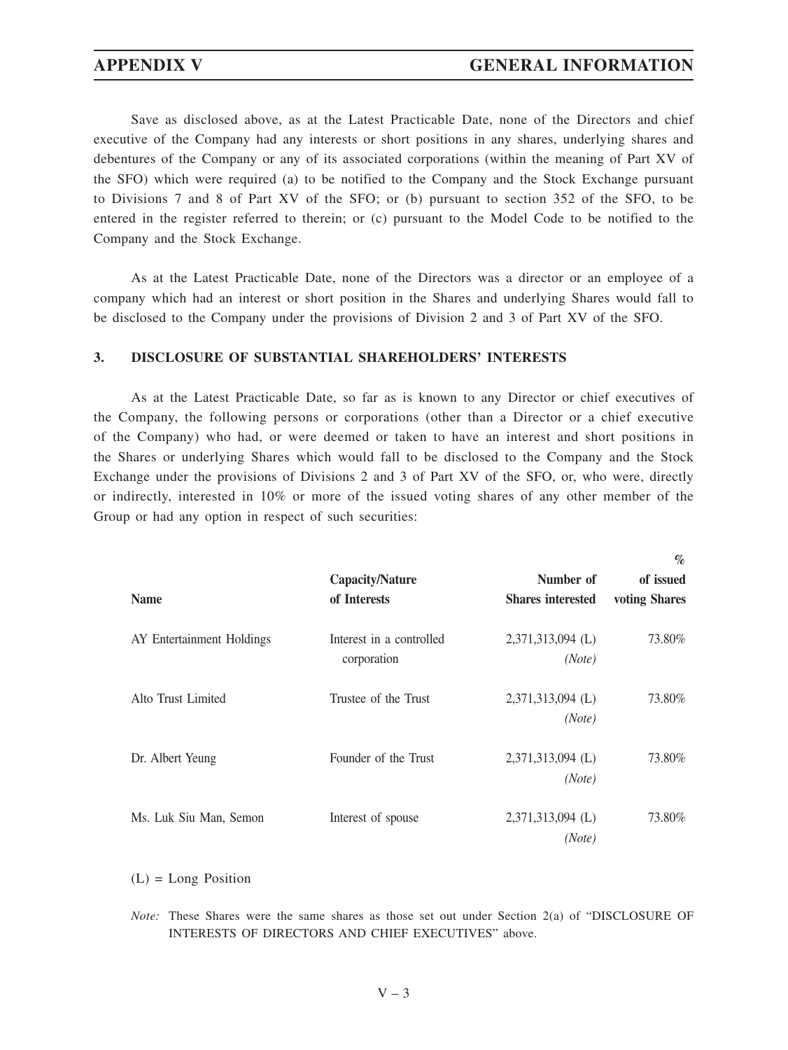Save as disclosed above, as at the Latest Practicable Date, none of the Directors and chief executive of the Company had any interests or short positions in any shares, underlying shares and debentures of the Company or any of its associated corporations (within the meaning of Part XV of the SFO) which were required (a) to be notified to the Company and the Stock Exchange pursuant to Divisions 7 and 8 of Part XV of the SFO; or (b) pursuant to section 352 of the SFO, to be entered in the register referred to therein; or (c) pursuant to the Model Code to be notified to the Company and the Stock Exchange.

As at the Latest Practicable Date, none of the Directors was a director or an employee of a company which had an interest or short position in the Shares and underlying Shares would fall to be disclosed to the Company under the provisions of Division 2 and 3 of Part XV of the SFO.

## 3. DISCLOSURE OF SUBSTANTIAL SHAREHOLDERS' INTERESTS

As at the Latest Practicable Date, so far as is known to any Director or chief executives of the Company, the following persons or corporations (other than a Director or a chief executive of the Company) who had, or were deemed or taken to have an interest and short positions in the Shares or underlying Shares which would fall to be disclosed to the Company and the Stock Exchange under the provisions of Divisions 2 and 3 of Part XV of the SFO, or, who were, directly or indirectly, interested in 10% or more of the issued voting shares of any other member of the Group or had any option in respect of such securities:

| Name | Capacity/Nature of Interests | Number of Shares interested | % of issued voting Shares |
|---|---|---|---|
| AY Entertainment Holdings | Interest in a controlled corporation | 2,371,313,094 (L) *(Note)* | 73.80% |
| Alto Trust Limited | Trustee of the Trust | 2,371,313,094 (L) *(Note)* | 73.80% |
| Dr. Albert Yeung | Founder of the Trust | 2,371,313,094 (L) *(Note)* | 73.80% |
| Ms. Luk Siu Man, Semon | Interest of spouse | 2,371,313,094 (L) *(Note)* | 73.80% |

(L) = Long Position

*Note:* These Shares were the same shares as those set out under Section 2(a) of "DISCLOSURE OF INTERESTS OF DIRECTORS AND CHIEF EXECUTIVES" above.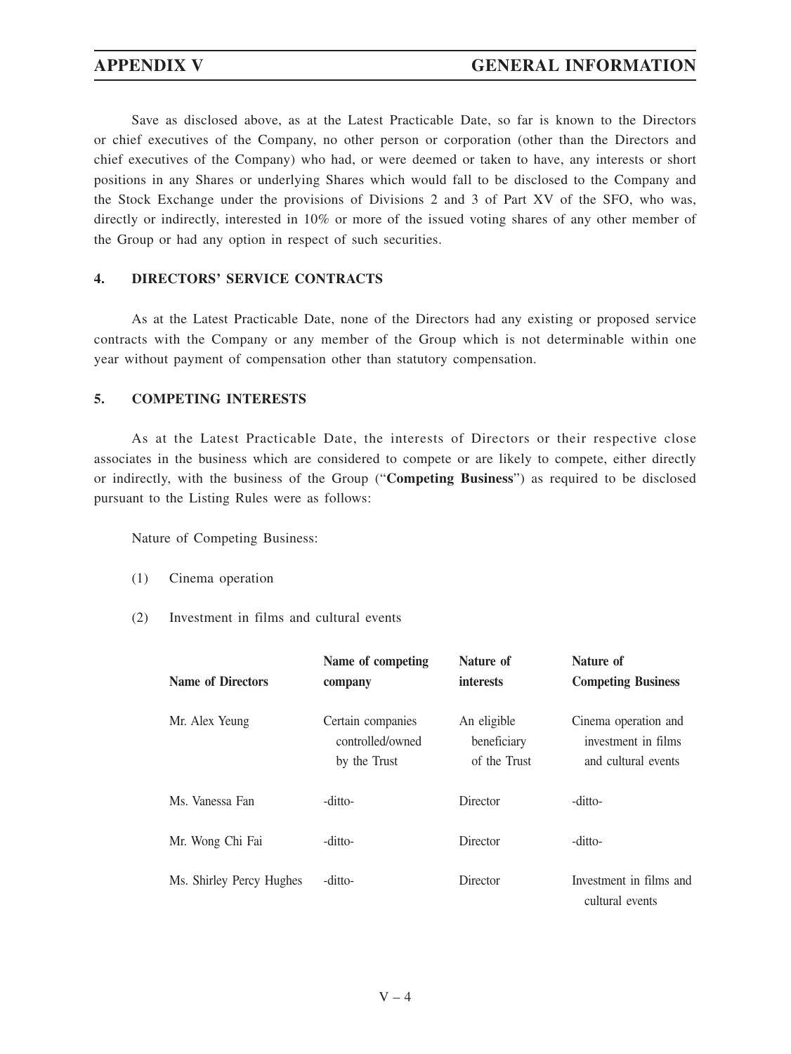Save as disclosed above, as at the Latest Practicable Date, so far is known to the Directors or chief executives of the Company, no other person or corporation (other than the Directors and chief executives of the Company) who had, or were deemed or taken to have, any interests or short positions in any Shares or underlying Shares which would fall to be disclosed to the Company and the Stock Exchange under the provisions of Divisions 2 and 3 of Part XV of the SFO, who was, directly or indirectly, interested in 10% or more of the issued voting shares of any other member of the Group or had any option in respect of such securities.

## 4. DIRECTORS' SERVICE CONTRACTS

As at the Latest Practicable Date, none of the Directors had any existing or proposed service contracts with the Company or any member of the Group which is not determinable within one year without payment of compensation other than statutory compensation.

## 5. COMPETING INTERESTS

As at the Latest Practicable Date, the interests of Directors or their respective close associates in the business which are considered to compete or are likely to compete, either directly or indirectly, with the business of the Group ("**Competing Business**") as required to be disclosed pursuant to the Listing Rules were as follows:

Nature of Competing Business:

(1) Cinema operation

(2) Investment in films and cultural events

| Name of Directors | Name of competing company | Nature of interests | Nature of Competing Business |
|---|---|---|---|
| Mr. Alex Yeung | Certain companies controlled/owned by the Trust | An eligible beneficiary of the Trust | Cinema operation and investment in films and cultural events |
| Ms. Vanessa Fan | -ditto- | Director | -ditto- |
| Mr. Wong Chi Fai | -ditto- | Director | -ditto- |
| Ms. Shirley Percy Hughes | -ditto- | Director | Investment in films and cultural events |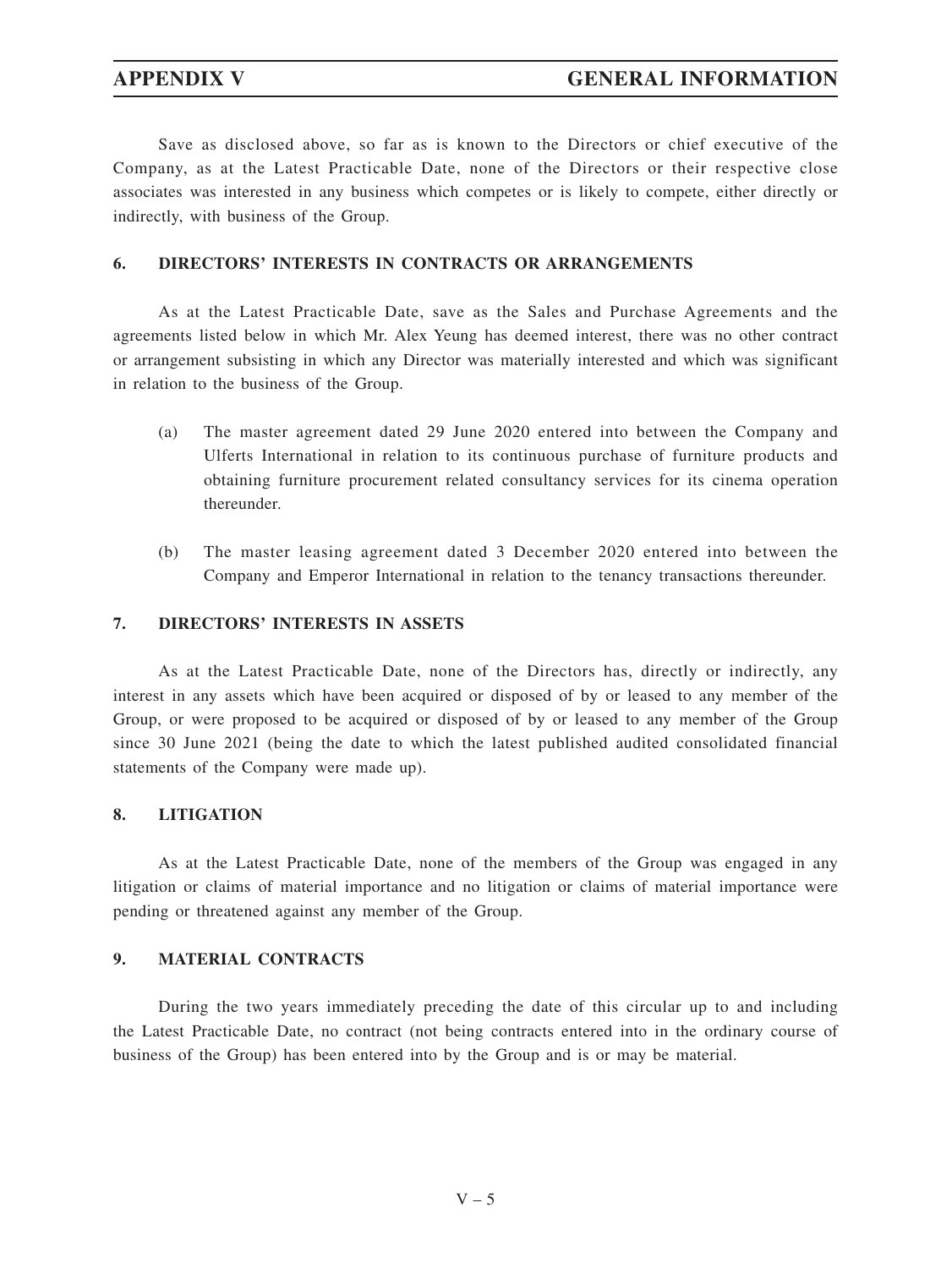Save as disclosed above, so far as is known to the Directors or chief executive of the Company, as at the Latest Practicable Date, none of the Directors or their respective close associates was interested in any business which competes or is likely to compete, either directly or indirectly, with business of the Group.

## 6. DIRECTORS' INTERESTS IN CONTRACTS OR ARRANGEMENTS

As at the Latest Practicable Date, save as the Sales and Purchase Agreements and the agreements listed below in which Mr. Alex Yeung has deemed interest, there was no other contract or arrangement subsisting in which any Director was materially interested and which was significant in relation to the business of the Group.

(a) The master agreement dated 29 June 2020 entered into between the Company and Ulferts International in relation to its continuous purchase of furniture products and obtaining furniture procurement related consultancy services for its cinema operation thereunder.

(b) The master leasing agreement dated 3 December 2020 entered into between the Company and Emperor International in relation to the tenancy transactions thereunder.

## 7. DIRECTORS' INTERESTS IN ASSETS

As at the Latest Practicable Date, none of the Directors has, directly or indirectly, any interest in any assets which have been acquired or disposed of by or leased to any member of the Group, or were proposed to be acquired or disposed of by or leased to any member of the Group since 30 June 2021 (being the date to which the latest published audited consolidated financial statements of the Company were made up).

## 8. LITIGATION

As at the Latest Practicable Date, none of the members of the Group was engaged in any litigation or claims of material importance and no litigation or claims of material importance were pending or threatened against any member of the Group.

## 9. MATERIAL CONTRACTS

During the two years immediately preceding the date of this circular up to and including the Latest Practicable Date, no contract (not being contracts entered into in the ordinary course of business of the Group) has been entered into by the Group and is or may be material.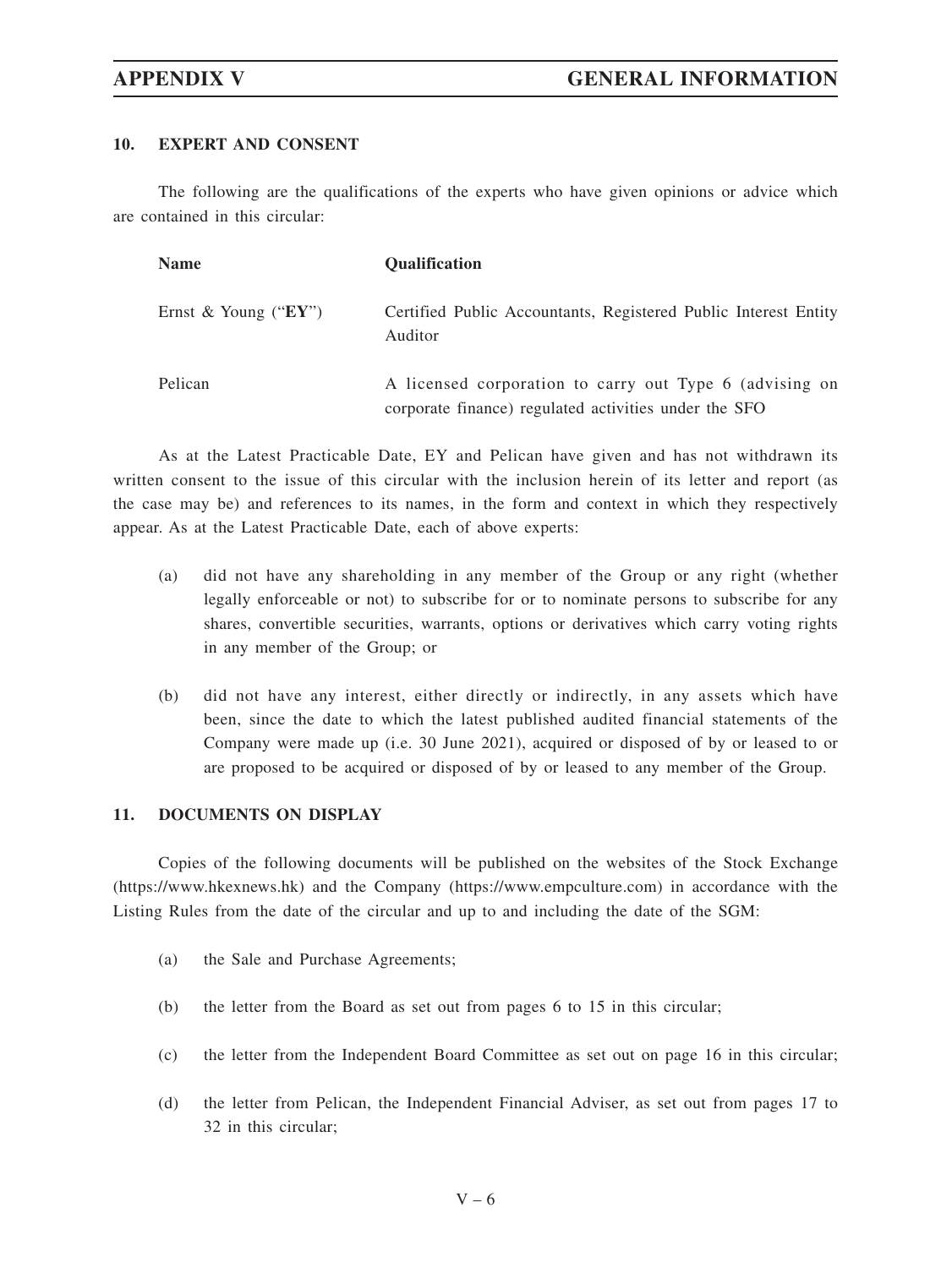## 10. EXPERT AND CONSENT

The following are the qualifications of the experts who have given opinions or advice which are contained in this circular:

| Name | Qualification |
|---|---|
| Ernst & Young ("**EY**") | Certified Public Accountants, Registered Public Interest Entity Auditor |
| Pelican | A licensed corporation to carry out Type 6 (advising on corporate finance) regulated activities under the SFO |

As at the Latest Practicable Date, EY and Pelican have given and has not withdrawn its written consent to the issue of this circular with the inclusion herein of its letter and report (as the case may be) and references to its names, in the form and context in which they respectively appear. As at the Latest Practicable Date, each of above experts:

(a) did not have any shareholding in any member of the Group or any right (whether legally enforceable or not) to subscribe for or to nominate persons to subscribe for any shares, convertible securities, warrants, options or derivatives which carry voting rights in any member of the Group; or

(b) did not have any interest, either directly or indirectly, in any assets which have been, since the date to which the latest published audited financial statements of the Company were made up (i.e. 30 June 2021), acquired or disposed of by or leased to or are proposed to be acquired or disposed of by or leased to any member of the Group.

## 11. DOCUMENTS ON DISPLAY

Copies of the following documents will be published on the websites of the Stock Exchange (https://www.hkexnews.hk) and the Company (https://www.empculture.com) in accordance with the Listing Rules from the date of the circular and up to and including the date of the SGM:

(a) the Sale and Purchase Agreements;

(b) the letter from the Board as set out from pages 6 to 15 in this circular;

(c) the letter from the Independent Board Committee as set out on page 16 in this circular;

(d) the letter from Pelican, the Independent Financial Adviser, as set out from pages 17 to 32 in this circular;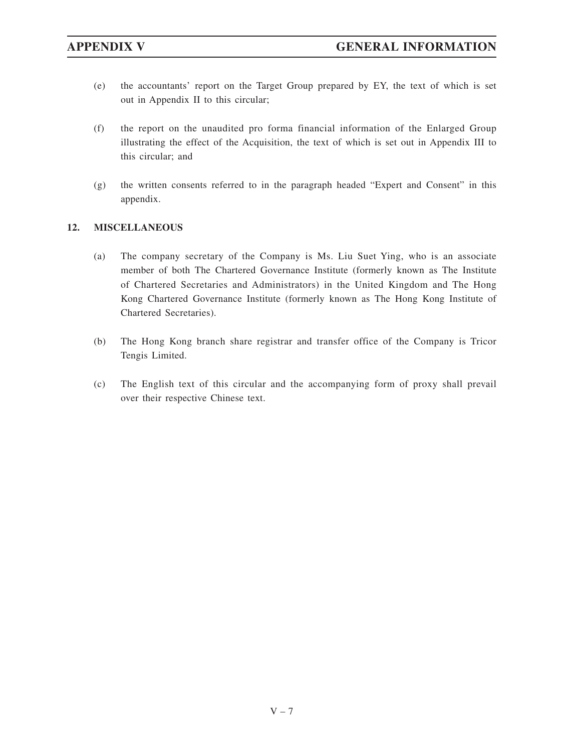(e) the accountants' report on the Target Group prepared by EY, the text of which is set out in Appendix II to this circular;

(f) the report on the unaudited pro forma financial information of the Enlarged Group illustrating the effect of the Acquisition, the text of which is set out in Appendix III to this circular; and

(g) the written consents referred to in the paragraph headed "Expert and Consent" in this appendix.

## 12. MISCELLANEOUS

(a) The company secretary of the Company is Ms. Liu Suet Ying, who is an associate member of both The Chartered Governance Institute (formerly known as The Institute of Chartered Secretaries and Administrators) in the United Kingdom and The Hong Kong Chartered Governance Institute (formerly known as The Hong Kong Institute of Chartered Secretaries).

(b) The Hong Kong branch share registrar and transfer office of the Company is Tricor Tengis Limited.

(c) The English text of this circular and the accompanying form of proxy shall prevail over their respective Chinese text.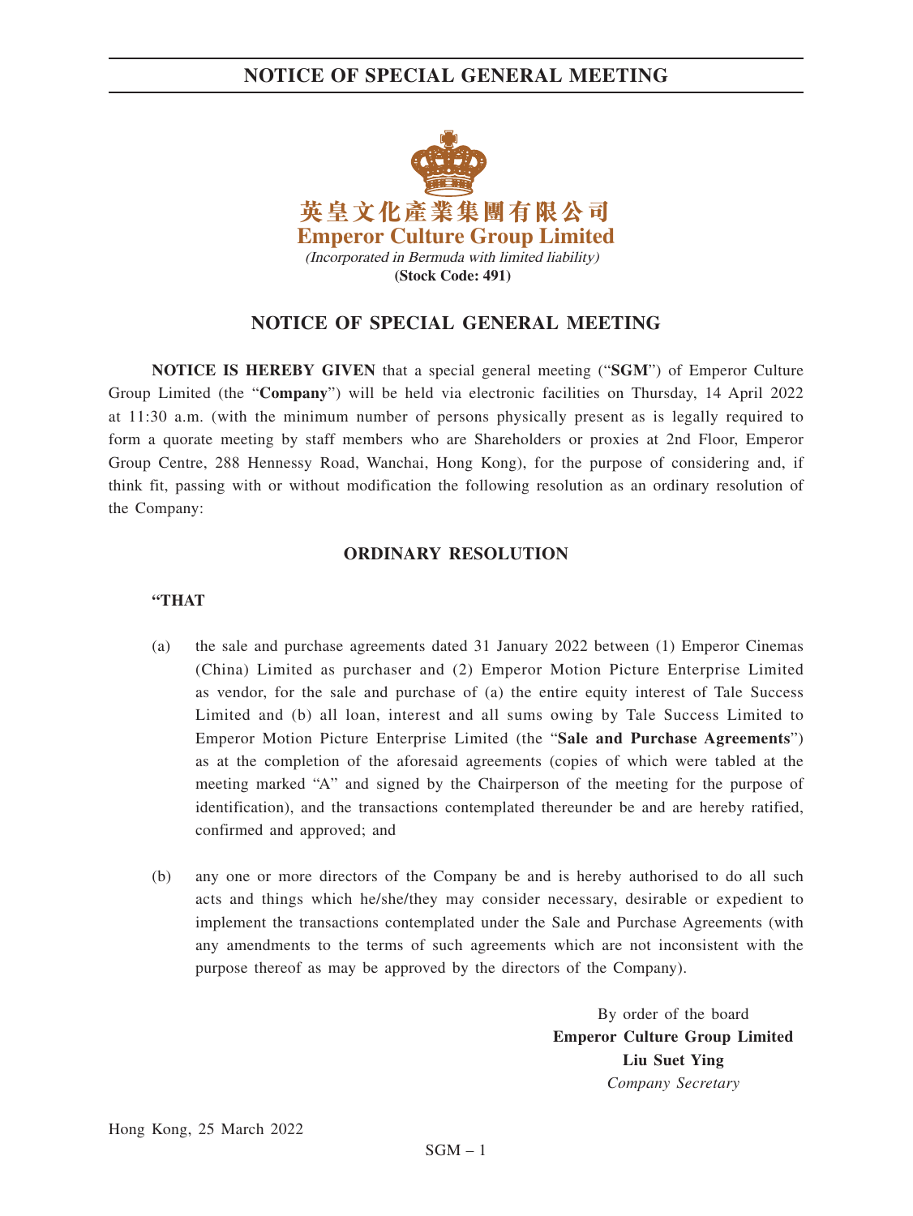英皇文化產業集團有限公司
**Emperor Culture Group Limited**
*(Incorporated in Bermuda with limited liability)*
**(Stock Code: 491)**

# NOTICE OF SPECIAL GENERAL MEETING

**NOTICE IS HEREBY GIVEN** that a special general meeting ("**SGM**") of Emperor Culture Group Limited (the "**Company**") will be held via electronic facilities on Thursday, 14 April 2022 at 11:30 a.m. (with the minimum number of persons physically present as is legally required to form a quorate meeting by staff members who are Shareholders or proxies at 2nd Floor, Emperor Group Centre, 288 Hennessy Road, Wanchai, Hong Kong), for the purpose of considering and, if think fit, passing with or without modification the following resolution as an ordinary resolution of the Company:

## ORDINARY RESOLUTION

**"THAT**

(a) the sale and purchase agreements dated 31 January 2022 between (1) Emperor Cinemas (China) Limited as purchaser and (2) Emperor Motion Picture Enterprise Limited as vendor, for the sale and purchase of (a) the entire equity interest of Tale Success Limited and (b) all loan, interest and all sums owing by Tale Success Limited to Emperor Motion Picture Enterprise Limited (the "**Sale and Purchase Agreements**") as at the completion of the aforesaid agreements (copies of which were tabled at the meeting marked "A" and signed by the Chairperson of the meeting for the purpose of identification), and the transactions contemplated thereunder be and are hereby ratified, confirmed and approved; and

(b) any one or more directors of the Company be and is hereby authorised to do all such acts and things which he/she/they may consider necessary, desirable or expedient to implement the transactions contemplated under the Sale and Purchase Agreements (with any amendments to the terms of such agreements which are not inconsistent with the purpose thereof as may be approved by the directors of the Company).

By order of the board
**Emperor Culture Group Limited**
**Liu Suet Ying**
*Company Secretary*

Hong Kong, 25 March 2022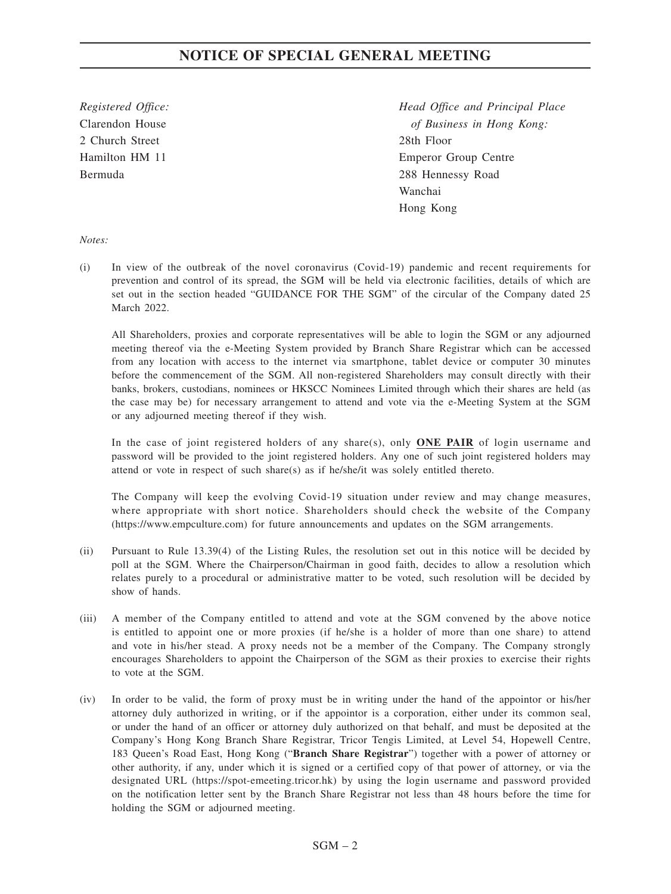# NOTICE OF SPECIAL GENERAL MEETING

*Registered Office:*
Clarendon House
2 Church Street
Hamilton HM 11
Bermuda

*Head Office and Principal Place of Business in Hong Kong:*
28th Floor
Emperor Group Centre
288 Hennessy Road
Wanchai
Hong Kong

*Notes:*

(i) In view of the outbreak of the novel coronavirus (Covid-19) pandemic and recent requirements for prevention and control of its spread, the SGM will be held via electronic facilities, details of which are set out in the section headed "GUIDANCE FOR THE SGM" of the circular of the Company dated 25 March 2022.

All Shareholders, proxies and corporate representatives will be able to login the SGM or any adjourned meeting thereof via the e-Meeting System provided by Branch Share Registrar which can be accessed from any location with access to the internet via smartphone, tablet device or computer 30 minutes before the commencement of the SGM. All non-registered Shareholders may consult directly with their banks, brokers, custodians, nominees or HKSCC Nominees Limited through which their shares are held (as the case may be) for necessary arrangement to attend and vote via the e-Meeting System at the SGM or any adjourned meeting thereof if they wish.

In the case of joint registered holders of any share(s), only **ONE PAIR** of login username and password will be provided to the joint registered holders. Any one of such joint registered holders may attend or vote in respect of such share(s) as if he/she/it was solely entitled thereto.

The Company will keep the evolving Covid-19 situation under review and may change measures, where appropriate with short notice. Shareholders should check the website of the Company (https://www.empculture.com) for future announcements and updates on the SGM arrangements.

(ii) Pursuant to Rule 13.39(4) of the Listing Rules, the resolution set out in this notice will be decided by poll at the SGM. Where the Chairperson/Chairman in good faith, decides to allow a resolution which relates purely to a procedural or administrative matter to be voted, such resolution will be decided by show of hands.

(iii) A member of the Company entitled to attend and vote at the SGM convened by the above notice is entitled to appoint one or more proxies (if he/she is a holder of more than one share) to attend and vote in his/her stead. A proxy needs not be a member of the Company. The Company strongly encourages Shareholders to appoint the Chairperson of the SGM as their proxies to exercise their rights to vote at the SGM.

(iv) In order to be valid, the form of proxy must be in writing under the hand of the appointor or his/her attorney duly authorized in writing, or if the appointor is a corporation, either under its common seal, or under the hand of an officer or attorney duly authorized on that behalf, and must be deposited at the Company's Hong Kong Branch Share Registrar, Tricor Tengis Limited, at Level 54, Hopewell Centre, 183 Queen's Road East, Hong Kong ("**Branch Share Registrar**") together with a power of attorney or other authority, if any, under which it is signed or a certified copy of that power of attorney, or via the designated URL (https://spot-emeeting.tricor.hk) by using the login username and password provided on the notification letter sent by the Branch Share Registrar not less than 48 hours before the time for holding the SGM or adjourned meeting.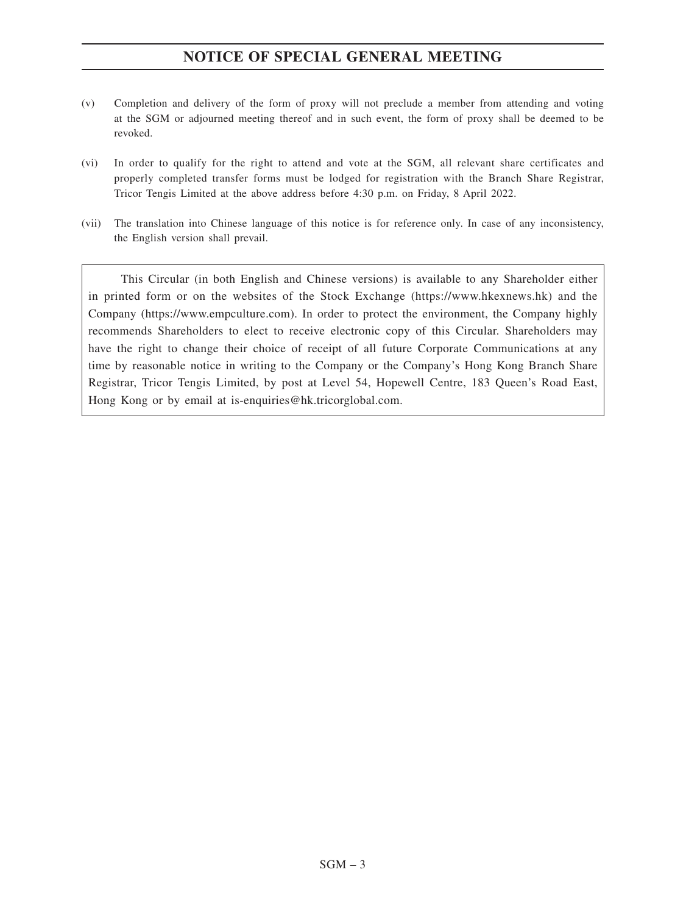# NOTICE OF SPECIAL GENERAL MEETING

(v) Completion and delivery of the form of proxy will not preclude a member from attending and voting at the SGM or adjourned meeting thereof and in such event, the form of proxy shall be deemed to be revoked.

(vi) In order to qualify for the right to attend and vote at the SGM, all relevant share certificates and properly completed transfer forms must be lodged for registration with the Branch Share Registrar, Tricor Tengis Limited at the above address before 4:30 p.m. on Friday, 8 April 2022.

(vii) The translation into Chinese language of this notice is for reference only. In case of any inconsistency, the English version shall prevail.

This Circular (in both English and Chinese versions) is available to any Shareholder either in printed form or on the websites of the Stock Exchange (https://www.hkexnews.hk) and the Company (https://www.empculture.com). In order to protect the environment, the Company highly recommends Shareholders to elect to receive electronic copy of this Circular. Shareholders may have the right to change their choice of receipt of all future Corporate Communications at any time by reasonable notice in writing to the Company or the Company's Hong Kong Branch Share Registrar, Tricor Tengis Limited, by post at Level 54, Hopewell Centre, 183 Queen's Road East, Hong Kong or by email at is-enquiries@hk.tricorglobal.com.